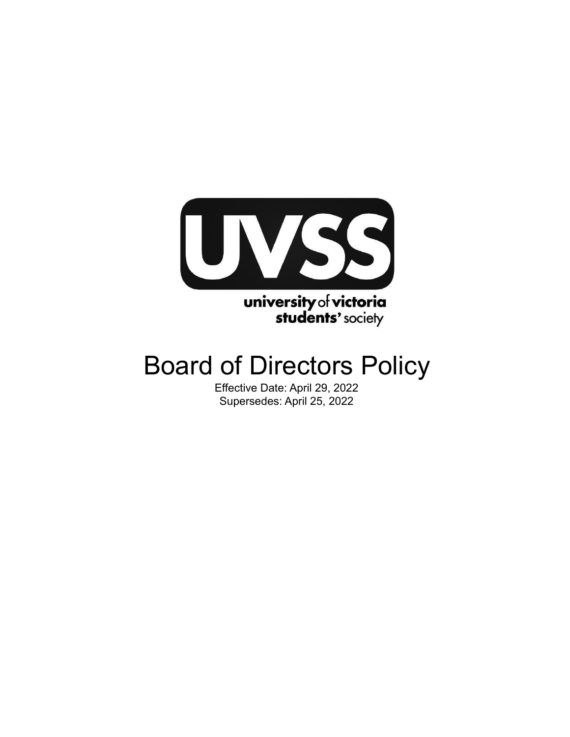UVSS

university of victoria students' society

# Board of Directors Policy

Effective Date: April 29, 2022

Supersedes: April 25, 2022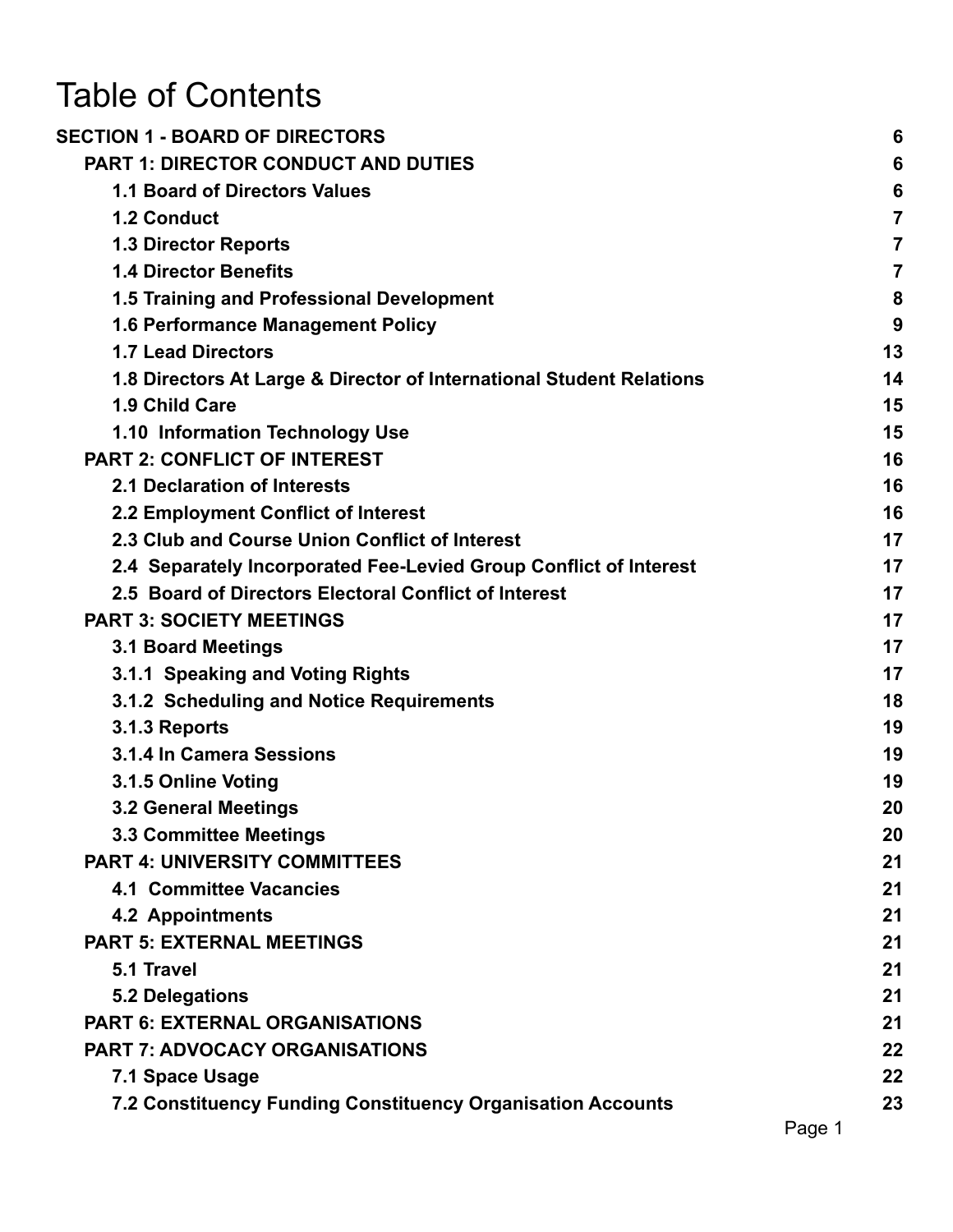# Table of Contents

| | |
|---|---|
| **SECTION 1 - BOARD OF DIRECTORS** | **6** |
| **PART 1: DIRECTOR CONDUCT AND DUTIES** | **6** |
| **1.1 Board of Directors Values** | **6** |
| **1.2 Conduct** | **7** |
| **1.3 Director Reports** | **7** |
| **1.4 Director Benefits** | **7** |
| **1.5 Training and Professional Development** | **8** |
| **1.6 Performance Management Policy** | **9** |
| **1.7 Lead Directors** | **13** |
| **1.8 Directors At Large & Director of International Student Relations** | **14** |
| **1.9 Child Care** | **15** |
| **1.10 Information Technology Use** | **15** |
| **PART 2: CONFLICT OF INTEREST** | **16** |
| **2.1 Declaration of Interests** | **16** |
| **2.2 Employment Conflict of Interest** | **16** |
| **2.3 Club and Course Union Conflict of Interest** | **17** |
| **2.4 Separately Incorporated Fee-Levied Group Conflict of Interest** | **17** |
| **2.5 Board of Directors Electoral Conflict of Interest** | **17** |
| **PART 3: SOCIETY MEETINGS** | **17** |
| **3.1 Board Meetings** | **17** |
| **3.1.1 Speaking and Voting Rights** | **17** |
| **3.1.2 Scheduling and Notice Requirements** | **18** |
| **3.1.3 Reports** | **19** |
| **3.1.4 In Camera Sessions** | **19** |
| **3.1.5 Online Voting** | **19** |
| **3.2 General Meetings** | **20** |
| **3.3 Committee Meetings** | **20** |
| **PART 4: UNIVERSITY COMMITTEES** | **21** |
| **4.1 Committee Vacancies** | **21** |
| **4.2 Appointments** | **21** |
| **PART 5: EXTERNAL MEETINGS** | **21** |
| **5.1 Travel** | **21** |
| **5.2 Delegations** | **21** |
| **PART 6: EXTERNAL ORGANISATIONS** | **21** |
| **PART 7: ADVOCACY ORGANISATIONS** | **22** |
| **7.1 Space Usage** | **22** |
| **7.2 Constituency Funding Constituency Organisation Accounts** | **23** |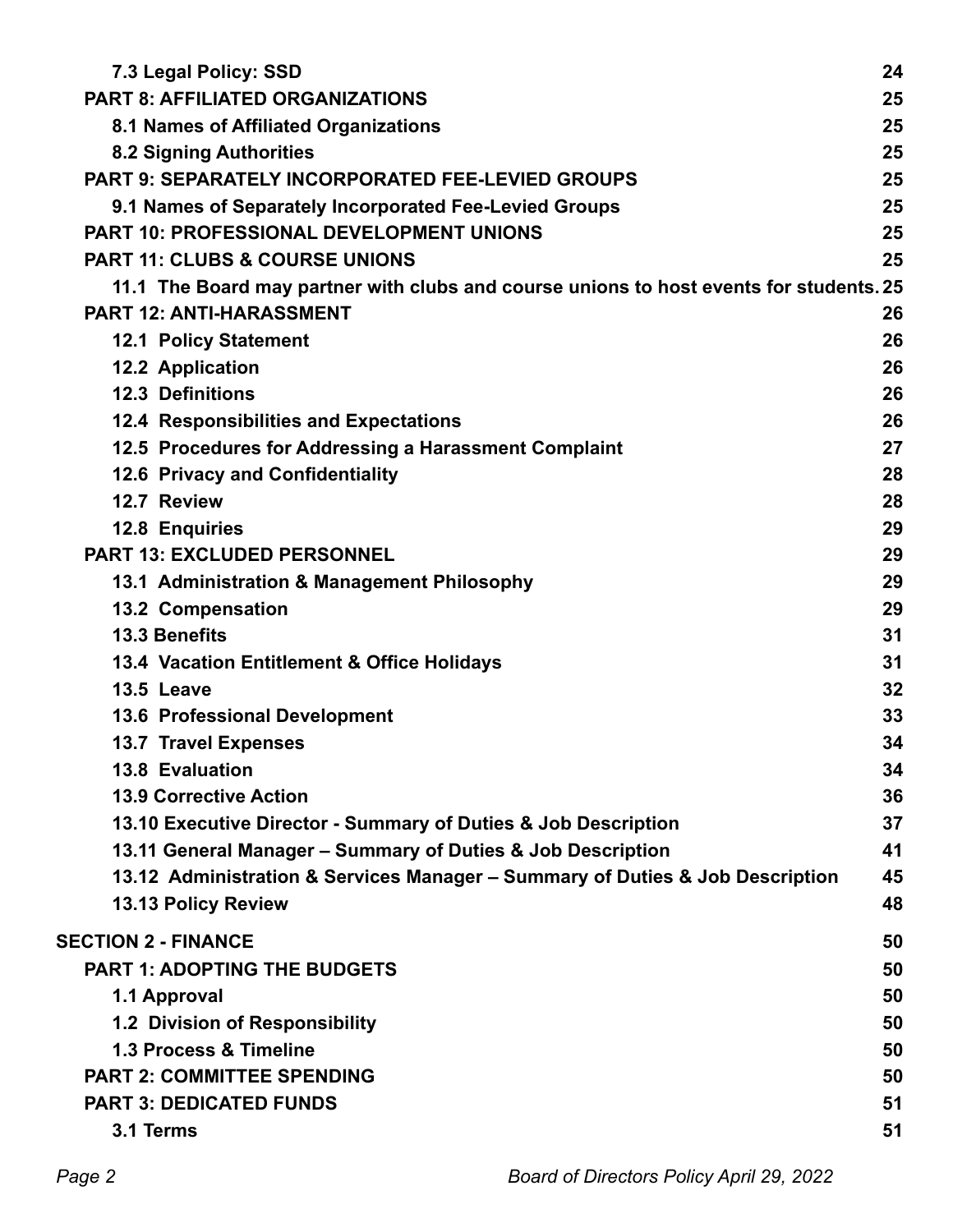**7.3 Legal Policy: SSD** 24

**PART 8: AFFILIATED ORGANIZATIONS** 25

**8.1 Names of Affiliated Organizations** 25

**8.2 Signing Authorities** 25

**PART 9: SEPARATELY INCORPORATED FEE-LEVIED GROUPS** 25

**9.1 Names of Separately Incorporated Fee-Levied Groups** 25

**PART 10: PROFESSIONAL DEVELOPMENT UNIONS** 25

**PART 11: CLUBS & COURSE UNIONS** 25

**11.1 The Board may partner with clubs and course unions to host events for students.** 25

**PART 12: ANTI-HARASSMENT** 26

**12.1 Policy Statement** 26

**12.2 Application** 26

**12.3 Definitions** 26

**12.4 Responsibilities and Expectations** 26

**12.5 Procedures for Addressing a Harassment Complaint** 27

**12.6 Privacy and Confidentiality** 28

**12.7 Review** 28

**12.8 Enquiries** 29

**PART 13: EXCLUDED PERSONNEL** 29

**13.1 Administration & Management Philosophy** 29

**13.2 Compensation** 29

**13.3 Benefits** 31

**13.4 Vacation Entitlement & Office Holidays** 31

**13.5 Leave** 32

**13.6 Professional Development** 33

**13.7 Travel Expenses** 34

**13.8 Evaluation** 34

**13.9 Corrective Action** 36

**13.10 Executive Director - Summary of Duties & Job Description** 37

**13.11 General Manager – Summary of Duties & Job Description** 41

**13.12 Administration & Services Manager – Summary of Duties & Job Description** 45

**13.13 Policy Review** 48

**SECTION 2 - FINANCE** 50

**PART 1: ADOPTING THE BUDGETS** 50

**1.1 Approval** 50

**1.2 Division of Responsibility** 50

**1.3 Process & Timeline** 50

**PART 2: COMMITTEE SPENDING** 50

**PART 3: DEDICATED FUNDS** 51

**3.1 Terms** 51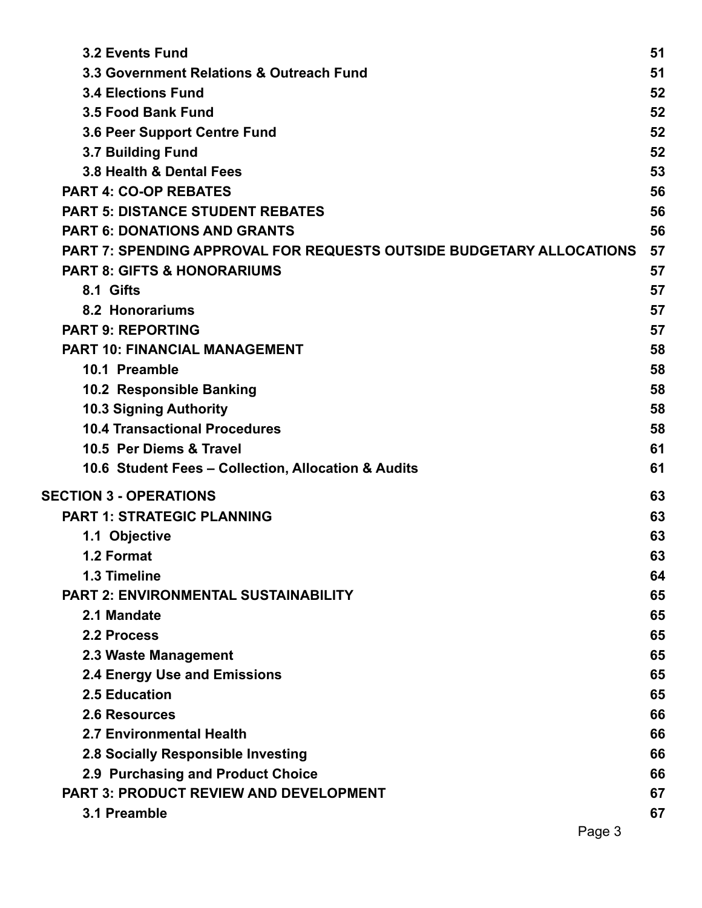- **3.2 Events Fund** 51
- **3.3 Government Relations & Outreach Fund** 51
- **3.4 Elections Fund** 52
- **3.5 Food Bank Fund** 52
- **3.6 Peer Support Centre Fund** 52
- **3.7 Building Fund** 52
- **3.8 Health & Dental Fees** 53

**PART 4: CO-OP REBATES** 56

**PART 5: DISTANCE STUDENT REBATES** 56

**PART 6: DONATIONS AND GRANTS** 56

**PART 7: SPENDING APPROVAL FOR REQUESTS OUTSIDE BUDGETARY ALLOCATIONS** 57

**PART 8: GIFTS & HONORARIUMS** 57

- **8.1 Gifts** 57
- **8.2 Honorariums** 57

**PART 9: REPORTING** 57

**PART 10: FINANCIAL MANAGEMENT** 58

- **10.1 Preamble** 58
- **10.2 Responsible Banking** 58
- **10.3 Signing Authority** 58
- **10.4 Transactional Procedures** 58
- **10.5 Per Diems & Travel** 61
- **10.6 Student Fees – Collection, Allocation & Audits** 61

**SECTION 3 - OPERATIONS** 63

**PART 1: STRATEGIC PLANNING** 63

- **1.1 Objective** 63
- **1.2 Format** 63
- **1.3 Timeline** 64

**PART 2: ENVIRONMENTAL SUSTAINABILITY** 65

- **2.1 Mandate** 65
- **2.2 Process** 65
- **2.3 Waste Management** 65
- **2.4 Energy Use and Emissions** 65
- **2.5 Education** 65
- **2.6 Resources** 66
- **2.7 Environmental Health** 66
- **2.8 Socially Responsible Investing** 66
- **2.9 Purchasing and Product Choice** 66

**PART 3: PRODUCT REVIEW AND DEVELOPMENT** 67

- **3.1 Preamble** 67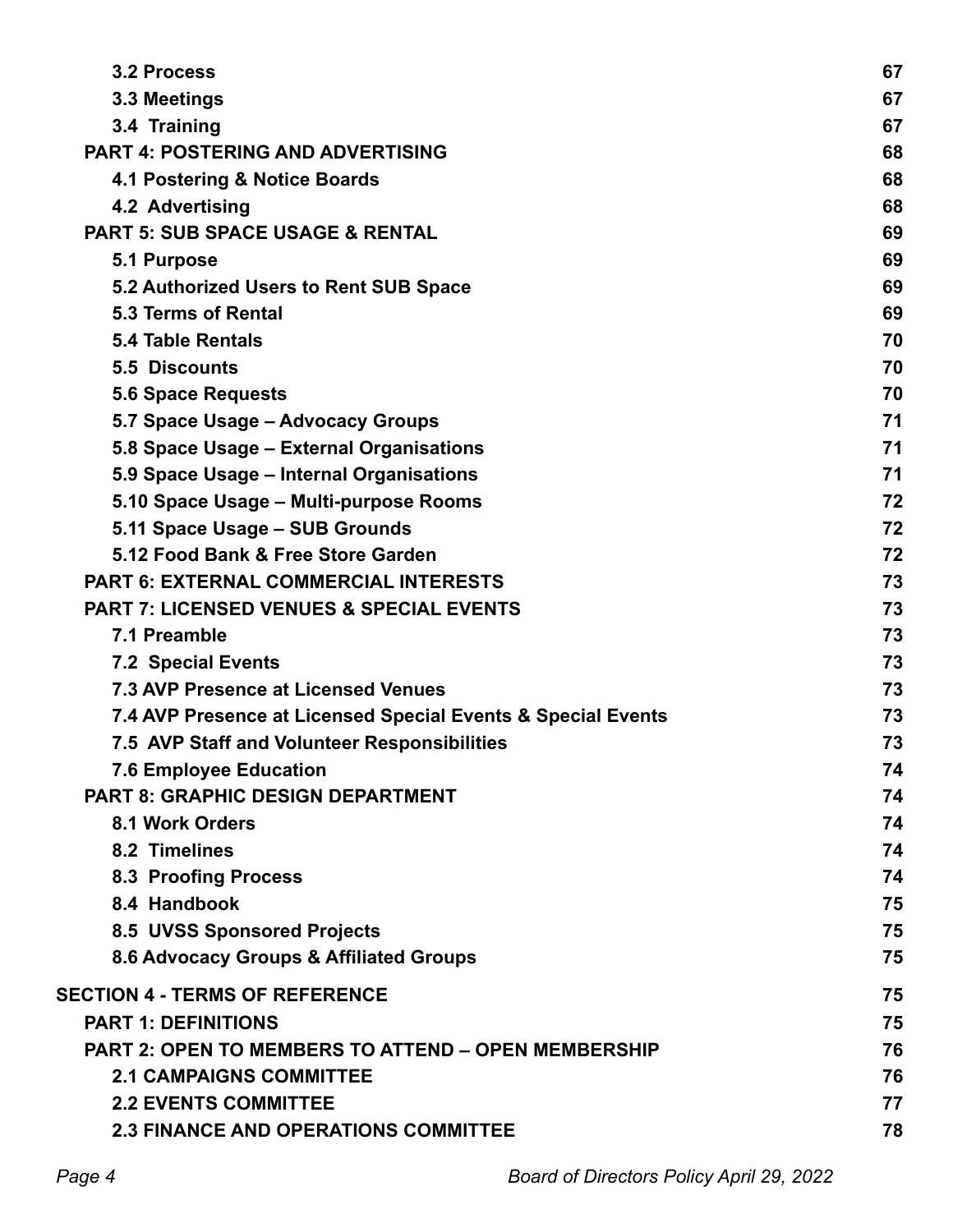| | |
|---|---|
| **3.2 Process** | **67** |
| **3.3 Meetings** | **67** |
| **3.4 Training** | **67** |
| **PART 4: POSTERING AND ADVERTISING** | **68** |
| **4.1 Postering & Notice Boards** | **68** |
| **4.2 Advertising** | **68** |
| **PART 5: SUB SPACE USAGE & RENTAL** | **69** |
| **5.1 Purpose** | **69** |
| **5.2 Authorized Users to Rent SUB Space** | **69** |
| **5.3 Terms of Rental** | **69** |
| **5.4 Table Rentals** | **70** |
| **5.5 Discounts** | **70** |
| **5.6 Space Requests** | **70** |
| **5.7 Space Usage – Advocacy Groups** | **71** |
| **5.8 Space Usage – External Organisations** | **71** |
| **5.9 Space Usage – Internal Organisations** | **71** |
| **5.10 Space Usage – Multi-purpose Rooms** | **72** |
| **5.11 Space Usage – SUB Grounds** | **72** |
| **5.12 Food Bank & Free Store Garden** | **72** |
| **PART 6: EXTERNAL COMMERCIAL INTERESTS** | **73** |
| **PART 7: LICENSED VENUES & SPECIAL EVENTS** | **73** |
| **7.1 Preamble** | **73** |
| **7.2 Special Events** | **73** |
| **7.3 AVP Presence at Licensed Venues** | **73** |
| **7.4 AVP Presence at Licensed Special Events & Special Events** | **73** |
| **7.5 AVP Staff and Volunteer Responsibilities** | **73** |
| **7.6 Employee Education** | **74** |
| **PART 8: GRAPHIC DESIGN DEPARTMENT** | **74** |
| **8.1 Work Orders** | **74** |
| **8.2 Timelines** | **74** |
| **8.3 Proofing Process** | **74** |
| **8.4 Handbook** | **75** |
| **8.5 UVSS Sponsored Projects** | **75** |
| **8.6 Advocacy Groups & Affiliated Groups** | **75** |
| **SECTION 4 - TERMS OF REFERENCE** | **75** |
| **PART 1: DEFINITIONS** | **75** |
| **PART 2: OPEN TO MEMBERS TO ATTEND – OPEN MEMBERSHIP** | **76** |
| **2.1 CAMPAIGNS COMMITTEE** | **76** |
| **2.2 EVENTS COMMITTEE** | **77** |
| **2.3 FINANCE AND OPERATIONS COMMITTEE** | **78** |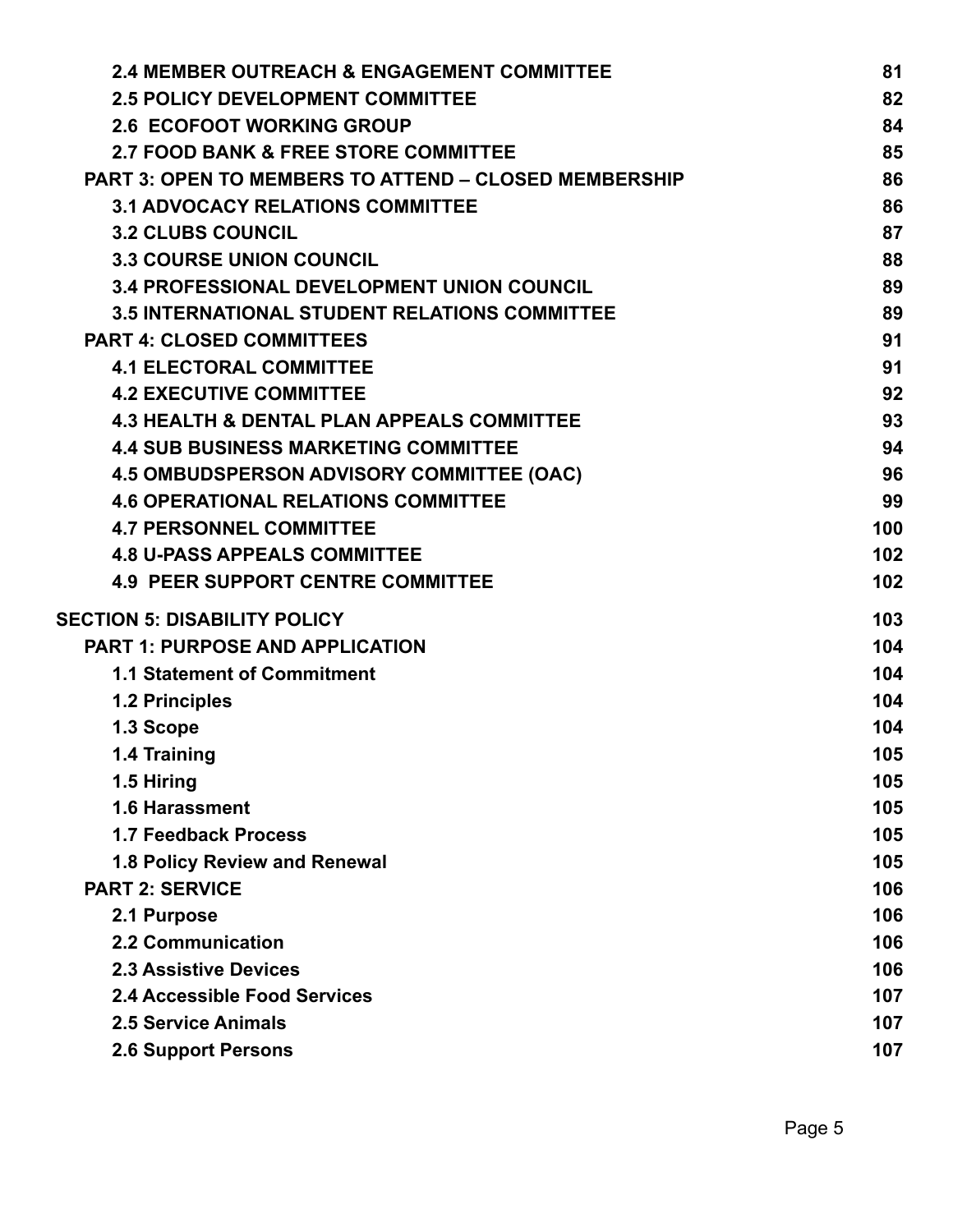| | |
|---|---|
| **2.4 MEMBER OUTREACH & ENGAGEMENT COMMITTEE** | **81** |
| **2.5 POLICY DEVELOPMENT COMMITTEE** | **82** |
| **2.6 ECOFOOT WORKING GROUP** | **84** |
| **2.7 FOOD BANK & FREE STORE COMMITTEE** | **85** |
| **PART 3: OPEN TO MEMBERS TO ATTEND – CLOSED MEMBERSHIP** | **86** |
| **3.1 ADVOCACY RELATIONS COMMITTEE** | **86** |
| **3.2 CLUBS COUNCIL** | **87** |
| **3.3 COURSE UNION COUNCIL** | **88** |
| **3.4 PROFESSIONAL DEVELOPMENT UNION COUNCIL** | **89** |
| **3.5 INTERNATIONAL STUDENT RELATIONS COMMITTEE** | **89** |
| **PART 4: CLOSED COMMITTEES** | **91** |
| **4.1 ELECTORAL COMMITTEE** | **91** |
| **4.2 EXECUTIVE COMMITTEE** | **92** |
| **4.3 HEALTH & DENTAL PLAN APPEALS COMMITTEE** | **93** |
| **4.4 SUB BUSINESS MARKETING COMMITTEE** | **94** |
| **4.5 OMBUDSPERSON ADVISORY COMMITTEE (OAC)** | **96** |
| **4.6 OPERATIONAL RELATIONS COMMITTEE** | **99** |
| **4.7 PERSONNEL COMMITTEE** | **100** |
| **4.8 U-PASS APPEALS COMMITTEE** | **102** |
| **4.9 PEER SUPPORT CENTRE COMMITTEE** | **102** |
| **SECTION 5: DISABILITY POLICY** | **103** |
| **PART 1: PURPOSE AND APPLICATION** | **104** |
| **1.1 Statement of Commitment** | **104** |
| **1.2 Principles** | **104** |
| **1.3 Scope** | **104** |
| **1.4 Training** | **105** |
| **1.5 Hiring** | **105** |
| **1.6 Harassment** | **105** |
| **1.7 Feedback Process** | **105** |
| **1.8 Policy Review and Renewal** | **105** |
| **PART 2: SERVICE** | **106** |
| **2.1 Purpose** | **106** |
| **2.2 Communication** | **106** |
| **2.3 Assistive Devices** | **106** |
| **2.4 Accessible Food Services** | **107** |
| **2.5 Service Animals** | **107** |
| **2.6 Support Persons** | **107** |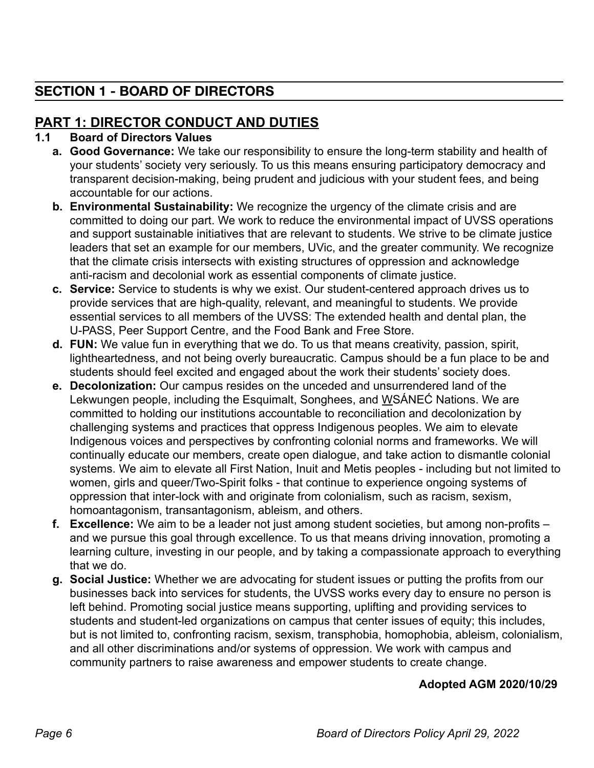# SECTION 1 - BOARD OF DIRECTORS

## PART 1: DIRECTOR CONDUCT AND DUTIES

### 1.1 Board of Directors Values

**a. Good Governance:** We take our responsibility to ensure the long-term stability and health of your students' society very seriously. To us this means ensuring participatory democracy and transparent decision-making, being prudent and judicious with your student fees, and being accountable for our actions.

**b. Environmental Sustainability:** We recognize the urgency of the climate crisis and are committed to doing our part. We work to reduce the environmental impact of UVSS operations and support sustainable initiatives that are relevant to students. We strive to be climate justice leaders that set an example for our members, UVic, and the greater community. We recognize that the climate crisis intersects with existing structures of oppression and acknowledge anti-racism and decolonial work as essential components of climate justice.

**c. Service:** Service to students is why we exist. Our student-centered approach drives us to provide services that are high-quality, relevant, and meaningful to students. We provide essential services to all members of the UVSS: The extended health and dental plan, the U-PASS, Peer Support Centre, and the Food Bank and Free Store.

**d. FUN:** We value fun in everything that we do. To us that means creativity, passion, spirit, lightheartedness, and not being overly bureaucratic. Campus should be a fun place to be and students should feel excited and engaged about the work their students' society does.

**e. Decolonization:** Our campus resides on the unceded and unsurrendered land of the Lekwungen people, including the Esquimalt, Songhees, and W̱SÁNEĆ Nations. We are committed to holding our institutions accountable to reconciliation and decolonization by challenging systems and practices that oppress Indigenous peoples. We aim to elevate Indigenous voices and perspectives by confronting colonial norms and frameworks. We will continually educate our members, create open dialogue, and take action to dismantle colonial systems. We aim to elevate all First Nation, Inuit and Metis peoples - including but not limited to women, girls and queer/Two-Spirit folks - that continue to experience ongoing systems of oppression that inter-lock with and originate from colonialism, such as racism, sexism, homoantagonism, transantagonism, ableism, and others.

**f. Excellence:** We aim to be a leader not just among student societies, but among non-profits – and we pursue this goal through excellence. To us that means driving innovation, promoting a learning culture, investing in our people, and by taking a compassionate approach to everything that we do.

**g. Social Justice:** Whether we are advocating for student issues or putting the profits from our businesses back into services for students, the UVSS works every day to ensure no person is left behind. Promoting social justice means supporting, uplifting and providing services to students and student-led organizations on campus that center issues of equity; this includes, but is not limited to, confronting racism, sexism, transphobia, homophobia, ableism, colonialism, and all other discriminations and/or systems of oppression. We work with campus and community partners to raise awareness and empower students to create change.

**Adopted AGM 2020/10/29**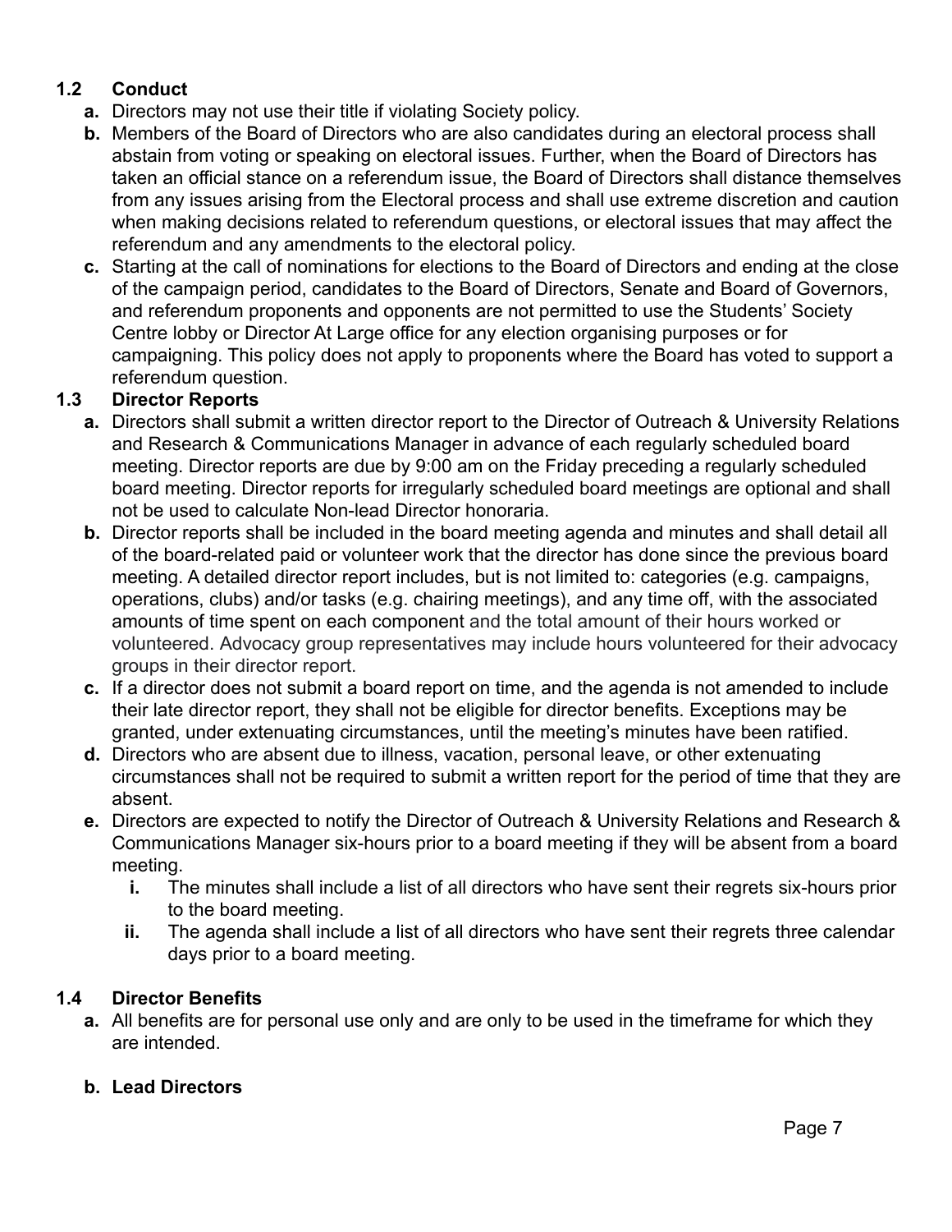### 1.2 Conduct

- **a.** Directors may not use their title if violating Society policy.
- **b.** Members of the Board of Directors who are also candidates during an electoral process shall abstain from voting or speaking on electoral issues. Further, when the Board of Directors has taken an official stance on a referendum issue, the Board of Directors shall distance themselves from any issues arising from the Electoral process and shall use extreme discretion and caution when making decisions related to referendum questions, or electoral issues that may affect the referendum and any amendments to the electoral policy.
- **c.** Starting at the call of nominations for elections to the Board of Directors and ending at the close of the campaign period, candidates to the Board of Directors, Senate and Board of Governors, and referendum proponents and opponents are not permitted to use the Students' Society Centre lobby or Director At Large office for any election organising purposes or for campaigning. This policy does not apply to proponents where the Board has voted to support a referendum question.

### 1.3 Director Reports

- **a.** Directors shall submit a written director report to the Director of Outreach & University Relations and Research & Communications Manager in advance of each regularly scheduled board meeting. Director reports are due by 9:00 am on the Friday preceding a regularly scheduled board meeting. Director reports for irregularly scheduled board meetings are optional and shall not be used to calculate Non-lead Director honoraria.
- **b.** Director reports shall be included in the board meeting agenda and minutes and shall detail all of the board-related paid or volunteer work that the director has done since the previous board meeting. A detailed director report includes, but is not limited to: categories (e.g. campaigns, operations, clubs) and/or tasks (e.g. chairing meetings), and any time off, with the associated amounts of time spent on each component and the total amount of their hours worked or volunteered. Advocacy group representatives may include hours volunteered for their advocacy groups in their director report.
- **c.** If a director does not submit a board report on time, and the agenda is not amended to include their late director report, they shall not be eligible for director benefits. Exceptions may be granted, under extenuating circumstances, until the meeting's minutes have been ratified.
- **d.** Directors who are absent due to illness, vacation, personal leave, or other extenuating circumstances shall not be required to submit a written report for the period of time that they are absent.
- **e.** Directors are expected to notify the Director of Outreach & University Relations and Research & Communications Manager six-hours prior to a board meeting if they will be absent from a board meeting.
  - **i.** The minutes shall include a list of all directors who have sent their regrets six-hours prior to the board meeting.
  - **ii.** The agenda shall include a list of all directors who have sent their regrets three calendar days prior to a board meeting.

### 1.4 Director Benefits

- **a.** All benefits are for personal use only and are only to be used in the timeframe for which they are intended.

- **b. Lead Directors**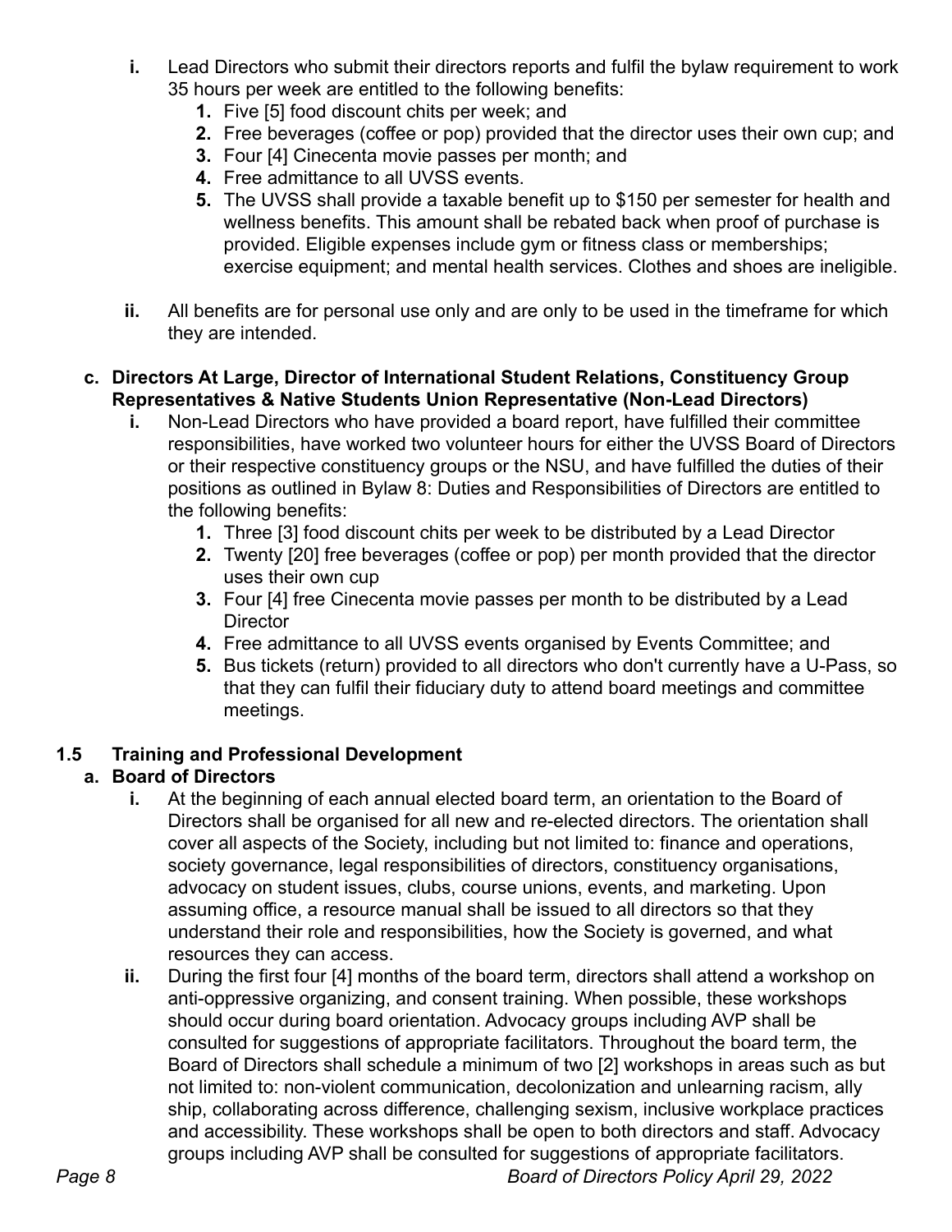i. Lead Directors who submit their directors reports and fulfil the bylaw requirement to work 35 hours per week are entitled to the following benefits:
   1. Five [5] food discount chits per week; and
   2. Free beverages (coffee or pop) provided that the director uses their own cup; and
   3. Four [4] Cinecenta movie passes per month; and
   4. Free admittance to all UVSS events.
   5. The UVSS shall provide a taxable benefit up to $150 per semester for health and wellness benefits. This amount shall be rebated back when proof of purchase is provided. Eligible expenses include gym or fitness class or memberships; exercise equipment; and mental health services. Clothes and shoes are ineligible.

ii. All benefits are for personal use only and are only to be used in the timeframe for which they are intended.

**c. Directors At Large, Director of International Student Relations, Constituency Group Representatives & Native Students Union Representative (Non-Lead Directors)**

i. Non-Lead Directors who have provided a board report, have fulfilled their committee responsibilities, have worked two volunteer hours for either the UVSS Board of Directors or their respective constituency groups or the NSU, and have fulfilled the duties of their positions as outlined in Bylaw 8: Duties and Responsibilities of Directors are entitled to the following benefits:
   1. Three [3] food discount chits per week to be distributed by a Lead Director
   2. Twenty [20] free beverages (coffee or pop) per month provided that the director uses their own cup
   3. Four [4] free Cinecenta movie passes per month to be distributed by a Lead Director
   4. Free admittance to all UVSS events organised by Events Committee; and
   5. Bus tickets (return) provided to all directors who don't currently have a U-Pass, so that they can fulfil their fiduciary duty to attend board meetings and committee meetings.

## 1.5 Training and Professional Development

**a. Board of Directors**

i. At the beginning of each annual elected board term, an orientation to the Board of Directors shall be organised for all new and re-elected directors. The orientation shall cover all aspects of the Society, including but not limited to: finance and operations, society governance, legal responsibilities of directors, constituency organisations, advocacy on student issues, clubs, course unions, events, and marketing. Upon assuming office, a resource manual shall be issued to all directors so that they understand their role and responsibilities, how the Society is governed, and what resources they can access.

ii. During the first four [4] months of the board term, directors shall attend a workshop on anti-oppressive organizing, and consent training. When possible, these workshops should occur during board orientation. Advocacy groups including AVP shall be consulted for suggestions of appropriate facilitators. Throughout the board term, the Board of Directors shall schedule a minimum of two [2] workshops in areas such as but not limited to: non-violent communication, decolonization and unlearning racism, ally ship, collaborating across difference, challenging sexism, inclusive workplace practices and accessibility. These workshops shall be open to both directors and staff. Advocacy groups including AVP shall be consulted for suggestions of appropriate facilitators.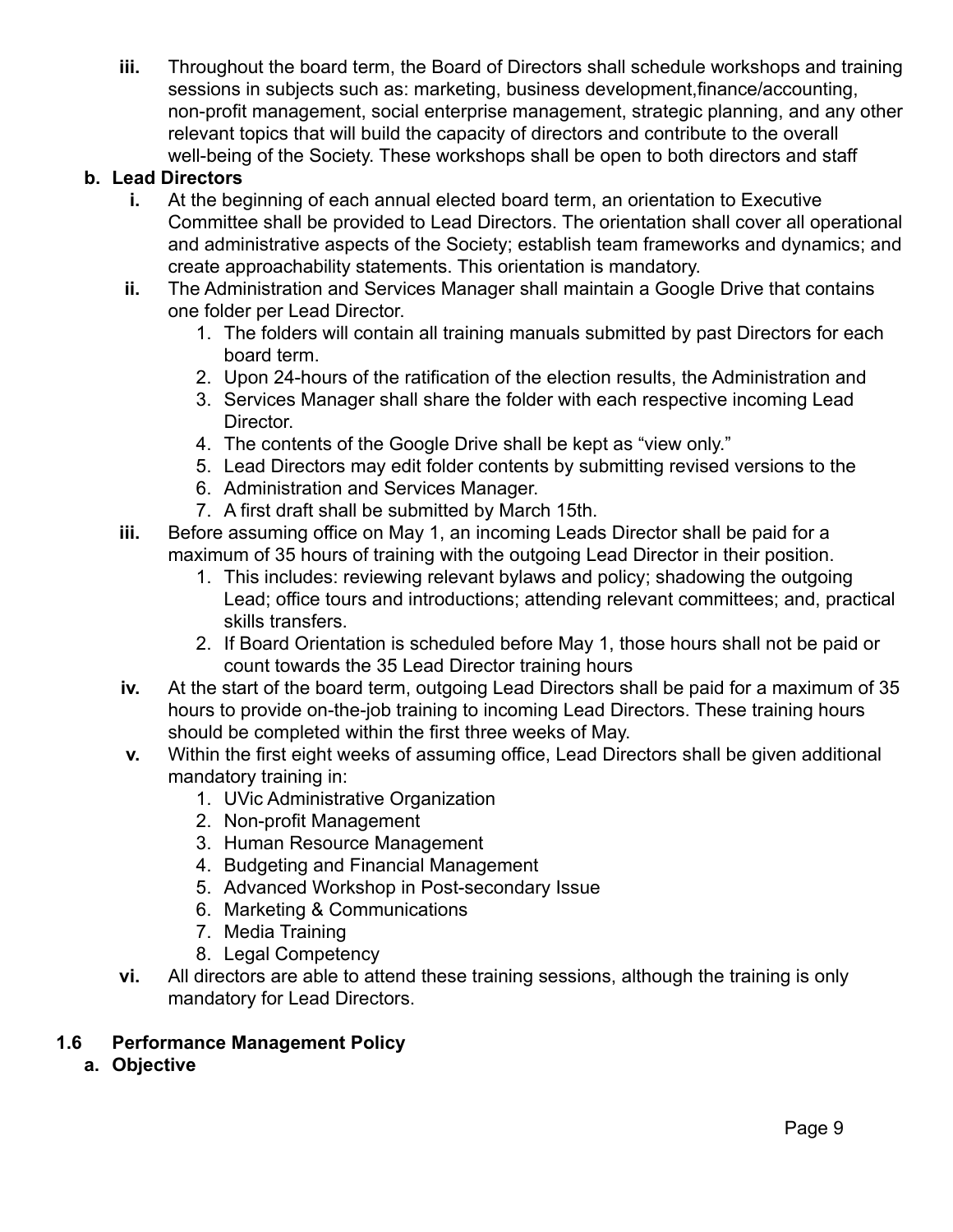iii. Throughout the board term, the Board of Directors shall schedule workshops and training sessions in subjects such as: marketing, business development,finance/accounting, non-profit management, social enterprise management, strategic planning, and any other relevant topics that will build the capacity of directors and contribute to the overall well-being of the Society. These workshops shall be open to both directors and staff

**b. Lead Directors**

i. At the beginning of each annual elected board term, an orientation to Executive Committee shall be provided to Lead Directors. The orientation shall cover all operational and administrative aspects of the Society; establish team frameworks and dynamics; and create approachability statements. This orientation is mandatory.

ii. The Administration and Services Manager shall maintain a Google Drive that contains one folder per Lead Director.

1. The folders will contain all training manuals submitted by past Directors for each board term.
2. Upon 24-hours of the ratification of the election results, the Administration and
3. Services Manager shall share the folder with each respective incoming Lead Director.
4. The contents of the Google Drive shall be kept as "view only."
5. Lead Directors may edit folder contents by submitting revised versions to the
6. Administration and Services Manager.
7. A first draft shall be submitted by March 15th.

iii. Before assuming office on May 1, an incoming Leads Director shall be paid for a maximum of 35 hours of training with the outgoing Lead Director in their position.

1. This includes: reviewing relevant bylaws and policy; shadowing the outgoing Lead; office tours and introductions; attending relevant committees; and, practical skills transfers.
2. If Board Orientation is scheduled before May 1, those hours shall not be paid or count towards the 35 Lead Director training hours

iv. At the start of the board term, outgoing Lead Directors shall be paid for a maximum of 35 hours to provide on-the-job training to incoming Lead Directors. These training hours should be completed within the first three weeks of May.

v. Within the first eight weeks of assuming office, Lead Directors shall be given additional mandatory training in:

1. UVic Administrative Organization
2. Non-profit Management
3. Human Resource Management
4. Budgeting and Financial Management
5. Advanced Workshop in Post-secondary Issue
6. Marketing & Communications
7. Media Training
8. Legal Competency

vi. All directors are able to attend these training sessions, although the training is only mandatory for Lead Directors.

## 1.6 Performance Management Policy

**a. Objective**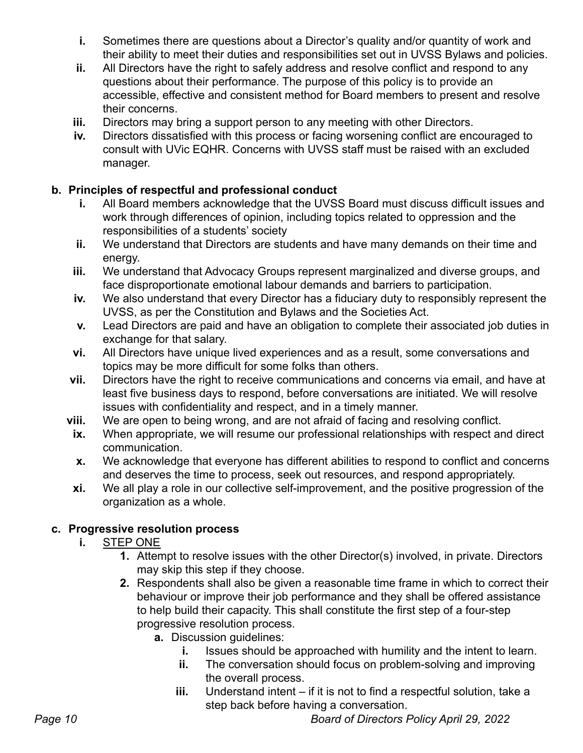i. Sometimes there are questions about a Director's quality and/or quantity of work and their ability to meet their duties and responsibilities set out in UVSS Bylaws and policies.

ii. All Directors have the right to safely address and resolve conflict and respond to any questions about their performance. The purpose of this policy is to provide an accessible, effective and consistent method for Board members to present and resolve their concerns.

iii. Directors may bring a support person to any meeting with other Directors.

iv. Directors dissatisfied with this process or facing worsening conflict are encouraged to consult with UVic EQHR. Concerns with UVSS staff must be raised with an excluded manager.

**b. Principles of respectful and professional conduct**

i. All Board members acknowledge that the UVSS Board must discuss difficult issues and work through differences of opinion, including topics related to oppression and the responsibilities of a students' society

ii. We understand that Directors are students and have many demands on their time and energy.

iii. We understand that Advocacy Groups represent marginalized and diverse groups, and face disproportionate emotional labour demands and barriers to participation.

iv. We also understand that every Director has a fiduciary duty to responsibly represent the UVSS, as per the Constitution and Bylaws and the Societies Act.

v. Lead Directors are paid and have an obligation to complete their associated job duties in exchange for that salary.

vi. All Directors have unique lived experiences and as a result, some conversations and topics may be more difficult for some folks than others.

vii. Directors have the right to receive communications and concerns via email, and have at least five business days to respond, before conversations are initiated. We will resolve issues with confidentiality and respect, and in a timely manner.

viii. We are open to being wrong, and are not afraid of facing and resolving conflict.

ix. When appropriate, we will resume our professional relationships with respect and direct communication.

x. We acknowledge that everyone has different abilities to respond to conflict and concerns and deserves the time to process, seek out resources, and respond appropriately.

xi. We all play a role in our collective self-improvement, and the positive progression of the organization as a whole.

**c. Progressive resolution process**

i. STEP ONE

1. Attempt to resolve issues with the other Director(s) involved, in private. Directors may skip this step if they choose.
2. Respondents shall also be given a reasonable time frame in which to correct their behaviour or improve their job performance and they shall be offered assistance to help build their capacity. This shall constitute the first step of a four-step progressive resolution process.
    a. Discussion guidelines:
        i. Issues should be approached with humility and the intent to learn.
        ii. The conversation should focus on problem-solving and improving the overall process.
        iii. Understand intent – if it is not to find a respectful solution, take a step back before having a conversation.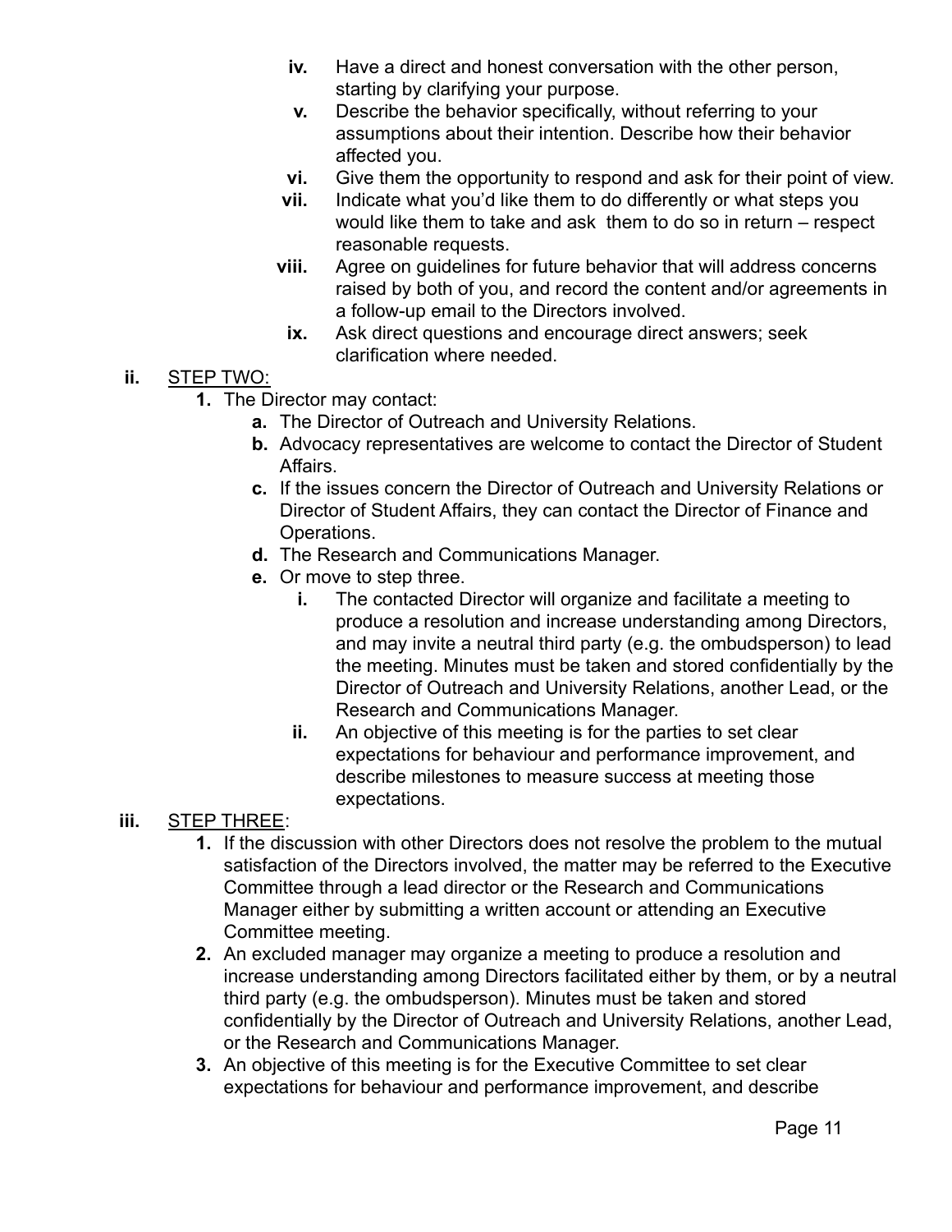- iv. Have a direct and honest conversation with the other person, starting by clarifying your purpose.
- v. Describe the behavior specifically, without referring to your assumptions about their intention. Describe how their behavior affected you.
- vi. Give them the opportunity to respond and ask for their point of view.
- vii. Indicate what you'd like them to do differently or what steps you would like them to take and ask them to do so in return – respect reasonable requests.
- viii. Agree on guidelines for future behavior that will address concerns raised by both of you, and record the content and/or agreements in a follow-up email to the Directors involved.
- ix. Ask direct questions and encourage direct answers; seek clarification where needed.

ii. <u>STEP TWO:</u>

1. The Director may contact:
   - a. The Director of Outreach and University Relations.
   - b. Advocacy representatives are welcome to contact the Director of Student Affairs.
   - c. If the issues concern the Director of Outreach and University Relations or Director of Student Affairs, they can contact the Director of Finance and Operations.
   - d. The Research and Communications Manager.
   - e. Or move to step three.
     - i. The contacted Director will organize and facilitate a meeting to produce a resolution and increase understanding among Directors, and may invite a neutral third party (e.g. the ombudsperson) to lead the meeting. Minutes must be taken and stored confidentially by the Director of Outreach and University Relations, another Lead, or the Research and Communications Manager.
     - ii. An objective of this meeting is for the parties to set clear expectations for behaviour and performance improvement, and describe milestones to measure success at meeting those expectations.

iii. <u>STEP THREE</u>:

1. If the discussion with other Directors does not resolve the problem to the mutual satisfaction of the Directors involved, the matter may be referred to the Executive Committee through a lead director or the Research and Communications Manager either by submitting a written account or attending an Executive Committee meeting.
2. An excluded manager may organize a meeting to produce a resolution and increase understanding among Directors facilitated either by them, or by a neutral third party (e.g. the ombudsperson). Minutes must be taken and stored confidentially by the Director of Outreach and University Relations, another Lead, or the Research and Communications Manager.
3. An objective of this meeting is for the Executive Committee to set clear expectations for behaviour and performance improvement, and describe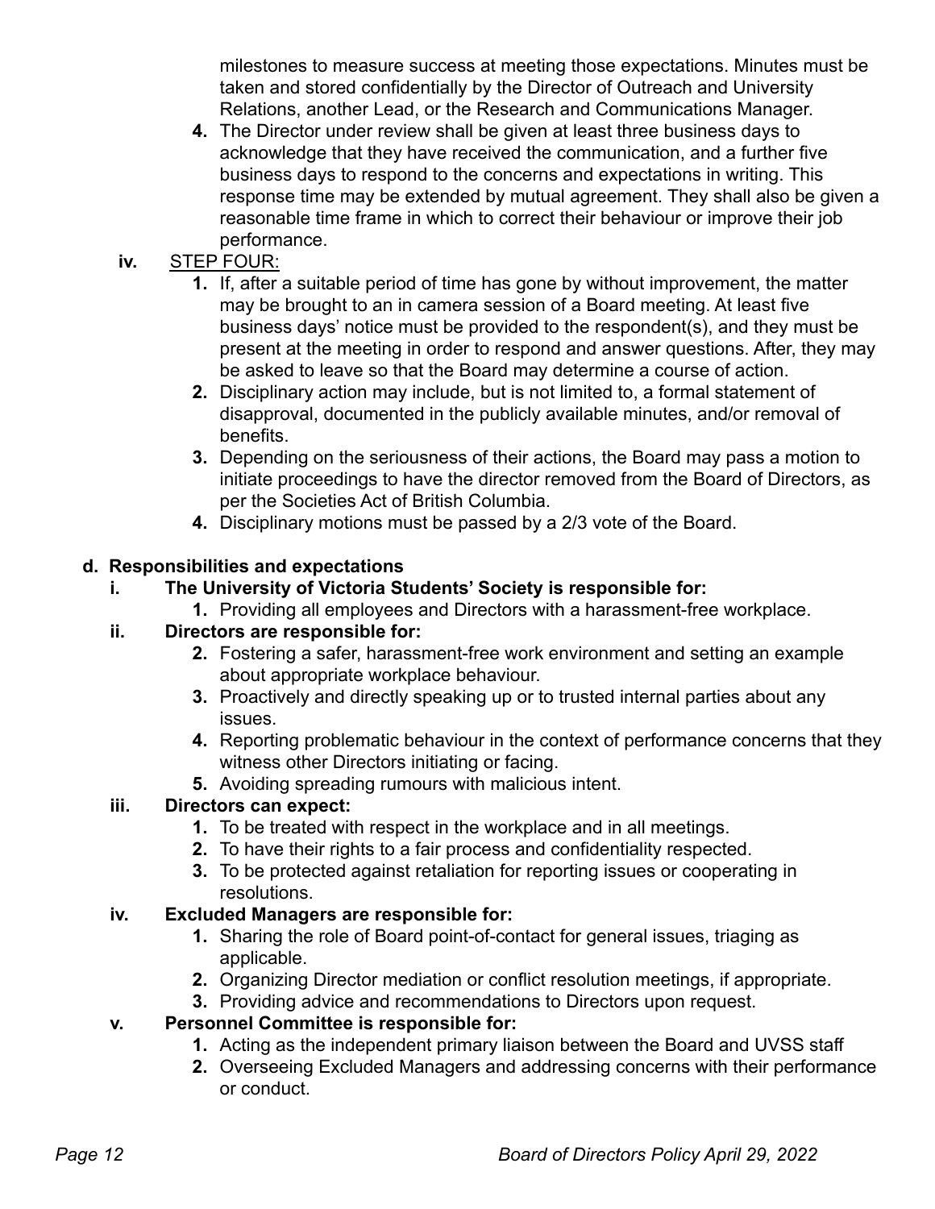milestones to measure success at meeting those expectations. Minutes must be taken and stored confidentially by the Director of Outreach and University Relations, another Lead, or the Research and Communications Manager.

4. The Director under review shall be given at least three business days to acknowledge that they have received the communication, and a further five business days to respond to the concerns and expectations in writing. This response time may be extended by mutual agreement. They shall also be given a reasonable time frame in which to correct their behaviour or improve their job performance.

iv. STEP FOUR:

1. If, after a suitable period of time has gone by without improvement, the matter may be brought to an in camera session of a Board meeting. At least five business days' notice must be provided to the respondent(s), and they must be present at the meeting in order to respond and answer questions. After, they may be asked to leave so that the Board may determine a course of action.
2. Disciplinary action may include, but is not limited to, a formal statement of disapproval, documented in the publicly available minutes, and/or removal of benefits.
3. Depending on the seriousness of their actions, the Board may pass a motion to initiate proceedings to have the director removed from the Board of Directors, as per the Societies Act of British Columbia.
4. Disciplinary motions must be passed by a 2/3 vote of the Board.

**d. Responsibilities and expectations**

**i. The University of Victoria Students' Society is responsible for:**

1. Providing all employees and Directors with a harassment-free workplace.

**ii. Directors are responsible for:**

2. Fostering a safer, harassment-free work environment and setting an example about appropriate workplace behaviour.
3. Proactively and directly speaking up or to trusted internal parties about any issues.
4. Reporting problematic behaviour in the context of performance concerns that they witness other Directors initiating or facing.
5. Avoiding spreading rumours with malicious intent.

**iii. Directors can expect:**

1. To be treated with respect in the workplace and in all meetings.
2. To have their rights to a fair process and confidentiality respected.
3. To be protected against retaliation for reporting issues or cooperating in resolutions.

**iv. Excluded Managers are responsible for:**

1. Sharing the role of Board point-of-contact for general issues, triaging as applicable.
2. Organizing Director mediation or conflict resolution meetings, if appropriate.
3. Providing advice and recommendations to Directors upon request.

**v. Personnel Committee is responsible for:**

1. Acting as the independent primary liaison between the Board and UVSS staff
2. Overseeing Excluded Managers and addressing concerns with their performance or conduct.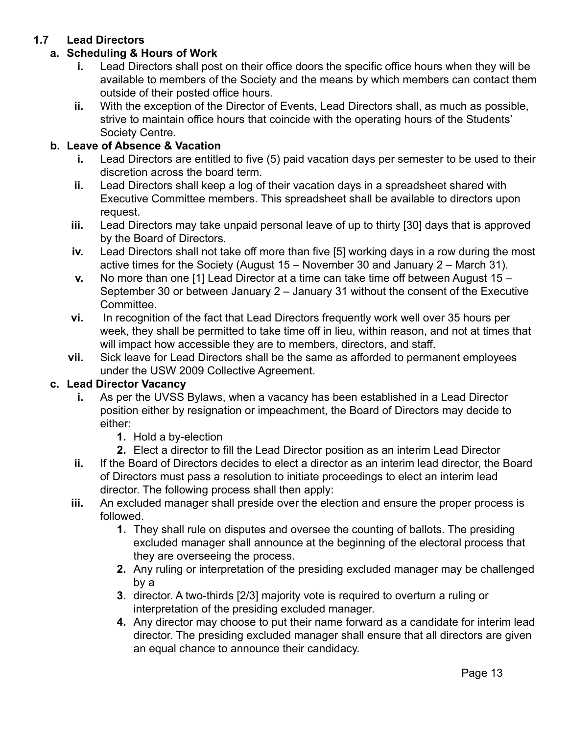## 1.7 Lead Directors

### a. Scheduling & Hours of Work

i. Lead Directors shall post on their office doors the specific office hours when they will be available to members of the Society and the means by which members can contact them outside of their posted office hours.

ii. With the exception of the Director of Events, Lead Directors shall, as much as possible, strive to maintain office hours that coincide with the operating hours of the Students' Society Centre.

### b. Leave of Absence & Vacation

i. Lead Directors are entitled to five (5) paid vacation days per semester to be used to their discretion across the board term.

ii. Lead Directors shall keep a log of their vacation days in a spreadsheet shared with Executive Committee members. This spreadsheet shall be available to directors upon request.

iii. Lead Directors may take unpaid personal leave of up to thirty [30] days that is approved by the Board of Directors.

iv. Lead Directors shall not take off more than five [5] working days in a row during the most active times for the Society (August 15 – November 30 and January 2 – March 31).

v. No more than one [1] Lead Director at a time can take time off between August 15 – September 30 or between January 2 – January 31 without the consent of the Executive Committee.

vi. In recognition of the fact that Lead Directors frequently work well over 35 hours per week, they shall be permitted to take time off in lieu, within reason, and not at times that will impact how accessible they are to members, directors, and staff.

vii. Sick leave for Lead Directors shall be the same as afforded to permanent employees under the USW 2009 Collective Agreement.

### c. Lead Director Vacancy

i. As per the UVSS Bylaws, when a vacancy has been established in a Lead Director position either by resignation or impeachment, the Board of Directors may decide to either:

1. Hold a by-election
2. Elect a director to fill the Lead Director position as an interim Lead Director

ii. If the Board of Directors decides to elect a director as an interim lead director, the Board of Directors must pass a resolution to initiate proceedings to elect an interim lead director. The following process shall then apply:

iii. An excluded manager shall preside over the election and ensure the proper process is followed.

1. They shall rule on disputes and oversee the counting of ballots. The presiding excluded manager shall announce at the beginning of the electoral process that they are overseeing the process.
2. Any ruling or interpretation of the presiding excluded manager may be challenged by a
3. director. A two-thirds [2/3] majority vote is required to overturn a ruling or interpretation of the presiding excluded manager.
4. Any director may choose to put their name forward as a candidate for interim lead director. The presiding excluded manager shall ensure that all directors are given an equal chance to announce their candidacy.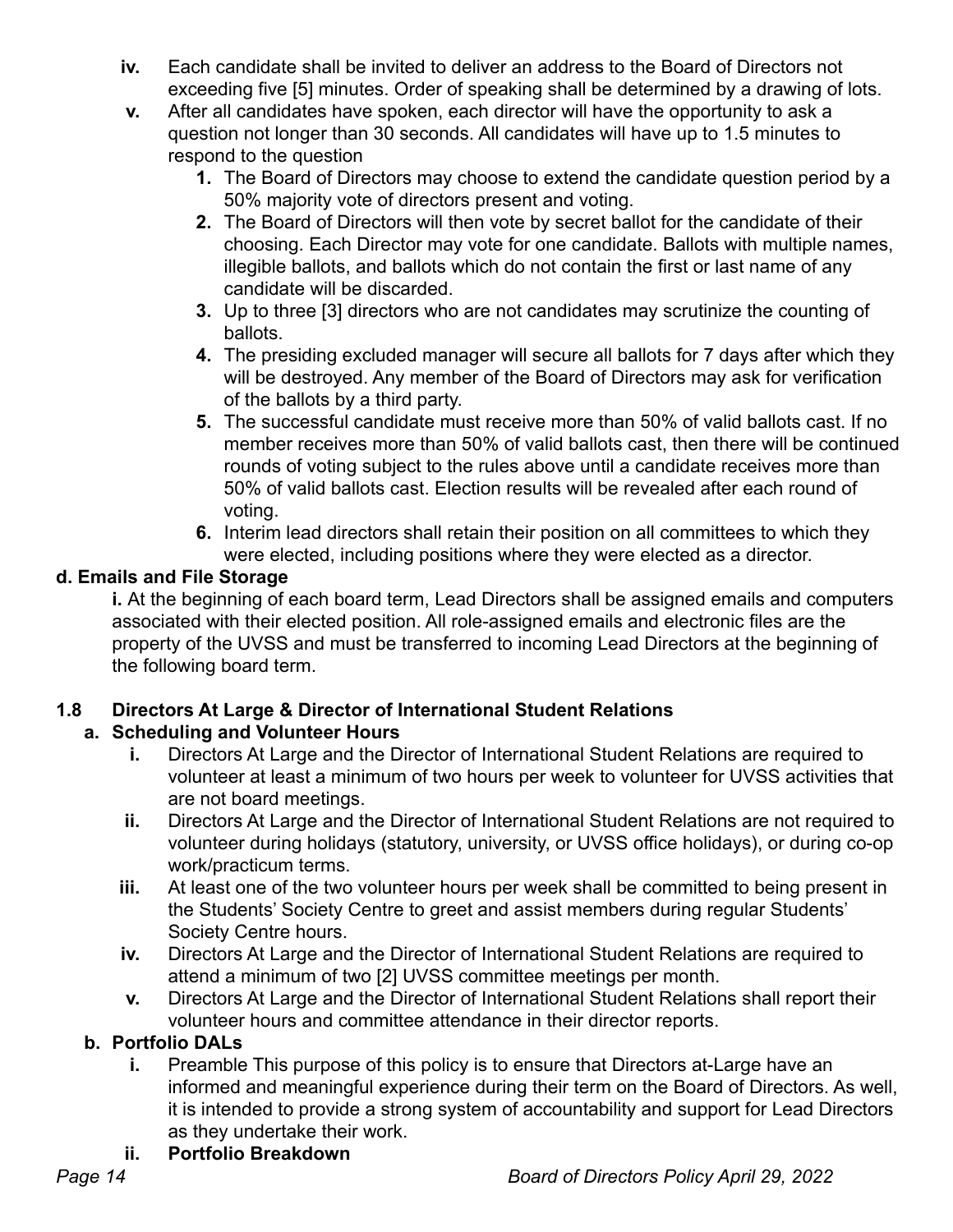iv. Each candidate shall be invited to deliver an address to the Board of Directors not exceeding five [5] minutes. Order of speaking shall be determined by a drawing of lots.

v. After all candidates have spoken, each director will have the opportunity to ask a question not longer than 30 seconds. All candidates will have up to 1.5 minutes to respond to the question

1. The Board of Directors may choose to extend the candidate question period by a 50% majority vote of directors present and voting.
2. The Board of Directors will then vote by secret ballot for the candidate of their choosing. Each Director may vote for one candidate. Ballots with multiple names, illegible ballots, and ballots which do not contain the first or last name of any candidate will be discarded.
3. Up to three [3] directors who are not candidates may scrutinize the counting of ballots.
4. The presiding excluded manager will secure all ballots for 7 days after which they will be destroyed. Any member of the Board of Directors may ask for verification of the ballots by a third party.
5. The successful candidate must receive more than 50% of valid ballots cast. If no member receives more than 50% of valid ballots cast, then there will be continued rounds of voting subject to the rules above until a candidate receives more than 50% of valid ballots cast. Election results will be revealed after each round of voting.
6. Interim lead directors shall retain their position on all committees to which they were elected, including positions where they were elected as a director.

**d. Emails and File Storage**

**i.** At the beginning of each board term, Lead Directors shall be assigned emails and computers associated with their elected position. All role-assigned emails and electronic files are the property of the UVSS and must be transferred to incoming Lead Directors at the beginning of the following board term.

## 1.8 Directors At Large & Director of International Student Relations

### a. Scheduling and Volunteer Hours

i. Directors At Large and the Director of International Student Relations are required to volunteer at least a minimum of two hours per week to volunteer for UVSS activities that are not board meetings.

ii. Directors At Large and the Director of International Student Relations are not required to volunteer during holidays (statutory, university, or UVSS office holidays), or during co-op work/practicum terms.

iii. At least one of the two volunteer hours per week shall be committed to being present in the Students' Society Centre to greet and assist members during regular Students' Society Centre hours.

iv. Directors At Large and the Director of International Student Relations are required to attend a minimum of two [2] UVSS committee meetings per month.

v. Directors At Large and the Director of International Student Relations shall report their volunteer hours and committee attendance in their director reports.

### b. Portfolio DALs

i. Preamble This purpose of this policy is to ensure that Directors at-Large have an informed and meaningful experience during their term on the Board of Directors. As well, it is intended to provide a strong system of accountability and support for Lead Directors as they undertake their work.

ii. **Portfolio Breakdown**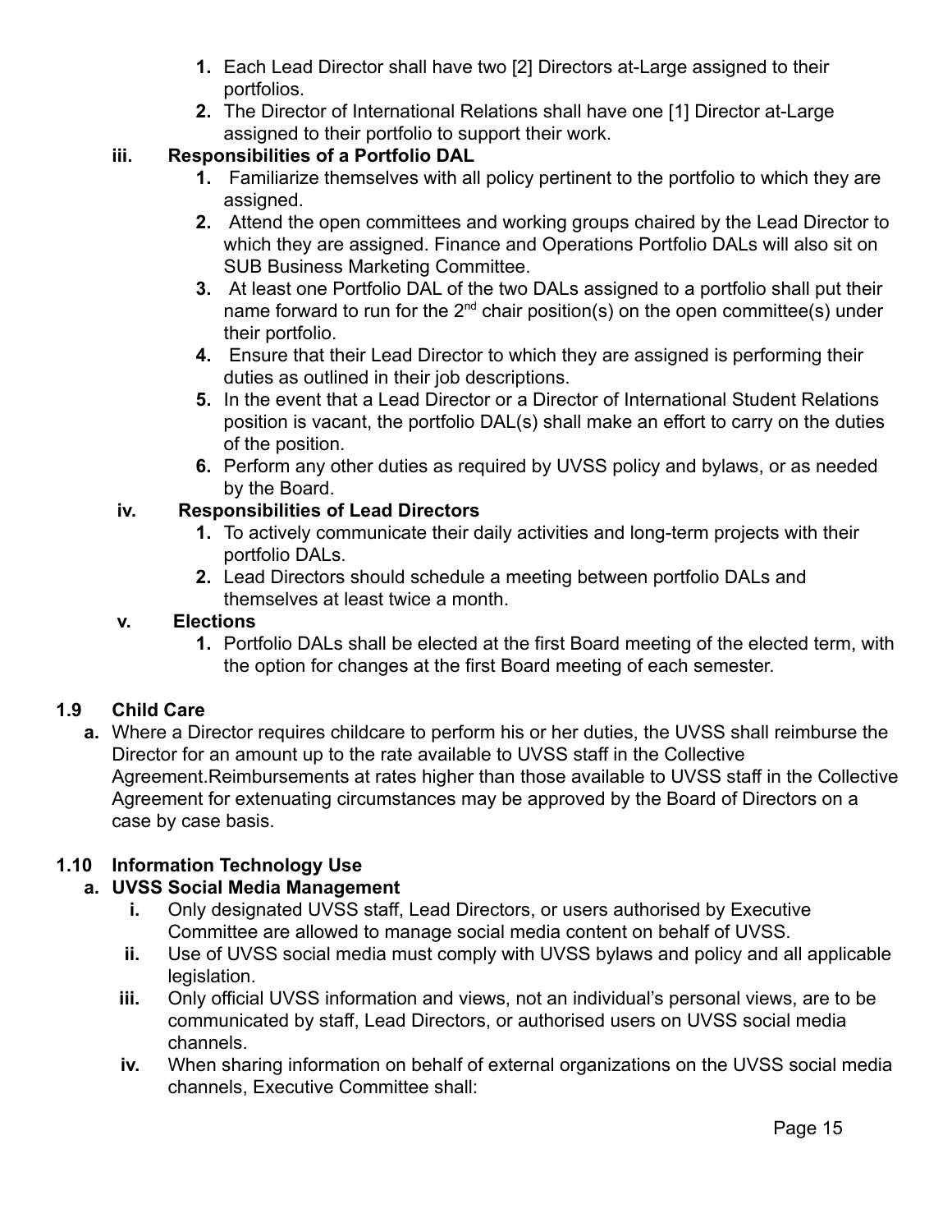1. Each Lead Director shall have two [2] Directors at-Large assigned to their portfolios.
2. The Director of International Relations shall have one [1] Director at-Large assigned to their portfolio to support their work.

**iii. Responsibilities of a Portfolio DAL**

1. Familiarize themselves with all policy pertinent to the portfolio to which they are assigned.
2. Attend the open committees and working groups chaired by the Lead Director to which they are assigned. Finance and Operations Portfolio DALs will also sit on SUB Business Marketing Committee.
3. At least one Portfolio DAL of the two DALs assigned to a portfolio shall put their name forward to run for the 2nd chair position(s) on the open committee(s) under their portfolio.
4. Ensure that their Lead Director to which they are assigned is performing their duties as outlined in their job descriptions.
5. In the event that a Lead Director or a Director of International Student Relations position is vacant, the portfolio DAL(s) shall make an effort to carry on the duties of the position.
6. Perform any other duties as required by UVSS policy and bylaws, or as needed by the Board.

**iv. Responsibilities of Lead Directors**

1. To actively communicate their daily activities and long-term projects with their portfolio DALs.
2. Lead Directors should schedule a meeting between portfolio DALs and themselves at least twice a month.

**v. Elections**

1. Portfolio DALs shall be elected at the first Board meeting of the elected term, with the option for changes at the first Board meeting of each semester.

## 1.9 Child Care

**a.** Where a Director requires childcare to perform his or her duties, the UVSS shall reimburse the Director for an amount up to the rate available to UVSS staff in the Collective Agreement.Reimbursements at rates higher than those available to UVSS staff in the Collective Agreement for extenuating circumstances may be approved by the Board of Directors on a case by case basis.

## 1.10 Information Technology Use

**a. UVSS Social Media Management**

- **i.** Only designated UVSS staff, Lead Directors, or users authorised by Executive Committee are allowed to manage social media content on behalf of UVSS.
- **ii.** Use of UVSS social media must comply with UVSS bylaws and policy and all applicable legislation.
- **iii.** Only official UVSS information and views, not an individual's personal views, are to be communicated by staff, Lead Directors, or authorised users on UVSS social media channels.
- **iv.** When sharing information on behalf of external organizations on the UVSS social media channels, Executive Committee shall: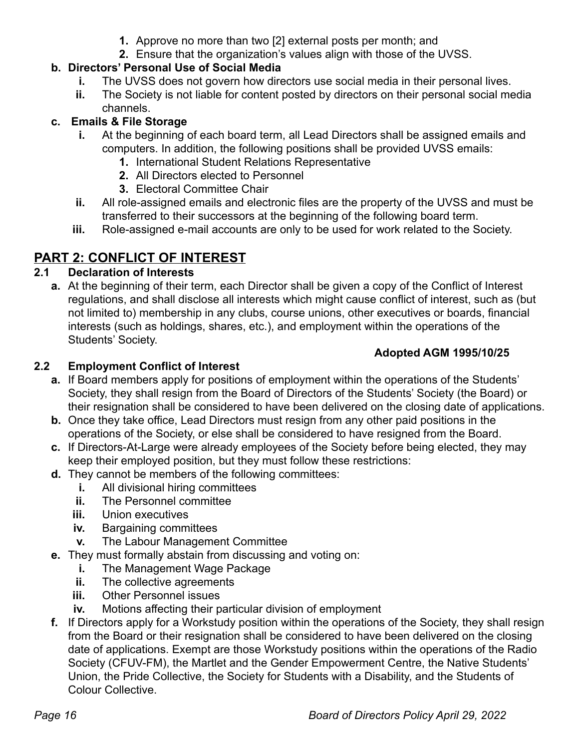1. Approve no more than two [2] external posts per month; and
2. Ensure that the organization's values align with those of the UVSS.

**b. Directors' Personal Use of Social Media**

- **i.** The UVSS does not govern how directors use social media in their personal lives.
- **ii.** The Society is not liable for content posted by directors on their personal social media channels.

**c. Emails & File Storage**

- **i.** At the beginning of each board term, all Lead Directors shall be assigned emails and computers. In addition, the following positions shall be provided UVSS emails:
  1. International Student Relations Representative
  2. All Directors elected to Personnel
  3. Electoral Committee Chair
- **ii.** All role-assigned emails and electronic files are the property of the UVSS and must be transferred to their successors at the beginning of the following board term.
- **iii.** Role-assigned e-mail accounts are only to be used for work related to the Society.

## PART 2: CONFLICT OF INTEREST

### 2.1 Declaration of Interests

**a.** At the beginning of their term, each Director shall be given a copy of the Conflict of Interest regulations, and shall disclose all interests which might cause conflict of interest, such as (but not limited to) membership in any clubs, course unions, other executives or boards, financial interests (such as holdings, shares, etc.), and employment within the operations of the Students' Society.

**Adopted AGM 1995/10/25**

### 2.2 Employment Conflict of Interest

**a.** If Board members apply for positions of employment within the operations of the Students' Society, they shall resign from the Board of Directors of the Students' Society (the Board) or their resignation shall be considered to have been delivered on the closing date of applications.

**b.** Once they take office, Lead Directors must resign from any other paid positions in the operations of the Society, or else shall be considered to have resigned from the Board.

**c.** If Directors-At-Large were already employees of the Society before being elected, they may keep their employed position, but they must follow these restrictions:

**d.** They cannot be members of the following committees:

- **i.** All divisional hiring committees
- **ii.** The Personnel committee
- **iii.** Union executives
- **iv.** Bargaining committees
- **v.** The Labour Management Committee

**e.** They must formally abstain from discussing and voting on:

- **i.** The Management Wage Package
- **ii.** The collective agreements
- **iii.** Other Personnel issues
- **iv.** Motions affecting their particular division of employment

**f.** If Directors apply for a Workstudy position within the operations of the Society, they shall resign from the Board or their resignation shall be considered to have been delivered on the closing date of applications. Exempt are those Workstudy positions within the operations of the Radio Society (CFUV-FM), the Martlet and the Gender Empowerment Centre, the Native Students' Union, the Pride Collective, the Society for Students with a Disability, and the Students of Colour Collective.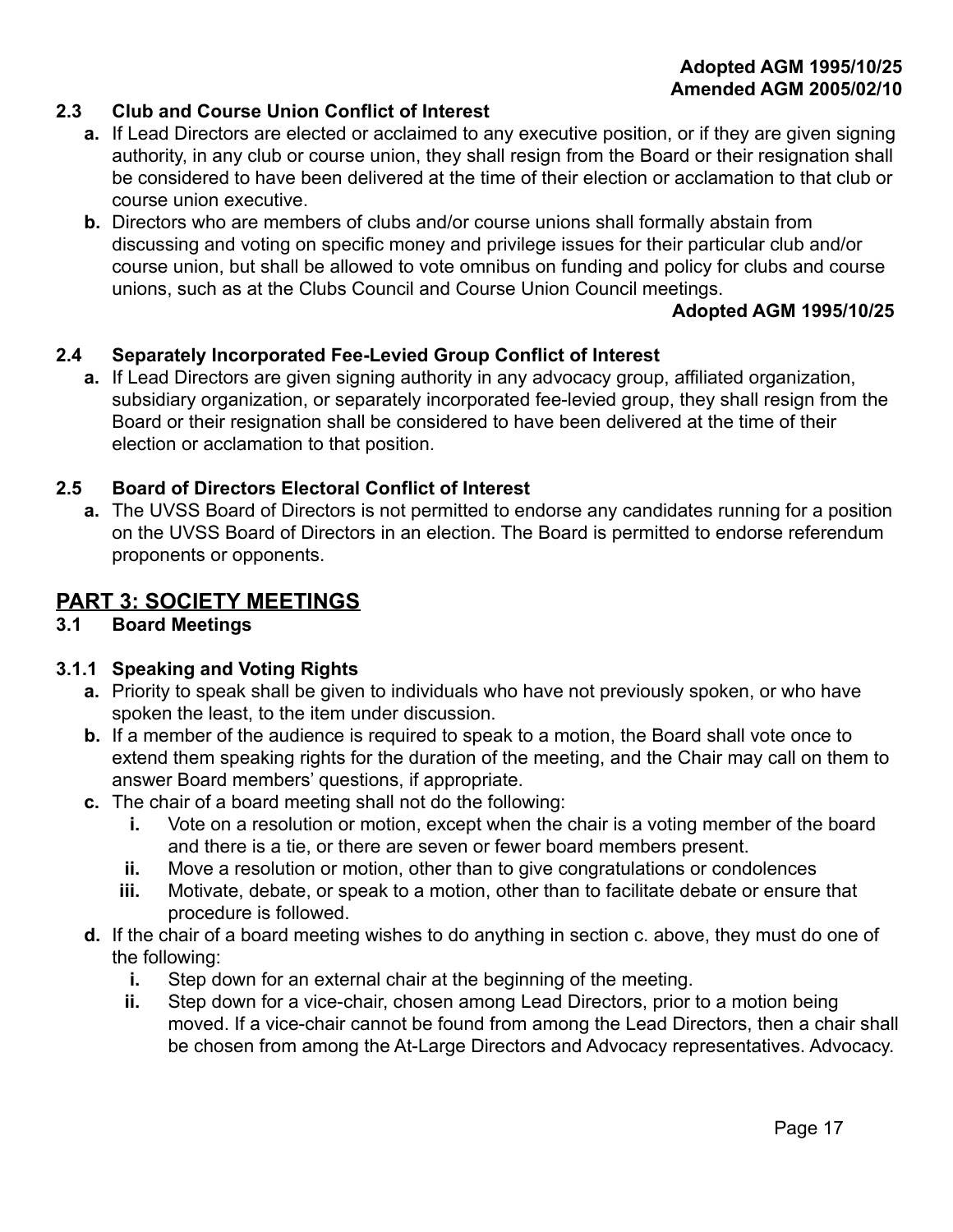**Adopted AGM 1995/10/25**
**Amended AGM 2005/02/10**

### 2.3 Club and Course Union Conflict of Interest

- **a.** If Lead Directors are elected or acclaimed to any executive position, or if they are given signing authority, in any club or course union, they shall resign from the Board or their resignation shall be considered to have been delivered at the time of their election or acclamation to that club or course union executive.
- **b.** Directors who are members of clubs and/or course unions shall formally abstain from discussing and voting on specific money and privilege issues for their particular club and/or course union, but shall be allowed to vote omnibus on funding and policy for clubs and course unions, such as at the Clubs Council and Course Union Council meetings.

**Adopted AGM 1995/10/25**

### 2.4 Separately Incorporated Fee-Levied Group Conflict of Interest

- **a.** If Lead Directors are given signing authority in any advocacy group, affiliated organization, subsidiary organization, or separately incorporated fee-levied group, they shall resign from the Board or their resignation shall be considered to have been delivered at the time of their election or acclamation to that position.

### 2.5 Board of Directors Electoral Conflict of Interest

- **a.** The UVSS Board of Directors is not permitted to endorse any candidates running for a position on the UVSS Board of Directors in an election. The Board is permitted to endorse referendum proponents or opponents.

## PART 3: SOCIETY MEETINGS

### 3.1 Board Meetings

#### 3.1.1 Speaking and Voting Rights

- **a.** Priority to speak shall be given to individuals who have not previously spoken, or who have spoken the least, to the item under discussion.
- **b.** If a member of the audience is required to speak to a motion, the Board shall vote once to extend them speaking rights for the duration of the meeting, and the Chair may call on them to answer Board members' questions, if appropriate.
- **c.** The chair of a board meeting shall not do the following:
  - **i.** Vote on a resolution or motion, except when the chair is a voting member of the board and there is a tie, or there are seven or fewer board members present.
  - **ii.** Move a resolution or motion, other than to give congratulations or condolences
  - **iii.** Motivate, debate, or speak to a motion, other than to facilitate debate or ensure that procedure is followed.
- **d.** If the chair of a board meeting wishes to do anything in section c. above, they must do one of the following:
  - **i.** Step down for an external chair at the beginning of the meeting.
  - **ii.** Step down for a vice-chair, chosen among Lead Directors, prior to a motion being moved. If a vice-chair cannot be found from among the Lead Directors, then a chair shall be chosen from among the At-Large Directors and Advocacy representatives. Advocacy.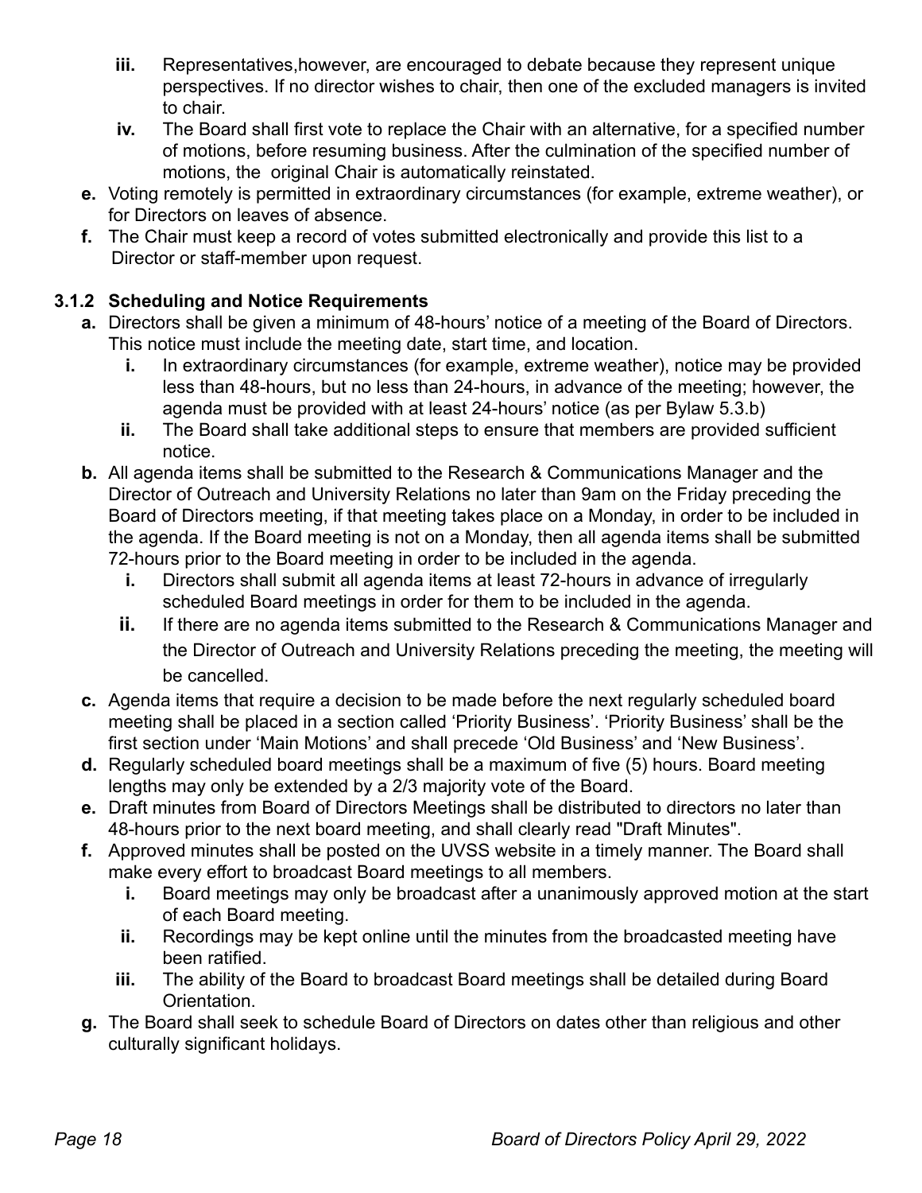iii. Representatives,however, are encouraged to debate because they represent unique perspectives. If no director wishes to chair, then one of the excluded managers is invited to chair.
   iv. The Board shall first vote to replace the Chair with an alternative, for a specified number of motions, before resuming business. After the culmination of the specified number of motions, the original Chair is automatically reinstated.

e. Voting remotely is permitted in extraordinary circumstances (for example, extreme weather), or for Directors on leaves of absence.

f. The Chair must keep a record of votes submitted electronically and provide this list to a Director or staff-member upon request.

### 3.1.2 Scheduling and Notice Requirements

**a.** Directors shall be given a minimum of 48-hours' notice of a meeting of the Board of Directors. This notice must include the meeting date, start time, and location.

   **i.** In extraordinary circumstances (for example, extreme weather), notice may be provided less than 48-hours, but no less than 24-hours, in advance of the meeting; however, the agenda must be provided with at least 24-hours' notice (as per Bylaw 5.3.b)

   **ii.** The Board shall take additional steps to ensure that members are provided sufficient notice.

**b.** All agenda items shall be submitted to the Research & Communications Manager and the Director of Outreach and University Relations no later than 9am on the Friday preceding the Board of Directors meeting, if that meeting takes place on a Monday, in order to be included in the agenda. If the Board meeting is not on a Monday, then all agenda items shall be submitted 72-hours prior to the Board meeting in order to be included in the agenda.

   **i.** Directors shall submit all agenda items at least 72-hours in advance of irregularly scheduled Board meetings in order for them to be included in the agenda.

   **ii.** If there are no agenda items submitted to the Research & Communications Manager and the Director of Outreach and University Relations preceding the meeting, the meeting will be cancelled.

**c.** Agenda items that require a decision to be made before the next regularly scheduled board meeting shall be placed in a section called 'Priority Business'. 'Priority Business' shall be the first section under 'Main Motions' and shall precede 'Old Business' and 'New Business'.

**d.** Regularly scheduled board meetings shall be a maximum of five (5) hours. Board meeting lengths may only be extended by a 2/3 majority vote of the Board.

**e.** Draft minutes from Board of Directors Meetings shall be distributed to directors no later than 48-hours prior to the next board meeting, and shall clearly read "Draft Minutes".

**f.** Approved minutes shall be posted on the UVSS website in a timely manner. The Board shall make every effort to broadcast Board meetings to all members.

   **i.** Board meetings may only be broadcast after a unanimously approved motion at the start of each Board meeting.

   **ii.** Recordings may be kept online until the minutes from the broadcasted meeting have been ratified.

   **iii.** The ability of the Board to broadcast Board meetings shall be detailed during Board Orientation.

**g.** The Board shall seek to schedule Board of Directors on dates other than religious and other culturally significant holidays.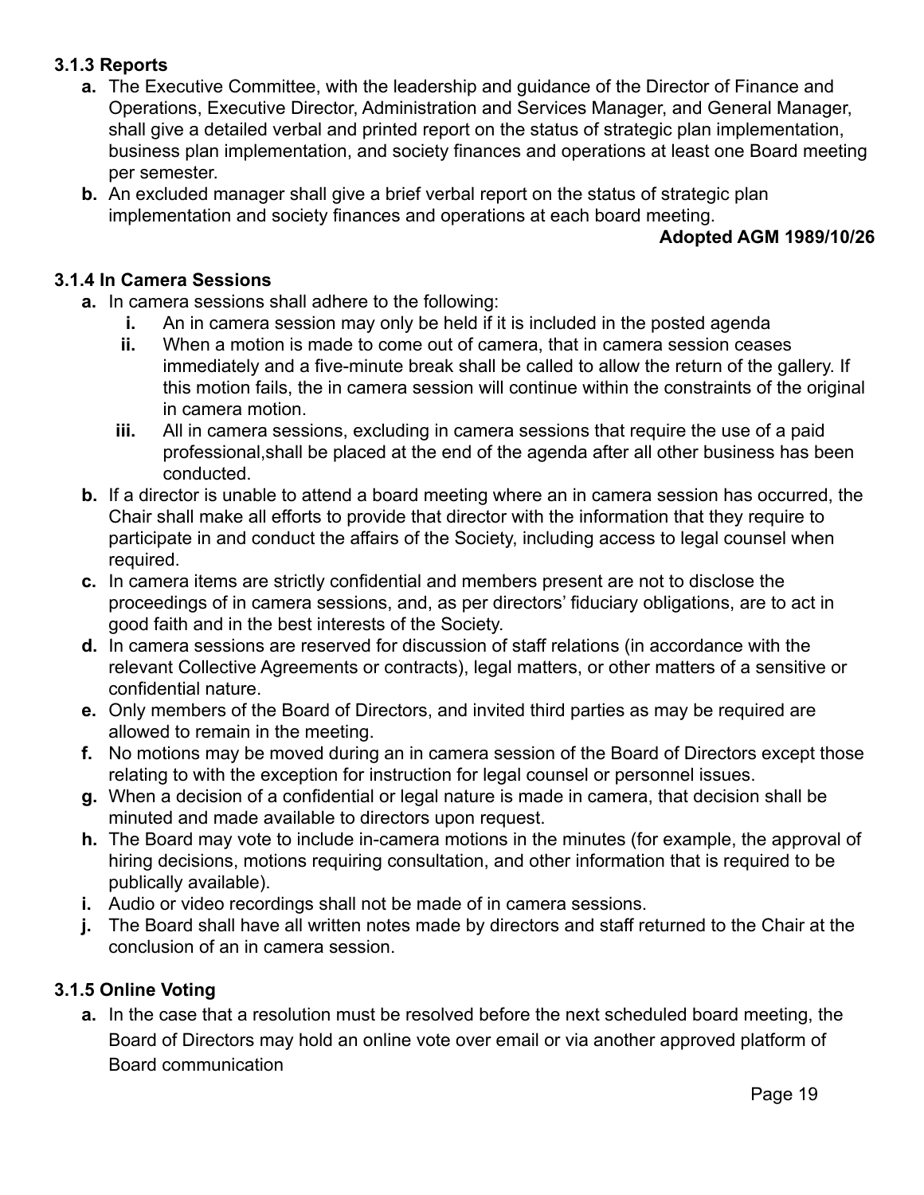### 3.1.3 Reports

- **a.** The Executive Committee, with the leadership and guidance of the Director of Finance and Operations, Executive Director, Administration and Services Manager, and General Manager, shall give a detailed verbal and printed report on the status of strategic plan implementation, business plan implementation, and society finances and operations at least one Board meeting per semester.
- **b.** An excluded manager shall give a brief verbal report on the status of strategic plan implementation and society finances and operations at each board meeting.

**Adopted AGM 1989/10/26**

### 3.1.4 In Camera Sessions

- **a.** In camera sessions shall adhere to the following:
  - **i.** An in camera session may only be held if it is included in the posted agenda
  - **ii.** When a motion is made to come out of camera, that in camera session ceases immediately and a five-minute break shall be called to allow the return of the gallery. If this motion fails, the in camera session will continue within the constraints of the original in camera motion.
  - **iii.** All in camera sessions, excluding in camera sessions that require the use of a paid professional,shall be placed at the end of the agenda after all other business has been conducted.
- **b.** If a director is unable to attend a board meeting where an in camera session has occurred, the Chair shall make all efforts to provide that director with the information that they require to participate in and conduct the affairs of the Society, including access to legal counsel when required.
- **c.** In camera items are strictly confidential and members present are not to disclose the proceedings of in camera sessions, and, as per directors' fiduciary obligations, are to act in good faith and in the best interests of the Society.
- **d.** In camera sessions are reserved for discussion of staff relations (in accordance with the relevant Collective Agreements or contracts), legal matters, or other matters of a sensitive or confidential nature.
- **e.** Only members of the Board of Directors, and invited third parties as may be required are allowed to remain in the meeting.
- **f.** No motions may be moved during an in camera session of the Board of Directors except those relating to with the exception for instruction for legal counsel or personnel issues.
- **g.** When a decision of a confidential or legal nature is made in camera, that decision shall be minuted and made available to directors upon request.
- **h.** The Board may vote to include in-camera motions in the minutes (for example, the approval of hiring decisions, motions requiring consultation, and other information that is required to be publically available).
- **i.** Audio or video recordings shall not be made of in camera sessions.
- **j.** The Board shall have all written notes made by directors and staff returned to the Chair at the conclusion of an in camera session.

### 3.1.5 Online Voting

- **a.** In the case that a resolution must be resolved before the next scheduled board meeting, the Board of Directors may hold an online vote over email or via another approved platform of Board communication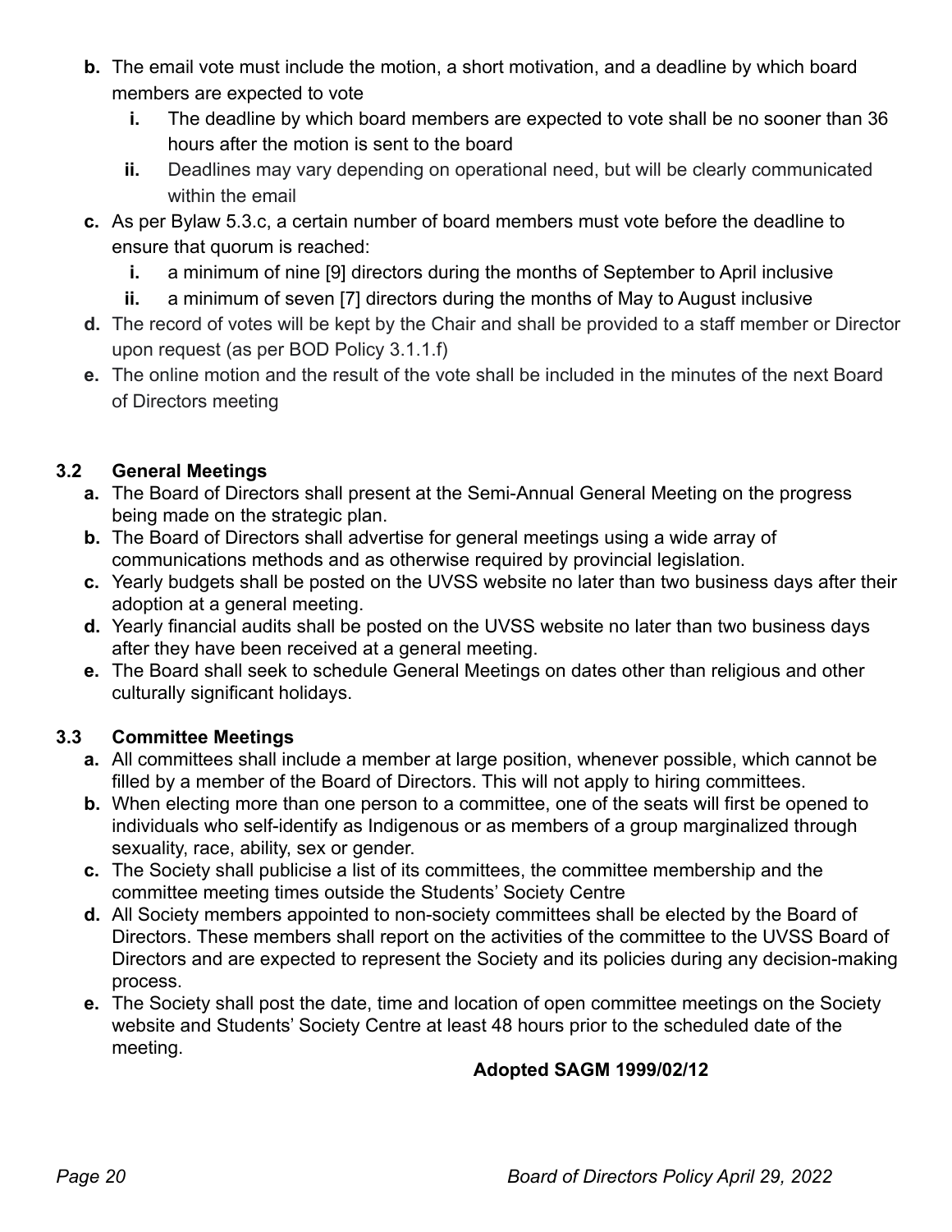- **b.** The email vote must include the motion, a short motivation, and a deadline by which board members are expected to vote
  - **i.** The deadline by which board members are expected to vote shall be no sooner than 36 hours after the motion is sent to the board
  - **ii.** Deadlines may vary depending on operational need, but will be clearly communicated within the email
- **c.** As per Bylaw 5.3.c, a certain number of board members must vote before the deadline to ensure that quorum is reached:
  - **i.** a minimum of nine [9] directors during the months of September to April inclusive
  - **ii.** a minimum of seven [7] directors during the months of May to August inclusive
- **d.** The record of votes will be kept by the Chair and shall be provided to a staff member or Director upon request (as per BOD Policy 3.1.1.f)
- **e.** The online motion and the result of the vote shall be included in the minutes of the next Board of Directors meeting

### 3.2 General Meetings

- **a.** The Board of Directors shall present at the Semi-Annual General Meeting on the progress being made on the strategic plan.
- **b.** The Board of Directors shall advertise for general meetings using a wide array of communications methods and as otherwise required by provincial legislation.
- **c.** Yearly budgets shall be posted on the UVSS website no later than two business days after their adoption at a general meeting.
- **d.** Yearly financial audits shall be posted on the UVSS website no later than two business days after they have been received at a general meeting.
- **e.** The Board shall seek to schedule General Meetings on dates other than religious and other culturally significant holidays.

### 3.3 Committee Meetings

- **a.** All committees shall include a member at large position, whenever possible, which cannot be filled by a member of the Board of Directors. This will not apply to hiring committees.
- **b.** When electing more than one person to a committee, one of the seats will first be opened to individuals who self-identify as Indigenous or as members of a group marginalized through sexuality, race, ability, sex or gender.
- **c.** The Society shall publicise a list of its committees, the committee membership and the committee meeting times outside the Students' Society Centre
- **d.** All Society members appointed to non-society committees shall be elected by the Board of Directors. These members shall report on the activities of the committee to the UVSS Board of Directors and are expected to represent the Society and its policies during any decision-making process.
- **e.** The Society shall post the date, time and location of open committee meetings on the Society website and Students' Society Centre at least 48 hours prior to the scheduled date of the meeting.

**Adopted SAGM 1999/02/12**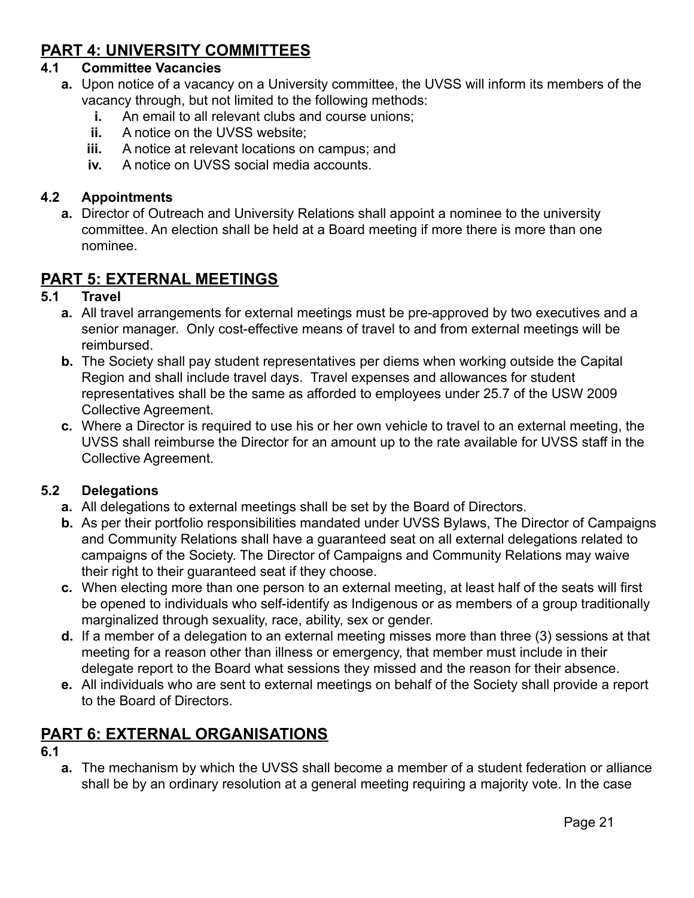## PART 4: UNIVERSITY COMMITTEES

### 4.1 Committee Vacancies

**a.** Upon notice of a vacancy on a University committee, the UVSS will inform its members of the vacancy through, but not limited to the following methods:

**i.** An email to all relevant clubs and course unions;
**ii.** A notice on the UVSS website;
**iii.** A notice at relevant locations on campus; and
**iv.** A notice on UVSS social media accounts.

### 4.2 Appointments

**a.** Director of Outreach and University Relations shall appoint a nominee to the university committee. An election shall be held at a Board meeting if more there is more than one nominee.

## PART 5: EXTERNAL MEETINGS

### 5.1 Travel

**a.** All travel arrangements for external meetings must be pre-approved by two executives and a senior manager. Only cost-effective means of travel to and from external meetings will be reimbursed.

**b.** The Society shall pay student representatives per diems when working outside the Capital Region and shall include travel days. Travel expenses and allowances for student representatives shall be the same as afforded to employees under 25.7 of the USW 2009 Collective Agreement.

**c.** Where a Director is required to use his or her own vehicle to travel to an external meeting, the UVSS shall reimburse the Director for an amount up to the rate available for UVSS staff in the Collective Agreement.

### 5.2 Delegations

**a.** All delegations to external meetings shall be set by the Board of Directors.

**b.** As per their portfolio responsibilities mandated under UVSS Bylaws, The Director of Campaigns and Community Relations shall have a guaranteed seat on all external delegations related to campaigns of the Society. The Director of Campaigns and Community Relations may waive their right to their guaranteed seat if they choose.

**c.** When electing more than one person to an external meeting, at least half of the seats will first be opened to individuals who self-identify as Indigenous or as members of a group traditionally marginalized through sexuality, race, ability, sex or gender.

**d.** If a member of a delegation to an external meeting misses more than three (3) sessions at that meeting for a reason other than illness or emergency, that member must include in their delegate report to the Board what sessions they missed and the reason for their absence.

**e.** All individuals who are sent to external meetings on behalf of the Society shall provide a report to the Board of Directors.

## PART 6: EXTERNAL ORGANISATIONS

### 6.1

**a.** The mechanism by which the UVSS shall become a member of a student federation or alliance shall be by an ordinary resolution at a general meeting requiring a majority vote. In the case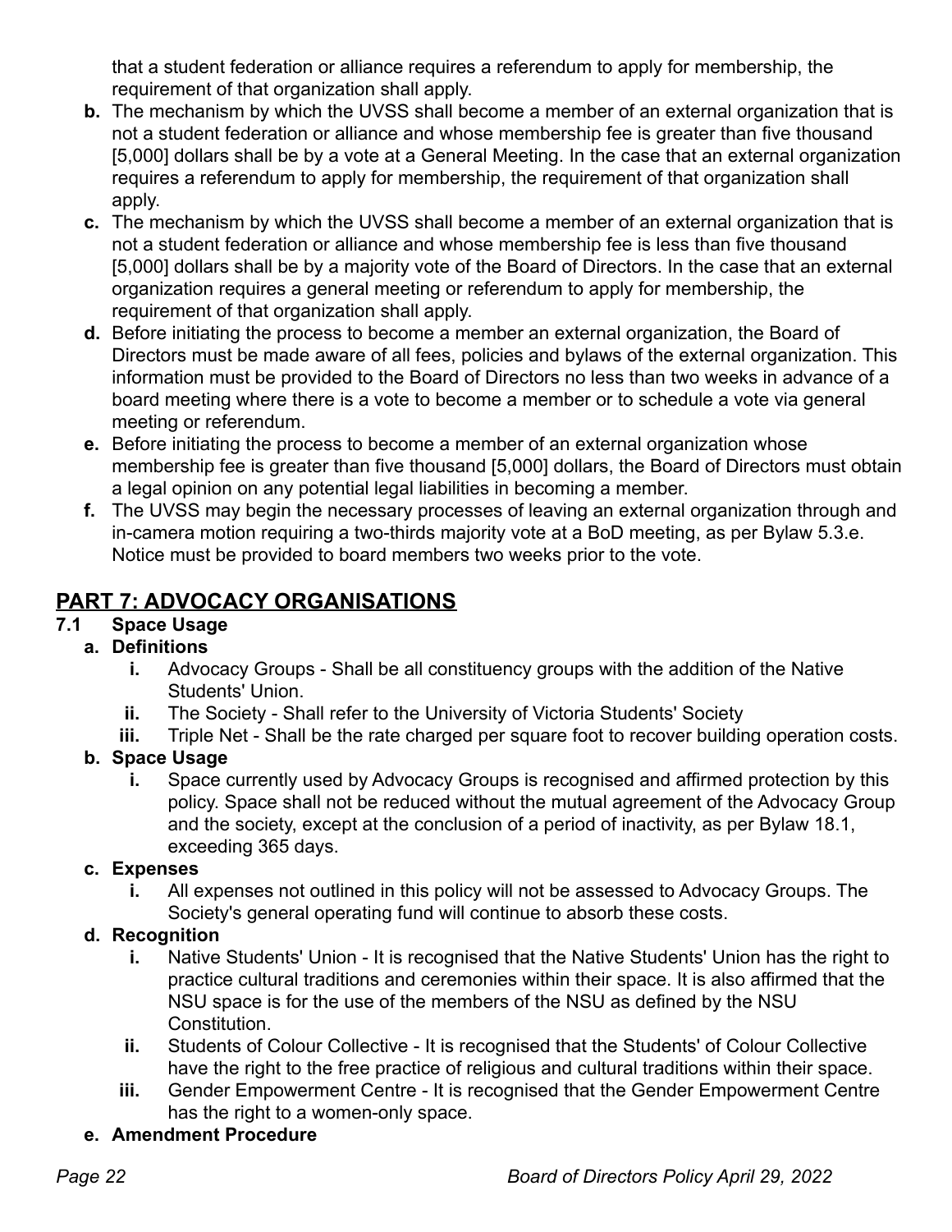that a student federation or alliance requires a referendum to apply for membership, the requirement of that organization shall apply.

- **b.** The mechanism by which the UVSS shall become a member of an external organization that is not a student federation or alliance and whose membership fee is greater than five thousand [5,000] dollars shall be by a vote at a General Meeting. In the case that an external organization requires a referendum to apply for membership, the requirement of that organization shall apply.
- **c.** The mechanism by which the UVSS shall become a member of an external organization that is not a student federation or alliance and whose membership fee is less than five thousand [5,000] dollars shall be by a majority vote of the Board of Directors. In the case that an external organization requires a general meeting or referendum to apply for membership, the requirement of that organization shall apply.
- **d.** Before initiating the process to become a member an external organization, the Board of Directors must be made aware of all fees, policies and bylaws of the external organization. This information must be provided to the Board of Directors no less than two weeks in advance of a board meeting where there is a vote to become a member or to schedule a vote via general meeting or referendum.
- **e.** Before initiating the process to become a member of an external organization whose membership fee is greater than five thousand [5,000] dollars, the Board of Directors must obtain a legal opinion on any potential legal liabilities in becoming a member.
- **f.** The UVSS may begin the necessary processes of leaving an external organization through and in-camera motion requiring a two-thirds majority vote at a BoD meeting, as per Bylaw 5.3.e. Notice must be provided to board members two weeks prior to the vote.

## PART 7: ADVOCACY ORGANISATIONS

### 7.1 Space Usage

**a. Definitions**

- **i.** Advocacy Groups - Shall be all constituency groups with the addition of the Native Students' Union.
- **ii.** The Society - Shall refer to the University of Victoria Students' Society
- **iii.** Triple Net - Shall be the rate charged per square foot to recover building operation costs.

**b. Space Usage**

- **i.** Space currently used by Advocacy Groups is recognised and affirmed protection by this policy. Space shall not be reduced without the mutual agreement of the Advocacy Group and the society, except at the conclusion of a period of inactivity, as per Bylaw 18.1, exceeding 365 days.

**c. Expenses**

- **i.** All expenses not outlined in this policy will not be assessed to Advocacy Groups. The Society's general operating fund will continue to absorb these costs.

**d. Recognition**

- **i.** Native Students' Union - It is recognised that the Native Students' Union has the right to practice cultural traditions and ceremonies within their space. It is also affirmed that the NSU space is for the use of the members of the NSU as defined by the NSU Constitution.
- **ii.** Students of Colour Collective - It is recognised that the Students' of Colour Collective have the right to the free practice of religious and cultural traditions within their space.
- **iii.** Gender Empowerment Centre - It is recognised that the Gender Empowerment Centre has the right to a women-only space.

**e. Amendment Procedure**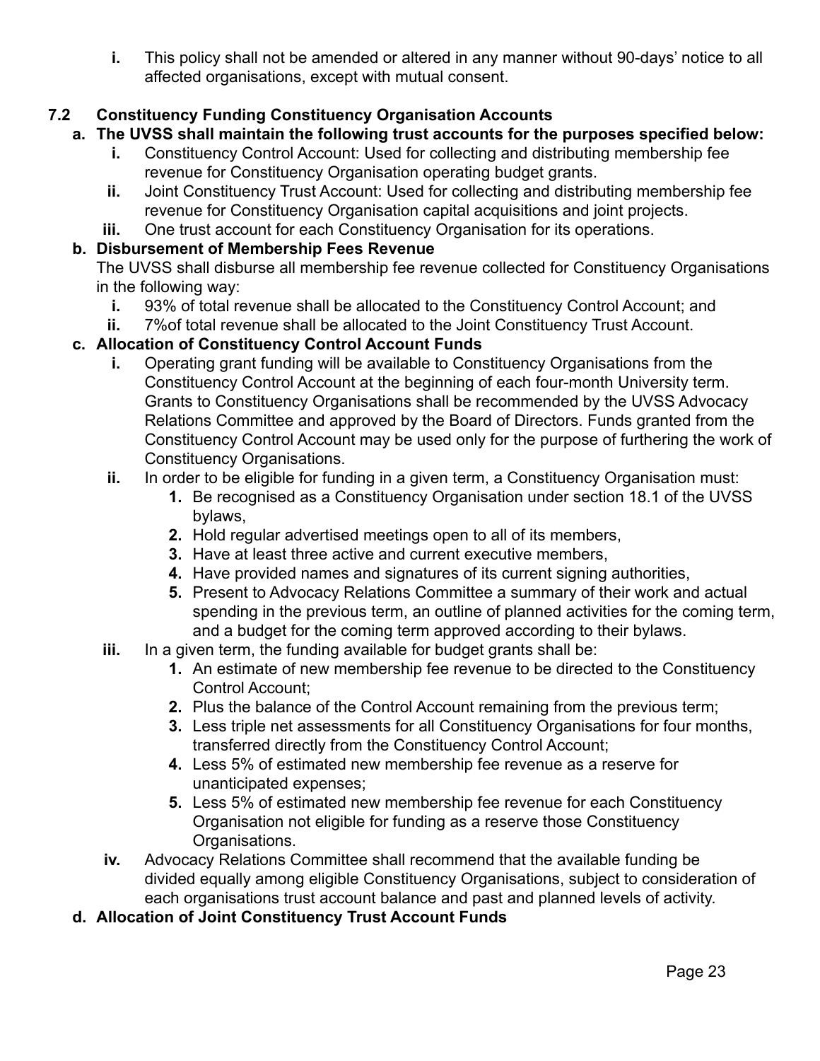i. This policy shall not be amended or altered in any manner without 90-days' notice to all affected organisations, except with mutual consent.

### 7.2 Constituency Funding Constituency Organisation Accounts

**a. The UVSS shall maintain the following trust accounts for the purposes specified below:**

i. Constituency Control Account: Used for collecting and distributing membership fee revenue for Constituency Organisation operating budget grants.

ii. Joint Constituency Trust Account: Used for collecting and distributing membership fee revenue for Constituency Organisation capital acquisitions and joint projects.

iii. One trust account for each Constituency Organisation for its operations.

**b. Disbursement of Membership Fees Revenue**

The UVSS shall disburse all membership fee revenue collected for Constituency Organisations in the following way:

i. 93% of total revenue shall be allocated to the Constituency Control Account; and

ii. 7%of total revenue shall be allocated to the Joint Constituency Trust Account.

**c. Allocation of Constituency Control Account Funds**

i. Operating grant funding will be available to Constituency Organisations from the Constituency Control Account at the beginning of each four-month University term. Grants to Constituency Organisations shall be recommended by the UVSS Advocacy Relations Committee and approved by the Board of Directors. Funds granted from the Constituency Control Account may be used only for the purpose of furthering the work of Constituency Organisations.

ii. In order to be eligible for funding in a given term, a Constituency Organisation must:

1. Be recognised as a Constituency Organisation under section 18.1 of the UVSS bylaws,
2. Hold regular advertised meetings open to all of its members,
3. Have at least three active and current executive members,
4. Have provided names and signatures of its current signing authorities,
5. Present to Advocacy Relations Committee a summary of their work and actual spending in the previous term, an outline of planned activities for the coming term, and a budget for the coming term approved according to their bylaws.

iii. In a given term, the funding available for budget grants shall be:

1. An estimate of new membership fee revenue to be directed to the Constituency Control Account;
2. Plus the balance of the Control Account remaining from the previous term;
3. Less triple net assessments for all Constituency Organisations for four months, transferred directly from the Constituency Control Account;
4. Less 5% of estimated new membership fee revenue as a reserve for unanticipated expenses;
5. Less 5% of estimated new membership fee revenue for each Constituency Organisation not eligible for funding as a reserve those Constituency Organisations.

iv. Advocacy Relations Committee shall recommend that the available funding be divided equally among eligible Constituency Organisations, subject to consideration of each organisations trust account balance and past and planned levels of activity.

**d. Allocation of Joint Constituency Trust Account Funds**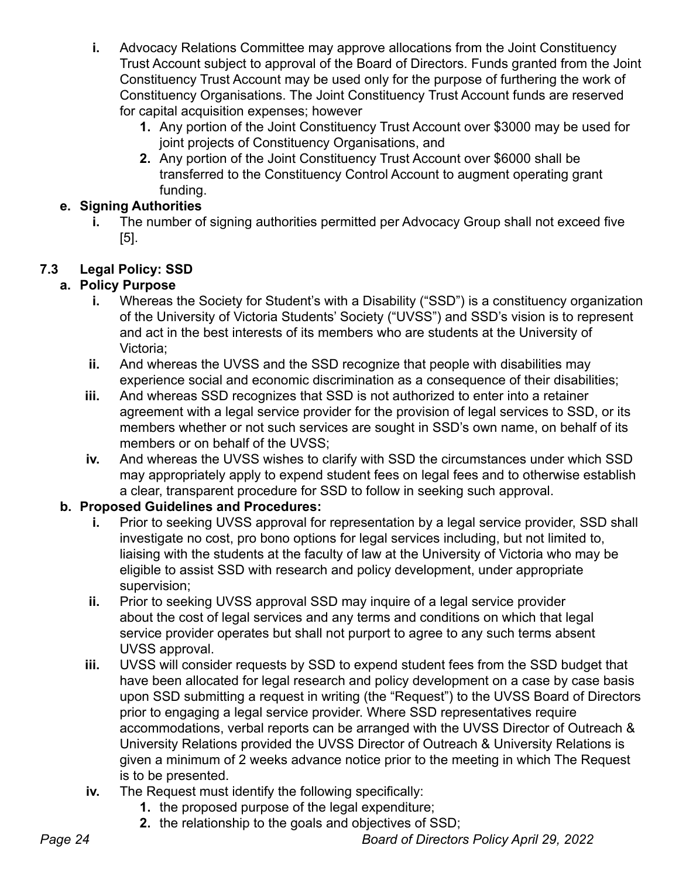i. Advocacy Relations Committee may approve allocations from the Joint Constituency Trust Account subject to approval of the Board of Directors. Funds granted from the Joint Constituency Trust Account may be used only for the purpose of furthering the work of Constituency Organisations. The Joint Constituency Trust Account funds are reserved for capital acquisition expenses; however
   1. Any portion of the Joint Constituency Trust Account over $3000 may be used for joint projects of Constituency Organisations, and
   2. Any portion of the Joint Constituency Trust Account over $6000 shall be transferred to the Constituency Control Account to augment operating grant funding.

**e. Signing Authorities**

i. The number of signing authorities permitted per Advocacy Group shall not exceed five [5].

## 7.3 Legal Policy: SSD

**a. Policy Purpose**

i. Whereas the Society for Student's with a Disability ("SSD") is a constituency organization of the University of Victoria Students' Society ("UVSS") and SSD's vision is to represent and act in the best interests of its members who are students at the University of Victoria;

ii. And whereas the UVSS and the SSD recognize that people with disabilities may experience social and economic discrimination as a consequence of their disabilities;

iii. And whereas SSD recognizes that SSD is not authorized to enter into a retainer agreement with a legal service provider for the provision of legal services to SSD, or its members whether or not such services are sought in SSD's own name, on behalf of its members or on behalf of the UVSS;

iv. And whereas the UVSS wishes to clarify with SSD the circumstances under which SSD may appropriately apply to expend student fees on legal fees and to otherwise establish a clear, transparent procedure for SSD to follow in seeking such approval.

**b. Proposed Guidelines and Procedures:**

i. Prior to seeking UVSS approval for representation by a legal service provider, SSD shall investigate no cost, pro bono options for legal services including, but not limited to, liaising with the students at the faculty of law at the University of Victoria who may be eligible to assist SSD with research and policy development, under appropriate supervision;

ii. Prior to seeking UVSS approval SSD may inquire of a legal service provider about the cost of legal services and any terms and conditions on which that legal service provider operates but shall not purport to agree to any such terms absent UVSS approval.

iii. UVSS will consider requests by SSD to expend student fees from the SSD budget that have been allocated for legal research and policy development on a case by case basis upon SSD submitting a request in writing (the "Request") to the UVSS Board of Directors prior to engaging a legal service provider. Where SSD representatives require accommodations, verbal reports can be arranged with the UVSS Director of Outreach & University Relations provided the UVSS Director of Outreach & University Relations is given a minimum of 2 weeks advance notice prior to the meeting in which The Request is to be presented.

iv. The Request must identify the following specifically:
   1. the proposed purpose of the legal expenditure;
   2. the relationship to the goals and objectives of SSD;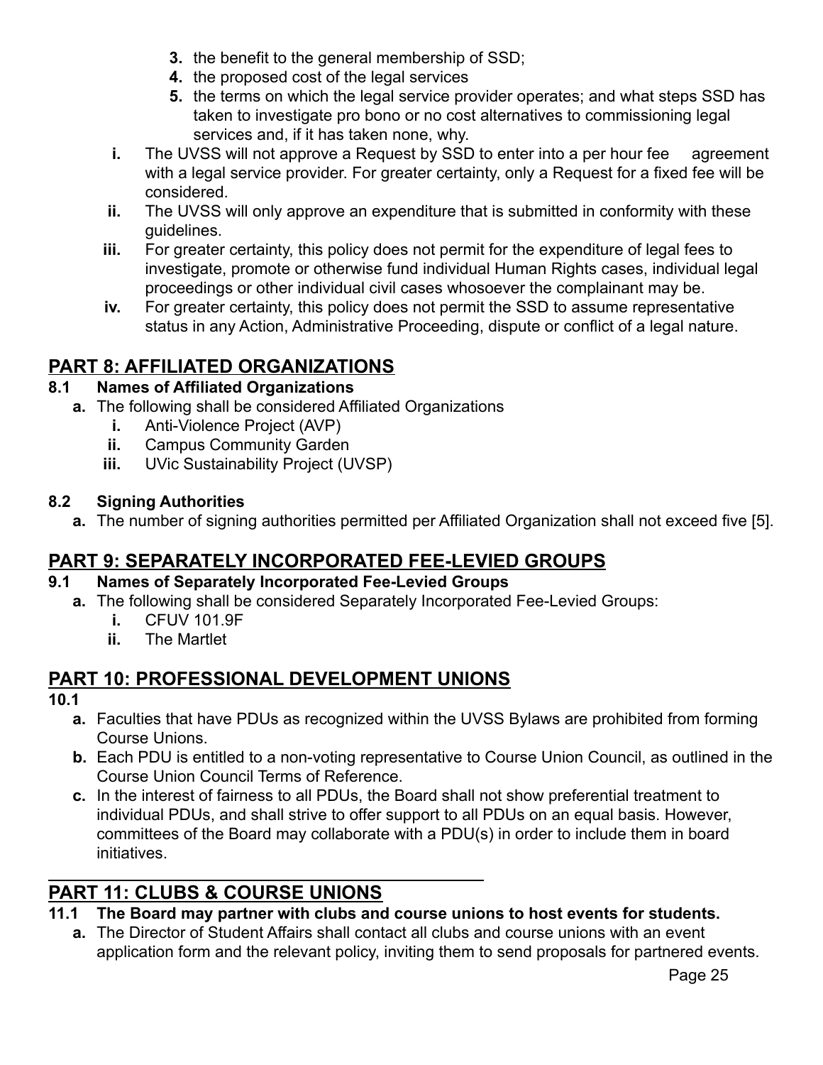3. the benefit to the general membership of SSD;
4. the proposed cost of the legal services
5. the terms on which the legal service provider operates; and what steps SSD has taken to investigate pro bono or no cost alternatives to commissioning legal services and, if it has taken none, why.

- **i.** The UVSS will not approve a Request by SSD to enter into a per hour fee agreement with a legal service provider. For greater certainty, only a Request for a fixed fee will be considered.
- **ii.** The UVSS will only approve an expenditure that is submitted in conformity with these guidelines.
- **iii.** For greater certainty, this policy does not permit for the expenditure of legal fees to investigate, promote or otherwise fund individual Human Rights cases, individual legal proceedings or other individual civil cases whosoever the complainant may be.
- **iv.** For greater certainty, this policy does not permit the SSD to assume representative status in any Action, Administrative Proceeding, dispute or conflict of a legal nature.

## PART 8: AFFILIATED ORGANIZATIONS

### 8.1 Names of Affiliated Organizations

- **a.** The following shall be considered Affiliated Organizations
  - **i.** Anti-Violence Project (AVP)
  - **ii.** Campus Community Garden
  - **iii.** UVic Sustainability Project (UVSP)

### 8.2 Signing Authorities

- **a.** The number of signing authorities permitted per Affiliated Organization shall not exceed five [5].

## PART 9: SEPARATELY INCORPORATED FEE-LEVIED GROUPS

### 9.1 Names of Separately Incorporated Fee-Levied Groups

- **a.** The following shall be considered Separately Incorporated Fee-Levied Groups:
  - **i.** CFUV 101.9F
  - **ii.** The Martlet

## PART 10: PROFESSIONAL DEVELOPMENT UNIONS

### 10.1

- **a.** Faculties that have PDUs as recognized within the UVSS Bylaws are prohibited from forming Course Unions.
- **b.** Each PDU is entitled to a non-voting representative to Course Union Council, as outlined in the Course Union Council Terms of Reference.
- **c.** In the interest of fairness to all PDUs, the Board shall not show preferential treatment to individual PDUs, and shall strive to offer support to all PDUs on an equal basis. However, committees of the Board may collaborate with a PDU(s) in order to include them in board initiatives.

## PART 11: CLUBS & COURSE UNIONS

### 11.1 The Board may partner with clubs and course unions to host events for students.

- **a.** The Director of Student Affairs shall contact all clubs and course unions with an event application form and the relevant policy, inviting them to send proposals for partnered events.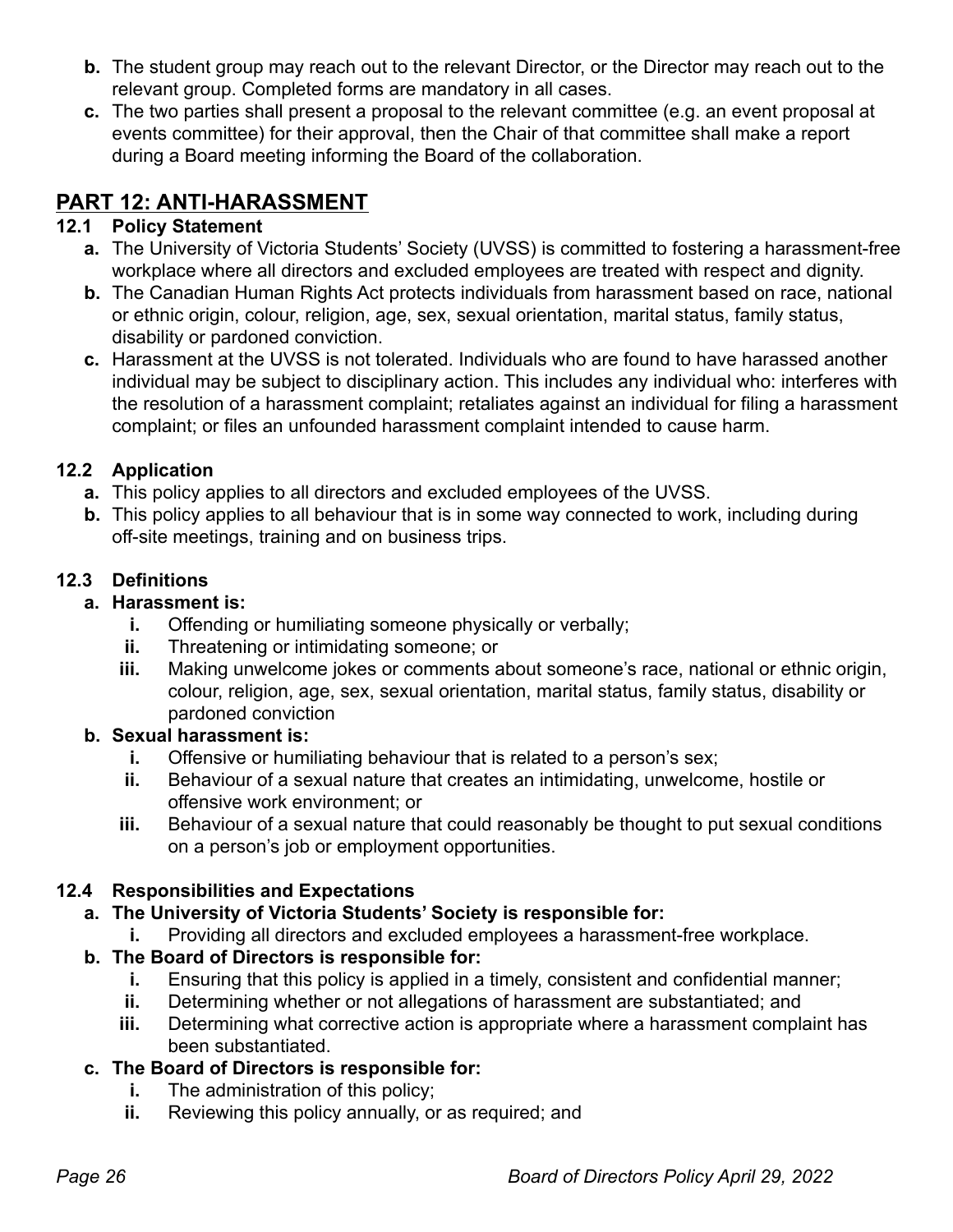**b.** The student group may reach out to the relevant Director, or the Director may reach out to the relevant group. Completed forms are mandatory in all cases.

**c.** The two parties shall present a proposal to the relevant committee (e.g. an event proposal at events committee) for their approval, then the Chair of that committee shall make a report during a Board meeting informing the Board of the collaboration.

## PART 12: ANTI-HARASSMENT

### 12.1 Policy Statement

**a.** The University of Victoria Students' Society (UVSS) is committed to fostering a harassment-free workplace where all directors and excluded employees are treated with respect and dignity.

**b.** The Canadian Human Rights Act protects individuals from harassment based on race, national or ethnic origin, colour, religion, age, sex, sexual orientation, marital status, family status, disability or pardoned conviction.

**c.** Harassment at the UVSS is not tolerated. Individuals who are found to have harassed another individual may be subject to disciplinary action. This includes any individual who: interferes with the resolution of a harassment complaint; retaliates against an individual for filing a harassment complaint; or files an unfounded harassment complaint intended to cause harm.

### 12.2 Application

**a.** This policy applies to all directors and excluded employees of the UVSS.

**b.** This policy applies to all behaviour that is in some way connected to work, including during off-site meetings, training and on business trips.

### 12.3 Definitions

**a. Harassment is:**

- **i.** Offending or humiliating someone physically or verbally;
- **ii.** Threatening or intimidating someone; or
- **iii.** Making unwelcome jokes or comments about someone's race, national or ethnic origin, colour, religion, age, sex, sexual orientation, marital status, family status, disability or pardoned conviction

**b. Sexual harassment is:**

- **i.** Offensive or humiliating behaviour that is related to a person's sex;
- **ii.** Behaviour of a sexual nature that creates an intimidating, unwelcome, hostile or offensive work environment; or
- **iii.** Behaviour of a sexual nature that could reasonably be thought to put sexual conditions on a person's job or employment opportunities.

### 12.4 Responsibilities and Expectations

**a. The University of Victoria Students' Society is responsible for:**

- **i.** Providing all directors and excluded employees a harassment-free workplace.

**b. The Board of Directors is responsible for:**

- **i.** Ensuring that this policy is applied in a timely, consistent and confidential manner;
- **ii.** Determining whether or not allegations of harassment are substantiated; and
- **iii.** Determining what corrective action is appropriate where a harassment complaint has been substantiated.

**c. The Board of Directors is responsible for:**

- **i.** The administration of this policy;
- **ii.** Reviewing this policy annually, or as required; and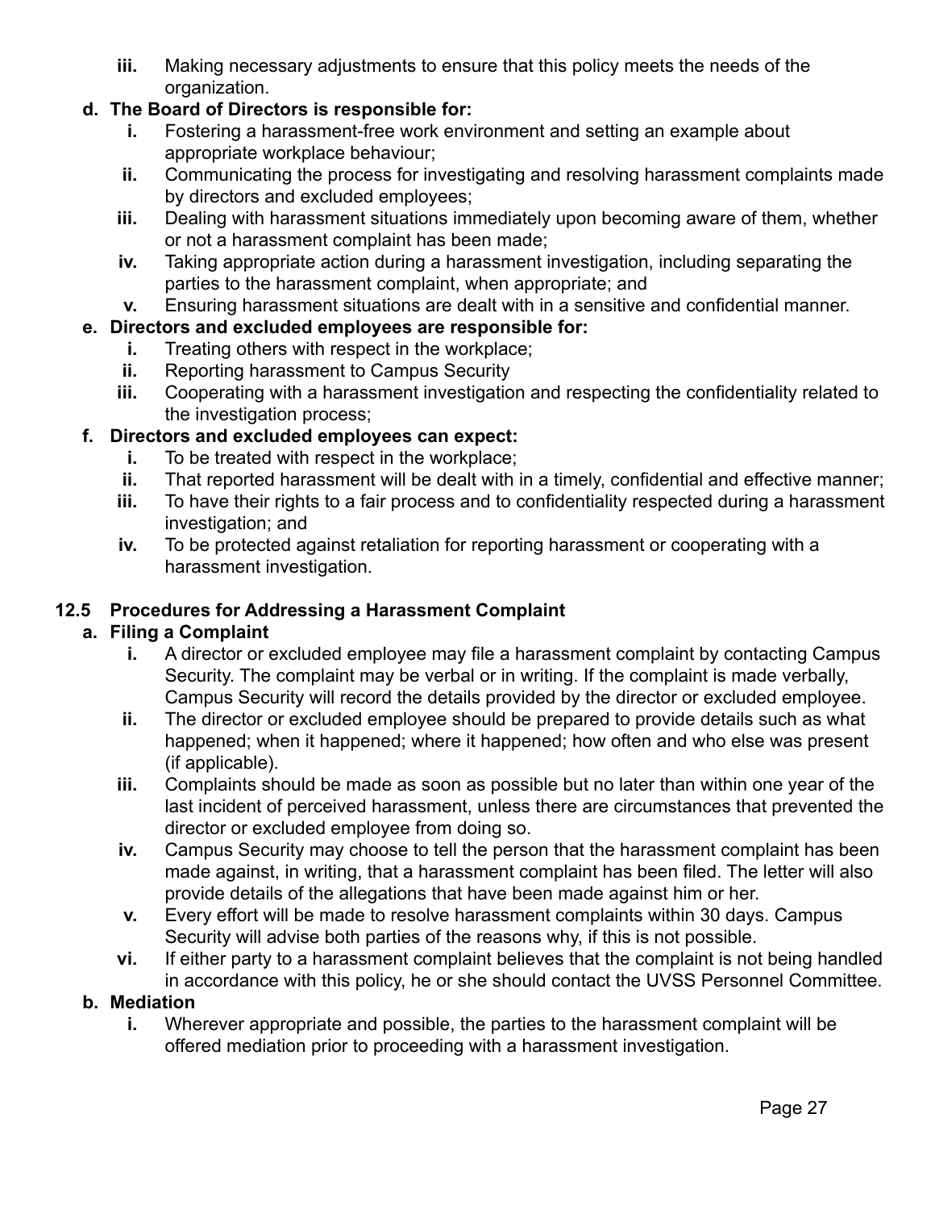iii. Making necessary adjustments to ensure that this policy meets the needs of the organization.

**d. The Board of Directors is responsible for:**

- **i.** Fostering a harassment-free work environment and setting an example about appropriate workplace behaviour;
- **ii.** Communicating the process for investigating and resolving harassment complaints made by directors and excluded employees;
- **iii.** Dealing with harassment situations immediately upon becoming aware of them, whether or not a harassment complaint has been made;
- **iv.** Taking appropriate action during a harassment investigation, including separating the parties to the harassment complaint, when appropriate; and
- **v.** Ensuring harassment situations are dealt with in a sensitive and confidential manner.

**e. Directors and excluded employees are responsible for:**

- **i.** Treating others with respect in the workplace;
- **ii.** Reporting harassment to Campus Security
- **iii.** Cooperating with a harassment investigation and respecting the confidentiality related to the investigation process;

**f. Directors and excluded employees can expect:**

- **i.** To be treated with respect in the workplace;
- **ii.** That reported harassment will be dealt with in a timely, confidential and effective manner;
- **iii.** To have their rights to a fair process and to confidentiality respected during a harassment investigation; and
- **iv.** To be protected against retaliation for reporting harassment or cooperating with a harassment investigation.

### 12.5 Procedures for Addressing a Harassment Complaint

**a. Filing a Complaint**

- **i.** A director or excluded employee may file a harassment complaint by contacting Campus Security. The complaint may be verbal or in writing. If the complaint is made verbally, Campus Security will record the details provided by the director or excluded employee.
- **ii.** The director or excluded employee should be prepared to provide details such as what happened; when it happened; where it happened; how often and who else was present (if applicable).
- **iii.** Complaints should be made as soon as possible but no later than within one year of the last incident of perceived harassment, unless there are circumstances that prevented the director or excluded employee from doing so.
- **iv.** Campus Security may choose to tell the person that the harassment complaint has been made against, in writing, that a harassment complaint has been filed. The letter will also provide details of the allegations that have been made against him or her.
- **v.** Every effort will be made to resolve harassment complaints within 30 days. Campus Security will advise both parties of the reasons why, if this is not possible.
- **vi.** If either party to a harassment complaint believes that the complaint is not being handled in accordance with this policy, he or she should contact the UVSS Personnel Committee.

**b. Mediation**

- **i.** Wherever appropriate and possible, the parties to the harassment complaint will be offered mediation prior to proceeding with a harassment investigation.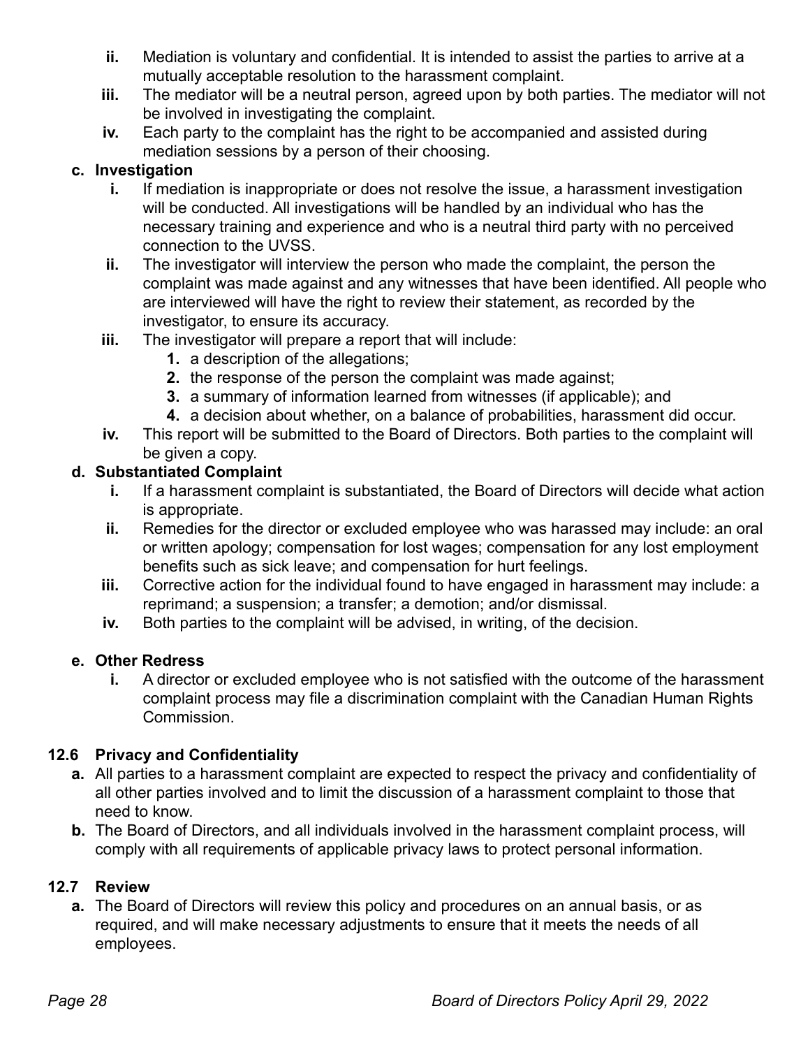ii. Mediation is voluntary and confidential. It is intended to assist the parties to arrive at a mutually acceptable resolution to the harassment complaint.

iii. The mediator will be a neutral person, agreed upon by both parties. The mediator will not be involved in investigating the complaint.

iv. Each party to the complaint has the right to be accompanied and assisted during mediation sessions by a person of their choosing.

**c. Investigation**

i. If mediation is inappropriate or does not resolve the issue, a harassment investigation will be conducted. All investigations will be handled by an individual who has the necessary training and experience and who is a neutral third party with no perceived connection to the UVSS.

ii. The investigator will interview the person who made the complaint, the person the complaint was made against and any witnesses that have been identified. All people who are interviewed will have the right to review their statement, as recorded by the investigator, to ensure its accuracy.

iii. The investigator will prepare a report that will include:

1. a description of the allegations;
2. the response of the person the complaint was made against;
3. a summary of information learned from witnesses (if applicable); and
4. a decision about whether, on a balance of probabilities, harassment did occur.

iv. This report will be submitted to the Board of Directors. Both parties to the complaint will be given a copy.

**d. Substantiated Complaint**

i. If a harassment complaint is substantiated, the Board of Directors will decide what action is appropriate.

ii. Remedies for the director or excluded employee who was harassed may include: an oral or written apology; compensation for lost wages; compensation for any lost employment benefits such as sick leave; and compensation for hurt feelings.

iii. Corrective action for the individual found to have engaged in harassment may include: a reprimand; a suspension; a transfer; a demotion; and/or dismissal.

iv. Both parties to the complaint will be advised, in writing, of the decision.

**e. Other Redress**

i. A director or excluded employee who is not satisfied with the outcome of the harassment complaint process may file a discrimination complaint with the Canadian Human Rights Commission.

### 12.6 Privacy and Confidentiality

**a.** All parties to a harassment complaint are expected to respect the privacy and confidentiality of all other parties involved and to limit the discussion of a harassment complaint to those that need to know.

**b.** The Board of Directors, and all individuals involved in the harassment complaint process, will comply with all requirements of applicable privacy laws to protect personal information.

### 12.7 Review

**a.** The Board of Directors will review this policy and procedures on an annual basis, or as required, and will make necessary adjustments to ensure that it meets the needs of all employees.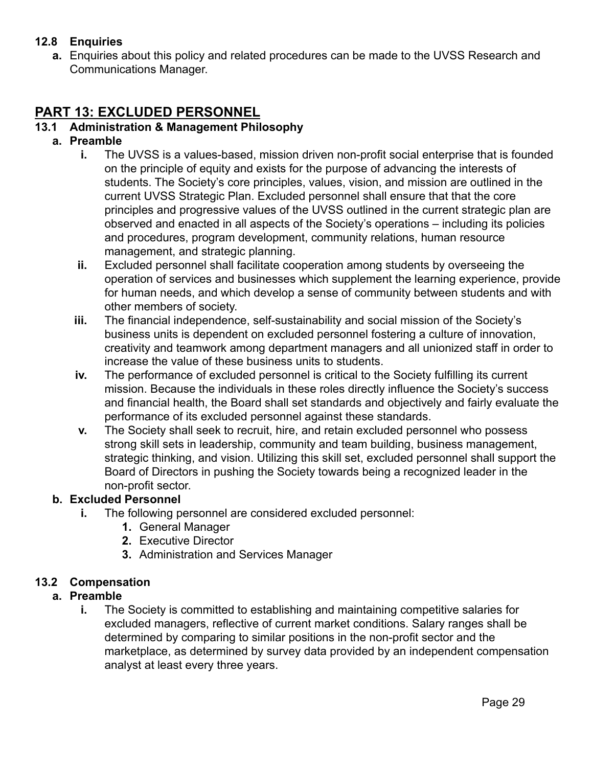### 12.8 Enquiries

**a.** Enquiries about this policy and related procedures can be made to the UVSS Research and Communications Manager.

## PART 13: EXCLUDED PERSONNEL

### 13.1 Administration & Management Philosophy

**a. Preamble**

- **i.** The UVSS is a values-based, mission driven non-profit social enterprise that is founded on the principle of equity and exists for the purpose of advancing the interests of students. The Society's core principles, values, vision, and mission are outlined in the current UVSS Strategic Plan. Excluded personnel shall ensure that that the core principles and progressive values of the UVSS outlined in the current strategic plan are observed and enacted in all aspects of the Society's operations – including its policies and procedures, program development, community relations, human resource management, and strategic planning.
- **ii.** Excluded personnel shall facilitate cooperation among students by overseeing the operation of services and businesses which supplement the learning experience, provide for human needs, and which develop a sense of community between students and with other members of society.
- **iii.** The financial independence, self-sustainability and social mission of the Society's business units is dependent on excluded personnel fostering a culture of innovation, creativity and teamwork among department managers and all unionized staff in order to increase the value of these business units to students.
- **iv.** The performance of excluded personnel is critical to the Society fulfilling its current mission. Because the individuals in these roles directly influence the Society's success and financial health, the Board shall set standards and objectively and fairly evaluate the performance of its excluded personnel against these standards.
- **v.** The Society shall seek to recruit, hire, and retain excluded personnel who possess strong skill sets in leadership, community and team building, business management, strategic thinking, and vision. Utilizing this skill set, excluded personnel shall support the Board of Directors in pushing the Society towards being a recognized leader in the non-profit sector.

**b. Excluded Personnel**

- **i.** The following personnel are considered excluded personnel:
  1. General Manager
  2. Executive Director
  3. Administration and Services Manager

### 13.2 Compensation

**a. Preamble**

- **i.** The Society is committed to establishing and maintaining competitive salaries for excluded managers, reflective of current market conditions. Salary ranges shall be determined by comparing to similar positions in the non-profit sector and the marketplace, as determined by survey data provided by an independent compensation analyst at least every three years.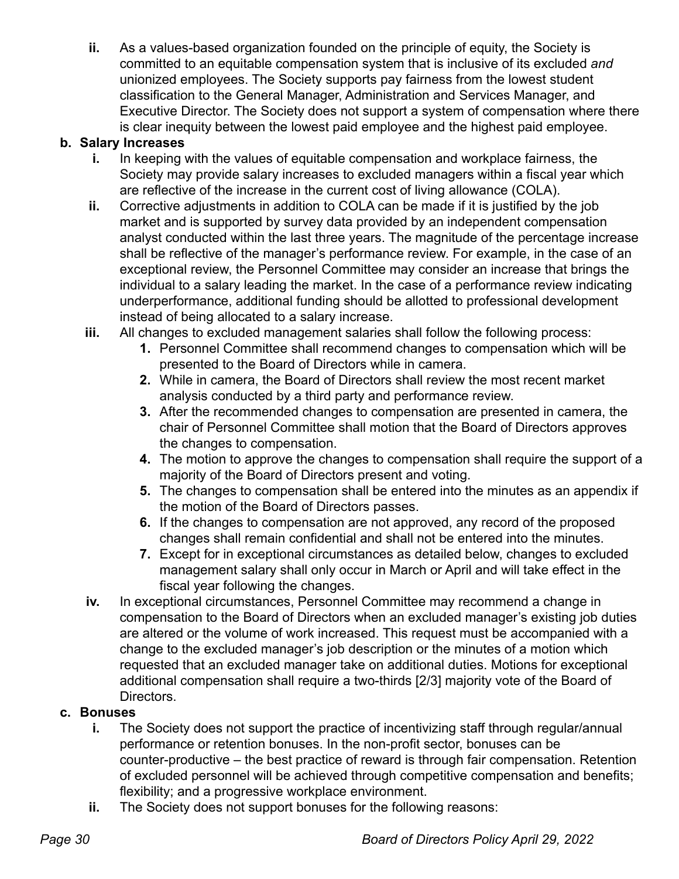ii. As a values-based organization founded on the principle of equity, the Society is committed to an equitable compensation system that is inclusive of its excluded *and* unionized employees. The Society supports pay fairness from the lowest student classification to the General Manager, Administration and Services Manager, and Executive Director. The Society does not support a system of compensation where there is clear inequity between the lowest paid employee and the highest paid employee.

**b. Salary Increases**

i. In keeping with the values of equitable compensation and workplace fairness, the Society may provide salary increases to excluded managers within a fiscal year which are reflective of the increase in the current cost of living allowance (COLA).

ii. Corrective adjustments in addition to COLA can be made if it is justified by the job market and is supported by survey data provided by an independent compensation analyst conducted within the last three years. The magnitude of the percentage increase shall be reflective of the manager's performance review. For example, in the case of an exceptional review, the Personnel Committee may consider an increase that brings the individual to a salary leading the market. In the case of a performance review indicating underperformance, additional funding should be allotted to professional development instead of being allocated to a salary increase.

iii. All changes to excluded management salaries shall follow the following process:

1. Personnel Committee shall recommend changes to compensation which will be presented to the Board of Directors while in camera.
2. While in camera, the Board of Directors shall review the most recent market analysis conducted by a third party and performance review.
3. After the recommended changes to compensation are presented in camera, the chair of Personnel Committee shall motion that the Board of Directors approves the changes to compensation.
4. The motion to approve the changes to compensation shall require the support of a majority of the Board of Directors present and voting.
5. The changes to compensation shall be entered into the minutes as an appendix if the motion of the Board of Directors passes.
6. If the changes to compensation are not approved, any record of the proposed changes shall remain confidential and shall not be entered into the minutes.
7. Except for in exceptional circumstances as detailed below, changes to excluded management salary shall only occur in March or April and will take effect in the fiscal year following the changes.

iv. In exceptional circumstances, Personnel Committee may recommend a change in compensation to the Board of Directors when an excluded manager's existing job duties are altered or the volume of work increased. This request must be accompanied with a change to the excluded manager's job description or the minutes of a motion which requested that an excluded manager take on additional duties. Motions for exceptional additional compensation shall require a two-thirds [2/3] majority vote of the Board of Directors.

**c. Bonuses**

i. The Society does not support the practice of incentivizing staff through regular/annual performance or retention bonuses. In the non-profit sector, bonuses can be counter-productive – the best practice of reward is through fair compensation. Retention of excluded personnel will be achieved through competitive compensation and benefits; flexibility; and a progressive workplace environment.

ii. The Society does not support bonuses for the following reasons: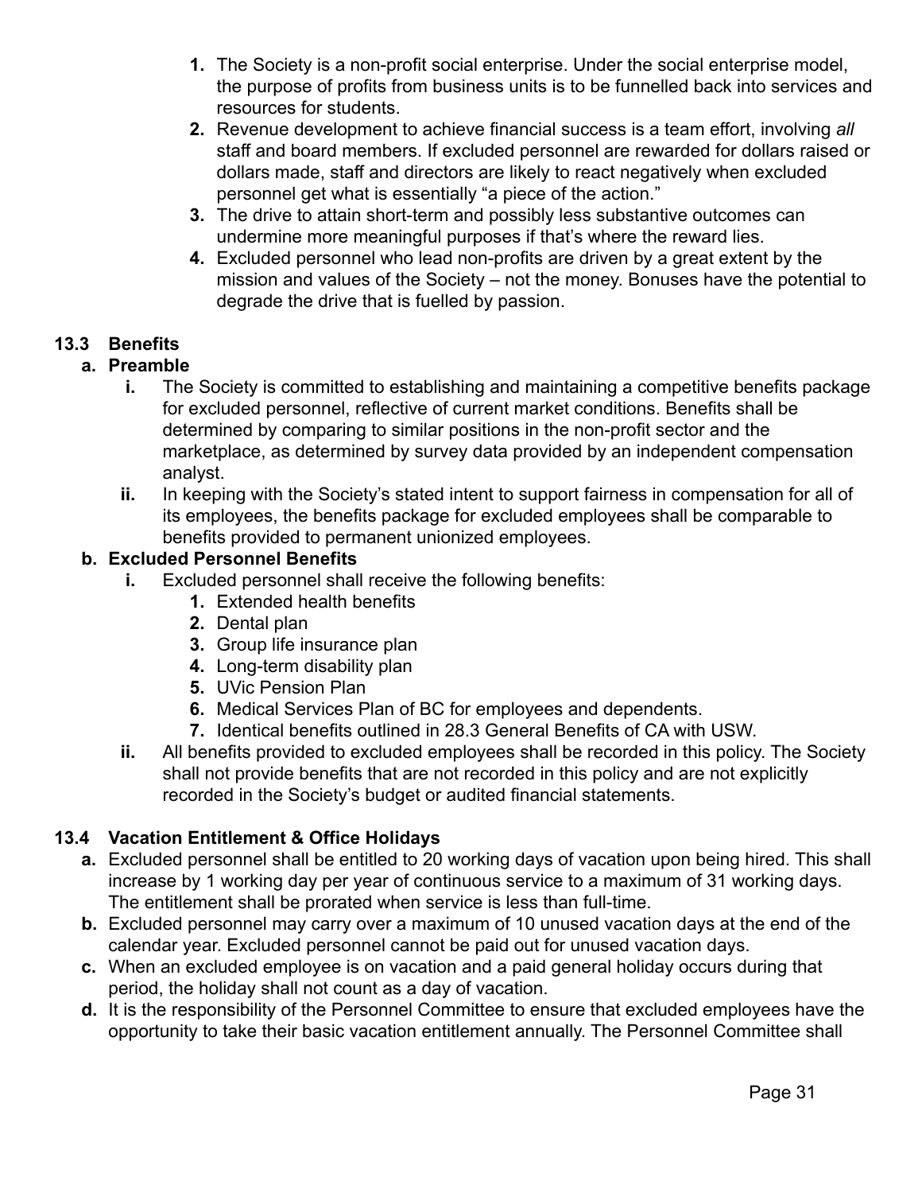1. The Society is a non-profit social enterprise. Under the social enterprise model, the purpose of profits from business units is to be funnelled back into services and resources for students.
2. Revenue development to achieve financial success is a team effort, involving *all* staff and board members. If excluded personnel are rewarded for dollars raised or dollars made, staff and directors are likely to react negatively when excluded personnel get what is essentially "a piece of the action."
3. The drive to attain short-term and possibly less substantive outcomes can undermine more meaningful purposes if that's where the reward lies.
4. Excluded personnel who lead non-profits are driven by a great extent by the mission and values of the Society – not the money. Bonuses have the potential to degrade the drive that is fuelled by passion.

### 13.3 Benefits

**a. Preamble**

- **i.** The Society is committed to establishing and maintaining a competitive benefits package for excluded personnel, reflective of current market conditions. Benefits shall be determined by comparing to similar positions in the non-profit sector and the marketplace, as determined by survey data provided by an independent compensation analyst.
- **ii.** In keeping with the Society's stated intent to support fairness in compensation for all of its employees, the benefits package for excluded employees shall be comparable to benefits provided to permanent unionized employees.

**b. Excluded Personnel Benefits**

- **i.** Excluded personnel shall receive the following benefits:
  1. Extended health benefits
  2. Dental plan
  3. Group life insurance plan
  4. Long-term disability plan
  5. UVic Pension Plan
  6. Medical Services Plan of BC for employees and dependents.
  7. Identical benefits outlined in 28.3 General Benefits of CA with USW.
- **ii.** All benefits provided to excluded employees shall be recorded in this policy. The Society shall not provide benefits that are not recorded in this policy and are not explicitly recorded in the Society's budget or audited financial statements.

### 13.4 Vacation Entitlement & Office Holidays

- **a.** Excluded personnel shall be entitled to 20 working days of vacation upon being hired. This shall increase by 1 working day per year of continuous service to a maximum of 31 working days. The entitlement shall be prorated when service is less than full-time.
- **b.** Excluded personnel may carry over a maximum of 10 unused vacation days at the end of the calendar year. Excluded personnel cannot be paid out for unused vacation days.
- **c.** When an excluded employee is on vacation and a paid general holiday occurs during that period, the holiday shall not count as a day of vacation.
- **d.** It is the responsibility of the Personnel Committee to ensure that excluded employees have the opportunity to take their basic vacation entitlement annually. The Personnel Committee shall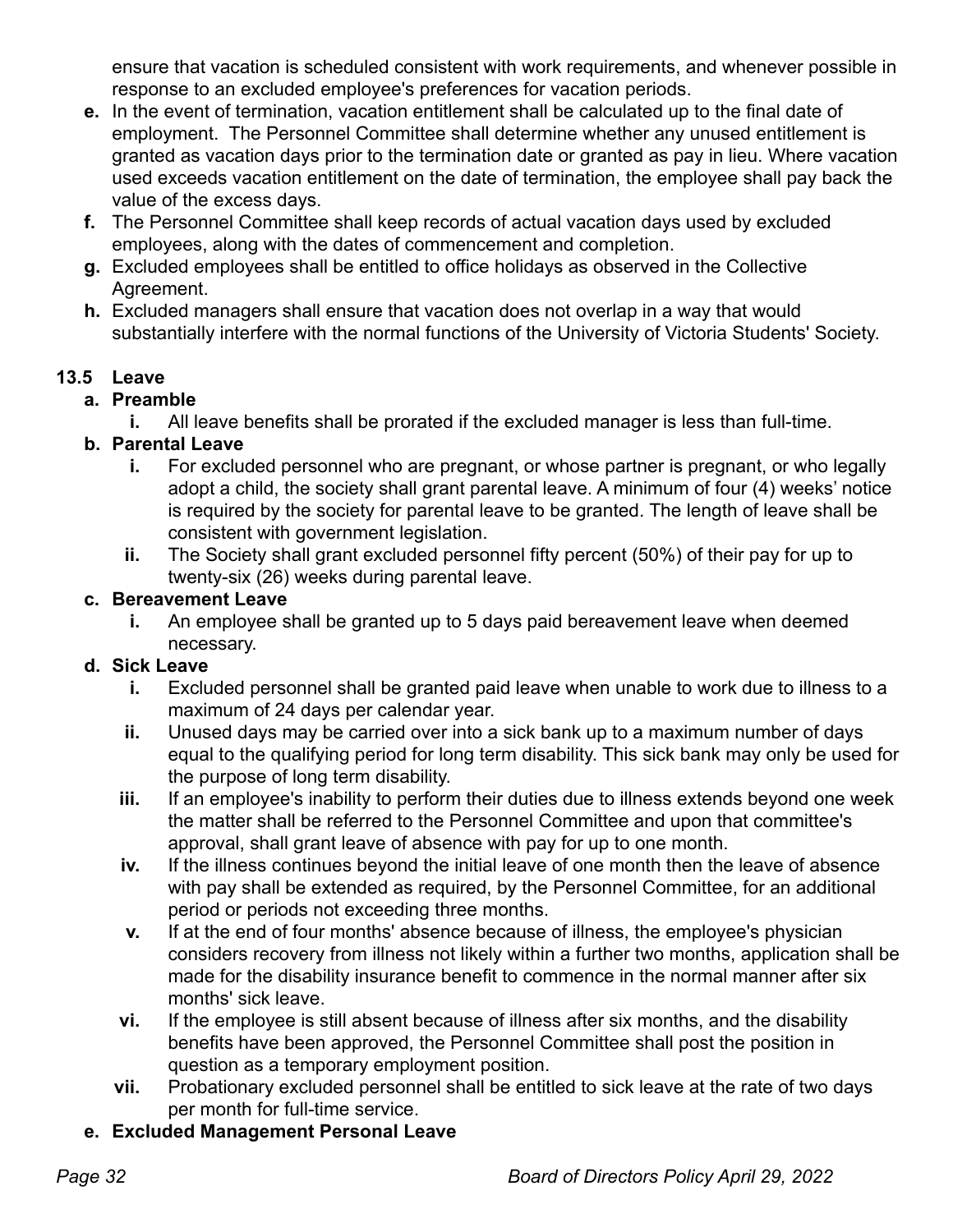ensure that vacation is scheduled consistent with work requirements, and whenever possible in response to an excluded employee's preferences for vacation periods.

**e.** In the event of termination, vacation entitlement shall be calculated up to the final date of employment. The Personnel Committee shall determine whether any unused entitlement is granted as vacation days prior to the termination date or granted as pay in lieu. Where vacation used exceeds vacation entitlement on the date of termination, the employee shall pay back the value of the excess days.

**f.** The Personnel Committee shall keep records of actual vacation days used by excluded employees, along with the dates of commencement and completion.

**g.** Excluded employees shall be entitled to office holidays as observed in the Collective Agreement.

**h.** Excluded managers shall ensure that vacation does not overlap in a way that would substantially interfere with the normal functions of the University of Victoria Students' Society.

### 13.5 Leave

**a. Preamble**

- **i.** All leave benefits shall be prorated if the excluded manager is less than full-time.

**b. Parental Leave**

- **i.** For excluded personnel who are pregnant, or whose partner is pregnant, or who legally adopt a child, the society shall grant parental leave. A minimum of four (4) weeks' notice is required by the society for parental leave to be granted. The length of leave shall be consistent with government legislation.
- **ii.** The Society shall grant excluded personnel fifty percent (50%) of their pay for up to twenty-six (26) weeks during parental leave.

**c. Bereavement Leave**

- **i.** An employee shall be granted up to 5 days paid bereavement leave when deemed necessary.

**d. Sick Leave**

- **i.** Excluded personnel shall be granted paid leave when unable to work due to illness to a maximum of 24 days per calendar year.
- **ii.** Unused days may be carried over into a sick bank up to a maximum number of days equal to the qualifying period for long term disability. This sick bank may only be used for the purpose of long term disability.
- **iii.** If an employee's inability to perform their duties due to illness extends beyond one week the matter shall be referred to the Personnel Committee and upon that committee's approval, shall grant leave of absence with pay for up to one month.
- **iv.** If the illness continues beyond the initial leave of one month then the leave of absence with pay shall be extended as required, by the Personnel Committee, for an additional period or periods not exceeding three months.
- **v.** If at the end of four months' absence because of illness, the employee's physician considers recovery from illness not likely within a further two months, application shall be made for the disability insurance benefit to commence in the normal manner after six months' sick leave.
- **vi.** If the employee is still absent because of illness after six months, and the disability benefits have been approved, the Personnel Committee shall post the position in question as a temporary employment position.
- **vii.** Probationary excluded personnel shall be entitled to sick leave at the rate of two days per month for full-time service.

**e. Excluded Management Personal Leave**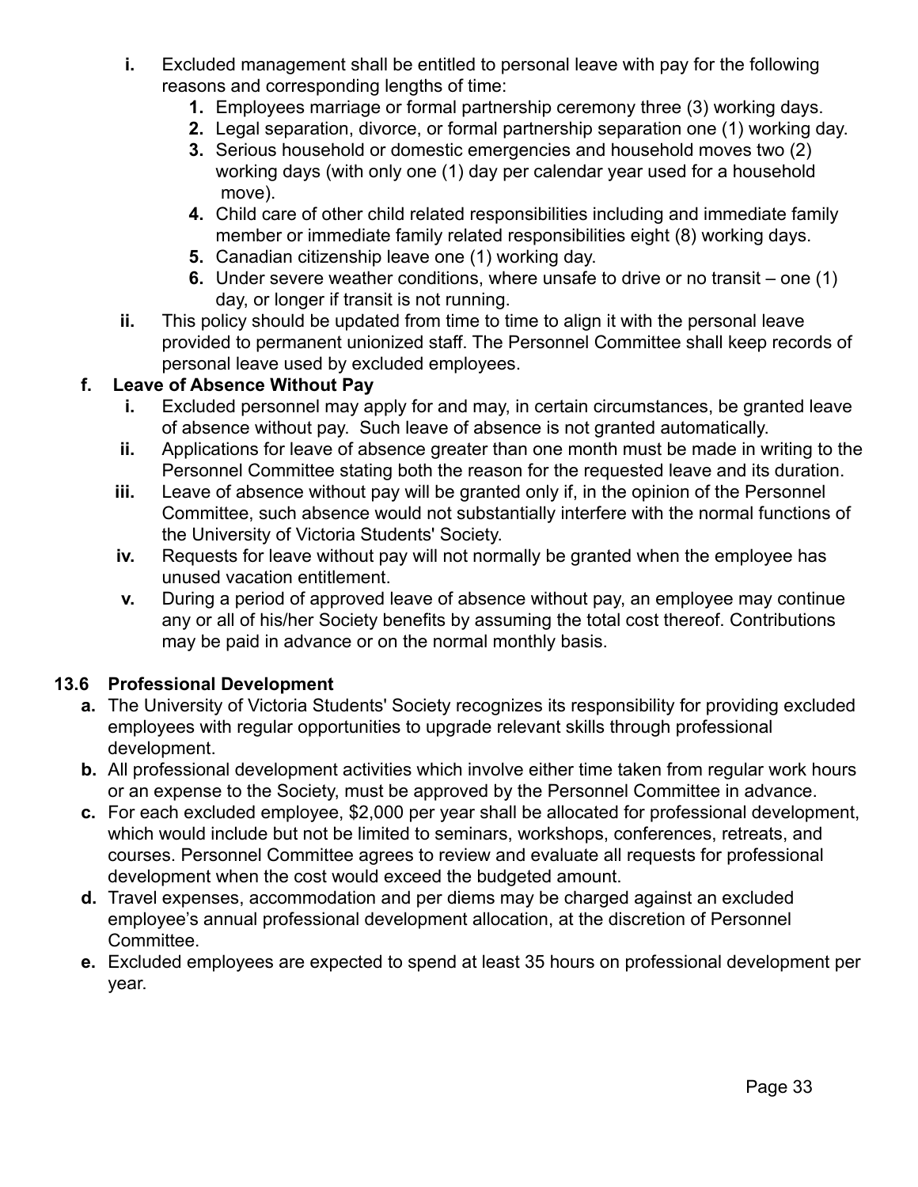i. Excluded management shall be entitled to personal leave with pay for the following reasons and corresponding lengths of time:
    1. Employees marriage or formal partnership ceremony three (3) working days.
    2. Legal separation, divorce, or formal partnership separation one (1) working day.
    3. Serious household or domestic emergencies and household moves two (2) working days (with only one (1) day per calendar year used for a household move).
    4. Child care of other child related responsibilities including and immediate family member or immediate family related responsibilities eight (8) working days.
    5. Canadian citizenship leave one (1) working day.
    6. Under severe weather conditions, where unsafe to drive or no transit – one (1) day, or longer if transit is not running.

ii. This policy should be updated from time to time to align it with the personal leave provided to permanent unionized staff. The Personnel Committee shall keep records of personal leave used by excluded employees.

**f. Leave of Absence Without Pay**

i. Excluded personnel may apply for and may, in certain circumstances, be granted leave of absence without pay. Such leave of absence is not granted automatically.

ii. Applications for leave of absence greater than one month must be made in writing to the Personnel Committee stating both the reason for the requested leave and its duration.

iii. Leave of absence without pay will be granted only if, in the opinion of the Personnel Committee, such absence would not substantially interfere with the normal functions of the University of Victoria Students' Society.

iv. Requests for leave without pay will not normally be granted when the employee has unused vacation entitlement.

v. During a period of approved leave of absence without pay, an employee may continue any or all of his/her Society benefits by assuming the total cost thereof. Contributions may be paid in advance or on the normal monthly basis.

### 13.6 Professional Development

a. The University of Victoria Students' Society recognizes its responsibility for providing excluded employees with regular opportunities to upgrade relevant skills through professional development.

b. All professional development activities which involve either time taken from regular work hours or an expense to the Society, must be approved by the Personnel Committee in advance.

c. For each excluded employee, $2,000 per year shall be allocated for professional development, which would include but not be limited to seminars, workshops, conferences, retreats, and courses. Personnel Committee agrees to review and evaluate all requests for professional development when the cost would exceed the budgeted amount.

d. Travel expenses, accommodation and per diems may be charged against an excluded employee's annual professional development allocation, at the discretion of Personnel Committee.

e. Excluded employees are expected to spend at least 35 hours on professional development per year.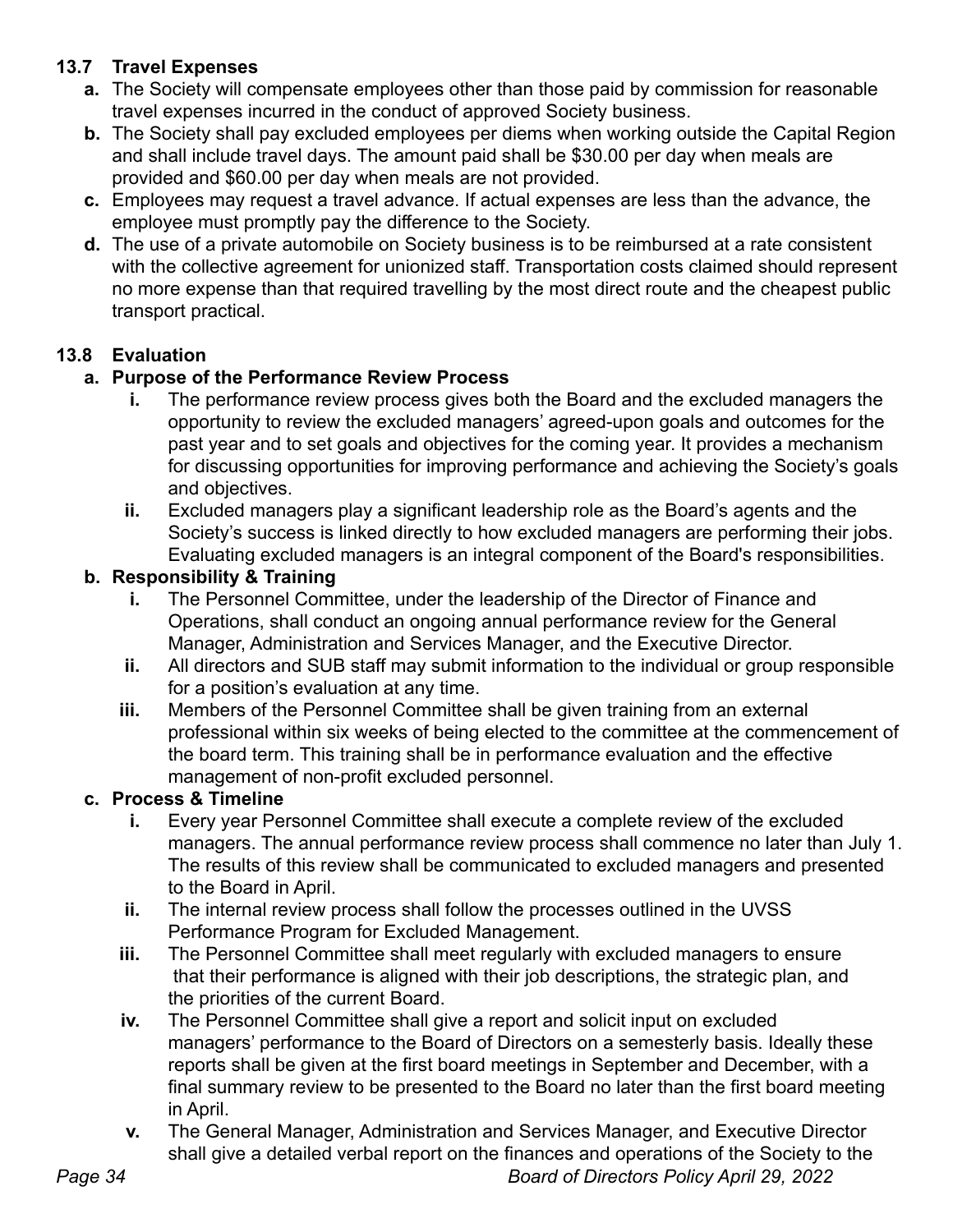### 13.7 Travel Expenses

- **a.** The Society will compensate employees other than those paid by commission for reasonable travel expenses incurred in the conduct of approved Society business.
- **b.** The Society shall pay excluded employees per diems when working outside the Capital Region and shall include travel days. The amount paid shall be $30.00 per day when meals are provided and $60.00 per day when meals are not provided.
- **c.** Employees may request a travel advance. If actual expenses are less than the advance, the employee must promptly pay the difference to the Society.
- **d.** The use of a private automobile on Society business is to be reimbursed at a rate consistent with the collective agreement for unionized staff. Transportation costs claimed should represent no more expense than that required travelling by the most direct route and the cheapest public transport practical.

### 13.8 Evaluation

**a. Purpose of the Performance Review Process**

- **i.** The performance review process gives both the Board and the excluded managers the opportunity to review the excluded managers' agreed-upon goals and outcomes for the past year and to set goals and objectives for the coming year. It provides a mechanism for discussing opportunities for improving performance and achieving the Society's goals and objectives.
- **ii.** Excluded managers play a significant leadership role as the Board's agents and the Society's success is linked directly to how excluded managers are performing their jobs. Evaluating excluded managers is an integral component of the Board's responsibilities.

**b. Responsibility & Training**

- **i.** The Personnel Committee, under the leadership of the Director of Finance and Operations, shall conduct an ongoing annual performance review for the General Manager, Administration and Services Manager, and the Executive Director.
- **ii.** All directors and SUB staff may submit information to the individual or group responsible for a position's evaluation at any time.
- **iii.** Members of the Personnel Committee shall be given training from an external professional within six weeks of being elected to the committee at the commencement of the board term. This training shall be in performance evaluation and the effective management of non-profit excluded personnel.

**c. Process & Timeline**

- **i.** Every year Personnel Committee shall execute a complete review of the excluded managers. The annual performance review process shall commence no later than July 1. The results of this review shall be communicated to excluded managers and presented to the Board in April.
- **ii.** The internal review process shall follow the processes outlined in the UVSS Performance Program for Excluded Management.
- **iii.** The Personnel Committee shall meet regularly with excluded managers to ensure that their performance is aligned with their job descriptions, the strategic plan, and the priorities of the current Board.
- **iv.** The Personnel Committee shall give a report and solicit input on excluded managers' performance to the Board of Directors on a semesterly basis. Ideally these reports shall be given at the first board meetings in September and December, with a final summary review to be presented to the Board no later than the first board meeting in April.
- **v.** The General Manager, Administration and Services Manager, and Executive Director shall give a detailed verbal report on the finances and operations of the Society to the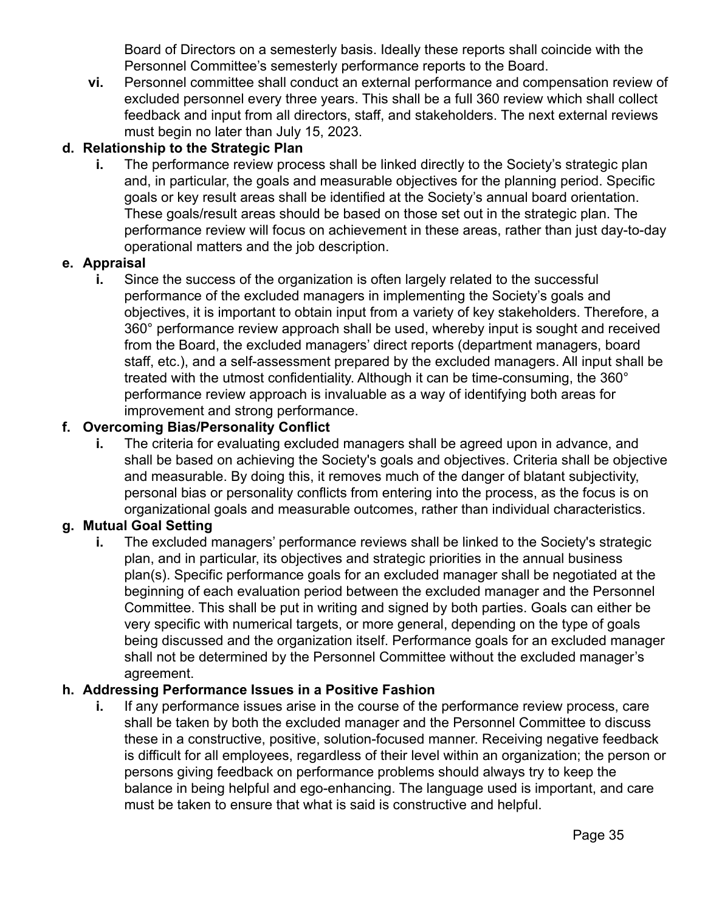Board of Directors on a semesterly basis. Ideally these reports shall coincide with the Personnel Committee's semesterly performance reports to the Board.

- **vi.** Personnel committee shall conduct an external performance and compensation review of excluded personnel every three years. This shall be a full 360 review which shall collect feedback and input from all directors, staff, and stakeholders. The next external reviews must begin no later than July 15, 2023.

**d. Relationship to the Strategic Plan**

- **i.** The performance review process shall be linked directly to the Society's strategic plan and, in particular, the goals and measurable objectives for the planning period. Specific goals or key result areas shall be identified at the Society's annual board orientation. These goals/result areas should be based on those set out in the strategic plan. The performance review will focus on achievement in these areas, rather than just day-to-day operational matters and the job description.

**e. Appraisal**

- **i.** Since the success of the organization is often largely related to the successful performance of the excluded managers in implementing the Society's goals and objectives, it is important to obtain input from a variety of key stakeholders. Therefore, a 360° performance review approach shall be used, whereby input is sought and received from the Board, the excluded managers' direct reports (department managers, board staff, etc.), and a self-assessment prepared by the excluded managers. All input shall be treated with the utmost confidentiality. Although it can be time-consuming, the 360° performance review approach is invaluable as a way of identifying both areas for improvement and strong performance.

**f. Overcoming Bias/Personality Conflict**

- **i.** The criteria for evaluating excluded managers shall be agreed upon in advance, and shall be based on achieving the Society's goals and objectives. Criteria shall be objective and measurable. By doing this, it removes much of the danger of blatant subjectivity, personal bias or personality conflicts from entering into the process, as the focus is on organizational goals and measurable outcomes, rather than individual characteristics.

**g. Mutual Goal Setting**

- **i.** The excluded managers' performance reviews shall be linked to the Society's strategic plan, and in particular, its objectives and strategic priorities in the annual business plan(s). Specific performance goals for an excluded manager shall be negotiated at the beginning of each evaluation period between the excluded manager and the Personnel Committee. This shall be put in writing and signed by both parties. Goals can either be very specific with numerical targets, or more general, depending on the type of goals being discussed and the organization itself. Performance goals for an excluded manager shall not be determined by the Personnel Committee without the excluded manager's agreement.

**h. Addressing Performance Issues in a Positive Fashion**

- **i.** If any performance issues arise in the course of the performance review process, care shall be taken by both the excluded manager and the Personnel Committee to discuss these in a constructive, positive, solution-focused manner. Receiving negative feedback is difficult for all employees, regardless of their level within an organization; the person or persons giving feedback on performance problems should always try to keep the balance in being helpful and ego-enhancing. The language used is important, and care must be taken to ensure that what is said is constructive and helpful.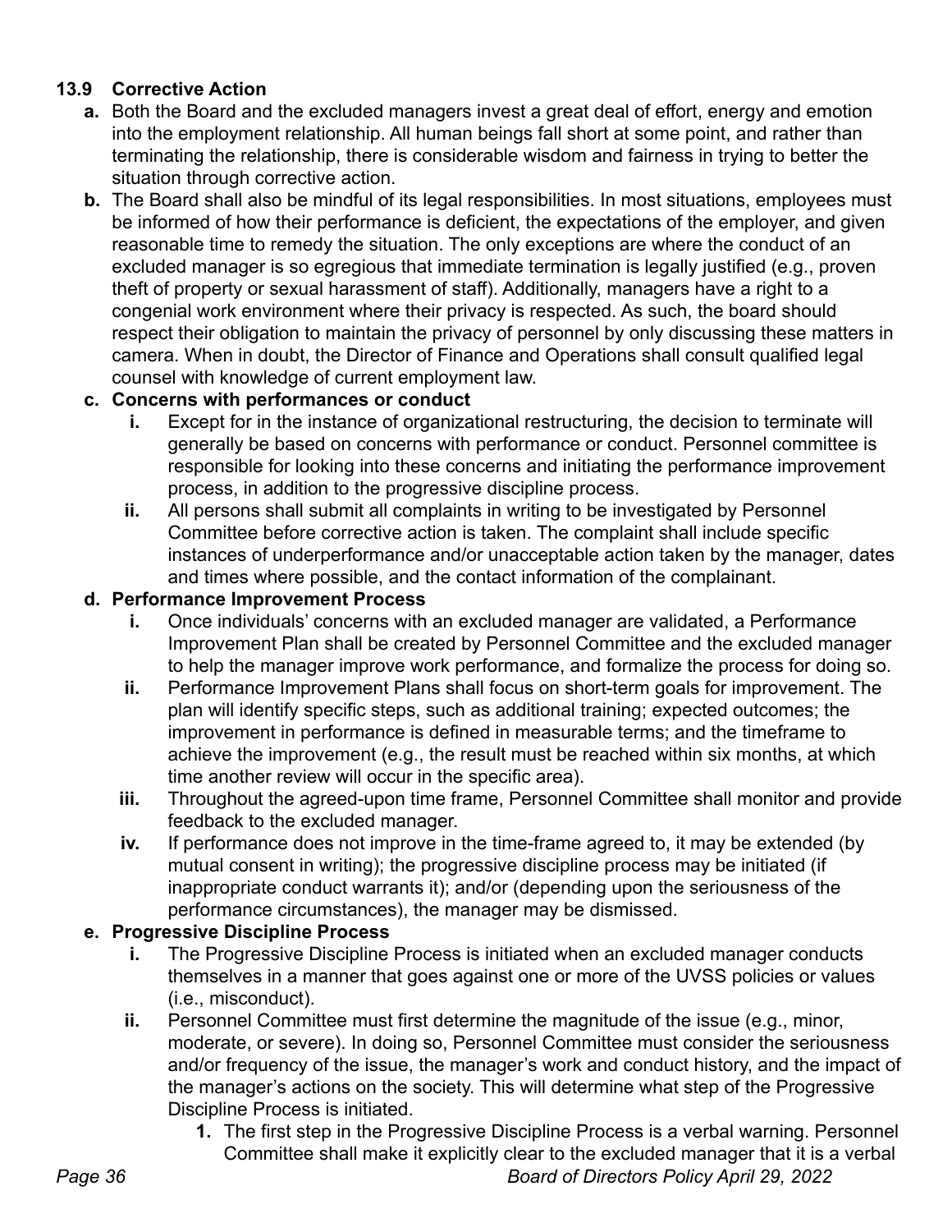### 13.9 Corrective Action

**a.** Both the Board and the excluded managers invest a great deal of effort, energy and emotion into the employment relationship. All human beings fall short at some point, and rather than terminating the relationship, there is considerable wisdom and fairness in trying to better the situation through corrective action.

**b.** The Board shall also be mindful of its legal responsibilities. In most situations, employees must be informed of how their performance is deficient, the expectations of the employer, and given reasonable time to remedy the situation. The only exceptions are where the conduct of an excluded manager is so egregious that immediate termination is legally justified (e.g., proven theft of property or sexual harassment of staff). Additionally, managers have a right to a congenial work environment where their privacy is respected. As such, the board should respect their obligation to maintain the privacy of personnel by only discussing these matters in camera. When in doubt, the Director of Finance and Operations shall consult qualified legal counsel with knowledge of current employment law.

**c. Concerns with performances or conduct**

- **i.** Except for in the instance of organizational restructuring, the decision to terminate will generally be based on concerns with performance or conduct. Personnel committee is responsible for looking into these concerns and initiating the performance improvement process, in addition to the progressive discipline process.
- **ii.** All persons shall submit all complaints in writing to be investigated by Personnel Committee before corrective action is taken. The complaint shall include specific instances of underperformance and/or unacceptable action taken by the manager, dates and times where possible, and the contact information of the complainant.

**d. Performance Improvement Process**

- **i.** Once individuals' concerns with an excluded manager are validated, a Performance Improvement Plan shall be created by Personnel Committee and the excluded manager to help the manager improve work performance, and formalize the process for doing so.
- **ii.** Performance Improvement Plans shall focus on short-term goals for improvement. The plan will identify specific steps, such as additional training; expected outcomes; the improvement in performance is defined in measurable terms; and the timeframe to achieve the improvement (e.g., the result must be reached within six months, at which time another review will occur in the specific area).
- **iii.** Throughout the agreed-upon time frame, Personnel Committee shall monitor and provide feedback to the excluded manager.
- **iv.** If performance does not improve in the time-frame agreed to, it may be extended (by mutual consent in writing); the progressive discipline process may be initiated (if inappropriate conduct warrants it); and/or (depending upon the seriousness of the performance circumstances), the manager may be dismissed.

**e. Progressive Discipline Process**

- **i.** The Progressive Discipline Process is initiated when an excluded manager conducts themselves in a manner that goes against one or more of the UVSS policies or values (i.e., misconduct).
- **ii.** Personnel Committee must first determine the magnitude of the issue (e.g., minor, moderate, or severe). In doing so, Personnel Committee must consider the seriousness and/or frequency of the issue, the manager's work and conduct history, and the impact of the manager's actions on the society. This will determine what step of the Progressive Discipline Process is initiated.
  1. The first step in the Progressive Discipline Process is a verbal warning. Personnel Committee shall make it explicitly clear to the excluded manager that it is a verbal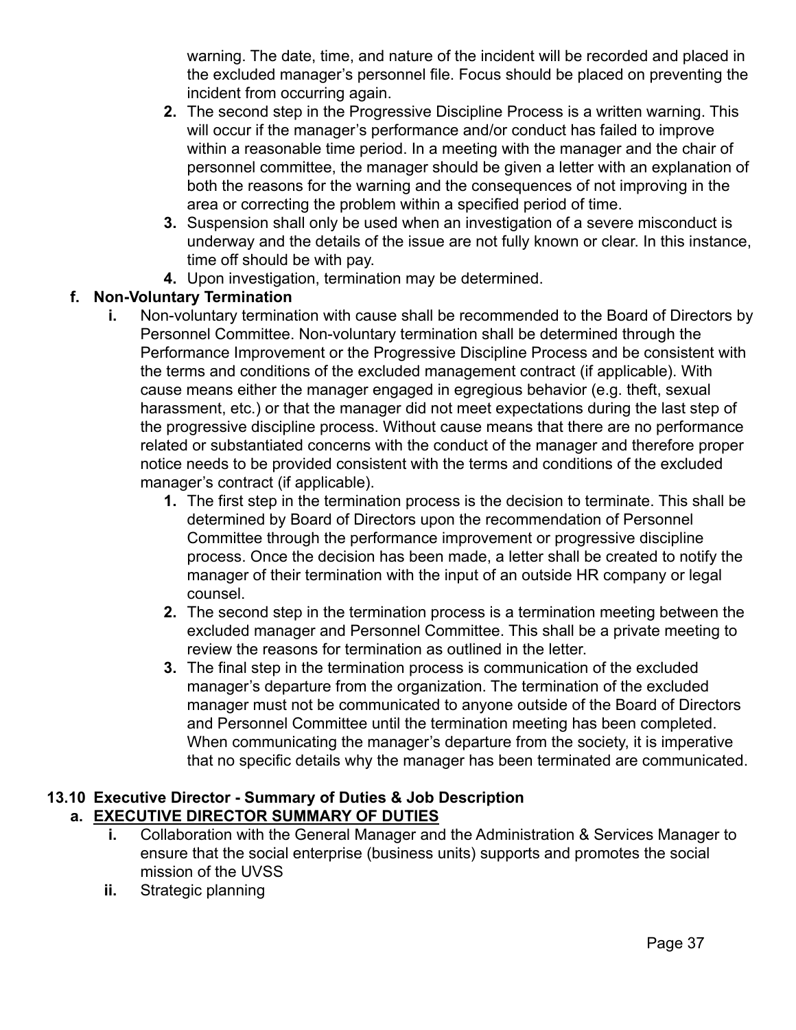warning. The date, time, and nature of the incident will be recorded and placed in the excluded manager's personnel file. Focus should be placed on preventing the incident from occurring again.

2. The second step in the Progressive Discipline Process is a written warning. This will occur if the manager's performance and/or conduct has failed to improve within a reasonable time period. In a meeting with the manager and the chair of personnel committee, the manager should be given a letter with an explanation of both the reasons for the warning and the consequences of not improving in the area or correcting the problem within a specified period of time.
3. Suspension shall only be used when an investigation of a severe misconduct is underway and the details of the issue are not fully known or clear. In this instance, time off should be with pay.
4. Upon investigation, termination may be determined.

**f. Non-Voluntary Termination**

i. Non-voluntary termination with cause shall be recommended to the Board of Directors by Personnel Committee. Non-voluntary termination shall be determined through the Performance Improvement or the Progressive Discipline Process and be consistent with the terms and conditions of the excluded management contract (if applicable). With cause means either the manager engaged in egregious behavior (e.g. theft, sexual harassment, etc.) or that the manager did not meet expectations during the last step of the progressive discipline process. Without cause means that there are no performance related or substantiated concerns with the conduct of the manager and therefore proper notice needs to be provided consistent with the terms and conditions of the excluded manager's contract (if applicable).

1. The first step in the termination process is the decision to terminate. This shall be determined by Board of Directors upon the recommendation of Personnel Committee through the performance improvement or progressive discipline process. Once the decision has been made, a letter shall be created to notify the manager of their termination with the input of an outside HR company or legal counsel.
2. The second step in the termination process is a termination meeting between the excluded manager and Personnel Committee. This shall be a private meeting to review the reasons for termination as outlined in the letter.
3. The final step in the termination process is communication of the excluded manager's departure from the organization. The termination of the excluded manager must not be communicated to anyone outside of the Board of Directors and Personnel Committee until the termination meeting has been completed. When communicating the manager's departure from the society, it is imperative that no specific details why the manager has been terminated are communicated.

### 13.10 Executive Director - Summary of Duties & Job Description

**a. <u>EXECUTIVE DIRECTOR SUMMARY OF DUTIES</u>**

i. Collaboration with the General Manager and the Administration & Services Manager to ensure that the social enterprise (business units) supports and promotes the social mission of the UVSS

ii. Strategic planning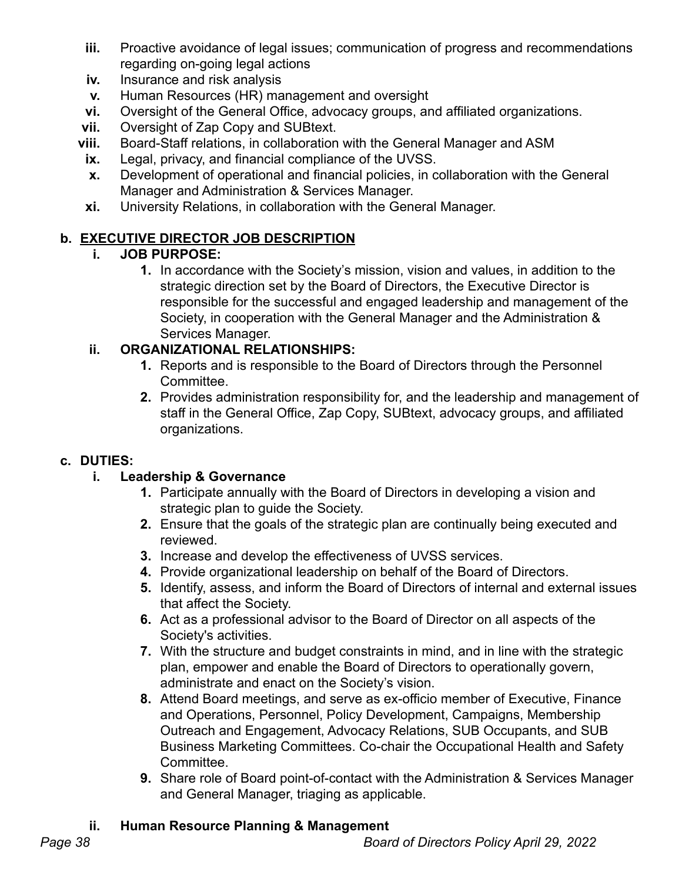iii. Proactive avoidance of legal issues; communication of progress and recommendations regarding on-going legal actions

iv. Insurance and risk analysis

v. Human Resources (HR) management and oversight

vi. Oversight of the General Office, advocacy groups, and affiliated organizations.

vii. Oversight of Zap Copy and SUBtext.

viii. Board-Staff relations, in collaboration with the General Manager and ASM

ix. Legal, privacy, and financial compliance of the UVSS.

x. Development of operational and financial policies, in collaboration with the General Manager and Administration & Services Manager.

xi. University Relations, in collaboration with the General Manager.

**b. <u>EXECUTIVE DIRECTOR JOB DESCRIPTION</u>**

**i. JOB PURPOSE:**

1. In accordance with the Society's mission, vision and values, in addition to the strategic direction set by the Board of Directors, the Executive Director is responsible for the successful and engaged leadership and management of the Society, in cooperation with the General Manager and the Administration & Services Manager.

**ii. ORGANIZATIONAL RELATIONSHIPS:**

1. Reports and is responsible to the Board of Directors through the Personnel Committee.
2. Provides administration responsibility for, and the leadership and management of staff in the General Office, Zap Copy, SUBtext, advocacy groups, and affiliated organizations.

**c. DUTIES:**

**i. Leadership & Governance**

1. Participate annually with the Board of Directors in developing a vision and strategic plan to guide the Society.
2. Ensure that the goals of the strategic plan are continually being executed and reviewed.
3. Increase and develop the effectiveness of UVSS services.
4. Provide organizational leadership on behalf of the Board of Directors.
5. Identify, assess, and inform the Board of Directors of internal and external issues that affect the Society.
6. Act as a professional advisor to the Board of Director on all aspects of the Society's activities.
7. With the structure and budget constraints in mind, and in line with the strategic plan, empower and enable the Board of Directors to operationally govern, administrate and enact on the Society's vision.
8. Attend Board meetings, and serve as ex-officio member of Executive, Finance and Operations, Personnel, Policy Development, Campaigns, Membership Outreach and Engagement, Advocacy Relations, SUB Occupants, and SUB Business Marketing Committees. Co-chair the Occupational Health and Safety Committee.
9. Share role of Board point-of-contact with the Administration & Services Manager and General Manager, triaging as applicable.

**ii. Human Resource Planning & Management**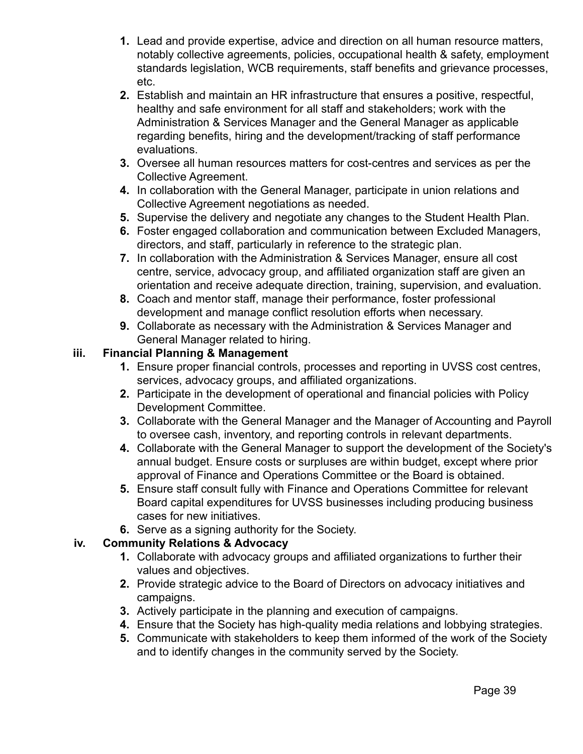1. Lead and provide expertise, advice and direction on all human resource matters, notably collective agreements, policies, occupational health & safety, employment standards legislation, WCB requirements, staff benefits and grievance processes, etc.
2. Establish and maintain an HR infrastructure that ensures a positive, respectful, healthy and safe environment for all staff and stakeholders; work with the Administration & Services Manager and the General Manager as applicable regarding benefits, hiring and the development/tracking of staff performance evaluations.
3. Oversee all human resources matters for cost-centres and services as per the Collective Agreement.
4. In collaboration with the General Manager, participate in union relations and Collective Agreement negotiations as needed.
5. Supervise the delivery and negotiate any changes to the Student Health Plan.
6. Foster engaged collaboration and communication between Excluded Managers, directors, and staff, particularly in reference to the strategic plan.
7. In collaboration with the Administration & Services Manager, ensure all cost centre, service, advocacy group, and affiliated organization staff are given an orientation and receive adequate direction, training, supervision, and evaluation.
8. Coach and mentor staff, manage their performance, foster professional development and manage conflict resolution efforts when necessary.
9. Collaborate as necessary with the Administration & Services Manager and General Manager related to hiring.

**iii. Financial Planning & Management**

1. Ensure proper financial controls, processes and reporting in UVSS cost centres, services, advocacy groups, and affiliated organizations.
2. Participate in the development of operational and financial policies with Policy Development Committee.
3. Collaborate with the General Manager and the Manager of Accounting and Payroll to oversee cash, inventory, and reporting controls in relevant departments.
4. Collaborate with the General Manager to support the development of the Society's annual budget. Ensure costs or surpluses are within budget, except where prior approval of Finance and Operations Committee or the Board is obtained.
5. Ensure staff consult fully with Finance and Operations Committee for relevant Board capital expenditures for UVSS businesses including producing business cases for new initiatives.
6. Serve as a signing authority for the Society.

**iv. Community Relations & Advocacy**

1. Collaborate with advocacy groups and affiliated organizations to further their values and objectives.
2. Provide strategic advice to the Board of Directors on advocacy initiatives and campaigns.
3. Actively participate in the planning and execution of campaigns.
4. Ensure that the Society has high-quality media relations and lobbying strategies.
5. Communicate with stakeholders to keep them informed of the work of the Society and to identify changes in the community served by the Society.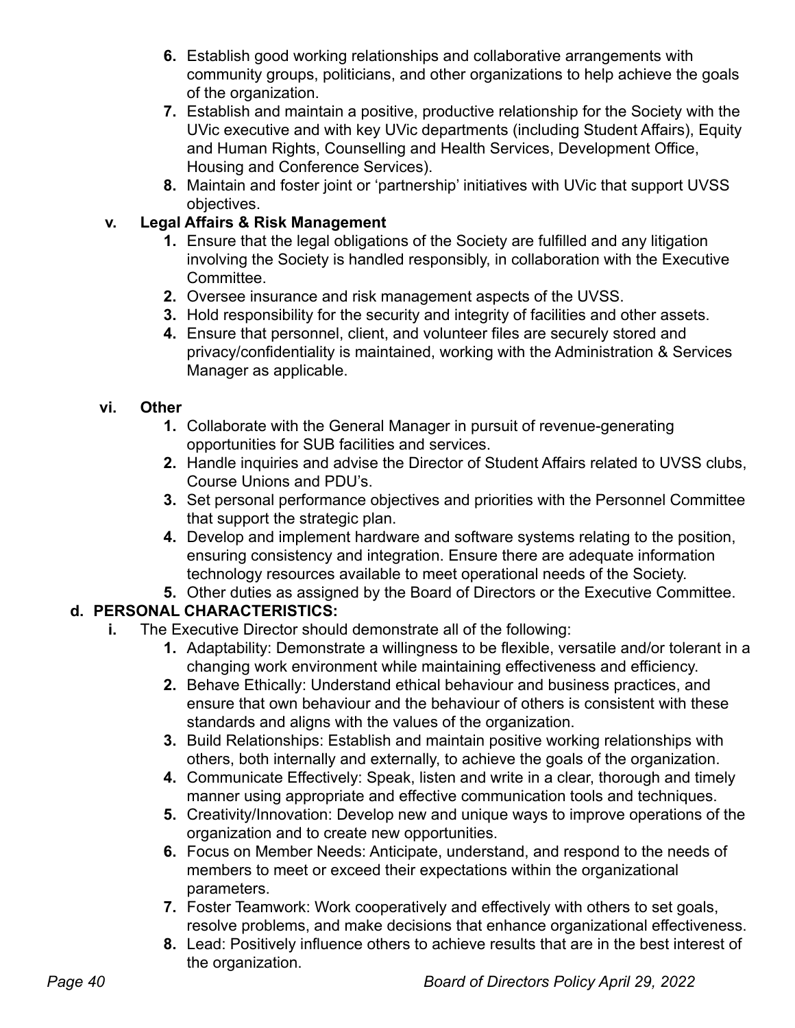6. Establish good working relationships and collaborative arrangements with community groups, politicians, and other organizations to help achieve the goals of the organization.
7. Establish and maintain a positive, productive relationship for the Society with the UVic executive and with key UVic departments (including Student Affairs), Equity and Human Rights, Counselling and Health Services, Development Office, Housing and Conference Services).
8. Maintain and foster joint or 'partnership' initiatives with UVic that support UVSS objectives.

**v. Legal Affairs & Risk Management**

1. Ensure that the legal obligations of the Society are fulfilled and any litigation involving the Society is handled responsibly, in collaboration with the Executive Committee.
2. Oversee insurance and risk management aspects of the UVSS.
3. Hold responsibility for the security and integrity of facilities and other assets.
4. Ensure that personnel, client, and volunteer files are securely stored and privacy/confidentiality is maintained, working with the Administration & Services Manager as applicable.

**vi. Other**

1. Collaborate with the General Manager in pursuit of revenue-generating opportunities for SUB facilities and services.
2. Handle inquiries and advise the Director of Student Affairs related to UVSS clubs, Course Unions and PDU's.
3. Set personal performance objectives and priorities with the Personnel Committee that support the strategic plan.
4. Develop and implement hardware and software systems relating to the position, ensuring consistency and integration. Ensure there are adequate information technology resources available to meet operational needs of the Society.
5. Other duties as assigned by the Board of Directors or the Executive Committee.

**d. PERSONAL CHARACTERISTICS:**

i. The Executive Director should demonstrate all of the following:
   1. Adaptability: Demonstrate a willingness to be flexible, versatile and/or tolerant in a changing work environment while maintaining effectiveness and efficiency.
   2. Behave Ethically: Understand ethical behaviour and business practices, and ensure that own behaviour and the behaviour of others is consistent with these standards and aligns with the values of the organization.
   3. Build Relationships: Establish and maintain positive working relationships with others, both internally and externally, to achieve the goals of the organization.
   4. Communicate Effectively: Speak, listen and write in a clear, thorough and timely manner using appropriate and effective communication tools and techniques.
   5. Creativity/Innovation: Develop new and unique ways to improve operations of the organization and to create new opportunities.
   6. Focus on Member Needs: Anticipate, understand, and respond to the needs of members to meet or exceed their expectations within the organizational parameters.
   7. Foster Teamwork: Work cooperatively and effectively with others to set goals, resolve problems, and make decisions that enhance organizational effectiveness.
   8. Lead: Positively influence others to achieve results that are in the best interest of the organization.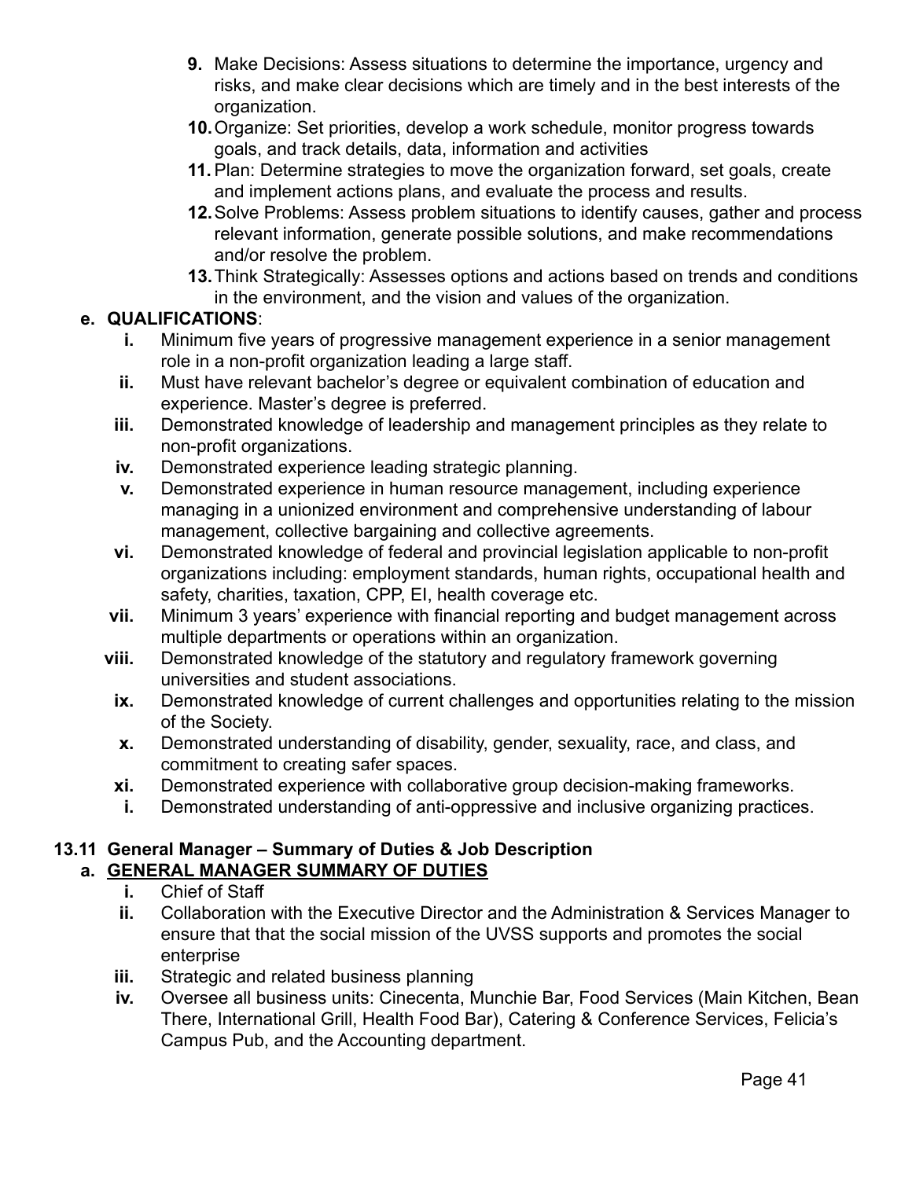9. Make Decisions: Assess situations to determine the importance, urgency and risks, and make clear decisions which are timely and in the best interests of the organization.
10. Organize: Set priorities, develop a work schedule, monitor progress towards goals, and track details, data, information and activities
11. Plan: Determine strategies to move the organization forward, set goals, create and implement actions plans, and evaluate the process and results.
12. Solve Problems: Assess problem situations to identify causes, gather and process relevant information, generate possible solutions, and make recommendations and/or resolve the problem.
13. Think Strategically: Assesses options and actions based on trends and conditions in the environment, and the vision and values of the organization.

**e. QUALIFICATIONS**:

- **i.** Minimum five years of progressive management experience in a senior management role in a non-profit organization leading a large staff.
- **ii.** Must have relevant bachelor's degree or equivalent combination of education and experience. Master's degree is preferred.
- **iii.** Demonstrated knowledge of leadership and management principles as they relate to non-profit organizations.
- **iv.** Demonstrated experience leading strategic planning.
- **v.** Demonstrated experience in human resource management, including experience managing in a unionized environment and comprehensive understanding of labour management, collective bargaining and collective agreements.
- **vi.** Demonstrated knowledge of federal and provincial legislation applicable to non-profit organizations including: employment standards, human rights, occupational health and safety, charities, taxation, CPP, EI, health coverage etc.
- **vii.** Minimum 3 years' experience with financial reporting and budget management across multiple departments or operations within an organization.
- **viii.** Demonstrated knowledge of the statutory and regulatory framework governing universities and student associations.
- **ix.** Demonstrated knowledge of current challenges and opportunities relating to the mission of the Society.
- **x.** Demonstrated understanding of disability, gender, sexuality, race, and class, and commitment to creating safer spaces.
- **xi.** Demonstrated experience with collaborative group decision-making frameworks.
- **i.** Demonstrated understanding of anti-oppressive and inclusive organizing practices.

### 13.11 General Manager – Summary of Duties & Job Description

**a. <u>GENERAL MANAGER SUMMARY OF DUTIES</u>**

- **i.** Chief of Staff
- **ii.** Collaboration with the Executive Director and the Administration & Services Manager to ensure that that the social mission of the UVSS supports and promotes the social enterprise
- **iii.** Strategic and related business planning
- **iv.** Oversee all business units: Cinecenta, Munchie Bar, Food Services (Main Kitchen, Bean There, International Grill, Health Food Bar), Catering & Conference Services, Felicia's Campus Pub, and the Accounting department.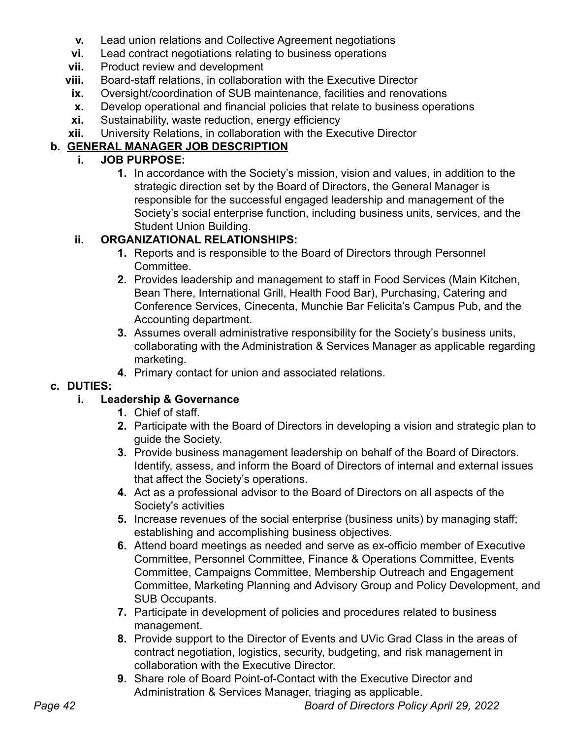v. Lead union relations and Collective Agreement negotiations
vi. Lead contract negotiations relating to business operations
vii. Product review and development
viii. Board-staff relations, in collaboration with the Executive Director
ix. Oversight/coordination of SUB maintenance, facilities and renovations
x. Develop operational and financial policies that relate to business operations
xi. Sustainability, waste reduction, energy efficiency
xii. University Relations, in collaboration with the Executive Director

**b. <u>GENERAL MANAGER JOB DESCRIPTION</u>**

**i. JOB PURPOSE:**

1. In accordance with the Society's mission, vision and values, in addition to the strategic direction set by the Board of Directors, the General Manager is responsible for the successful engaged leadership and management of the Society's social enterprise function, including business units, services, and the Student Union Building.

**ii. ORGANIZATIONAL RELATIONSHIPS:**

1. Reports and is responsible to the Board of Directors through Personnel Committee.
2. Provides leadership and management to staff in Food Services (Main Kitchen, Bean There, International Grill, Health Food Bar), Purchasing, Catering and Conference Services, Cinecenta, Munchie Bar Felicita's Campus Pub, and the Accounting department.
3. Assumes overall administrative responsibility for the Society's business units, collaborating with the Administration & Services Manager as applicable regarding marketing.
4. Primary contact for union and associated relations.

**c. DUTIES:**

**i. Leadership & Governance**

1. Chief of staff.
2. Participate with the Board of Directors in developing a vision and strategic plan to guide the Society.
3. Provide business management leadership on behalf of the Board of Directors. Identify, assess, and inform the Board of Directors of internal and external issues that affect the Society's operations.
4. Act as a professional advisor to the Board of Directors on all aspects of the Society's activities
5. Increase revenues of the social enterprise (business units) by managing staff; establishing and accomplishing business objectives.
6. Attend board meetings as needed and serve as ex-officio member of Executive Committee, Personnel Committee, Finance & Operations Committee, Events Committee, Campaigns Committee, Membership Outreach and Engagement Committee, Marketing Planning and Advisory Group and Policy Development, and SUB Occupants.
7. Participate in development of policies and procedures related to business management.
8. Provide support to the Director of Events and UVic Grad Class in the areas of contract negotiation, logistics, security, budgeting, and risk management in collaboration with the Executive Director.
9. Share role of Board Point-of-Contact with the Executive Director and Administration & Services Manager, triaging as applicable.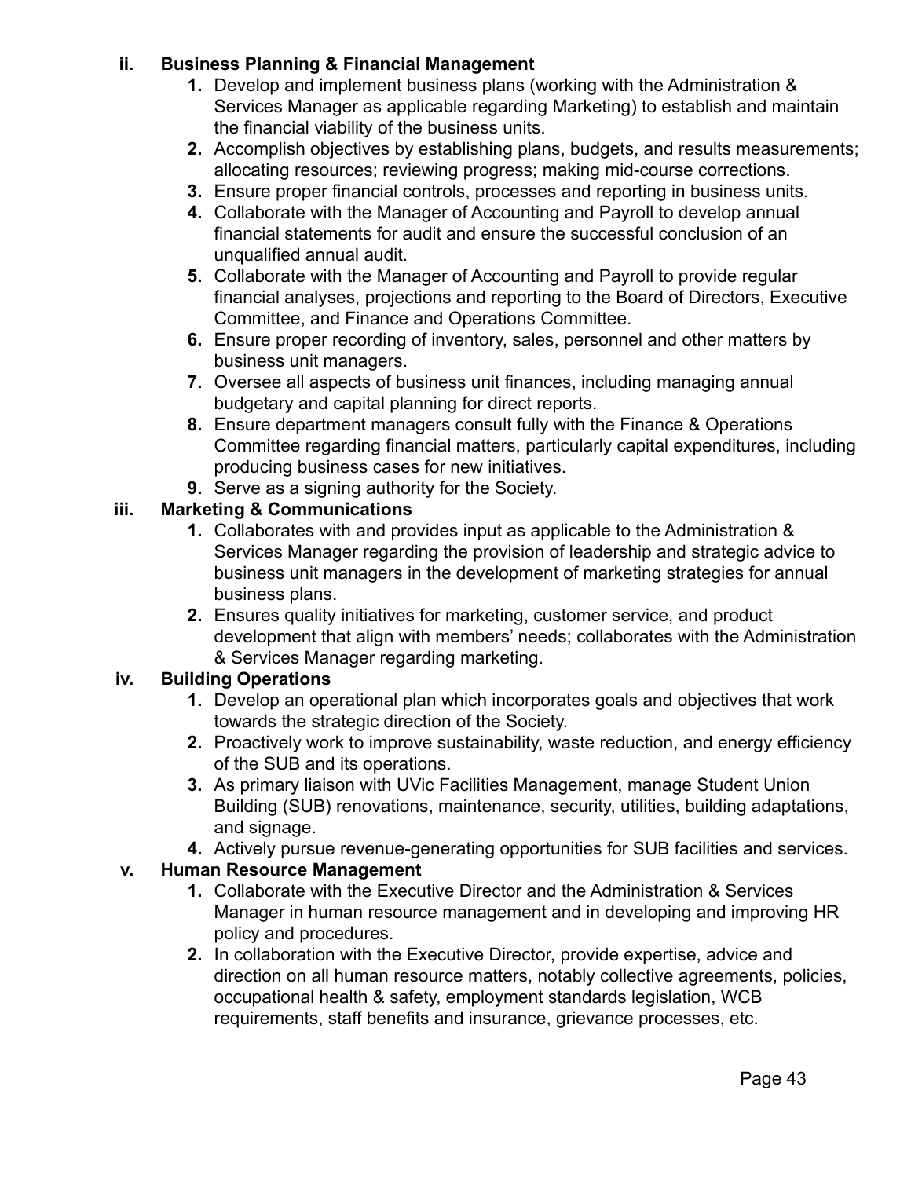**ii. Business Planning & Financial Management**

1. Develop and implement business plans (working with the Administration & Services Manager as applicable regarding Marketing) to establish and maintain the financial viability of the business units.
2. Accomplish objectives by establishing plans, budgets, and results measurements; allocating resources; reviewing progress; making mid-course corrections.
3. Ensure proper financial controls, processes and reporting in business units.
4. Collaborate with the Manager of Accounting and Payroll to develop annual financial statements for audit and ensure the successful conclusion of an unqualified annual audit.
5. Collaborate with the Manager of Accounting and Payroll to provide regular financial analyses, projections and reporting to the Board of Directors, Executive Committee, and Finance and Operations Committee.
6. Ensure proper recording of inventory, sales, personnel and other matters by business unit managers.
7. Oversee all aspects of business unit finances, including managing annual budgetary and capital planning for direct reports.
8. Ensure department managers consult fully with the Finance & Operations Committee regarding financial matters, particularly capital expenditures, including producing business cases for new initiatives.
9. Serve as a signing authority for the Society.

**iii. Marketing & Communications**

1. Collaborates with and provides input as applicable to the Administration & Services Manager regarding the provision of leadership and strategic advice to business unit managers in the development of marketing strategies for annual business plans.
2. Ensures quality initiatives for marketing, customer service, and product development that align with members' needs; collaborates with the Administration & Services Manager regarding marketing.

**iv. Building Operations**

1. Develop an operational plan which incorporates goals and objectives that work towards the strategic direction of the Society.
2. Proactively work to improve sustainability, waste reduction, and energy efficiency of the SUB and its operations.
3. As primary liaison with UVic Facilities Management, manage Student Union Building (SUB) renovations, maintenance, security, utilities, building adaptations, and signage.
4. Actively pursue revenue-generating opportunities for SUB facilities and services.

**v. Human Resource Management**

1. Collaborate with the Executive Director and the Administration & Services Manager in human resource management and in developing and improving HR policy and procedures.
2. In collaboration with the Executive Director, provide expertise, advice and direction on all human resource matters, notably collective agreements, policies, occupational health & safety, employment standards legislation, WCB requirements, staff benefits and insurance, grievance processes, etc.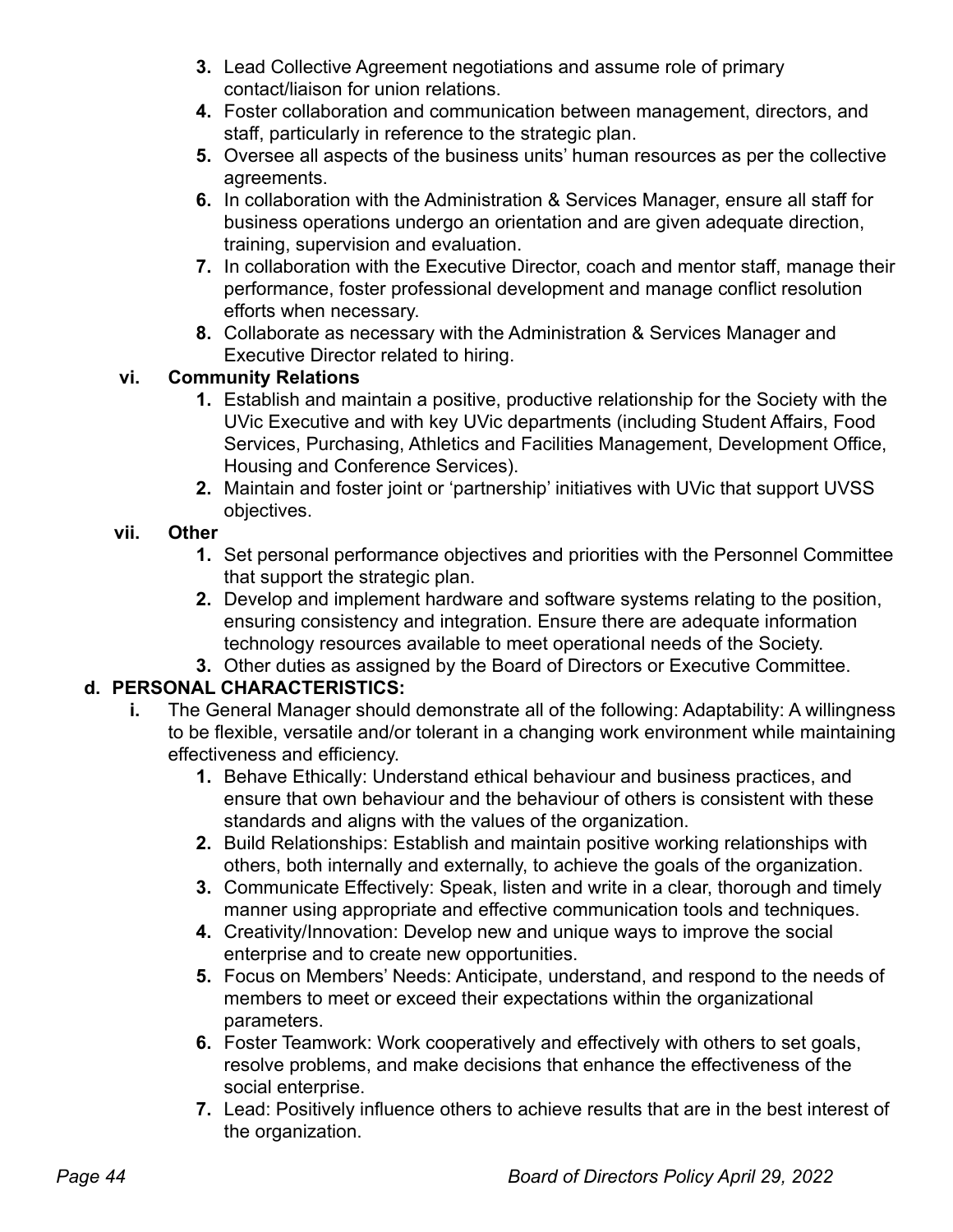3. Lead Collective Agreement negotiations and assume role of primary contact/liaison for union relations.
4. Foster collaboration and communication between management, directors, and staff, particularly in reference to the strategic plan.
5. Oversee all aspects of the business units' human resources as per the collective agreements.
6. In collaboration with the Administration & Services Manager, ensure all staff for business operations undergo an orientation and are given adequate direction, training, supervision and evaluation.
7. In collaboration with the Executive Director, coach and mentor staff, manage their performance, foster professional development and manage conflict resolution efforts when necessary.
8. Collaborate as necessary with the Administration & Services Manager and Executive Director related to hiring.

**vi. Community Relations**

1. Establish and maintain a positive, productive relationship for the Society with the UVic Executive and with key UVic departments (including Student Affairs, Food Services, Purchasing, Athletics and Facilities Management, Development Office, Housing and Conference Services).
2. Maintain and foster joint or 'partnership' initiatives with UVic that support UVSS objectives.

**vii. Other**

1. Set personal performance objectives and priorities with the Personnel Committee that support the strategic plan.
2. Develop and implement hardware and software systems relating to the position, ensuring consistency and integration. Ensure there are adequate information technology resources available to meet operational needs of the Society.
3. Other duties as assigned by the Board of Directors or Executive Committee.

**d. PERSONAL CHARACTERISTICS:**

**i.** The General Manager should demonstrate all of the following: Adaptability: A willingness to be flexible, versatile and/or tolerant in a changing work environment while maintaining effectiveness and efficiency.

1. Behave Ethically: Understand ethical behaviour and business practices, and ensure that own behaviour and the behaviour of others is consistent with these standards and aligns with the values of the organization.
2. Build Relationships: Establish and maintain positive working relationships with others, both internally and externally, to achieve the goals of the organization.
3. Communicate Effectively: Speak, listen and write in a clear, thorough and timely manner using appropriate and effective communication tools and techniques.
4. Creativity/Innovation: Develop new and unique ways to improve the social enterprise and to create new opportunities.
5. Focus on Members' Needs: Anticipate, understand, and respond to the needs of members to meet or exceed their expectations within the organizational parameters.
6. Foster Teamwork: Work cooperatively and effectively with others to set goals, resolve problems, and make decisions that enhance the effectiveness of the social enterprise.
7. Lead: Positively influence others to achieve results that are in the best interest of the organization.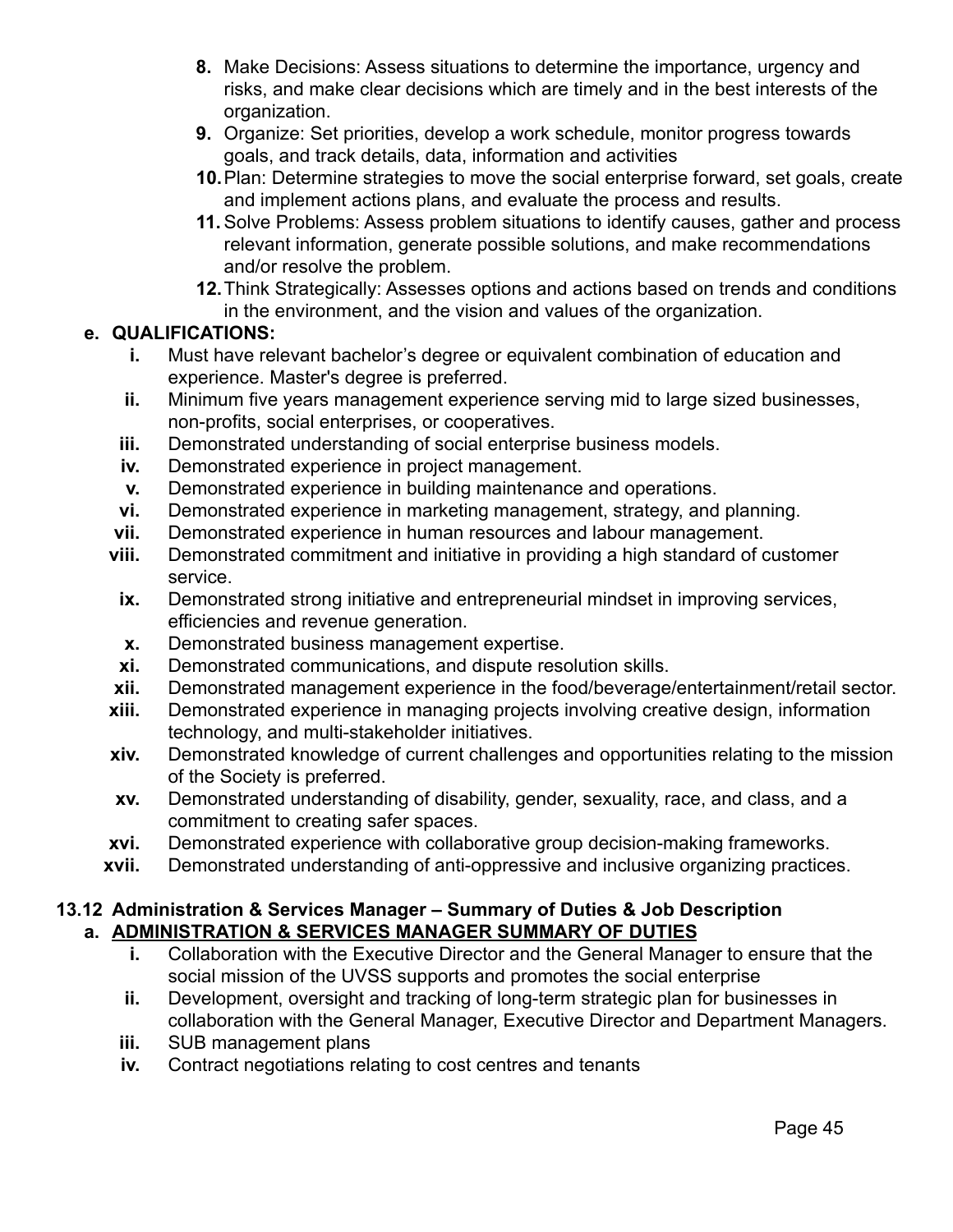8. Make Decisions: Assess situations to determine the importance, urgency and risks, and make clear decisions which are timely and in the best interests of the organization.
9. Organize: Set priorities, develop a work schedule, monitor progress towards goals, and track details, data, information and activities
10. Plan: Determine strategies to move the social enterprise forward, set goals, create and implement actions plans, and evaluate the process and results.
11. Solve Problems: Assess problem situations to identify causes, gather and process relevant information, generate possible solutions, and make recommendations and/or resolve the problem.
12. Think Strategically: Assesses options and actions based on trends and conditions in the environment, and the vision and values of the organization.

**e. QUALIFICATIONS:**

- **i.** Must have relevant bachelor's degree or equivalent combination of education and experience. Master's degree is preferred.
- **ii.** Minimum five years management experience serving mid to large sized businesses, non-profits, social enterprises, or cooperatives.
- **iii.** Demonstrated understanding of social enterprise business models.
- **iv.** Demonstrated experience in project management.
- **v.** Demonstrated experience in building maintenance and operations.
- **vi.** Demonstrated experience in marketing management, strategy, and planning.
- **vii.** Demonstrated experience in human resources and labour management.
- **viii.** Demonstrated commitment and initiative in providing a high standard of customer service.
- **ix.** Demonstrated strong initiative and entrepreneurial mindset in improving services, efficiencies and revenue generation.
- **x.** Demonstrated business management expertise.
- **xi.** Demonstrated communications, and dispute resolution skills.
- **xii.** Demonstrated management experience in the food/beverage/entertainment/retail sector.
- **xiii.** Demonstrated experience in managing projects involving creative design, information technology, and multi-stakeholder initiatives.
- **xiv.** Demonstrated knowledge of current challenges and opportunities relating to the mission of the Society is preferred.
- **xv.** Demonstrated understanding of disability, gender, sexuality, race, and class, and a commitment to creating safer spaces.
- **xvi.** Demonstrated experience with collaborative group decision-making frameworks.
- **xvii.** Demonstrated understanding of anti-oppressive and inclusive organizing practices.

### 13.12 Administration & Services Manager – Summary of Duties & Job Description

**a. <u>ADMINISTRATION & SERVICES MANAGER SUMMARY OF DUTIES</u>**

- **i.** Collaboration with the Executive Director and the General Manager to ensure that the social mission of the UVSS supports and promotes the social enterprise
- **ii.** Development, oversight and tracking of long-term strategic plan for businesses in collaboration with the General Manager, Executive Director and Department Managers.
- **iii.** SUB management plans
- **iv.** Contract negotiations relating to cost centres and tenants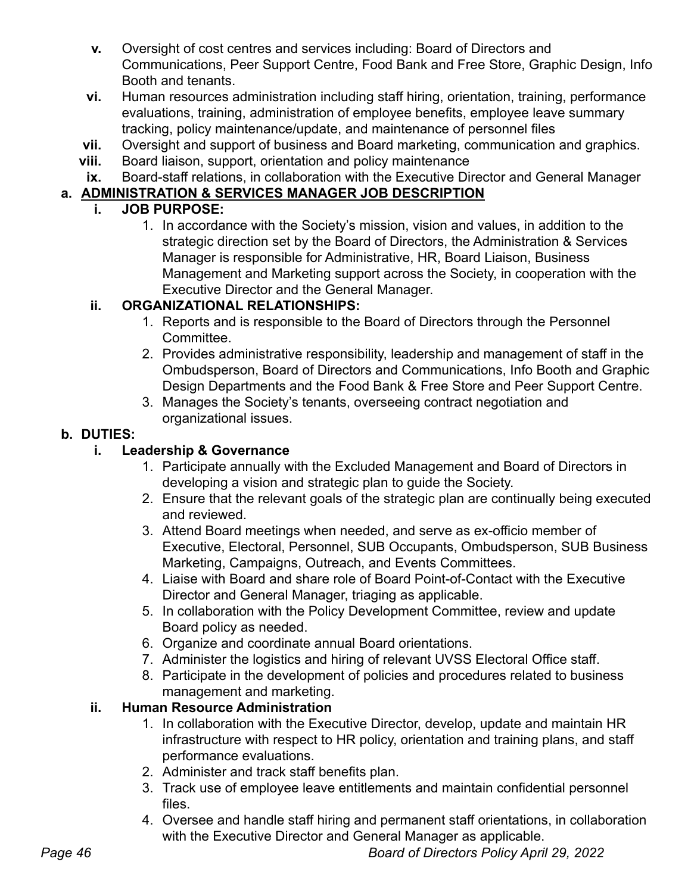v. Oversight of cost centres and services including: Board of Directors and Communications, Peer Support Centre, Food Bank and Free Store, Graphic Design, Info Booth and tenants.

vi. Human resources administration including staff hiring, orientation, training, performance evaluations, training, administration of employee benefits, employee leave summary tracking, policy maintenance/update, and maintenance of personnel files

vii. Oversight and support of business and Board marketing, communication and graphics.

viii. Board liaison, support, orientation and policy maintenance

ix. Board-staff relations, in collaboration with the Executive Director and General Manager

a. **ADMINISTRATION & SERVICES MANAGER JOB DESCRIPTION**

   i. **JOB PURPOSE:**

      1. In accordance with the Society's mission, vision and values, in addition to the strategic direction set by the Board of Directors, the Administration & Services Manager is responsible for Administrative, HR, Board Liaison, Business Management and Marketing support across the Society, in cooperation with the Executive Director and the General Manager.

   ii. **ORGANIZATIONAL RELATIONSHIPS:**

      1. Reports and is responsible to the Board of Directors through the Personnel Committee.
      2. Provides administrative responsibility, leadership and management of staff in the Ombudsperson, Board of Directors and Communications, Info Booth and Graphic Design Departments and the Food Bank & Free Store and Peer Support Centre.
      3. Manages the Society's tenants, overseeing contract negotiation and organizational issues.

b. **DUTIES:**

   i. **Leadership & Governance**

      1. Participate annually with the Excluded Management and Board of Directors in developing a vision and strategic plan to guide the Society.
      2. Ensure that the relevant goals of the strategic plan are continually being executed and reviewed.
      3. Attend Board meetings when needed, and serve as ex-officio member of Executive, Electoral, Personnel, SUB Occupants, Ombudsperson, SUB Business Marketing, Campaigns, Outreach, and Events Committees.
      4. Liaise with Board and share role of Board Point-of-Contact with the Executive Director and General Manager, triaging as applicable.
      5. In collaboration with the Policy Development Committee, review and update Board policy as needed.
      6. Organize and coordinate annual Board orientations.
      7. Administer the logistics and hiring of relevant UVSS Electoral Office staff.
      8. Participate in the development of policies and procedures related to business management and marketing.

   ii. **Human Resource Administration**

      1. In collaboration with the Executive Director, develop, update and maintain HR infrastructure with respect to HR policy, orientation and training plans, and staff performance evaluations.
      2. Administer and track staff benefits plan.
      3. Track use of employee leave entitlements and maintain confidential personnel files.
      4. Oversee and handle staff hiring and permanent staff orientations, in collaboration with the Executive Director and General Manager as applicable.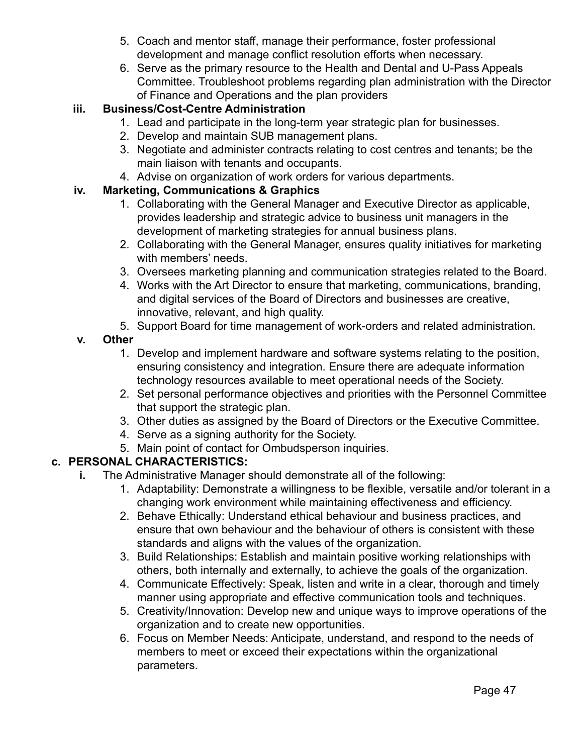5. Coach and mentor staff, manage their performance, foster professional development and manage conflict resolution efforts when necessary.
6. Serve as the primary resource to the Health and Dental and U-Pass Appeals Committee. Troubleshoot problems regarding plan administration with the Director of Finance and Operations and the plan providers

**iii. Business/Cost-Centre Administration**

1. Lead and participate in the long-term year strategic plan for businesses.
2. Develop and maintain SUB management plans.
3. Negotiate and administer contracts relating to cost centres and tenants; be the main liaison with tenants and occupants.
4. Advise on organization of work orders for various departments.

**iv. Marketing, Communications & Graphics**

1. Collaborating with the General Manager and Executive Director as applicable, provides leadership and strategic advice to business unit managers in the development of marketing strategies for annual business plans.
2. Collaborating with the General Manager, ensures quality initiatives for marketing with members' needs.
3. Oversees marketing planning and communication strategies related to the Board.
4. Works with the Art Director to ensure that marketing, communications, branding, and digital services of the Board of Directors and businesses are creative, innovative, relevant, and high quality.
5. Support Board for time management of work-orders and related administration.

**v. Other**

1. Develop and implement hardware and software systems relating to the position, ensuring consistency and integration. Ensure there are adequate information technology resources available to meet operational needs of the Society.
2. Set personal performance objectives and priorities with the Personnel Committee that support the strategic plan.
3. Other duties as assigned by the Board of Directors or the Executive Committee.
4. Serve as a signing authority for the Society.
5. Main point of contact for Ombudsperson inquiries.

**c. PERSONAL CHARACTERISTICS:**

**i.** The Administrative Manager should demonstrate all of the following:

1. Adaptability: Demonstrate a willingness to be flexible, versatile and/or tolerant in a changing work environment while maintaining effectiveness and efficiency.
2. Behave Ethically: Understand ethical behaviour and business practices, and ensure that own behaviour and the behaviour of others is consistent with these standards and aligns with the values of the organization.
3. Build Relationships: Establish and maintain positive working relationships with others, both internally and externally, to achieve the goals of the organization.
4. Communicate Effectively: Speak, listen and write in a clear, thorough and timely manner using appropriate and effective communication tools and techniques.
5. Creativity/Innovation: Develop new and unique ways to improve operations of the organization and to create new opportunities.
6. Focus on Member Needs: Anticipate, understand, and respond to the needs of members to meet or exceed their expectations within the organizational parameters.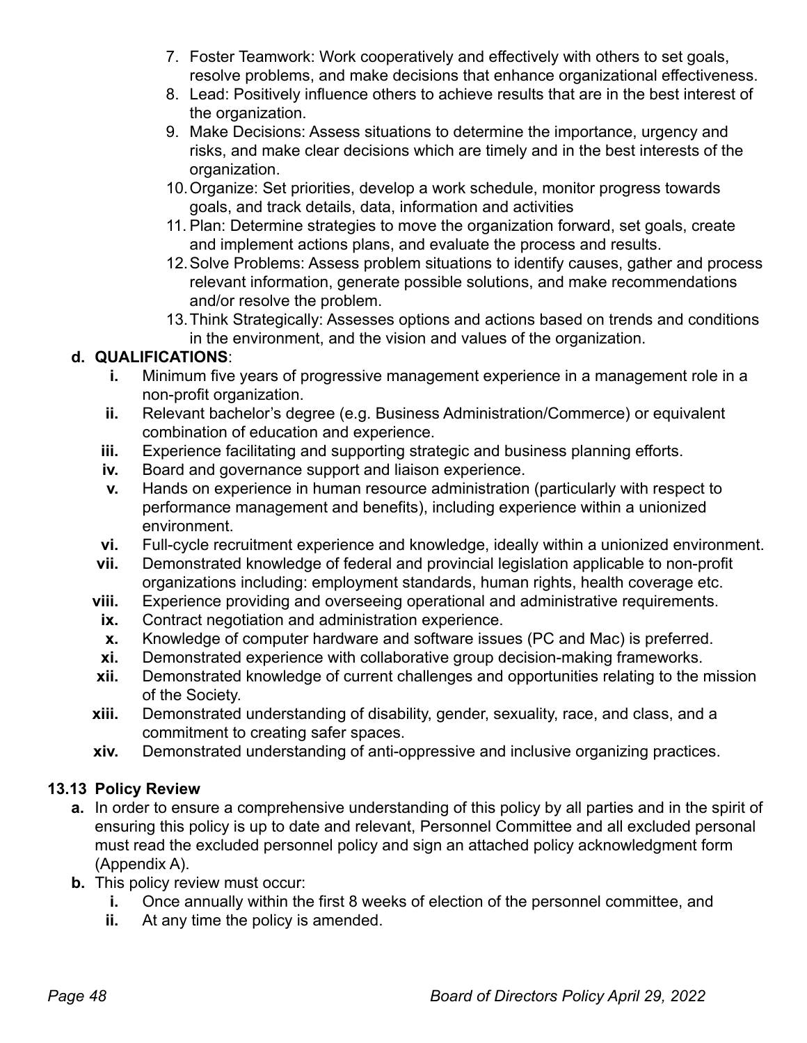7. Foster Teamwork: Work cooperatively and effectively with others to set goals, resolve problems, and make decisions that enhance organizational effectiveness.
8. Lead: Positively influence others to achieve results that are in the best interest of the organization.
9. Make Decisions: Assess situations to determine the importance, urgency and risks, and make clear decisions which are timely and in the best interests of the organization.
10. Organize: Set priorities, develop a work schedule, monitor progress towards goals, and track details, data, information and activities
11. Plan: Determine strategies to move the organization forward, set goals, create and implement actions plans, and evaluate the process and results.
12. Solve Problems: Assess problem situations to identify causes, gather and process relevant information, generate possible solutions, and make recommendations and/or resolve the problem.
13. Think Strategically: Assesses options and actions based on trends and conditions in the environment, and the vision and values of the organization.

**d. QUALIFICATIONS**:

- **i.** Minimum five years of progressive management experience in a management role in a non-profit organization.
- **ii.** Relevant bachelor's degree (e.g. Business Administration/Commerce) or equivalent combination of education and experience.
- **iii.** Experience facilitating and supporting strategic and business planning efforts.
- **iv.** Board and governance support and liaison experience.
- **v.** Hands on experience in human resource administration (particularly with respect to performance management and benefits), including experience within a unionized environment.
- **vi.** Full-cycle recruitment experience and knowledge, ideally within a unionized environment.
- **vii.** Demonstrated knowledge of federal and provincial legislation applicable to non-profit organizations including: employment standards, human rights, health coverage etc.
- **viii.** Experience providing and overseeing operational and administrative requirements.
- **ix.** Contract negotiation and administration experience.
- **x.** Knowledge of computer hardware and software issues (PC and Mac) is preferred.
- **xi.** Demonstrated experience with collaborative group decision-making frameworks.
- **xii.** Demonstrated knowledge of current challenges and opportunities relating to the mission of the Society.
- **xiii.** Demonstrated understanding of disability, gender, sexuality, race, and class, and a commitment to creating safer spaces.
- **xiv.** Demonstrated understanding of anti-oppressive and inclusive organizing practices.

### 13.13 Policy Review

**a.** In order to ensure a comprehensive understanding of this policy by all parties and in the spirit of ensuring this policy is up to date and relevant, Personnel Committee and all excluded personal must read the excluded personnel policy and sign an attached policy acknowledgment form (Appendix A).

**b.** This policy review must occur:

- **i.** Once annually within the first 8 weeks of election of the personnel committee, and
- **ii.** At any time the policy is amended.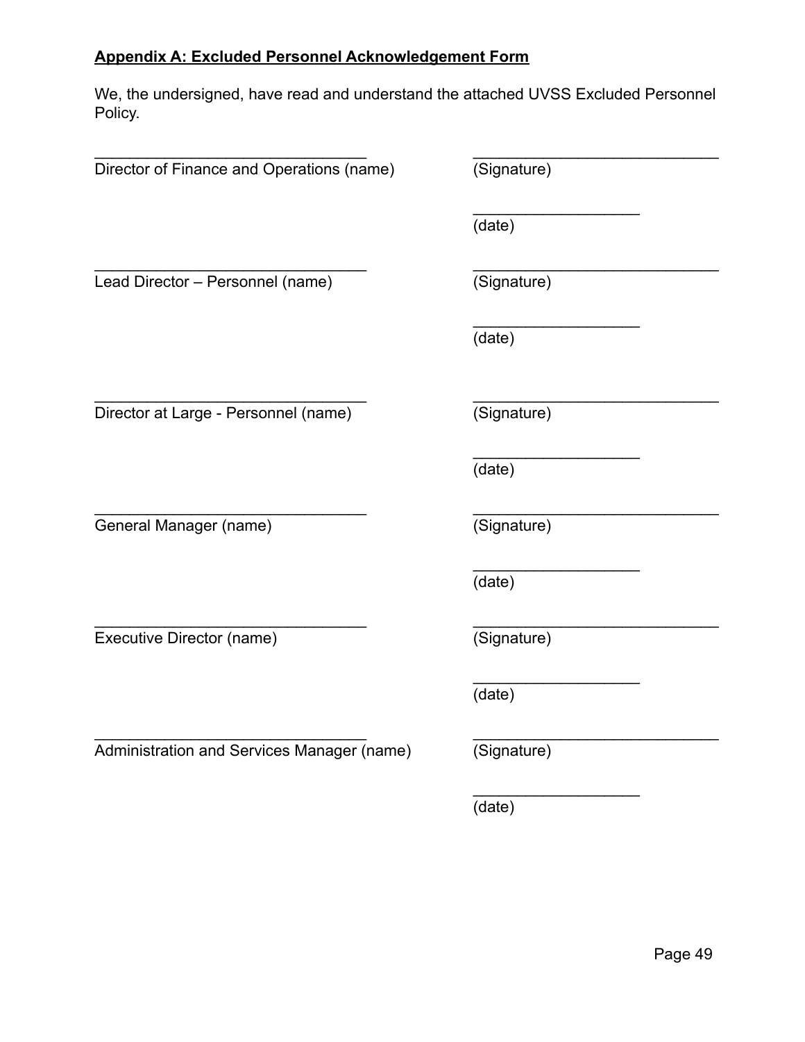## Appendix A: Excluded Personnel Acknowledgement Form

We, the undersigned, have read and understand the attached UVSS Excluded Personnel Policy.

________________________________ ____________________________
Director of Finance and Operations (name) (Signature)

___________________
(date)

________________________________ ____________________________
Lead Director – Personnel (name) (Signature)

___________________
(date)

________________________________ ____________________________
Director at Large - Personnel (name) (Signature)

___________________
(date)

________________________________ ____________________________
General Manager (name) (Signature)

___________________
(date)

________________________________ ____________________________
Executive Director (name) (Signature)

___________________
(date)

________________________________ ____________________________
Administration and Services Manager (name) (Signature)

___________________
(date)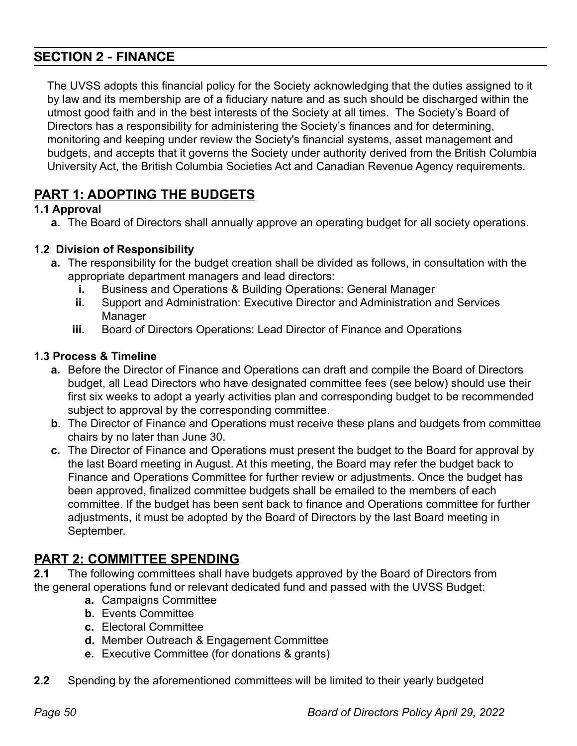## SECTION 2 - FINANCE

The UVSS adopts this financial policy for the Society acknowledging that the duties assigned to it by law and its membership are of a fiduciary nature and as such should be discharged within the utmost good faith and in the best interests of the Society at all times. The Society's Board of Directors has a responsibility for administering the Society's finances and for determining, monitoring and keeping under review the Society's financial systems, asset management and budgets, and accepts that it governs the Society under authority derived from the British Columbia University Act, the British Columbia Societies Act and Canadian Revenue Agency requirements.

## PART 1: ADOPTING THE BUDGETS

### 1.1 Approval

**a.** The Board of Directors shall annually approve an operating budget for all society operations.

### 1.2 Division of Responsibility

**a.** The responsibility for the budget creation shall be divided as follows, in consultation with the appropriate department managers and lead directors:

- **i.** Business and Operations & Building Operations: General Manager
- **ii.** Support and Administration: Executive Director and Administration and Services Manager
- **iii.** Board of Directors Operations: Lead Director of Finance and Operations

### 1.3 Process & Timeline

**a.** Before the Director of Finance and Operations can draft and compile the Board of Directors budget, all Lead Directors who have designated committee fees (see below) should use their first six weeks to adopt a yearly activities plan and corresponding budget to be recommended subject to approval by the corresponding committee.

**b.** The Director of Finance and Operations must receive these plans and budgets from committee chairs by no later than June 30.

**c.** The Director of Finance and Operations must present the budget to the Board for approval by the last Board meeting in August. At this meeting, the Board may refer the budget back to Finance and Operations Committee for further review or adjustments. Once the budget has been approved, finalized committee budgets shall be emailed to the members of each committee. If the budget has been sent back to finance and Operations committee for further adjustments, it must be adopted by the Board of Directors by the last Board meeting in September.

## PART 2: COMMITTEE SPENDING

**2.1** The following committees shall have budgets approved by the Board of Directors from the general operations fund or relevant dedicated fund and passed with the UVSS Budget:

- **a.** Campaigns Committee
- **b.** Events Committee
- **c.** Electoral Committee
- **d.** Member Outreach & Engagement Committee
- **e.** Executive Committee (for donations & grants)

**2.2** Spending by the aforementioned committees will be limited to their yearly budgeted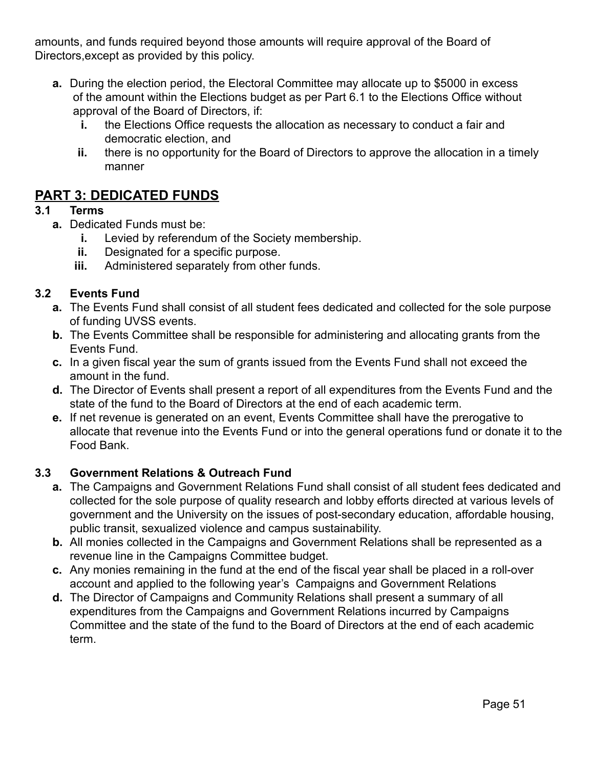amounts, and funds required beyond those amounts will require approval of the Board of Directors,except as provided by this policy.

- **a.** During the election period, the Electoral Committee may allocate up to $5000 in excess of the amount within the Elections budget as per Part 6.1 to the Elections Office without approval of the Board of Directors, if:
  - **i.** the Elections Office requests the allocation as necessary to conduct a fair and democratic election, and
  - **ii.** there is no opportunity for the Board of Directors to approve the allocation in a timely manner

## PART 3: DEDICATED FUNDS

### 3.1 Terms

- **a.** Dedicated Funds must be:
  - **i.** Levied by referendum of the Society membership.
  - **ii.** Designated for a specific purpose.
  - **iii.** Administered separately from other funds.

### 3.2 Events Fund

- **a.** The Events Fund shall consist of all student fees dedicated and collected for the sole purpose of funding UVSS events.
- **b.** The Events Committee shall be responsible for administering and allocating grants from the Events Fund.
- **c.** In a given fiscal year the sum of grants issued from the Events Fund shall not exceed the amount in the fund.
- **d.** The Director of Events shall present a report of all expenditures from the Events Fund and the state of the fund to the Board of Directors at the end of each academic term.
- **e.** If net revenue is generated on an event, Events Committee shall have the prerogative to allocate that revenue into the Events Fund or into the general operations fund or donate it to the Food Bank.

### 3.3 Government Relations & Outreach Fund

- **a.** The Campaigns and Government Relations Fund shall consist of all student fees dedicated and collected for the sole purpose of quality research and lobby efforts directed at various levels of government and the University on the issues of post-secondary education, affordable housing, public transit, sexualized violence and campus sustainability.
- **b.** All monies collected in the Campaigns and Government Relations shall be represented as a revenue line in the Campaigns Committee budget.
- **c.** Any monies remaining in the fund at the end of the fiscal year shall be placed in a roll-over account and applied to the following year's Campaigns and Government Relations
- **d.** The Director of Campaigns and Community Relations shall present a summary of all expenditures from the Campaigns and Government Relations incurred by Campaigns Committee and the state of the fund to the Board of Directors at the end of each academic term.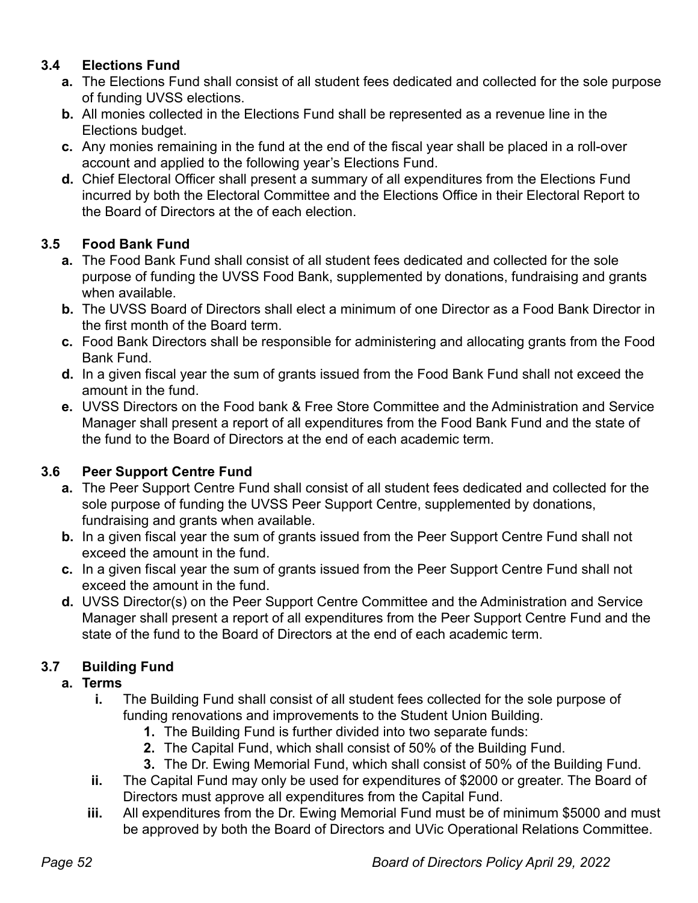### 3.4 Elections Fund

**a.** The Elections Fund shall consist of all student fees dedicated and collected for the sole purpose of funding UVSS elections.

**b.** All monies collected in the Elections Fund shall be represented as a revenue line in the Elections budget.

**c.** Any monies remaining in the fund at the end of the fiscal year shall be placed in a roll-over account and applied to the following year's Elections Fund.

**d.** Chief Electoral Officer shall present a summary of all expenditures from the Elections Fund incurred by both the Electoral Committee and the Elections Office in their Electoral Report to the Board of Directors at the of each election.

### 3.5 Food Bank Fund

**a.** The Food Bank Fund shall consist of all student fees dedicated and collected for the sole purpose of funding the UVSS Food Bank, supplemented by donations, fundraising and grants when available.

**b.** The UVSS Board of Directors shall elect a minimum of one Director as a Food Bank Director in the first month of the Board term.

**c.** Food Bank Directors shall be responsible for administering and allocating grants from the Food Bank Fund.

**d.** In a given fiscal year the sum of grants issued from the Food Bank Fund shall not exceed the amount in the fund.

**e.** UVSS Directors on the Food bank & Free Store Committee and the Administration and Service Manager shall present a report of all expenditures from the Food Bank Fund and the state of the fund to the Board of Directors at the end of each academic term.

### 3.6 Peer Support Centre Fund

**a.** The Peer Support Centre Fund shall consist of all student fees dedicated and collected for the sole purpose of funding the UVSS Peer Support Centre, supplemented by donations, fundraising and grants when available.

**b.** In a given fiscal year the sum of grants issued from the Peer Support Centre Fund shall not exceed the amount in the fund.

**c.** In a given fiscal year the sum of grants issued from the Peer Support Centre Fund shall not exceed the amount in the fund.

**d.** UVSS Director(s) on the Peer Support Centre Committee and the Administration and Service Manager shall present a report of all expenditures from the Peer Support Centre Fund and the state of the fund to the Board of Directors at the end of each academic term.

### 3.7 Building Fund

**a. Terms**

**i.** The Building Fund shall consist of all student fees collected for the sole purpose of funding renovations and improvements to the Student Union Building.

1. The Building Fund is further divided into two separate funds:
2. The Capital Fund, which shall consist of 50% of the Building Fund.
3. The Dr. Ewing Memorial Fund, which shall consist of 50% of the Building Fund.

**ii.** The Capital Fund may only be used for expenditures of $2000 or greater. The Board of Directors must approve all expenditures from the Capital Fund.

**iii.** All expenditures from the Dr. Ewing Memorial Fund must be of minimum $5000 and must be approved by both the Board of Directors and UVic Operational Relations Committee.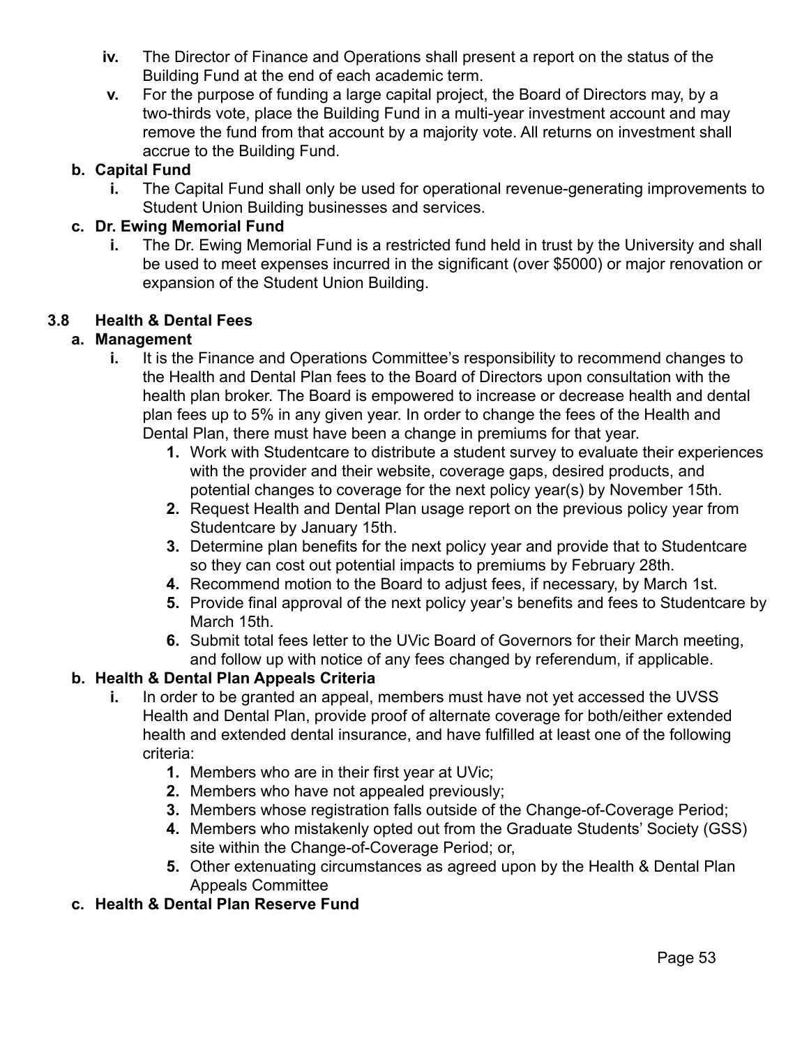iv. The Director of Finance and Operations shall present a report on the status of the Building Fund at the end of each academic term.

v. For the purpose of funding a large capital project, the Board of Directors may, by a two-thirds vote, place the Building Fund in a multi-year investment account and may remove the fund from that account by a majority vote. All returns on investment shall accrue to the Building Fund.

**b. Capital Fund**

i. The Capital Fund shall only be used for operational revenue-generating improvements to Student Union Building businesses and services.

**c. Dr. Ewing Memorial Fund**

i. The Dr. Ewing Memorial Fund is a restricted fund held in trust by the University and shall be used to meet expenses incurred in the significant (over $5000) or major renovation or expansion of the Student Union Building.

### 3.8 Health & Dental Fees

**a. Management**

i. It is the Finance and Operations Committee's responsibility to recommend changes to the Health and Dental Plan fees to the Board of Directors upon consultation with the health plan broker. The Board is empowered to increase or decrease health and dental plan fees up to 5% in any given year. In order to change the fees of the Health and Dental Plan, there must have been a change in premiums for that year.

1. Work with Studentcare to distribute a student survey to evaluate their experiences with the provider and their website, coverage gaps, desired products, and potential changes to coverage for the next policy year(s) by November 15th.
2. Request Health and Dental Plan usage report on the previous policy year from Studentcare by January 15th.
3. Determine plan benefits for the next policy year and provide that to Studentcare so they can cost out potential impacts to premiums by February 28th.
4. Recommend motion to the Board to adjust fees, if necessary, by March 1st.
5. Provide final approval of the next policy year's benefits and fees to Studentcare by March 15th.
6. Submit total fees letter to the UVic Board of Governors for their March meeting, and follow up with notice of any fees changed by referendum, if applicable.

**b. Health & Dental Plan Appeals Criteria**

i. In order to be granted an appeal, members must have not yet accessed the UVSS Health and Dental Plan, provide proof of alternate coverage for both/either extended health and extended dental insurance, and have fulfilled at least one of the following criteria:

1. Members who are in their first year at UVic;
2. Members who have not appealed previously;
3. Members whose registration falls outside of the Change-of-Coverage Period;
4. Members who mistakenly opted out from the Graduate Students' Society (GSS) site within the Change-of-Coverage Period; or,
5. Other extenuating circumstances as agreed upon by the Health & Dental Plan Appeals Committee

**c. Health & Dental Plan Reserve Fund**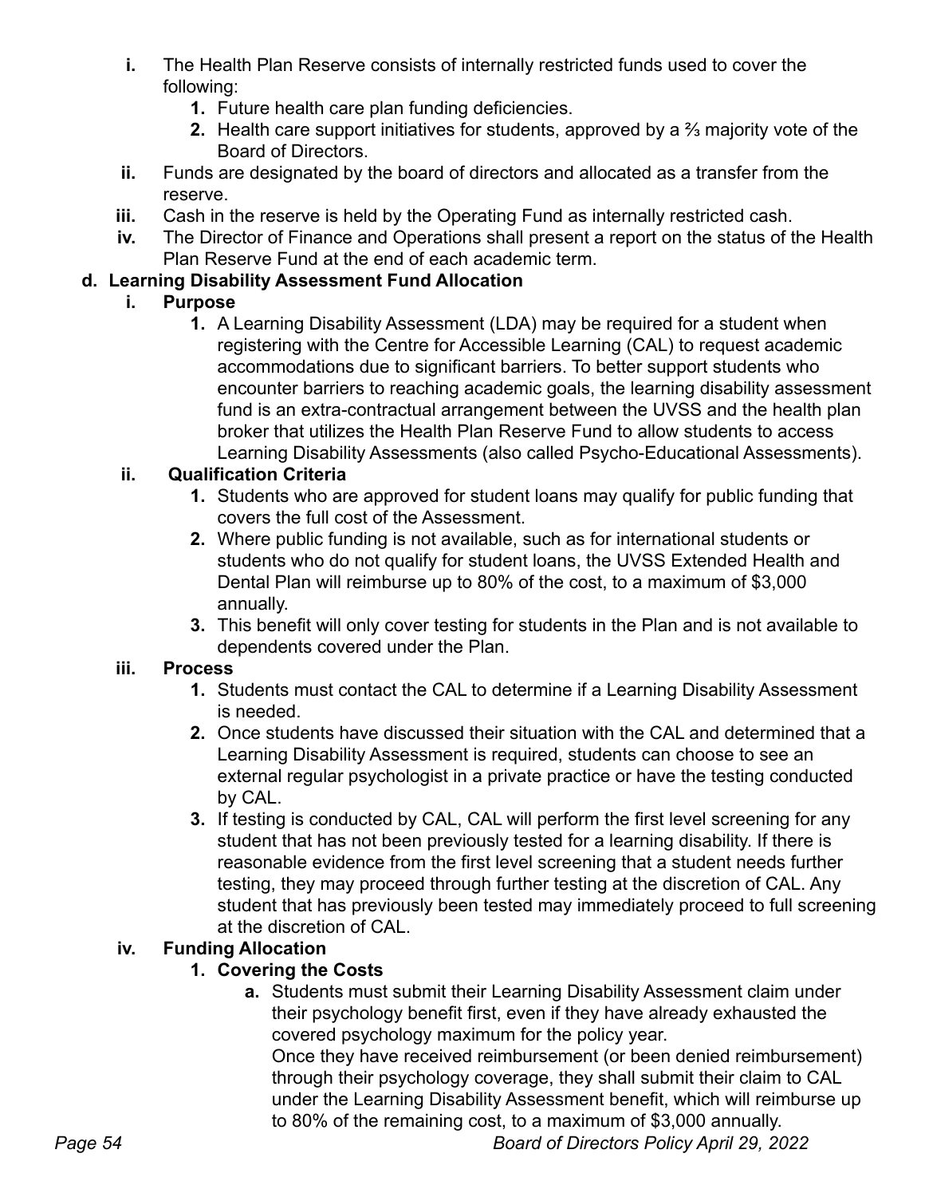i. The Health Plan Reserve consists of internally restricted funds used to cover the following:
    1. Future health care plan funding deficiencies.
    2. Health care support initiatives for students, approved by a ⅔ majority vote of the Board of Directors.

ii. Funds are designated by the board of directors and allocated as a transfer from the reserve.

iii. Cash in the reserve is held by the Operating Fund as internally restricted cash.

iv. The Director of Finance and Operations shall present a report on the status of the Health Plan Reserve Fund at the end of each academic term.

**d. Learning Disability Assessment Fund Allocation**

**i. Purpose**

1. A Learning Disability Assessment (LDA) may be required for a student when registering with the Centre for Accessible Learning (CAL) to request academic accommodations due to significant barriers. To better support students who encounter barriers to reaching academic goals, the learning disability assessment fund is an extra-contractual arrangement between the UVSS and the health plan broker that utilizes the Health Plan Reserve Fund to allow students to access Learning Disability Assessments (also called Psycho-Educational Assessments).

**ii. Qualification Criteria**

1. Students who are approved for student loans may qualify for public funding that covers the full cost of the Assessment.
2. Where public funding is not available, such as for international students or students who do not qualify for student loans, the UVSS Extended Health and Dental Plan will reimburse up to 80% of the cost, to a maximum of $3,000 annually.
3. This benefit will only cover testing for students in the Plan and is not available to dependents covered under the Plan.

**iii. Process**

1. Students must contact the CAL to determine if a Learning Disability Assessment is needed.
2. Once students have discussed their situation with the CAL and determined that a Learning Disability Assessment is required, students can choose to see an external regular psychologist in a private practice or have the testing conducted by CAL.
3. If testing is conducted by CAL, CAL will perform the first level screening for any student that has not been previously tested for a learning disability. If there is reasonable evidence from the first level screening that a student needs further testing, they may proceed through further testing at the discretion of CAL. Any student that has previously been tested may immediately proceed to full screening at the discretion of CAL.

**iv. Funding Allocation**

**1. Covering the Costs**

a. Students must submit their Learning Disability Assessment claim under their psychology benefit first, even if they have already exhausted the covered psychology maximum for the policy year.
   Once they have received reimbursement (or been denied reimbursement) through their psychology coverage, they shall submit their claim to CAL under the Learning Disability Assessment benefit, which will reimburse up to 80% of the remaining cost, to a maximum of $3,000 annually.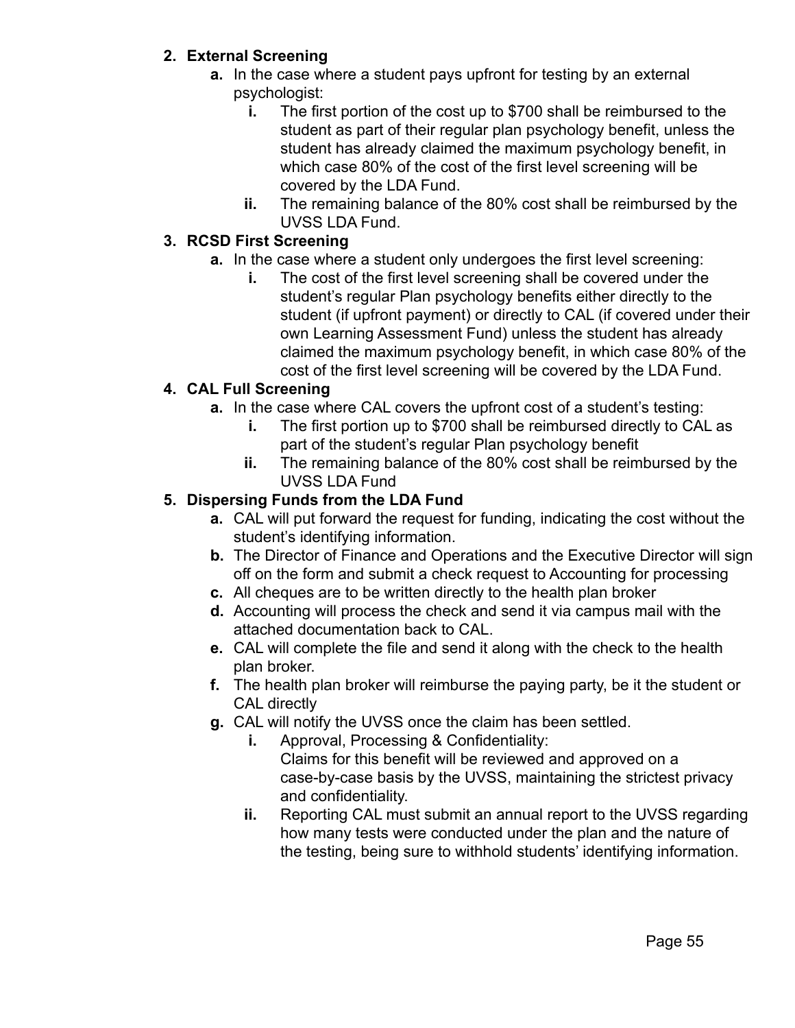2. **External Screening**
    a. In the case where a student pays upfront for testing by an external psychologist:
        i. The first portion of the cost up to $700 shall be reimbursed to the student as part of their regular plan psychology benefit, unless the student has already claimed the maximum psychology benefit, in which case 80% of the cost of the first level screening will be covered by the LDA Fund.
        ii. The remaining balance of the 80% cost shall be reimbursed by the UVSS LDA Fund.
3. **RCSD First Screening**
    a. In the case where a student only undergoes the first level screening:
        i. The cost of the first level screening shall be covered under the student's regular Plan psychology benefits either directly to the student (if upfront payment) or directly to CAL (if covered under their own Learning Assessment Fund) unless the student has already claimed the maximum psychology benefit, in which case 80% of the cost of the first level screening will be covered by the LDA Fund.
4. **CAL Full Screening**
    a. In the case where CAL covers the upfront cost of a student's testing:
        i. The first portion up to $700 shall be reimbursed directly to CAL as part of the student's regular Plan psychology benefit
        ii. The remaining balance of the 80% cost shall be reimbursed by the UVSS LDA Fund
5. **Dispersing Funds from the LDA Fund**
    a. CAL will put forward the request for funding, indicating the cost without the student's identifying information.
    b. The Director of Finance and Operations and the Executive Director will sign off on the form and submit a check request to Accounting for processing
    c. All cheques are to be written directly to the health plan broker
    d. Accounting will process the check and send it via campus mail with the attached documentation back to CAL.
    e. CAL will complete the file and send it along with the check to the health plan broker.
    f. The health plan broker will reimburse the paying party, be it the student or CAL directly
    g. CAL will notify the UVSS once the claim has been settled.
        i. Approval, Processing & Confidentiality:
        Claims for this benefit will be reviewed and approved on a case-by-case basis by the UVSS, maintaining the strictest privacy and confidentiality.
        ii. Reporting CAL must submit an annual report to the UVSS regarding how many tests were conducted under the plan and the nature of the testing, being sure to withhold students' identifying information.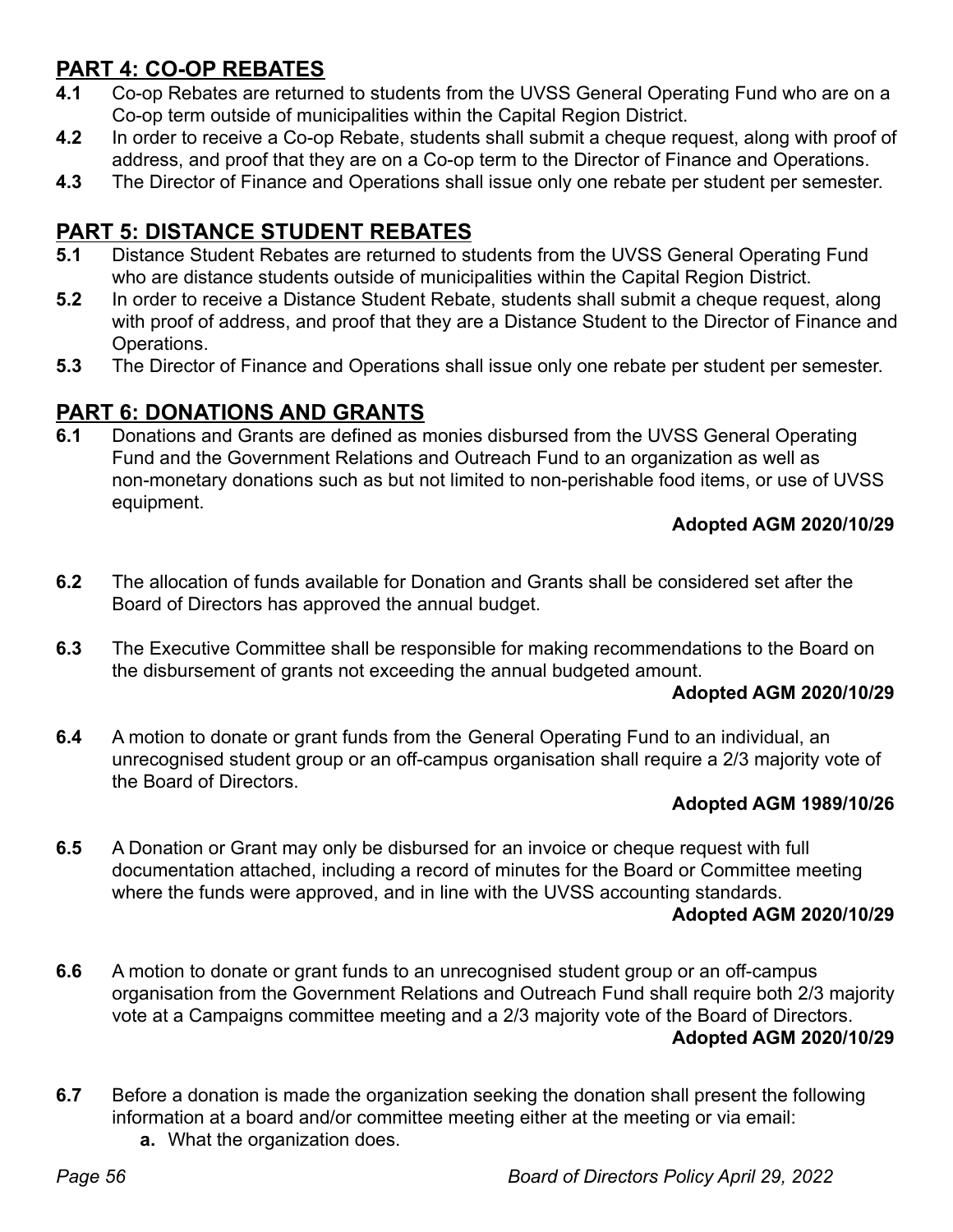## PART 4: CO-OP REBATES

**4.1** Co-op Rebates are returned to students from the UVSS General Operating Fund who are on a Co-op term outside of municipalities within the Capital Region District.

**4.2** In order to receive a Co-op Rebate, students shall submit a cheque request, along with proof of address, and proof that they are on a Co-op term to the Director of Finance and Operations.

**4.3** The Director of Finance and Operations shall issue only one rebate per student per semester.

## PART 5: DISTANCE STUDENT REBATES

**5.1** Distance Student Rebates are returned to students from the UVSS General Operating Fund who are distance students outside of municipalities within the Capital Region District.

**5.2** In order to receive a Distance Student Rebate, students shall submit a cheque request, along with proof of address, and proof that they are a Distance Student to the Director of Finance and Operations.

**5.3** The Director of Finance and Operations shall issue only one rebate per student per semester.

## PART 6: DONATIONS AND GRANTS

**6.1** Donations and Grants are defined as monies disbursed from the UVSS General Operating Fund and the Government Relations and Outreach Fund to an organization as well as non-monetary donations such as but not limited to non-perishable food items, or use of UVSS equipment.

**Adopted AGM 2020/10/29**

**6.2** The allocation of funds available for Donation and Grants shall be considered set after the Board of Directors has approved the annual budget.

**6.3** The Executive Committee shall be responsible for making recommendations to the Board on the disbursement of grants not exceeding the annual budgeted amount.

**Adopted AGM 2020/10/29**

**6.4** A motion to donate or grant funds from the General Operating Fund to an individual, an unrecognised student group or an off-campus organisation shall require a 2/3 majority vote of the Board of Directors.

**Adopted AGM 1989/10/26**

**6.5** A Donation or Grant may only be disbursed for an invoice or cheque request with full documentation attached, including a record of minutes for the Board or Committee meeting where the funds were approved, and in line with the UVSS accounting standards.

**Adopted AGM 2020/10/29**

**6.6** A motion to donate or grant funds to an unrecognised student group or an off-campus organisation from the Government Relations and Outreach Fund shall require both 2/3 majority vote at a Campaigns committee meeting and a 2/3 majority vote of the Board of Directors.

**Adopted AGM 2020/10/29**

**6.7** Before a donation is made the organization seeking the donation shall present the following information at a board and/or committee meeting either at the meeting or via email:

- **a.** What the organization does.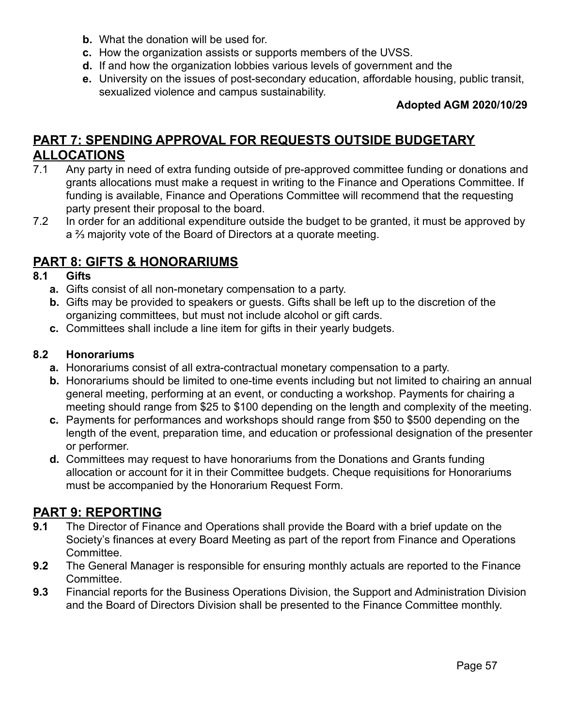- **b.** What the donation will be used for.
- **c.** How the organization assists or supports members of the UVSS.
- **d.** If and how the organization lobbies various levels of government and the
- **e.** University on the issues of post-secondary education, affordable housing, public transit, sexualized violence and campus sustainability.

**Adopted AGM 2020/10/29**

## PART 7: SPENDING APPROVAL FOR REQUESTS OUTSIDE BUDGETARY ALLOCATIONS

7.1 Any party in need of extra funding outside of pre-approved committee funding or donations and grants allocations must make a request in writing to the Finance and Operations Committee. If funding is available, Finance and Operations Committee will recommend that the requesting party present their proposal to the board.

7.2 In order for an additional expenditure outside the budget to be granted, it must be approved by a ⅔ majority vote of the Board of Directors at a quorate meeting.

## PART 8: GIFTS & HONORARIUMS

**8.1 Gifts**

- **a.** Gifts consist of all non-monetary compensation to a party.
- **b.** Gifts may be provided to speakers or guests. Gifts shall be left up to the discretion of the organizing committees, but must not include alcohol or gift cards.
- **c.** Committees shall include a line item for gifts in their yearly budgets.

**8.2 Honorariums**

- **a.** Honorariums consist of all extra-contractual monetary compensation to a party.
- **b.** Honorariums should be limited to one-time events including but not limited to chairing an annual general meeting, performing at an event, or conducting a workshop. Payments for chairing a meeting should range from $25 to $100 depending on the length and complexity of the meeting.
- **c.** Payments for performances and workshops should range from $50 to $500 depending on the length of the event, preparation time, and education or professional designation of the presenter or performer.
- **d.** Committees may request to have honorariums from the Donations and Grants funding allocation or account for it in their Committee budgets. Cheque requisitions for Honorariums must be accompanied by the Honorarium Request Form.

## PART 9: REPORTING

**9.1** The Director of Finance and Operations shall provide the Board with a brief update on the Society's finances at every Board Meeting as part of the report from Finance and Operations Committee.

**9.2** The General Manager is responsible for ensuring monthly actuals are reported to the Finance Committee.

**9.3** Financial reports for the Business Operations Division, the Support and Administration Division and the Board of Directors Division shall be presented to the Finance Committee monthly.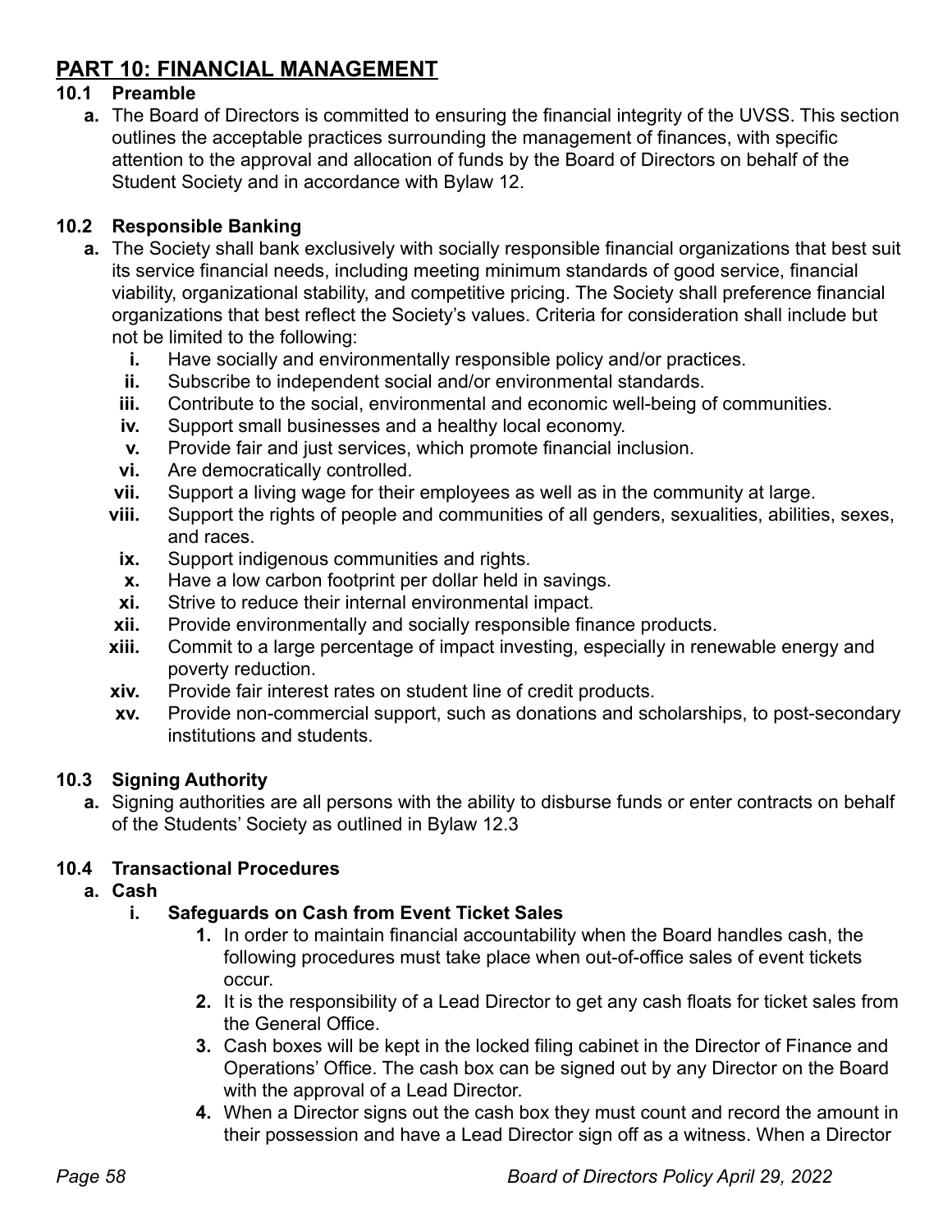## PART 10: FINANCIAL MANAGEMENT

### 10.1 Preamble

**a.** The Board of Directors is committed to ensuring the financial integrity of the UVSS. This section outlines the acceptable practices surrounding the management of finances, with specific attention to the approval and allocation of funds by the Board of Directors on behalf of the Student Society and in accordance with Bylaw 12.

### 10.2 Responsible Banking

**a.** The Society shall bank exclusively with socially responsible financial organizations that best suit its service financial needs, including meeting minimum standards of good service, financial viability, organizational stability, and competitive pricing. The Society shall preference financial organizations that best reflect the Society's values. Criteria for consideration shall include but not be limited to the following:

- **i.** Have socially and environmentally responsible policy and/or practices.
- **ii.** Subscribe to independent social and/or environmental standards.
- **iii.** Contribute to the social, environmental and economic well-being of communities.
- **iv.** Support small businesses and a healthy local economy.
- **v.** Provide fair and just services, which promote financial inclusion.
- **vi.** Are democratically controlled.
- **vii.** Support a living wage for their employees as well as in the community at large.
- **viii.** Support the rights of people and communities of all genders, sexualities, abilities, sexes, and races.
- **ix.** Support indigenous communities and rights.
- **x.** Have a low carbon footprint per dollar held in savings.
- **xi.** Strive to reduce their internal environmental impact.
- **xii.** Provide environmentally and socially responsible finance products.
- **xiii.** Commit to a large percentage of impact investing, especially in renewable energy and poverty reduction.
- **xiv.** Provide fair interest rates on student line of credit products.
- **xv.** Provide non-commercial support, such as donations and scholarships, to post-secondary institutions and students.

### 10.3 Signing Authority

**a.** Signing authorities are all persons with the ability to disburse funds or enter contracts on behalf of the Students' Society as outlined in Bylaw 12.3

### 10.4 Transactional Procedures

**a. Cash**

**i. Safeguards on Cash from Event Ticket Sales**

1. In order to maintain financial accountability when the Board handles cash, the following procedures must take place when out-of-office sales of event tickets occur.
2. It is the responsibility of a Lead Director to get any cash floats for ticket sales from the General Office.
3. Cash boxes will be kept in the locked filing cabinet in the Director of Finance and Operations' Office. The cash box can be signed out by any Director on the Board with the approval of a Lead Director.
4. When a Director signs out the cash box they must count and record the amount in their possession and have a Lead Director sign off as a witness. When a Director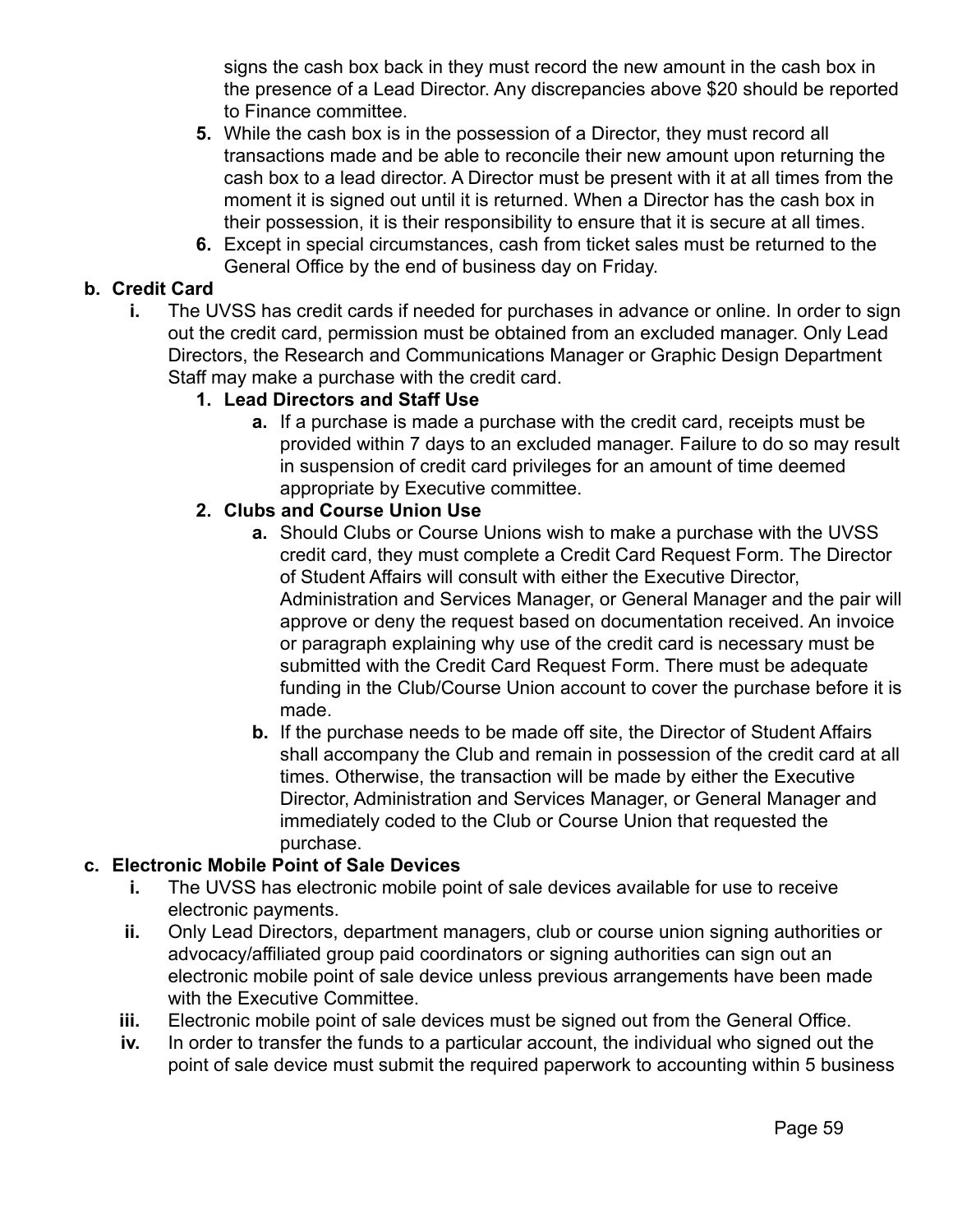signs the cash box back in they must record the new amount in the cash box in the presence of a Lead Director. Any discrepancies above $20 should be reported to Finance committee.

5. While the cash box is in the possession of a Director, they must record all transactions made and be able to reconcile their new amount upon returning the cash box to a lead director. A Director must be present with it at all times from the moment it is signed out until it is returned. When a Director has the cash box in their possession, it is their responsibility to ensure that it is secure at all times.
6. Except in special circumstances, cash from ticket sales must be returned to the General Office by the end of business day on Friday.

**b. Credit Card**

i. The UVSS has credit cards if needed for purchases in advance or online. In order to sign out the credit card, permission must be obtained from an excluded manager. Only Lead Directors, the Research and Communications Manager or Graphic Design Department Staff may make a purchase with the credit card.

**1. Lead Directors and Staff Use**

a. If a purchase is made a purchase with the credit card, receipts must be provided within 7 days to an excluded manager. Failure to do so may result in suspension of credit card privileges for an amount of time deemed appropriate by Executive committee.

**2. Clubs and Course Union Use**

a. Should Clubs or Course Unions wish to make a purchase with the UVSS credit card, they must complete a Credit Card Request Form. The Director of Student Affairs will consult with either the Executive Director, Administration and Services Manager, or General Manager and the pair will approve or deny the request based on documentation received. An invoice or paragraph explaining why use of the credit card is necessary must be submitted with the Credit Card Request Form. There must be adequate funding in the Club/Course Union account to cover the purchase before it is made.

b. If the purchase needs to be made off site, the Director of Student Affairs shall accompany the Club and remain in possession of the credit card at all times. Otherwise, the transaction will be made by either the Executive Director, Administration and Services Manager, or General Manager and immediately coded to the Club or Course Union that requested the purchase.

**c. Electronic Mobile Point of Sale Devices**

i. The UVSS has electronic mobile point of sale devices available for use to receive electronic payments.

ii. Only Lead Directors, department managers, club or course union signing authorities or advocacy/affiliated group paid coordinators or signing authorities can sign out an electronic mobile point of sale device unless previous arrangements have been made with the Executive Committee.

iii. Electronic mobile point of sale devices must be signed out from the General Office.

iv. In order to transfer the funds to a particular account, the individual who signed out the point of sale device must submit the required paperwork to accounting within 5 business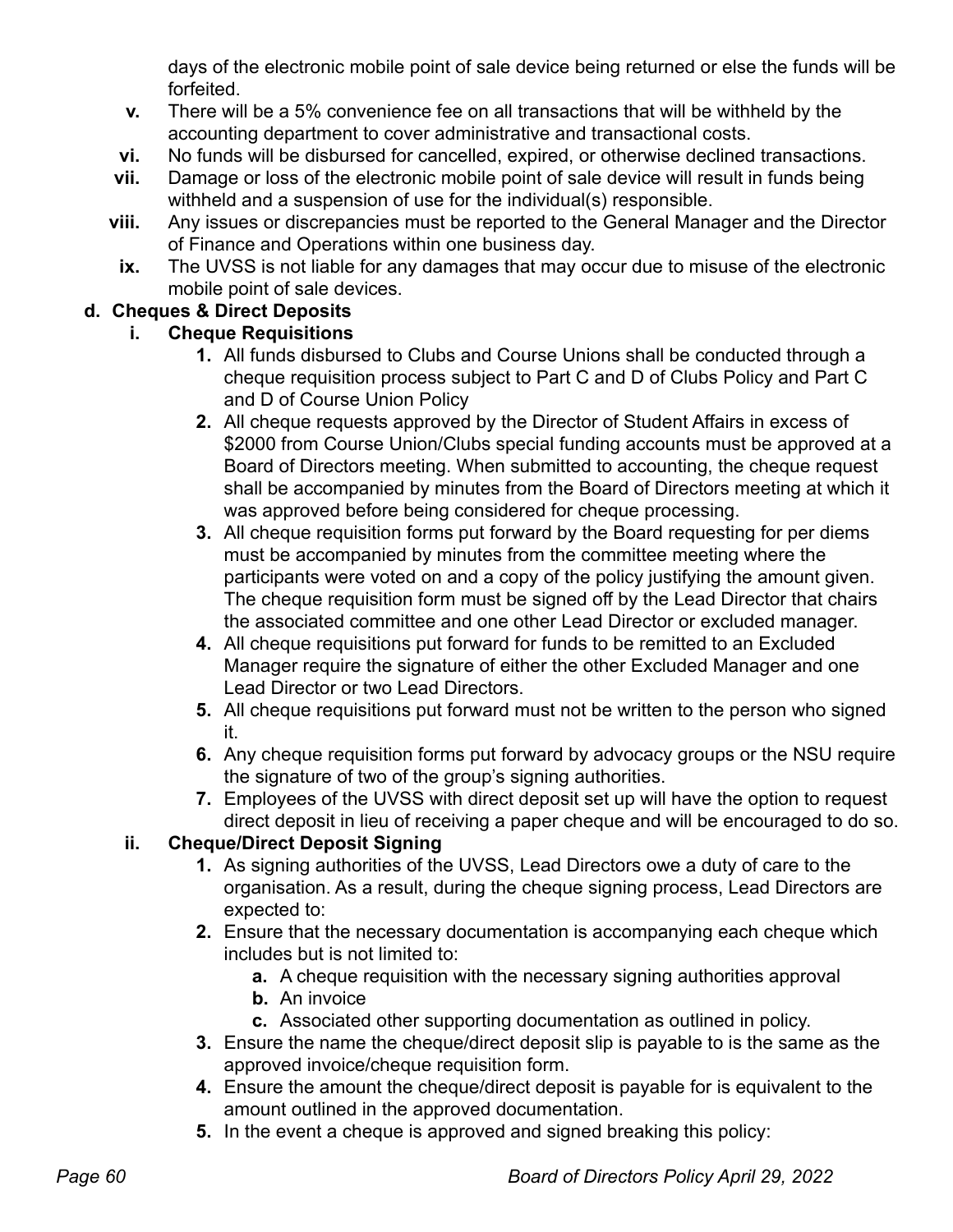days of the electronic mobile point of sale device being returned or else the funds will be forfeited.

- **v.** There will be a 5% convenience fee on all transactions that will be withheld by the accounting department to cover administrative and transactional costs.
- **vi.** No funds will be disbursed for cancelled, expired, or otherwise declined transactions.
- **vii.** Damage or loss of the electronic mobile point of sale device will result in funds being withheld and a suspension of use for the individual(s) responsible.
- **viii.** Any issues or discrepancies must be reported to the General Manager and the Director of Finance and Operations within one business day.
- **ix.** The UVSS is not liable for any damages that may occur due to misuse of the electronic mobile point of sale devices.

**d. Cheques & Direct Deposits**

**i. Cheque Requisitions**

1. All funds disbursed to Clubs and Course Unions shall be conducted through a cheque requisition process subject to Part C and D of Clubs Policy and Part C and D of Course Union Policy
2. All cheque requests approved by the Director of Student Affairs in excess of $2000 from Course Union/Clubs special funding accounts must be approved at a Board of Directors meeting. When submitted to accounting, the cheque request shall be accompanied by minutes from the Board of Directors meeting at which it was approved before being considered for cheque processing.
3. All cheque requisition forms put forward by the Board requesting for per diems must be accompanied by minutes from the committee meeting where the participants were voted on and a copy of the policy justifying the amount given. The cheque requisition form must be signed off by the Lead Director that chairs the associated committee and one other Lead Director or excluded manager.
4. All cheque requisitions put forward for funds to be remitted to an Excluded Manager require the signature of either the other Excluded Manager and one Lead Director or two Lead Directors.
5. All cheque requisitions put forward must not be written to the person who signed it.
6. Any cheque requisition forms put forward by advocacy groups or the NSU require the signature of two of the group's signing authorities.
7. Employees of the UVSS with direct deposit set up will have the option to request direct deposit in lieu of receiving a paper cheque and will be encouraged to do so.

**ii. Cheque/Direct Deposit Signing**

1. As signing authorities of the UVSS, Lead Directors owe a duty of care to the organisation. As a result, during the cheque signing process, Lead Directors are expected to:
2. Ensure that the necessary documentation is accompanying each cheque which includes but is not limited to:
   - **a.** A cheque requisition with the necessary signing authorities approval
   - **b.** An invoice
   - **c.** Associated other supporting documentation as outlined in policy.
3. Ensure the name the cheque/direct deposit slip is payable to is the same as the approved invoice/cheque requisition form.
4. Ensure the amount the cheque/direct deposit is payable for is equivalent to the amount outlined in the approved documentation.
5. In the event a cheque is approved and signed breaking this policy: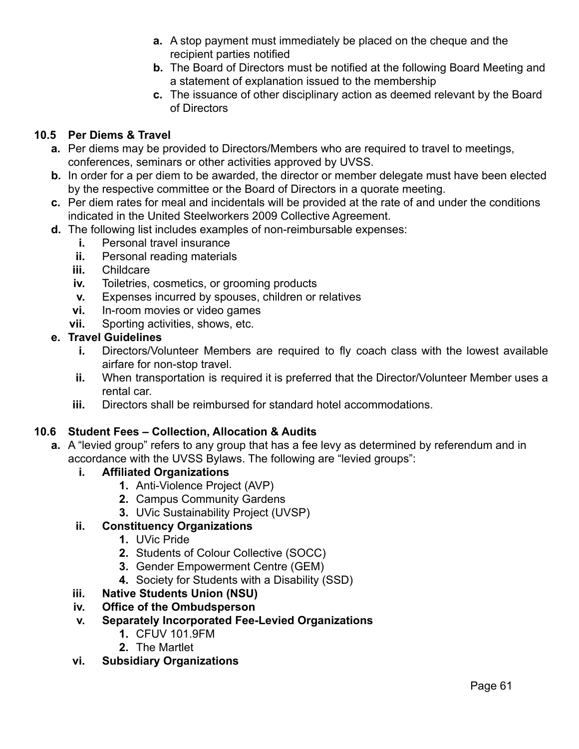- **a.** A stop payment must immediately be placed on the cheque and the recipient parties notified
   - **b.** The Board of Directors must be notified at the following Board Meeting and a statement of explanation issued to the membership
   - **c.** The issuance of other disciplinary action as deemed relevant by the Board of Directors

### 10.5 Per Diems & Travel

- **a.** Per diems may be provided to Directors/Members who are required to travel to meetings, conferences, seminars or other activities approved by UVSS.
- **b.** In order for a per diem to be awarded, the director or member delegate must have been elected by the respective committee or the Board of Directors in a quorate meeting.
- **c.** Per diem rates for meal and incidentals will be provided at the rate of and under the conditions indicated in the United Steelworkers 2009 Collective Agreement.
- **d.** The following list includes examples of non-reimbursable expenses:
  - **i.** Personal travel insurance
  - **ii.** Personal reading materials
  - **iii.** Childcare
  - **iv.** Toiletries, cosmetics, or grooming products
  - **v.** Expenses incurred by spouses, children or relatives
  - **vi.** In-room movies or video games
  - **vii.** Sporting activities, shows, etc.
- **e. Travel Guidelines**
  - **i.** Directors/Volunteer Members are required to fly coach class with the lowest available airfare for non-stop travel.
  - **ii.** When transportation is required it is preferred that the Director/Volunteer Member uses a rental car.
  - **iii.** Directors shall be reimbursed for standard hotel accommodations.

### 10.6 Student Fees – Collection, Allocation & Audits

- **a.** A "levied group" refers to any group that has a fee levy as determined by referendum and in accordance with the UVSS Bylaws. The following are "levied groups":
  - **i. Affiliated Organizations**
    1. Anti-Violence Project (AVP)
    2. Campus Community Gardens
    3. UVic Sustainability Project (UVSP)
  - **ii. Constituency Organizations**
    1. UVic Pride
    2. Students of Colour Collective (SOCC)
    3. Gender Empowerment Centre (GEM)
    4. Society for Students with a Disability (SSD)
  - **iii. Native Students Union (NSU)**
  - **iv. Office of the Ombudsperson**
  - **v. Separately Incorporated Fee-Levied Organizations**
    1. CFUV 101.9FM
    2. The Martlet
  - **vi. Subsidiary Organizations**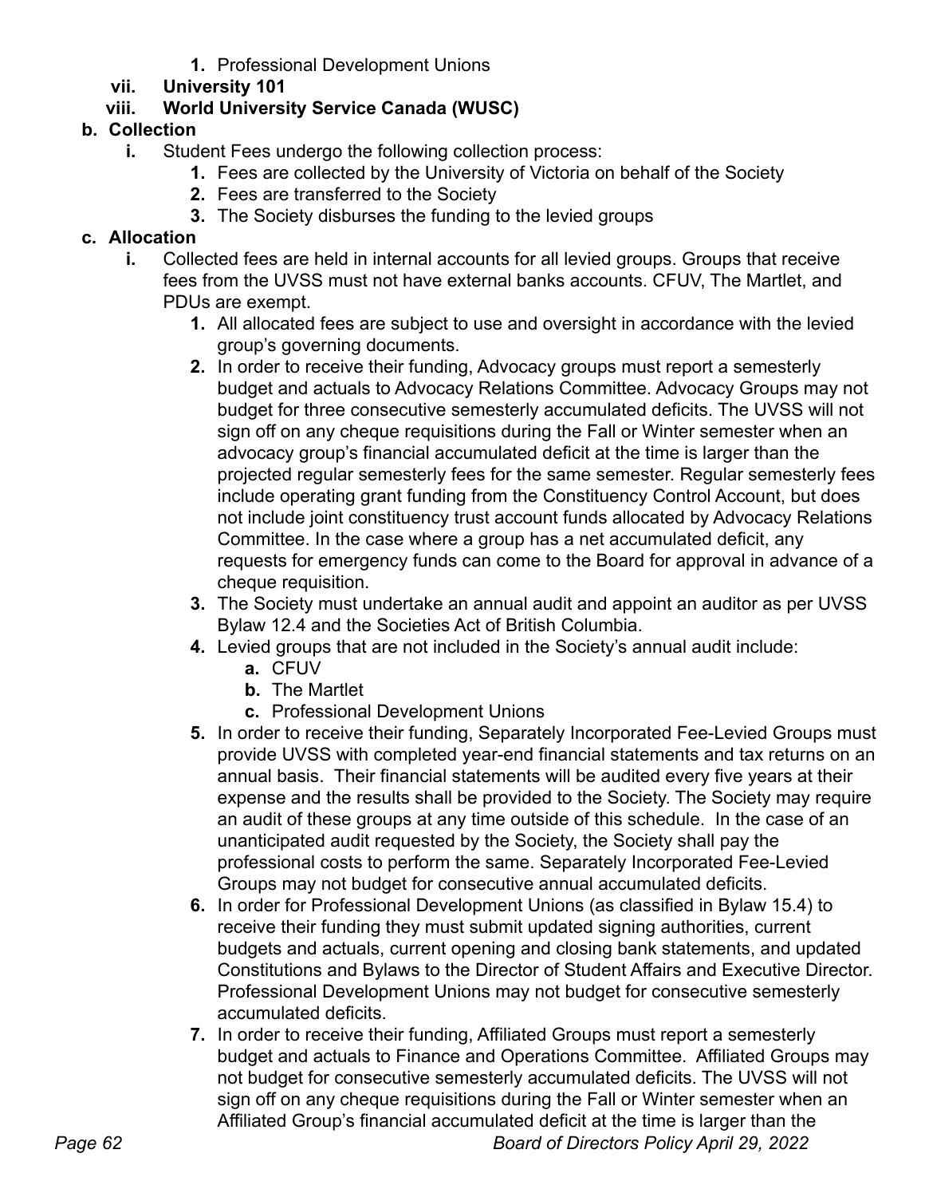1. **1.** Professional Development Unions

**vii.** **University 101**

**viii.** **World University Service Canada (WUSC)**

**b. Collection**

**i.** Student Fees undergo the following collection process:

**1.** Fees are collected by the University of Victoria on behalf of the Society

**2.** Fees are transferred to the Society

**3.** The Society disburses the funding to the levied groups

**c. Allocation**

**i.** Collected fees are held in internal accounts for all levied groups. Groups that receive fees from the UVSS must not have external banks accounts. CFUV, The Martlet, and PDUs are exempt.

**1.** All allocated fees are subject to use and oversight in accordance with the levied group's governing documents.

**2.** In order to receive their funding, Advocacy groups must report a semesterly budget and actuals to Advocacy Relations Committee. Advocacy Groups may not budget for three consecutive semesterly accumulated deficits. The UVSS will not sign off on any cheque requisitions during the Fall or Winter semester when an advocacy group's financial accumulated deficit at the time is larger than the projected regular semesterly fees for the same semester. Regular semesterly fees include operating grant funding from the Constituency Control Account, but does not include joint constituency trust account funds allocated by Advocacy Relations Committee. In the case where a group has a net accumulated deficit, any requests for emergency funds can come to the Board for approval in advance of a cheque requisition.

**3.** The Society must undertake an annual audit and appoint an auditor as per UVSS Bylaw 12.4 and the Societies Act of British Columbia.

**4.** Levied groups that are not included in the Society's annual audit include:

**a.** CFUV

**b.** The Martlet

**c.** Professional Development Unions

**5.** In order to receive their funding, Separately Incorporated Fee-Levied Groups must provide UVSS with completed year-end financial statements and tax returns on an annual basis. Their financial statements will be audited every five years at their expense and the results shall be provided to the Society. The Society may require an audit of these groups at any time outside of this schedule. In the case of an unanticipated audit requested by the Society, the Society shall pay the professional costs to perform the same. Separately Incorporated Fee-Levied Groups may not budget for consecutive annual accumulated deficits.

**6.** In order for Professional Development Unions (as classified in Bylaw 15.4) to receive their funding they must submit updated signing authorities, current budgets and actuals, current opening and closing bank statements, and updated Constitutions and Bylaws to the Director of Student Affairs and Executive Director. Professional Development Unions may not budget for consecutive semesterly accumulated deficits.

**7.** In order to receive their funding, Affiliated Groups must report a semesterly budget and actuals to Finance and Operations Committee. Affiliated Groups may not budget for consecutive semesterly accumulated deficits. The UVSS will not sign off on any cheque requisitions during the Fall or Winter semester when an Affiliated Group's financial accumulated deficit at the time is larger than the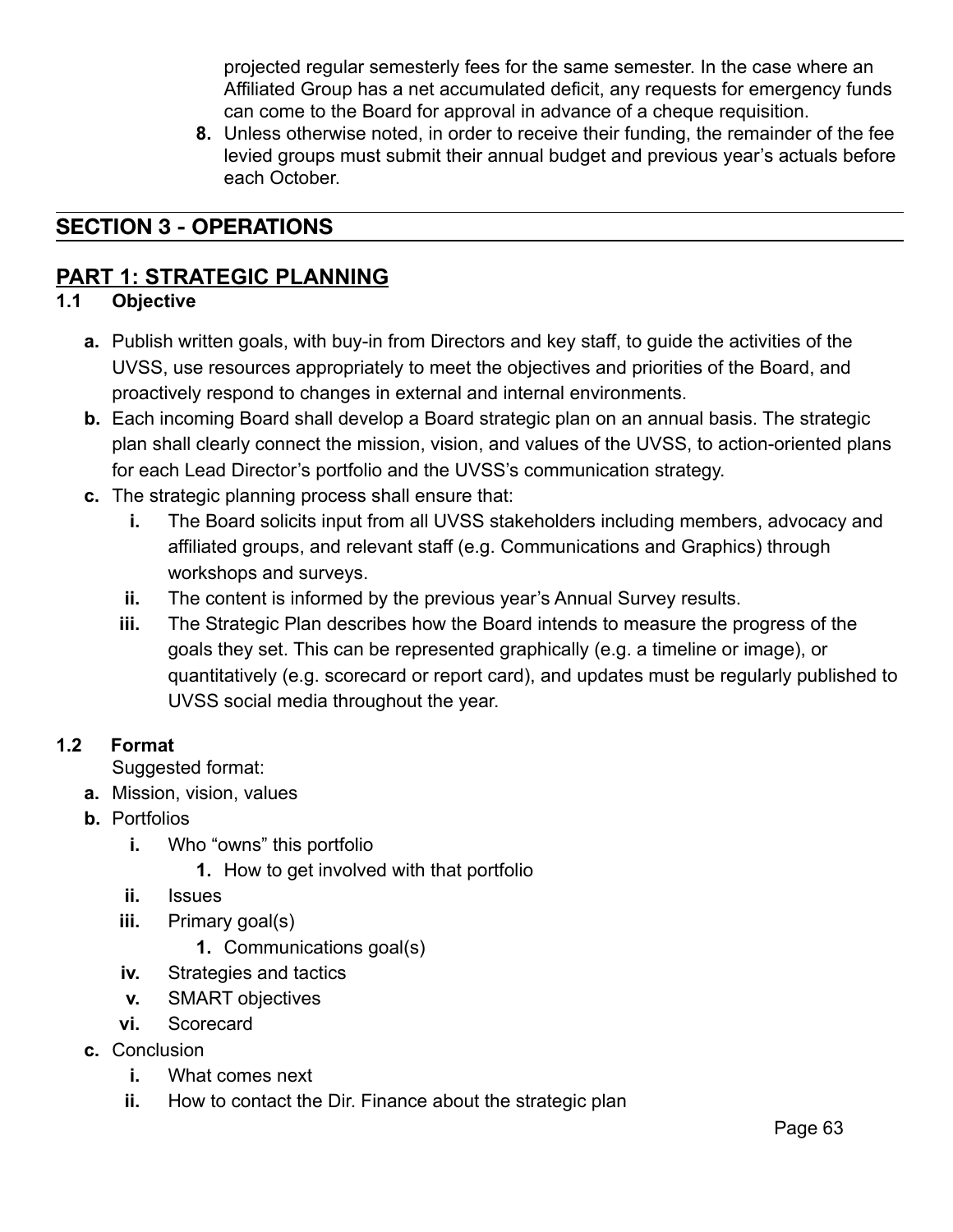projected regular semesterly fees for the same semester. In the case where an Affiliated Group has a net accumulated deficit, any requests for emergency funds can come to the Board for approval in advance of a cheque requisition.

8. Unless otherwise noted, in order to receive their funding, the remainder of the fee levied groups must submit their annual budget and previous year's actuals before each October.

## SECTION 3 - OPERATIONS

## PART 1: STRATEGIC PLANNING

### 1.1 Objective

a. Publish written goals, with buy-in from Directors and key staff, to guide the activities of the UVSS, use resources appropriately to meet the objectives and priorities of the Board, and proactively respond to changes in external and internal environments.
b. Each incoming Board shall develop a Board strategic plan on an annual basis. The strategic plan shall clearly connect the mission, vision, and values of the UVSS, to action-oriented plans for each Lead Director's portfolio and the UVSS's communication strategy.
c. The strategic planning process shall ensure that:
   i. The Board solicits input from all UVSS stakeholders including members, advocacy and affiliated groups, and relevant staff (e.g. Communications and Graphics) through workshops and surveys.
   ii. The content is informed by the previous year's Annual Survey results.
   iii. The Strategic Plan describes how the Board intends to measure the progress of the goals they set. This can be represented graphically (e.g. a timeline or image), or quantitatively (e.g. scorecard or report card), and updates must be regularly published to UVSS social media throughout the year.

### 1.2 Format

Suggested format:

a. Mission, vision, values
b. Portfolios
   i. Who "owns" this portfolio
      1. How to get involved with that portfolio
   ii. Issues
   iii. Primary goal(s)
      1. Communications goal(s)
   iv. Strategies and tactics
   v. SMART objectives
   vi. Scorecard
c. Conclusion
   i. What comes next
   ii. How to contact the Dir. Finance about the strategic plan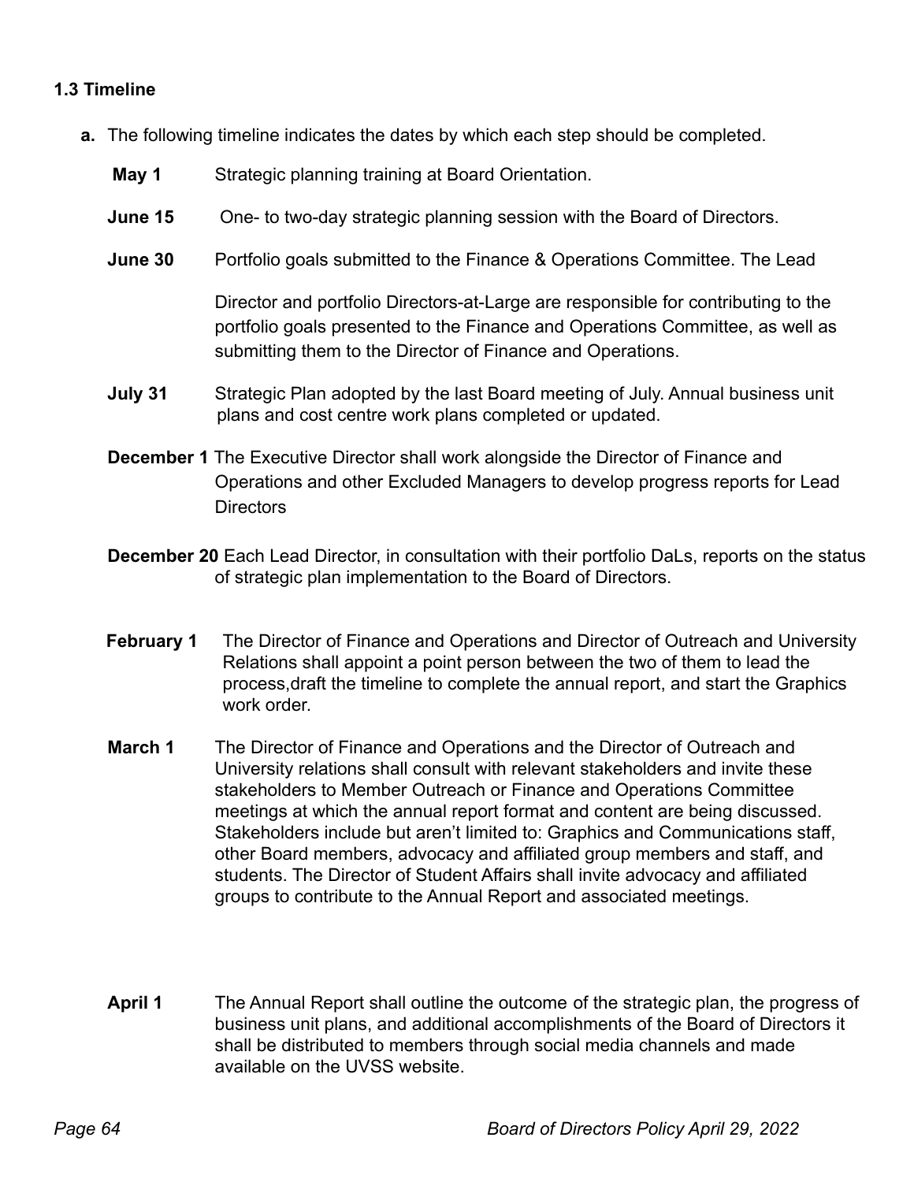### 1.3 Timeline

**a.** The following timeline indicates the dates by which each step should be completed.

**May 1** Strategic planning training at Board Orientation.

**June 15** One- to two-day strategic planning session with the Board of Directors.

**June 30** Portfolio goals submitted to the Finance & Operations Committee. The Lead Director and portfolio Directors-at-Large are responsible for contributing to the portfolio goals presented to the Finance and Operations Committee, as well as submitting them to the Director of Finance and Operations.

**July 31** Strategic Plan adopted by the last Board meeting of July. Annual business unit plans and cost centre work plans completed or updated.

**December 1** The Executive Director shall work alongside the Director of Finance and Operations and other Excluded Managers to develop progress reports for Lead Directors

**December 20** Each Lead Director, in consultation with their portfolio DaLs, reports on the status of strategic plan implementation to the Board of Directors.

**February 1** The Director of Finance and Operations and Director of Outreach and University Relations shall appoint a point person between the two of them to lead the process,draft the timeline to complete the annual report, and start the Graphics work order.

**March 1** The Director of Finance and Operations and the Director of Outreach and University relations shall consult with relevant stakeholders and invite these stakeholders to Member Outreach or Finance and Operations Committee meetings at which the annual report format and content are being discussed. Stakeholders include but aren't limited to: Graphics and Communications staff, other Board members, advocacy and affiliated group members and staff, and students. The Director of Student Affairs shall invite advocacy and affiliated groups to contribute to the Annual Report and associated meetings.

**April 1** The Annual Report shall outline the outcome of the strategic plan, the progress of business unit plans, and additional accomplishments of the Board of Directors it shall be distributed to members through social media channels and made available on the UVSS website.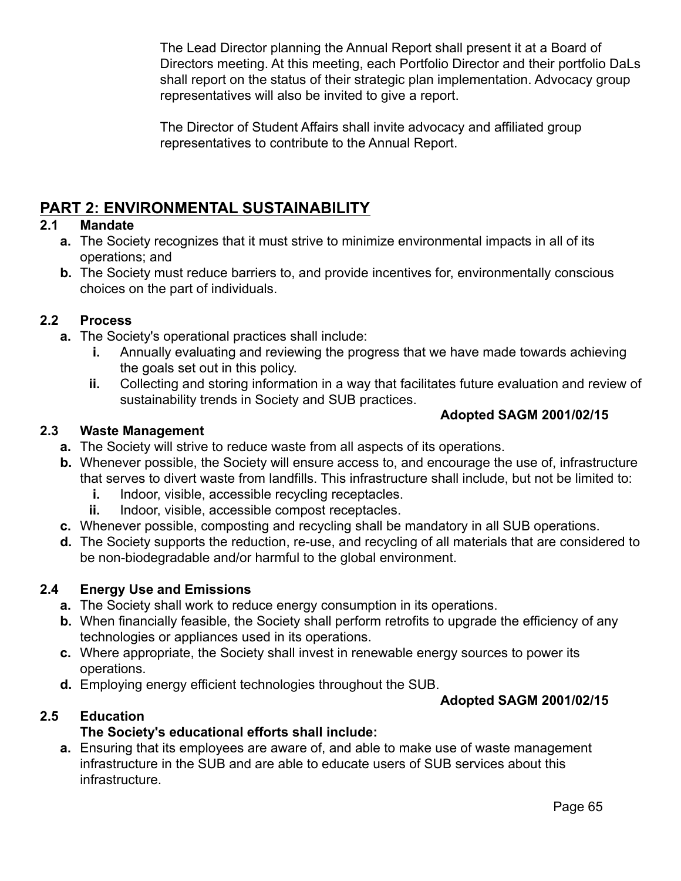The Lead Director planning the Annual Report shall present it at a Board of Directors meeting. At this meeting, each Portfolio Director and their portfolio DaLs shall report on the status of their strategic plan implementation. Advocacy group representatives will also be invited to give a report.

The Director of Student Affairs shall invite advocacy and affiliated group representatives to contribute to the Annual Report.

## PART 2: ENVIRONMENTAL SUSTAINABILITY

### 2.1 Mandate

- **a.** The Society recognizes that it must strive to minimize environmental impacts in all of its operations; and
- **b.** The Society must reduce barriers to, and provide incentives for, environmentally conscious choices on the part of individuals.

### 2.2 Process

- **a.** The Society's operational practices shall include:
  - **i.** Annually evaluating and reviewing the progress that we have made towards achieving the goals set out in this policy.
  - **ii.** Collecting and storing information in a way that facilitates future evaluation and review of sustainability trends in Society and SUB practices.

**Adopted SAGM 2001/02/15**

### 2.3 Waste Management

- **a.** The Society will strive to reduce waste from all aspects of its operations.
- **b.** Whenever possible, the Society will ensure access to, and encourage the use of, infrastructure that serves to divert waste from landfills. This infrastructure shall include, but not be limited to:
  - **i.** Indoor, visible, accessible recycling receptacles.
  - **ii.** Indoor, visible, accessible compost receptacles.
- **c.** Whenever possible, composting and recycling shall be mandatory in all SUB operations.
- **d.** The Society supports the reduction, re-use, and recycling of all materials that are considered to be non-biodegradable and/or harmful to the global environment.

### 2.4 Energy Use and Emissions

- **a.** The Society shall work to reduce energy consumption in its operations.
- **b.** When financially feasible, the Society shall perform retrofits to upgrade the efficiency of any technologies or appliances used in its operations.
- **c.** Where appropriate, the Society shall invest in renewable energy sources to power its operations.
- **d.** Employing energy efficient technologies throughout the SUB.

**Adopted SAGM 2001/02/15**

### 2.5 Education

**The Society's educational efforts shall include:**

- **a.** Ensuring that its employees are aware of, and able to make use of waste management infrastructure in the SUB and are able to educate users of SUB services about this infrastructure.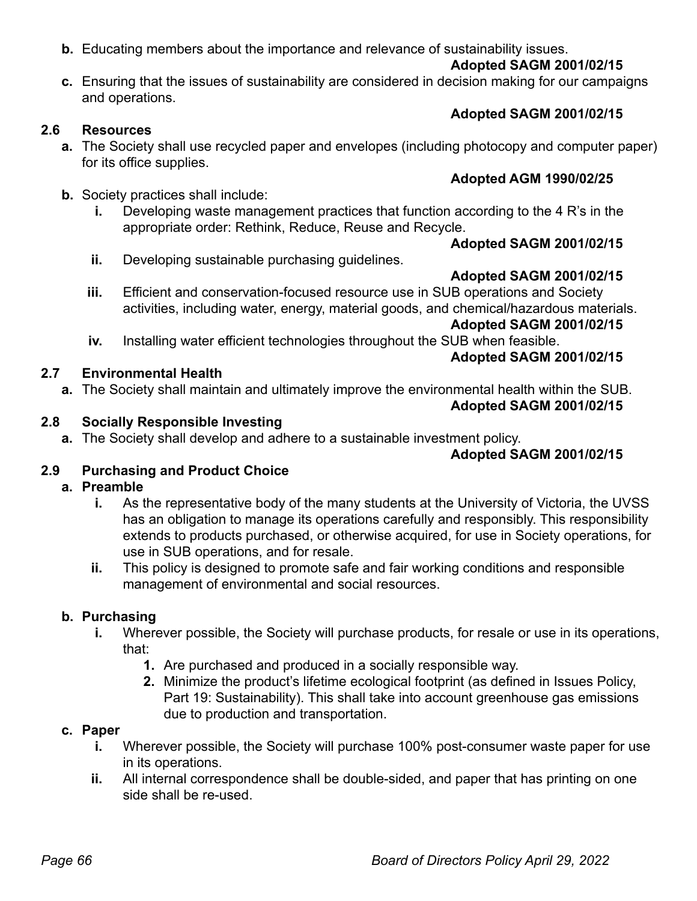**b.** Educating members about the importance and relevance of sustainability issues.

**Adopted SAGM 2001/02/15**

**c.** Ensuring that the issues of sustainability are considered in decision making for our campaigns and operations.

**Adopted SAGM 2001/02/15**

### 2.6 Resources

**a.** The Society shall use recycled paper and envelopes (including photocopy and computer paper) for its office supplies.

**Adopted AGM 1990/02/25**

**b.** Society practices shall include:

- **i.** Developing waste management practices that function according to the 4 R's in the appropriate order: Rethink, Reduce, Reuse and Recycle.

  **Adopted SAGM 2001/02/15**

- **ii.** Developing sustainable purchasing guidelines.

  **Adopted SAGM 2001/02/15**

- **iii.** Efficient and conservation-focused resource use in SUB operations and Society activities, including water, energy, material goods, and chemical/hazardous materials.

  **Adopted SAGM 2001/02/15**

- **iv.** Installing water efficient technologies throughout the SUB when feasible.

  **Adopted SAGM 2001/02/15**

### 2.7 Environmental Health

**a.** The Society shall maintain and ultimately improve the environmental health within the SUB.

**Adopted SAGM 2001/02/15**

### 2.8 Socially Responsible Investing

**a.** The Society shall develop and adhere to a sustainable investment policy.

**Adopted SAGM 2001/02/15**

### 2.9 Purchasing and Product Choice

**a. Preamble**

- **i.** As the representative body of the many students at the University of Victoria, the UVSS has an obligation to manage its operations carefully and responsibly. This responsibility extends to products purchased, or otherwise acquired, for use in Society operations, for use in SUB operations, and for resale.
- **ii.** This policy is designed to promote safe and fair working conditions and responsible management of environmental and social resources.

**b. Purchasing**

- **i.** Wherever possible, the Society will purchase products, for resale or use in its operations, that:
  1. Are purchased and produced in a socially responsible way.
  2. Minimize the product's lifetime ecological footprint (as defined in Issues Policy, Part 19: Sustainability). This shall take into account greenhouse gas emissions due to production and transportation.

**c. Paper**

- **i.** Wherever possible, the Society will purchase 100% post-consumer waste paper for use in its operations.
- **ii.** All internal correspondence shall be double-sided, and paper that has printing on one side shall be re-used.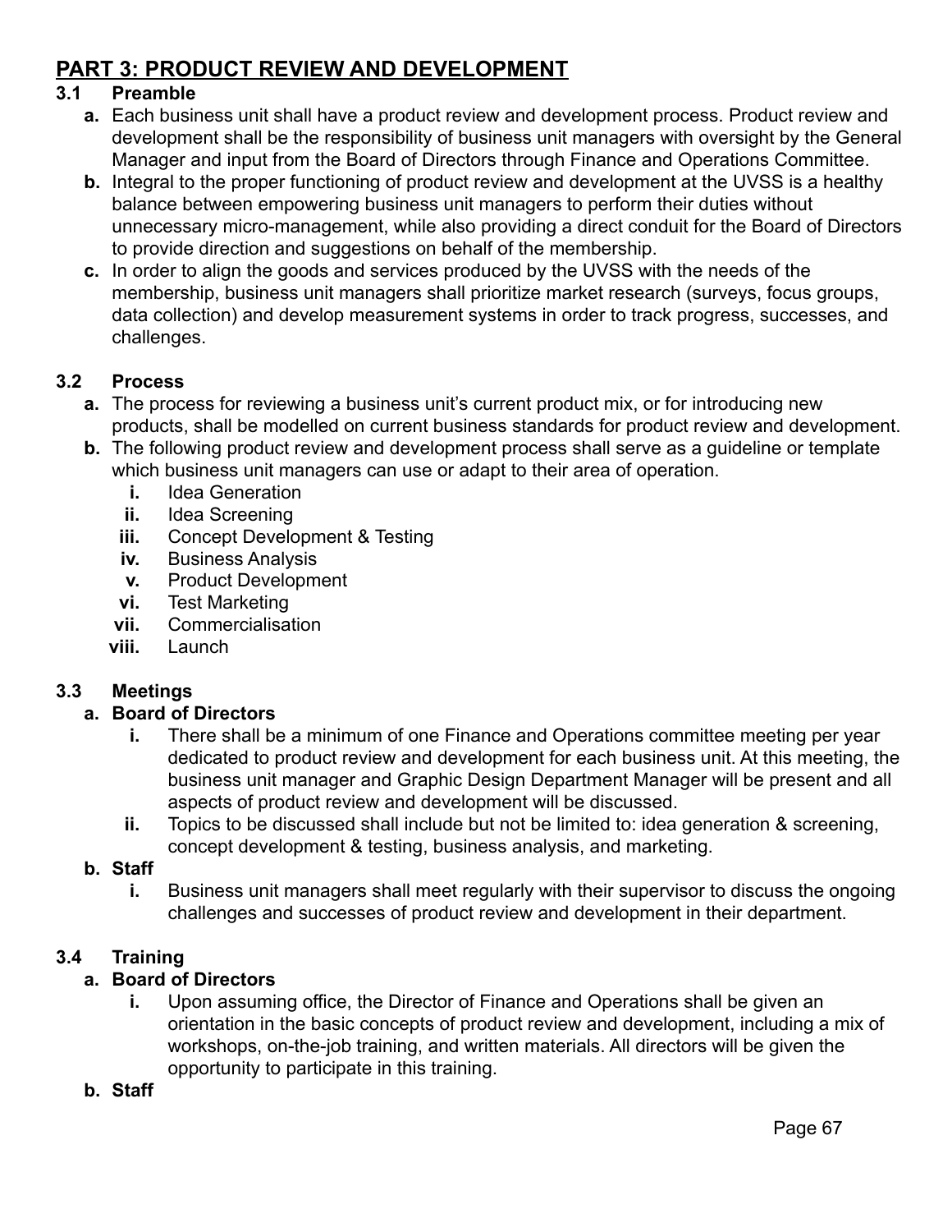## PART 3: PRODUCT REVIEW AND DEVELOPMENT

### 3.1 Preamble

- **a.** Each business unit shall have a product review and development process. Product review and development shall be the responsibility of business unit managers with oversight by the General Manager and input from the Board of Directors through Finance and Operations Committee.
- **b.** Integral to the proper functioning of product review and development at the UVSS is a healthy balance between empowering business unit managers to perform their duties without unnecessary micro-management, while also providing a direct conduit for the Board of Directors to provide direction and suggestions on behalf of the membership.
- **c.** In order to align the goods and services produced by the UVSS with the needs of the membership, business unit managers shall prioritize market research (surveys, focus groups, data collection) and develop measurement systems in order to track progress, successes, and challenges.

### 3.2 Process

- **a.** The process for reviewing a business unit's current product mix, or for introducing new products, shall be modelled on current business standards for product review and development.
- **b.** The following product review and development process shall serve as a guideline or template which business unit managers can use or adapt to their area of operation.
  - **i.** Idea Generation
  - **ii.** Idea Screening
  - **iii.** Concept Development & Testing
  - **iv.** Business Analysis
  - **v.** Product Development
  - **vi.** Test Marketing
  - **vii.** Commercialisation
  - **viii.** Launch

### 3.3 Meetings

- **a. Board of Directors**
  - **i.** There shall be a minimum of one Finance and Operations committee meeting per year dedicated to product review and development for each business unit. At this meeting, the business unit manager and Graphic Design Department Manager will be present and all aspects of product review and development will be discussed.
  - **ii.** Topics to be discussed shall include but not be limited to: idea generation & screening, concept development & testing, business analysis, and marketing.
- **b. Staff**
  - **i.** Business unit managers shall meet regularly with their supervisor to discuss the ongoing challenges and successes of product review and development in their department.

### 3.4 Training

- **a. Board of Directors**
  - **i.** Upon assuming office, the Director of Finance and Operations shall be given an orientation in the basic concepts of product review and development, including a mix of workshops, on-the-job training, and written materials. All directors will be given the opportunity to participate in this training.
- **b. Staff**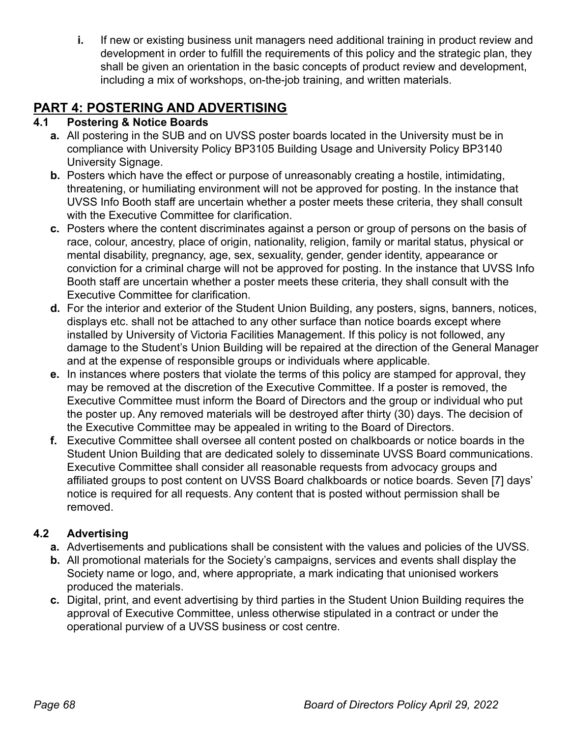i. If new or existing business unit managers need additional training in product review and development in order to fulfill the requirements of this policy and the strategic plan, they shall be given an orientation in the basic concepts of product review and development, including a mix of workshops, on-the-job training, and written materials.

## PART 4: POSTERING AND ADVERTISING

### 4.1 Postering & Notice Boards

- **a.** All postering in the SUB and on UVSS poster boards located in the University must be in compliance with University Policy BP3105 Building Usage and University Policy BP3140 University Signage.
- **b.** Posters which have the effect or purpose of unreasonably creating a hostile, intimidating, threatening, or humiliating environment will not be approved for posting. In the instance that UVSS Info Booth staff are uncertain whether a poster meets these criteria, they shall consult with the Executive Committee for clarification.
- **c.** Posters where the content discriminates against a person or group of persons on the basis of race, colour, ancestry, place of origin, nationality, religion, family or marital status, physical or mental disability, pregnancy, age, sex, sexuality, gender, gender identity, appearance or conviction for a criminal charge will not be approved for posting. In the instance that UVSS Info Booth staff are uncertain whether a poster meets these criteria, they shall consult with the Executive Committee for clarification.
- **d.** For the interior and exterior of the Student Union Building, any posters, signs, banners, notices, displays etc. shall not be attached to any other surface than notice boards except where installed by University of Victoria Facilities Management. If this policy is not followed, any damage to the Student's Union Building will be repaired at the direction of the General Manager and at the expense of responsible groups or individuals where applicable.
- **e.** In instances where posters that violate the terms of this policy are stamped for approval, they may be removed at the discretion of the Executive Committee. If a poster is removed, the Executive Committee must inform the Board of Directors and the group or individual who put the poster up. Any removed materials will be destroyed after thirty (30) days. The decision of the Executive Committee may be appealed in writing to the Board of Directors.
- **f.** Executive Committee shall oversee all content posted on chalkboards or notice boards in the Student Union Building that are dedicated solely to disseminate UVSS Board communications. Executive Committee shall consider all reasonable requests from advocacy groups and affiliated groups to post content on UVSS Board chalkboards or notice boards. Seven [7] days' notice is required for all requests. Any content that is posted without permission shall be removed.

### 4.2 Advertising

- **a.** Advertisements and publications shall be consistent with the values and policies of the UVSS.
- **b.** All promotional materials for the Society's campaigns, services and events shall display the Society name or logo, and, where appropriate, a mark indicating that unionised workers produced the materials.
- **c.** Digital, print, and event advertising by third parties in the Student Union Building requires the approval of Executive Committee, unless otherwise stipulated in a contract or under the operational purview of a UVSS business or cost centre.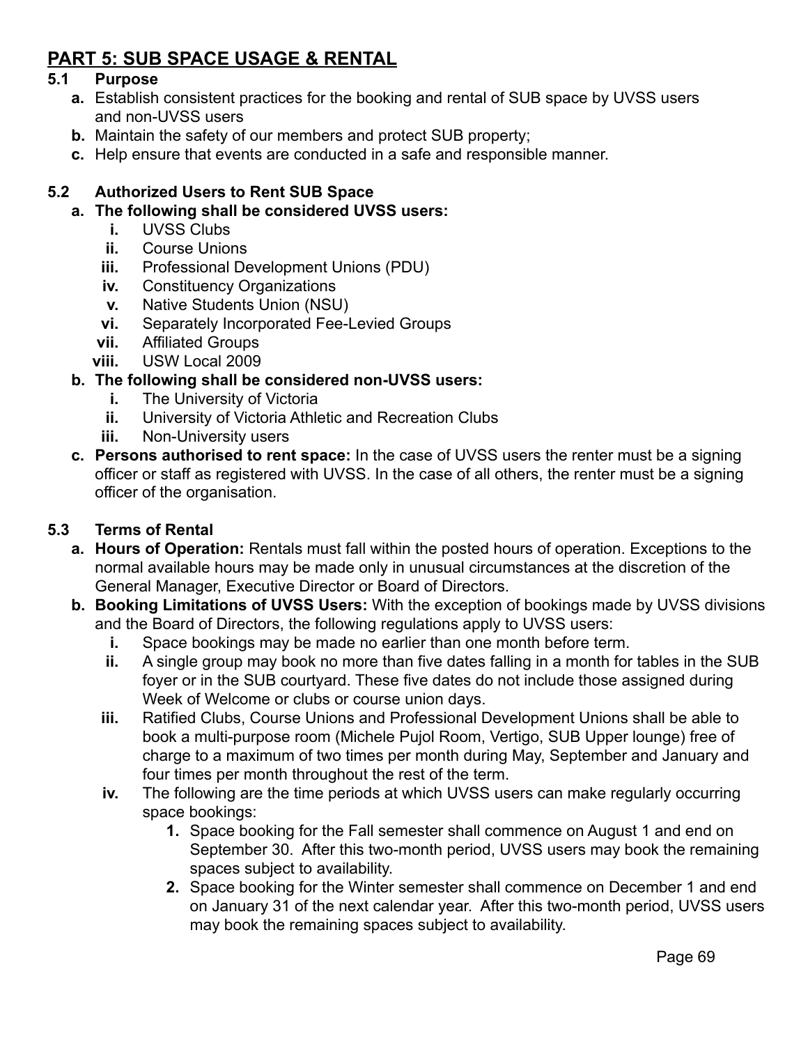## PART 5: SUB SPACE USAGE & RENTAL

### 5.1 Purpose

- **a.** Establish consistent practices for the booking and rental of SUB space by UVSS users and non-UVSS users
- **b.** Maintain the safety of our members and protect SUB property;
- **c.** Help ensure that events are conducted in a safe and responsible manner.

### 5.2 Authorized Users to Rent SUB Space

- **a. The following shall be considered UVSS users:**
  - **i.** UVSS Clubs
  - **ii.** Course Unions
  - **iii.** Professional Development Unions (PDU)
  - **iv.** Constituency Organizations
  - **v.** Native Students Union (NSU)
  - **vi.** Separately Incorporated Fee-Levied Groups
  - **vii.** Affiliated Groups
  - **viii.** USW Local 2009
- **b. The following shall be considered non-UVSS users:**
  - **i.** The University of Victoria
  - **ii.** University of Victoria Athletic and Recreation Clubs
  - **iii.** Non-University users
- **c. Persons authorised to rent space:** In the case of UVSS users the renter must be a signing officer or staff as registered with UVSS. In the case of all others, the renter must be a signing officer of the organisation.

### 5.3 Terms of Rental

- **a. Hours of Operation:** Rentals must fall within the posted hours of operation. Exceptions to the normal available hours may be made only in unusual circumstances at the discretion of the General Manager, Executive Director or Board of Directors.
- **b. Booking Limitations of UVSS Users:** With the exception of bookings made by UVSS divisions and the Board of Directors, the following regulations apply to UVSS users:
  - **i.** Space bookings may be made no earlier than one month before term.
  - **ii.** A single group may book no more than five dates falling in a month for tables in the SUB foyer or in the SUB courtyard. These five dates do not include those assigned during Week of Welcome or clubs or course union days.
  - **iii.** Ratified Clubs, Course Unions and Professional Development Unions shall be able to book a multi-purpose room (Michele Pujol Room, Vertigo, SUB Upper lounge) free of charge to a maximum of two times per month during May, September and January and four times per month throughout the rest of the term.
  - **iv.** The following are the time periods at which UVSS users can make regularly occurring space bookings:
    1. Space booking for the Fall semester shall commence on August 1 and end on September 30. After this two-month period, UVSS users may book the remaining spaces subject to availability.
    2. Space booking for the Winter semester shall commence on December 1 and end on January 31 of the next calendar year. After this two-month period, UVSS users may book the remaining spaces subject to availability.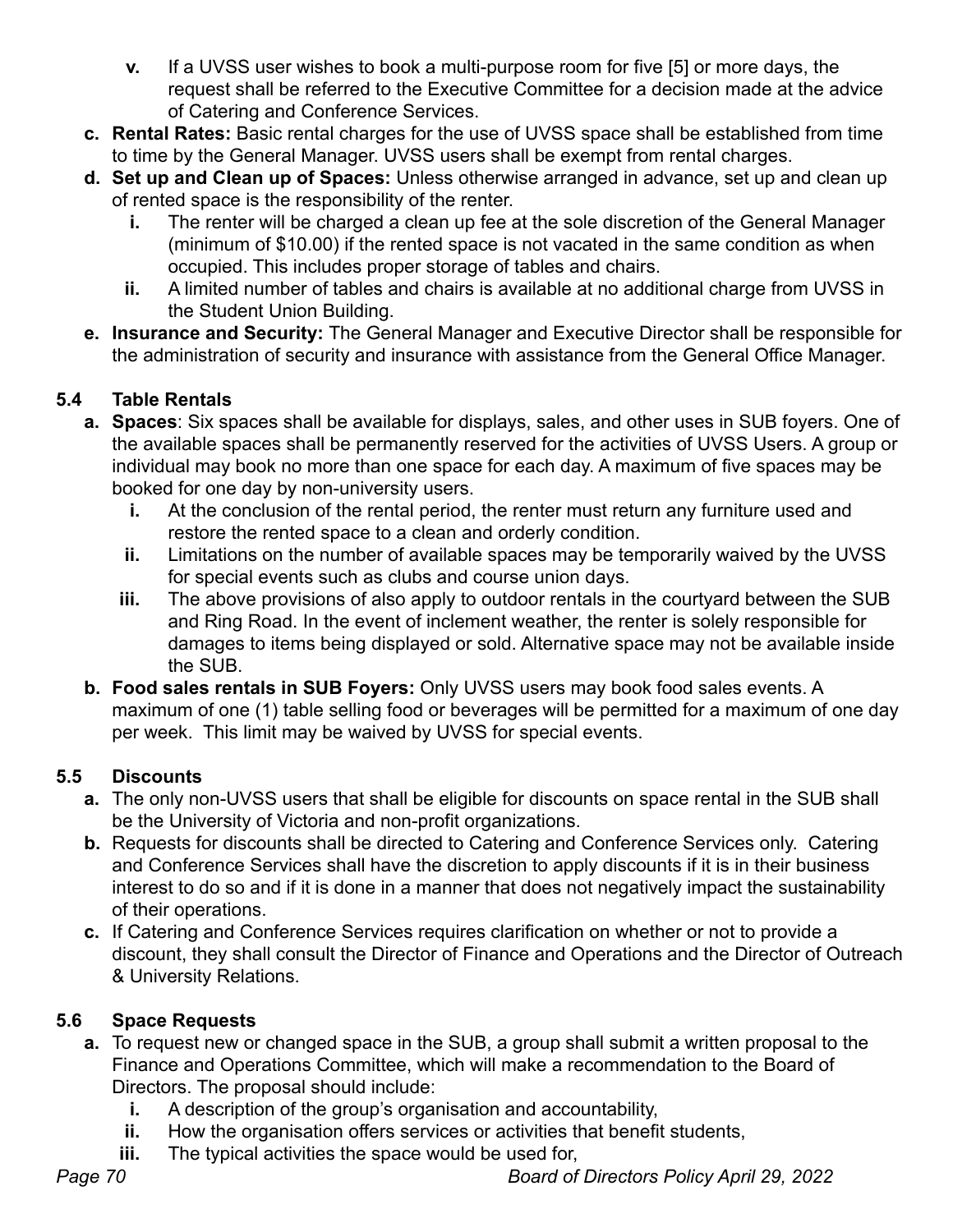- **v.** If a UVSS user wishes to book a multi-purpose room for five [5] or more days, the request shall be referred to the Executive Committee for a decision made at the advice of Catering and Conference Services.

**c. Rental Rates:** Basic rental charges for the use of UVSS space shall be established from time to time by the General Manager. UVSS users shall be exempt from rental charges.

**d. Set up and Clean up of Spaces:** Unless otherwise arranged in advance, set up and clean up of rented space is the responsibility of the renter.

- **i.** The renter will be charged a clean up fee at the sole discretion of the General Manager (minimum of $10.00) if the rented space is not vacated in the same condition as when occupied. This includes proper storage of tables and chairs.
- **ii.** A limited number of tables and chairs is available at no additional charge from UVSS in the Student Union Building.

**e. Insurance and Security:** The General Manager and Executive Director shall be responsible for the administration of security and insurance with assistance from the General Office Manager.

## 5.4 Table Rentals

**a. Spaces**: Six spaces shall be available for displays, sales, and other uses in SUB foyers. One of the available spaces shall be permanently reserved for the activities of UVSS Users. A group or individual may book no more than one space for each day. A maximum of five spaces may be booked for one day by non-university users.

- **i.** At the conclusion of the rental period, the renter must return any furniture used and restore the rented space to a clean and orderly condition.
- **ii.** Limitations on the number of available spaces may be temporarily waived by the UVSS for special events such as clubs and course union days.
- **iii.** The above provisions of also apply to outdoor rentals in the courtyard between the SUB and Ring Road. In the event of inclement weather, the renter is solely responsible for damages to items being displayed or sold. Alternative space may not be available inside the SUB.

**b. Food sales rentals in SUB Foyers:** Only UVSS users may book food sales events. A maximum of one (1) table selling food or beverages will be permitted for a maximum of one day per week. This limit may be waived by UVSS for special events.

## 5.5 Discounts

**a.** The only non-UVSS users that shall be eligible for discounts on space rental in the SUB shall be the University of Victoria and non-profit organizations.

**b.** Requests for discounts shall be directed to Catering and Conference Services only. Catering and Conference Services shall have the discretion to apply discounts if it is in their business interest to do so and if it is done in a manner that does not negatively impact the sustainability of their operations.

**c.** If Catering and Conference Services requires clarification on whether or not to provide a discount, they shall consult the Director of Finance and Operations and the Director of Outreach & University Relations.

## 5.6 Space Requests

**a.** To request new or changed space in the SUB, a group shall submit a written proposal to the Finance and Operations Committee, which will make a recommendation to the Board of Directors. The proposal should include:

- **i.** A description of the group's organisation and accountability,
- **ii.** How the organisation offers services or activities that benefit students,
- **iii.** The typical activities the space would be used for,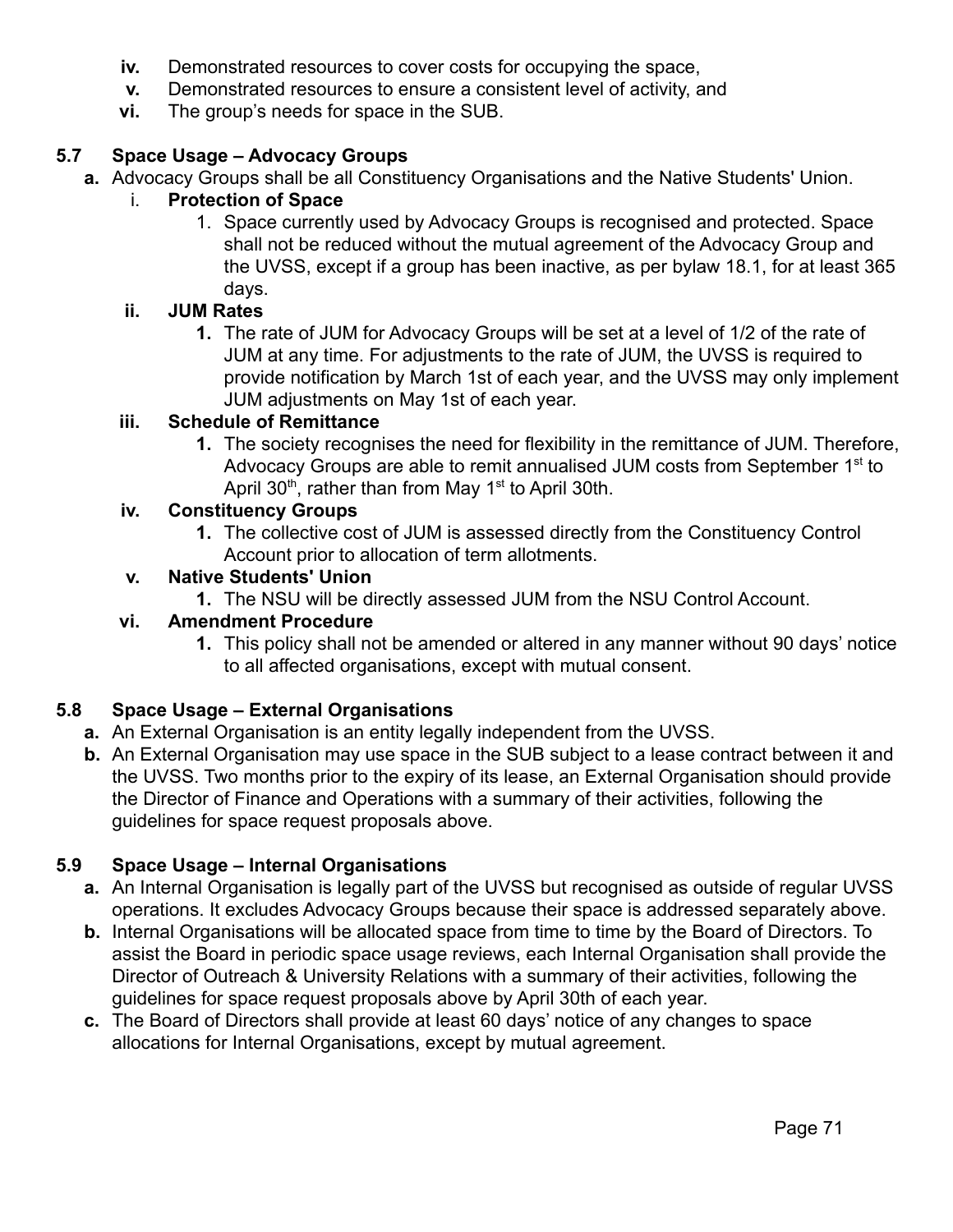iv. Demonstrated resources to cover costs for occupying the space,
v. Demonstrated resources to ensure a consistent level of activity, and
vi. The group's needs for space in the SUB.

### 5.7 Space Usage – Advocacy Groups

**a.** Advocacy Groups shall be all Constituency Organisations and the Native Students' Union.

i. **Protection of Space**

1. Space currently used by Advocacy Groups is recognised and protected. Space shall not be reduced without the mutual agreement of the Advocacy Group and the UVSS, except if a group has been inactive, as per bylaw 18.1, for at least 365 days.

ii. **JUM Rates**

1. The rate of JUM for Advocacy Groups will be set at a level of 1/2 of the rate of JUM at any time. For adjustments to the rate of JUM, the UVSS is required to provide notification by March 1st of each year, and the UVSS may only implement JUM adjustments on May 1st of each year.

iii. **Schedule of Remittance**

1. The society recognises the need for flexibility in the remittance of JUM. Therefore, Advocacy Groups are able to remit annualised JUM costs from September 1st to April 30th, rather than from May 1st to April 30th.

iv. **Constituency Groups**

1. The collective cost of JUM is assessed directly from the Constituency Control Account prior to allocation of term allotments.

v. **Native Students' Union**

1. The NSU will be directly assessed JUM from the NSU Control Account.

vi. **Amendment Procedure**

1. This policy shall not be amended or altered in any manner without 90 days' notice to all affected organisations, except with mutual consent.

### 5.8 Space Usage – External Organisations

**a.** An External Organisation is an entity legally independent from the UVSS.

**b.** An External Organisation may use space in the SUB subject to a lease contract between it and the UVSS. Two months prior to the expiry of its lease, an External Organisation should provide the Director of Finance and Operations with a summary of their activities, following the guidelines for space request proposals above.

### 5.9 Space Usage – Internal Organisations

**a.** An Internal Organisation is legally part of the UVSS but recognised as outside of regular UVSS operations. It excludes Advocacy Groups because their space is addressed separately above.

**b.** Internal Organisations will be allocated space from time to time by the Board of Directors. To assist the Board in periodic space usage reviews, each Internal Organisation shall provide the Director of Outreach & University Relations with a summary of their activities, following the guidelines for space request proposals above by April 30th of each year.

**c.** The Board of Directors shall provide at least 60 days' notice of any changes to space allocations for Internal Organisations, except by mutual agreement.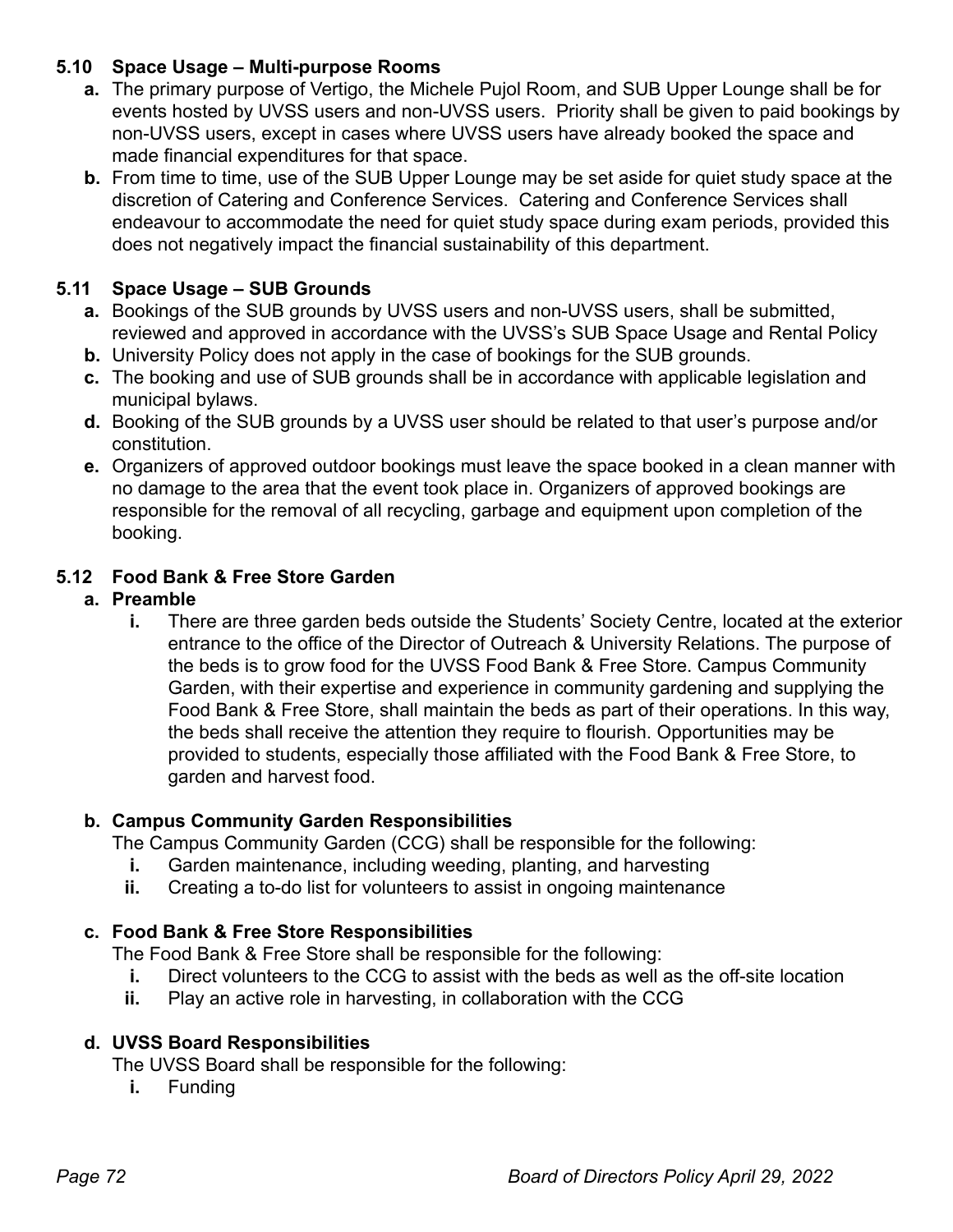### 5.10 Space Usage – Multi-purpose Rooms

**a.** The primary purpose of Vertigo, the Michele Pujol Room, and SUB Upper Lounge shall be for events hosted by UVSS users and non-UVSS users. Priority shall be given to paid bookings by non-UVSS users, except in cases where UVSS users have already booked the space and made financial expenditures for that space.

**b.** From time to time, use of the SUB Upper Lounge may be set aside for quiet study space at the discretion of Catering and Conference Services. Catering and Conference Services shall endeavour to accommodate the need for quiet study space during exam periods, provided this does not negatively impact the financial sustainability of this department.

### 5.11 Space Usage – SUB Grounds

**a.** Bookings of the SUB grounds by UVSS users and non-UVSS users, shall be submitted, reviewed and approved in accordance with the UVSS's SUB Space Usage and Rental Policy

**b.** University Policy does not apply in the case of bookings for the SUB grounds.

**c.** The booking and use of SUB grounds shall be in accordance with applicable legislation and municipal bylaws.

**d.** Booking of the SUB grounds by a UVSS user should be related to that user's purpose and/or constitution.

**e.** Organizers of approved outdoor bookings must leave the space booked in a clean manner with no damage to the area that the event took place in. Organizers of approved bookings are responsible for the removal of all recycling, garbage and equipment upon completion of the booking.

### 5.12 Food Bank & Free Store Garden

**a. Preamble**

**i.** There are three garden beds outside the Students' Society Centre, located at the exterior entrance to the office of the Director of Outreach & University Relations. The purpose of the beds is to grow food for the UVSS Food Bank & Free Store. Campus Community Garden, with their expertise and experience in community gardening and supplying the Food Bank & Free Store, shall maintain the beds as part of their operations. In this way, the beds shall receive the attention they require to flourish. Opportunities may be provided to students, especially those affiliated with the Food Bank & Free Store, to garden and harvest food.

**b. Campus Community Garden Responsibilities**

The Campus Community Garden (CCG) shall be responsible for the following:

**i.** Garden maintenance, including weeding, planting, and harvesting

**ii.** Creating a to-do list for volunteers to assist in ongoing maintenance

**c. Food Bank & Free Store Responsibilities**

The Food Bank & Free Store shall be responsible for the following:

**i.** Direct volunteers to the CCG to assist with the beds as well as the off-site location

**ii.** Play an active role in harvesting, in collaboration with the CCG

**d. UVSS Board Responsibilities**

The UVSS Board shall be responsible for the following:

**i.** Funding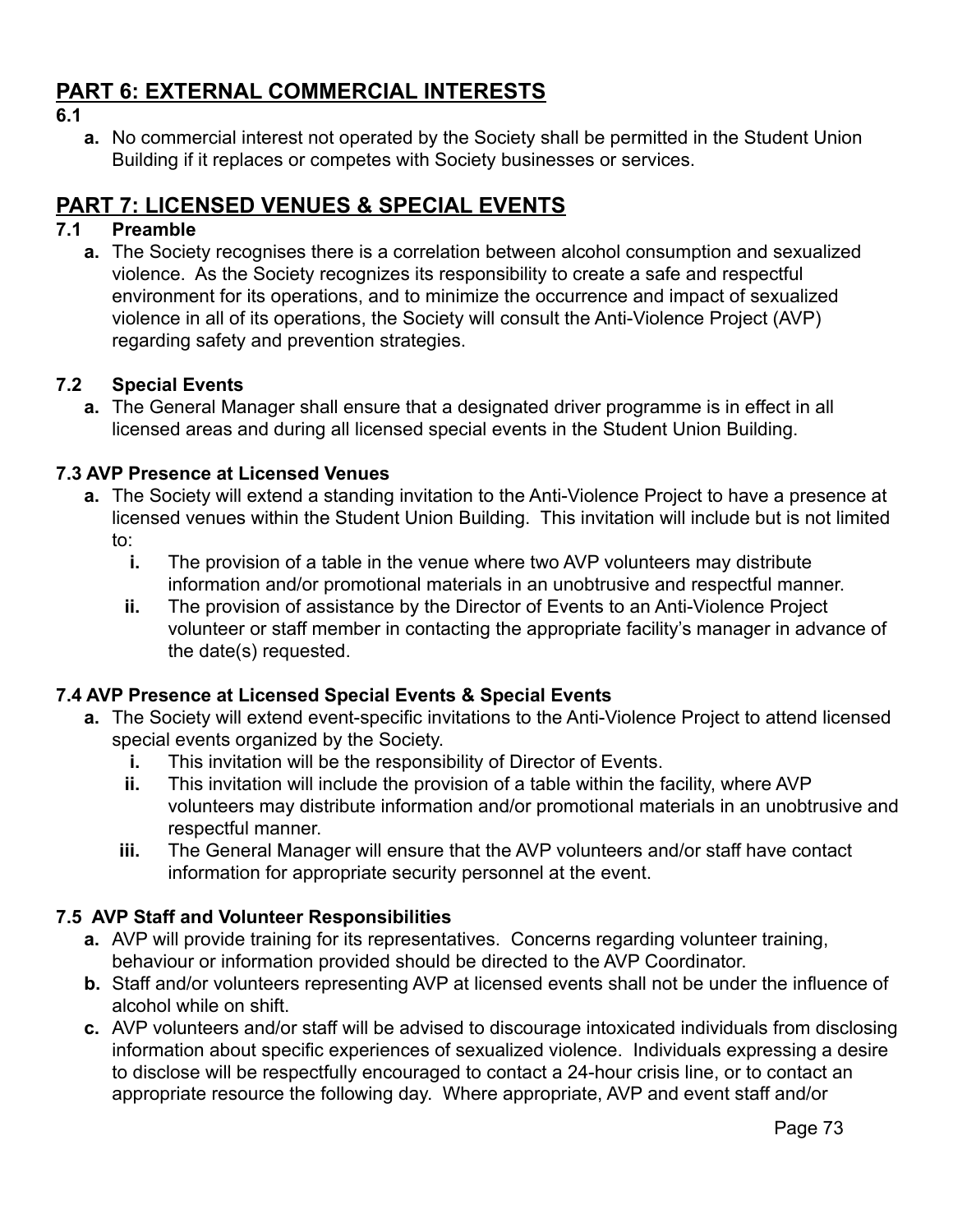## PART 6: EXTERNAL COMMERCIAL INTERESTS

**6.1**

- **a.** No commercial interest not operated by the Society shall be permitted in the Student Union Building if it replaces or competes with Society businesses or services.

## PART 7: LICENSED VENUES & SPECIAL EVENTS

### 7.1 Preamble

- **a.** The Society recognises there is a correlation between alcohol consumption and sexualized violence. As the Society recognizes its responsibility to create a safe and respectful environment for its operations, and to minimize the occurrence and impact of sexualized violence in all of its operations, the Society will consult the Anti-Violence Project (AVP) regarding safety and prevention strategies.

### 7.2 Special Events

- **a.** The General Manager shall ensure that a designated driver programme is in effect in all licensed areas and during all licensed special events in the Student Union Building.

### 7.3 AVP Presence at Licensed Venues

- **a.** The Society will extend a standing invitation to the Anti-Violence Project to have a presence at licensed venues within the Student Union Building. This invitation will include but is not limited to:
  - **i.** The provision of a table in the venue where two AVP volunteers may distribute information and/or promotional materials in an unobtrusive and respectful manner.
  - **ii.** The provision of assistance by the Director of Events to an Anti-Violence Project volunteer or staff member in contacting the appropriate facility's manager in advance of the date(s) requested.

### 7.4 AVP Presence at Licensed Special Events & Special Events

- **a.** The Society will extend event-specific invitations to the Anti-Violence Project to attend licensed special events organized by the Society.
  - **i.** This invitation will be the responsibility of Director of Events.
  - **ii.** This invitation will include the provision of a table within the facility, where AVP volunteers may distribute information and/or promotional materials in an unobtrusive and respectful manner.
  - **iii.** The General Manager will ensure that the AVP volunteers and/or staff have contact information for appropriate security personnel at the event.

### 7.5 AVP Staff and Volunteer Responsibilities

- **a.** AVP will provide training for its representatives. Concerns regarding volunteer training, behaviour or information provided should be directed to the AVP Coordinator.
- **b.** Staff and/or volunteers representing AVP at licensed events shall not be under the influence of alcohol while on shift.
- **c.** AVP volunteers and/or staff will be advised to discourage intoxicated individuals from disclosing information about specific experiences of sexualized violence. Individuals expressing a desire to disclose will be respectfully encouraged to contact a 24-hour crisis line, or to contact an appropriate resource the following day. Where appropriate, AVP and event staff and/or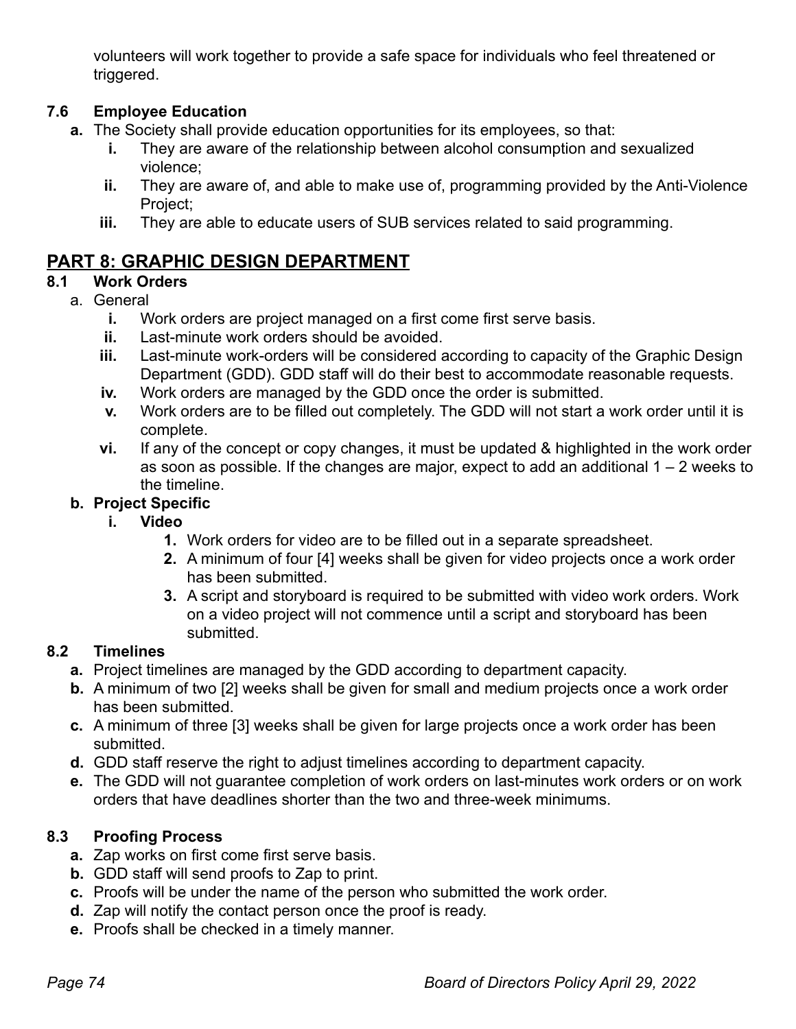volunteers will work together to provide a safe space for individuals who feel threatened or triggered.

### 7.6 Employee Education

**a.** The Society shall provide education opportunities for its employees, so that:

- **i.** They are aware of the relationship between alcohol consumption and sexualized violence;
- **ii.** They are aware of, and able to make use of, programming provided by the Anti-Violence Project;
- **iii.** They are able to educate users of SUB services related to said programming.

## PART 8: GRAPHIC DESIGN DEPARTMENT

### 8.1 Work Orders

a. General

- **i.** Work orders are project managed on a first come first serve basis.
- **ii.** Last-minute work orders should be avoided.
- **iii.** Last-minute work-orders will be considered according to capacity of the Graphic Design Department (GDD). GDD staff will do their best to accommodate reasonable requests.
- **iv.** Work orders are managed by the GDD once the order is submitted.
- **v.** Work orders are to be filled out completely. The GDD will not start a work order until it is complete.
- **vi.** If any of the concept or copy changes, it must be updated & highlighted in the work order as soon as possible. If the changes are major, expect to add an additional 1 – 2 weeks to the timeline.

**b. Project Specific**

- **i. Video**
  1. Work orders for video are to be filled out in a separate spreadsheet.
  2. A minimum of four [4] weeks shall be given for video projects once a work order has been submitted.
  3. A script and storyboard is required to be submitted with video work orders. Work on a video project will not commence until a script and storyboard has been submitted.

### 8.2 Timelines

**a.** Project timelines are managed by the GDD according to department capacity.

**b.** A minimum of two [2] weeks shall be given for small and medium projects once a work order has been submitted.

**c.** A minimum of three [3] weeks shall be given for large projects once a work order has been submitted.

**d.** GDD staff reserve the right to adjust timelines according to department capacity.

**e.** The GDD will not guarantee completion of work orders on last-minutes work orders or on work orders that have deadlines shorter than the two and three-week minimums.

### 8.3 Proofing Process

**a.** Zap works on first come first serve basis.

**b.** GDD staff will send proofs to Zap to print.

**c.** Proofs will be under the name of the person who submitted the work order.

**d.** Zap will notify the contact person once the proof is ready.

**e.** Proofs shall be checked in a timely manner.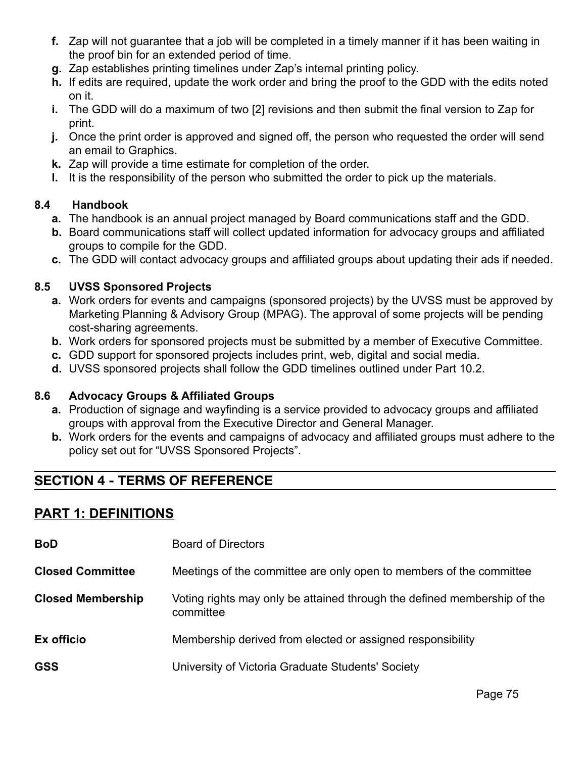- **f.** Zap will not guarantee that a job will be completed in a timely manner if it has been waiting in the proof bin for an extended period of time.
- **g.** Zap establishes printing timelines under Zap's internal printing policy.
- **h.** If edits are required, update the work order and bring the proof to the GDD with the edits noted on it.
- **i.** The GDD will do a maximum of two [2] revisions and then submit the final version to Zap for print.
- **j.** Once the print order is approved and signed off, the person who requested the order will send an email to Graphics.
- **k.** Zap will provide a time estimate for completion of the order.
- **l.** It is the responsibility of the person who submitted the order to pick up the materials.

### 8.4 Handbook

- **a.** The handbook is an annual project managed by Board communications staff and the GDD.
- **b.** Board communications staff will collect updated information for advocacy groups and affiliated groups to compile for the GDD.
- **c.** The GDD will contact advocacy groups and affiliated groups about updating their ads if needed.

### 8.5 UVSS Sponsored Projects

- **a.** Work orders for events and campaigns (sponsored projects) by the UVSS must be approved by Marketing Planning & Advisory Group (MPAG). The approval of some projects will be pending cost-sharing agreements.
- **b.** Work orders for sponsored projects must be submitted by a member of Executive Committee.
- **c.** GDD support for sponsored projects includes print, web, digital and social media.
- **d.** UVSS sponsored projects shall follow the GDD timelines outlined under Part 10.2.

### 8.6 Advocacy Groups & Affiliated Groups

- **a.** Production of signage and wayfinding is a service provided to advocacy groups and affiliated groups with approval from the Executive Director and General Manager.
- **b.** Work orders for the events and campaigns of advocacy and affiliated groups must adhere to the policy set out for "UVSS Sponsored Projects".

## SECTION 4 - TERMS OF REFERENCE

## PART 1: DEFINITIONS

| | |
|---|---|
| **BoD** | Board of Directors |
| **Closed Committee** | Meetings of the committee are only open to members of the committee |
| **Closed Membership** | Voting rights may only be attained through the defined membership of the committee |
| **Ex officio** | Membership derived from elected or assigned responsibility |
| **GSS** | University of Victoria Graduate Students' Society |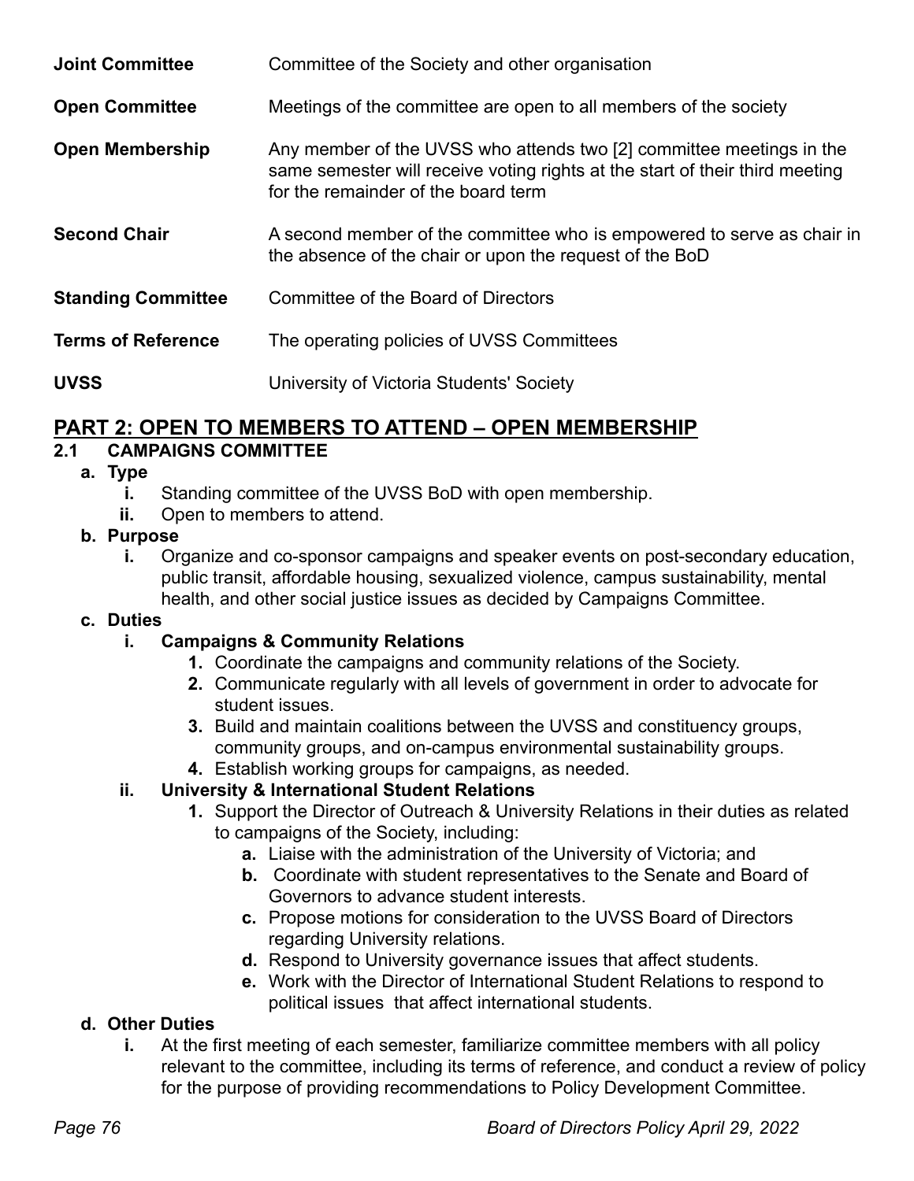| | |
|---|---|
| **Joint Committee** | Committee of the Society and other organisation |
| **Open Committee** | Meetings of the committee are open to all members of the society |
| **Open Membership** | Any member of the UVSS who attends two [2] committee meetings in the same semester will receive voting rights at the start of their third meeting for the remainder of the board term |
| **Second Chair** | A second member of the committee who is empowered to serve as chair in the absence of the chair or upon the request of the BoD |
| **Standing Committee** | Committee of the Board of Directors |
| **Terms of Reference** | The operating policies of UVSS Committees |
| **UVSS** | University of Victoria Students' Society |

## PART 2: OPEN TO MEMBERS TO ATTEND – OPEN MEMBERSHIP

### 2.1 CAMPAIGNS COMMITTEE

**a. Type**

- **i.** Standing committee of the UVSS BoD with open membership.
- **ii.** Open to members to attend.

**b. Purpose**

- **i.** Organize and co-sponsor campaigns and speaker events on post-secondary education, public transit, affordable housing, sexualized violence, campus sustainability, mental health, and other social justice issues as decided by Campaigns Committee.

**c. Duties**

- **i. Campaigns & Community Relations**
  1. Coordinate the campaigns and community relations of the Society.
  2. Communicate regularly with all levels of government in order to advocate for student issues.
  3. Build and maintain coalitions between the UVSS and constituency groups, community groups, and on-campus environmental sustainability groups.
  4. Establish working groups for campaigns, as needed.
- **ii. University & International Student Relations**
  1. Support the Director of Outreach & University Relations in their duties as related to campaigns of the Society, including:
     - **a.** Liaise with the administration of the University of Victoria; and
     - **b.** Coordinate with student representatives to the Senate and Board of Governors to advance student interests.
     - **c.** Propose motions for consideration to the UVSS Board of Directors regarding University relations.
     - **d.** Respond to University governance issues that affect students.
     - **e.** Work with the Director of International Student Relations to respond to political issues that affect international students.

**d. Other Duties**

- **i.** At the first meeting of each semester, familiarize committee members with all policy relevant to the committee, including its terms of reference, and conduct a review of policy for the purpose of providing recommendations to Policy Development Committee.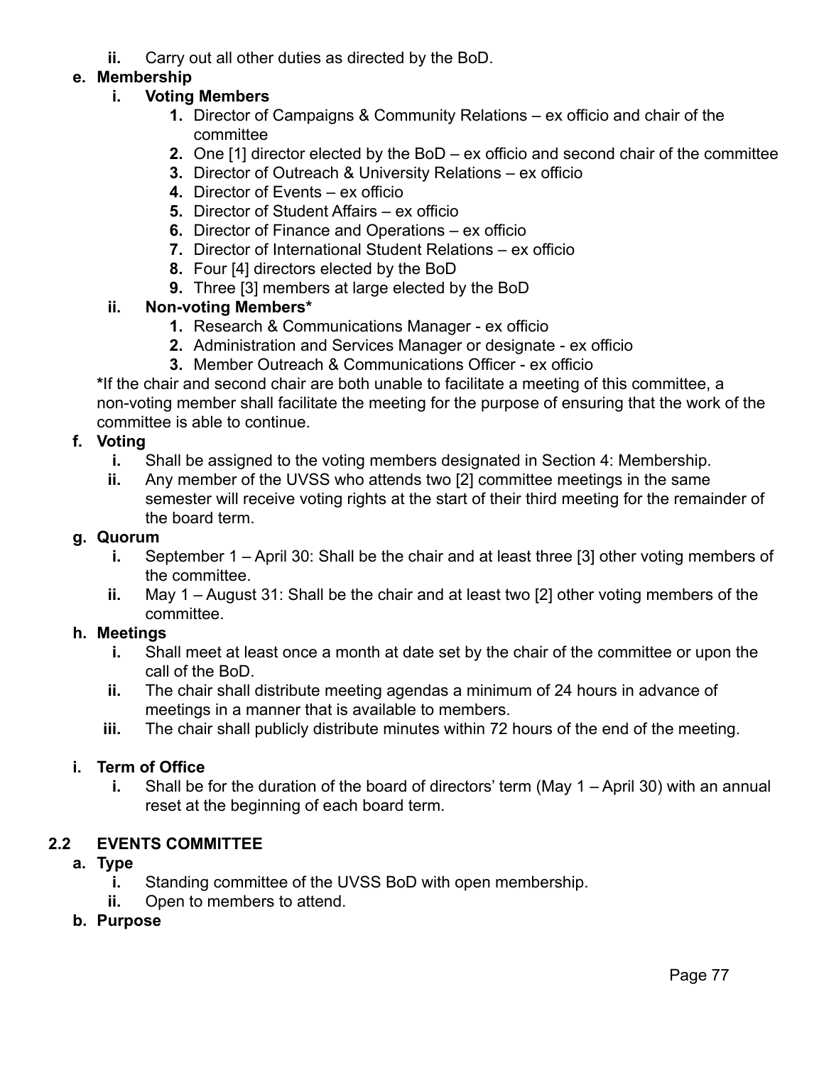- **ii.** Carry out all other duties as directed by the BoD.

- **e. Membership**
   - **i. Voting Members**
      1. Director of Campaigns & Community Relations – ex officio and chair of the committee
      2. One [1] director elected by the BoD – ex officio and second chair of the committee
      3. Director of Outreach & University Relations – ex officio
      4. Director of Events – ex officio
      5. Director of Student Affairs – ex officio
      6. Director of Finance and Operations – ex officio
      7. Director of International Student Relations – ex officio
      8. Four [4] directors elected by the BoD
      9. Three [3] members at large elected by the BoD
   - **ii. Non-voting Members***
      1. Research & Communications Manager - ex officio
      2. Administration and Services Manager or designate - ex officio
      3. Member Outreach & Communications Officer - ex officio

   **\***If the chair and second chair are both unable to facilitate a meeting of this committee, a non-voting member shall facilitate the meeting for the purpose of ensuring that the work of the committee is able to continue.

- **f. Voting**
   - **i.** Shall be assigned to the voting members designated in Section 4: Membership.
   - **ii.** Any member of the UVSS who attends two [2] committee meetings in the same semester will receive voting rights at the start of their third meeting for the remainder of the board term.

- **g. Quorum**
   - **i.** September 1 – April 30: Shall be the chair and at least three [3] other voting members of the committee.
   - **ii.** May 1 – August 31: Shall be the chair and at least two [2] other voting members of the committee.

- **h. Meetings**
   - **i.** Shall meet at least once a month at date set by the chair of the committee or upon the call of the BoD.
   - **ii.** The chair shall distribute meeting agendas a minimum of 24 hours in advance of meetings in a manner that is available to members.
   - **iii.** The chair shall publicly distribute minutes within 72 hours of the end of the meeting.

- **i. Term of Office**
   - **i.** Shall be for the duration of the board of directors' term (May 1 – April 30) with an annual reset at the beginning of each board term.

## 2.2 EVENTS COMMITTEE

- **a. Type**
   - **i.** Standing committee of the UVSS BoD with open membership.
   - **ii.** Open to members to attend.
- **b. Purpose**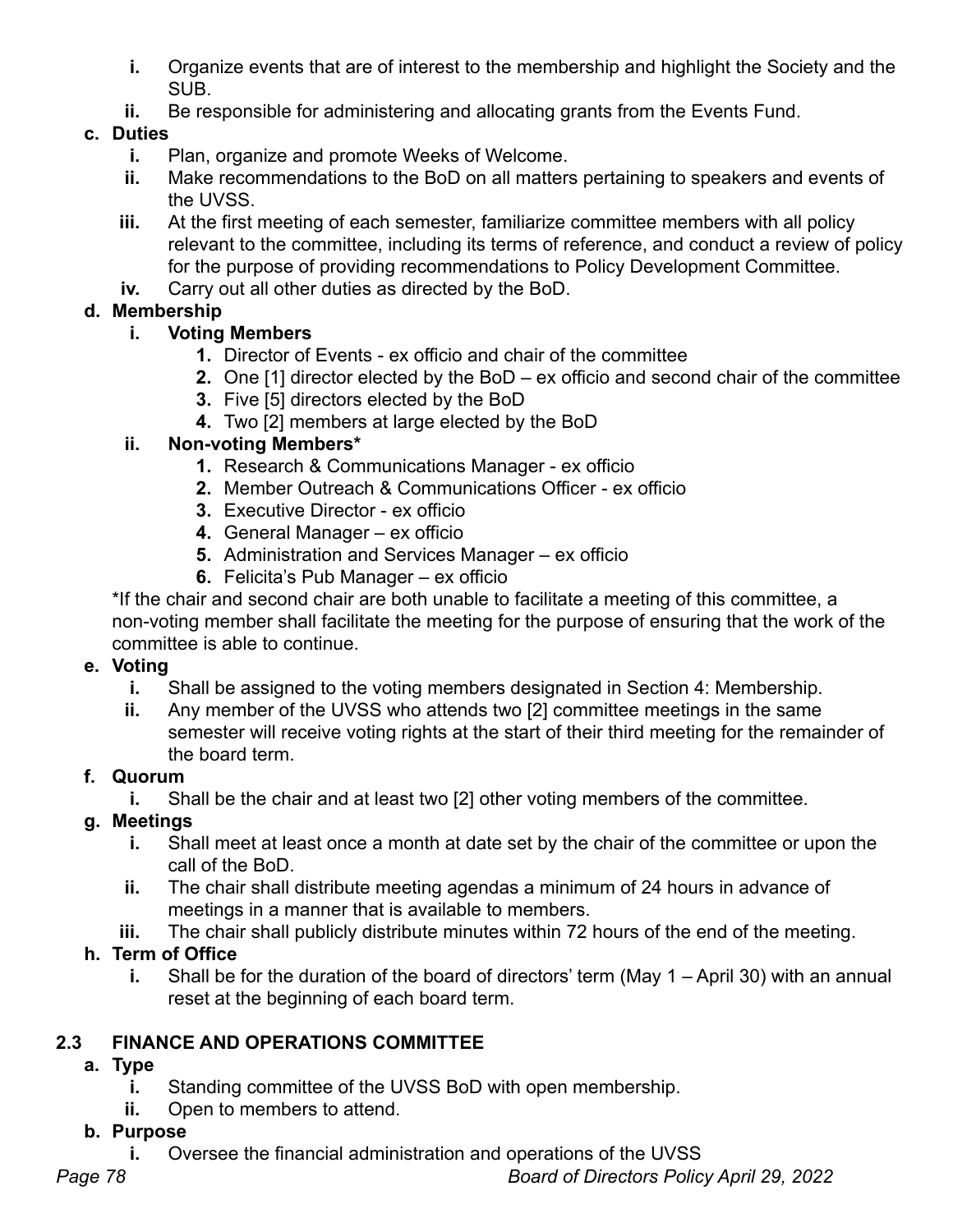i. Organize events that are of interest to the membership and highlight the Society and the SUB.
   ii. Be responsible for administering and allocating grants from the Events Fund.

c. **Duties**
   i. Plan, organize and promote Weeks of Welcome.
   ii. Make recommendations to the BoD on all matters pertaining to speakers and events of the UVSS.
   iii. At the first meeting of each semester, familiarize committee members with all policy relevant to the committee, including its terms of reference, and conduct a review of policy for the purpose of providing recommendations to Policy Development Committee.
   iv. Carry out all other duties as directed by the BoD.

d. **Membership**
   i. **Voting Members**
      1. Director of Events - ex officio and chair of the committee
      2. One [1] director elected by the BoD – ex officio and second chair of the committee
      3. Five [5] directors elected by the BoD
      4. Two [2] members at large elected by the BoD
   ii. **Non-voting Members***
      1. Research & Communications Manager - ex officio
      2. Member Outreach & Communications Officer - ex officio
      3. Executive Director - ex officio
      4. General Manager – ex officio
      5. Administration and Services Manager – ex officio
      6. Felicita's Pub Manager – ex officio

   *If the chair and second chair are both unable to facilitate a meeting of this committee, a non-voting member shall facilitate the meeting for the purpose of ensuring that the work of the committee is able to continue.

e. **Voting**
   i. Shall be assigned to the voting members designated in Section 4: Membership.
   ii. Any member of the UVSS who attends two [2] committee meetings in the same semester will receive voting rights at the start of their third meeting for the remainder of the board term.

f. **Quorum**
   i. Shall be the chair and at least two [2] other voting members of the committee.

g. **Meetings**
   i. Shall meet at least once a month at date set by the chair of the committee or upon the call of the BoD.
   ii. The chair shall distribute meeting agendas a minimum of 24 hours in advance of meetings in a manner that is available to members.
   iii. The chair shall publicly distribute minutes within 72 hours of the end of the meeting.

h. **Term of Office**
   i. Shall be for the duration of the board of directors' term (May 1 – April 30) with an annual reset at the beginning of each board term.

## 2.3 FINANCE AND OPERATIONS COMMITTEE

a. **Type**
   i. Standing committee of the UVSS BoD with open membership.
   ii. Open to members to attend.

b. **Purpose**
   i. Oversee the financial administration and operations of the UVSS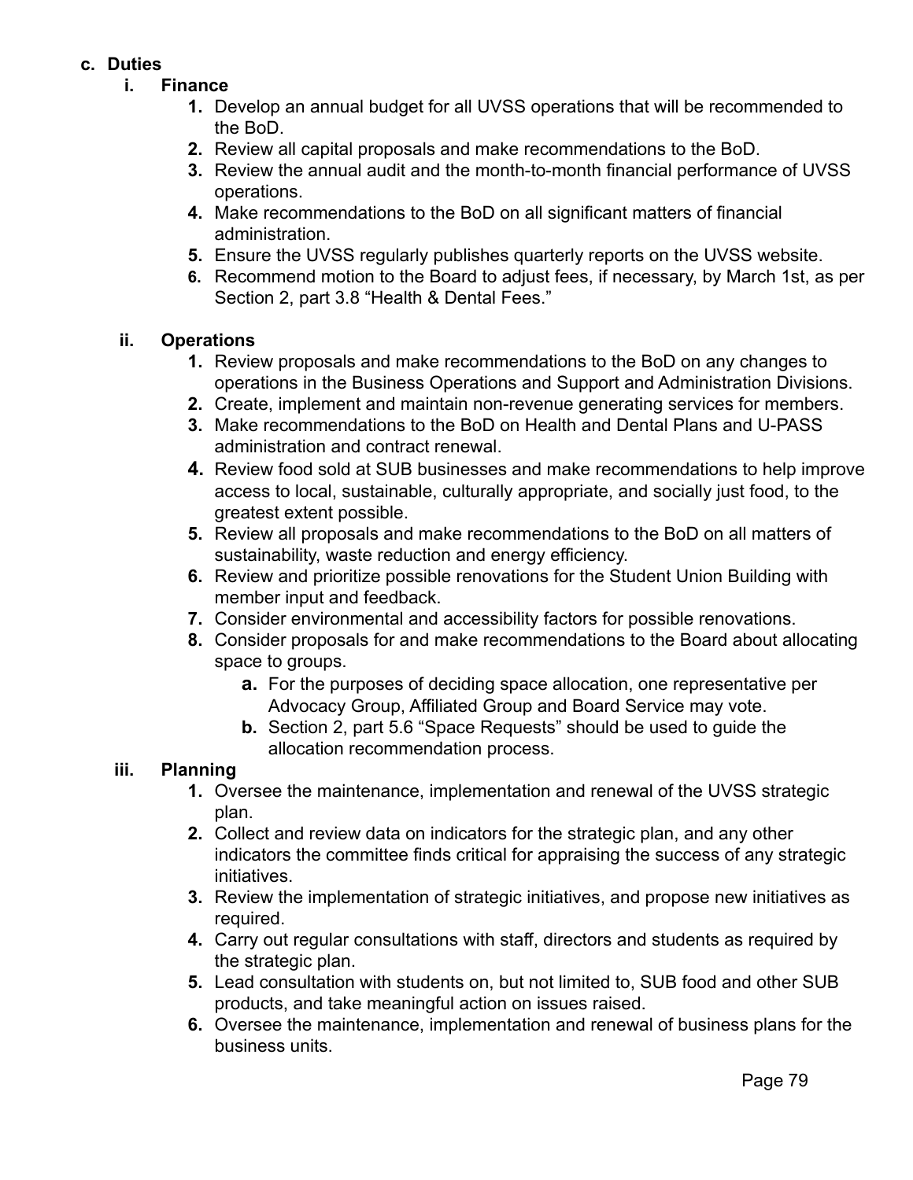c. **Duties**

   i. **Finance**

      1. Develop an annual budget for all UVSS operations that will be recommended to the BoD.
      2. Review all capital proposals and make recommendations to the BoD.
      3. Review the annual audit and the month-to-month financial performance of UVSS operations.
      4. Make recommendations to the BoD on all significant matters of financial administration.
      5. Ensure the UVSS regularly publishes quarterly reports on the UVSS website.
      6. Recommend motion to the Board to adjust fees, if necessary, by March 1st, as per Section 2, part 3.8 "Health & Dental Fees."

   ii. **Operations**

      1. Review proposals and make recommendations to the BoD on any changes to operations in the Business Operations and Support and Administration Divisions.
      2. Create, implement and maintain non-revenue generating services for members.
      3. Make recommendations to the BoD on Health and Dental Plans and U-PASS administration and contract renewal.
      4. Review food sold at SUB businesses and make recommendations to help improve access to local, sustainable, culturally appropriate, and socially just food, to the greatest extent possible.
      5. Review all proposals and make recommendations to the BoD on all matters of sustainability, waste reduction and energy efficiency.
      6. Review and prioritize possible renovations for the Student Union Building with member input and feedback.
      7. Consider environmental and accessibility factors for possible renovations.
      8. Consider proposals for and make recommendations to the Board about allocating space to groups.
         a. For the purposes of deciding space allocation, one representative per Advocacy Group, Affiliated Group and Board Service may vote.
         b. Section 2, part 5.6 "Space Requests" should be used to guide the allocation recommendation process.

   iii. **Planning**

      1. Oversee the maintenance, implementation and renewal of the UVSS strategic plan.
      2. Collect and review data on indicators for the strategic plan, and any other indicators the committee finds critical for appraising the success of any strategic initiatives.
      3. Review the implementation of strategic initiatives, and propose new initiatives as required.
      4. Carry out regular consultations with staff, directors and students as required by the strategic plan.
      5. Lead consultation with students on, but not limited to, SUB food and other SUB products, and take meaningful action on issues raised.
      6. Oversee the maintenance, implementation and renewal of business plans for the business units.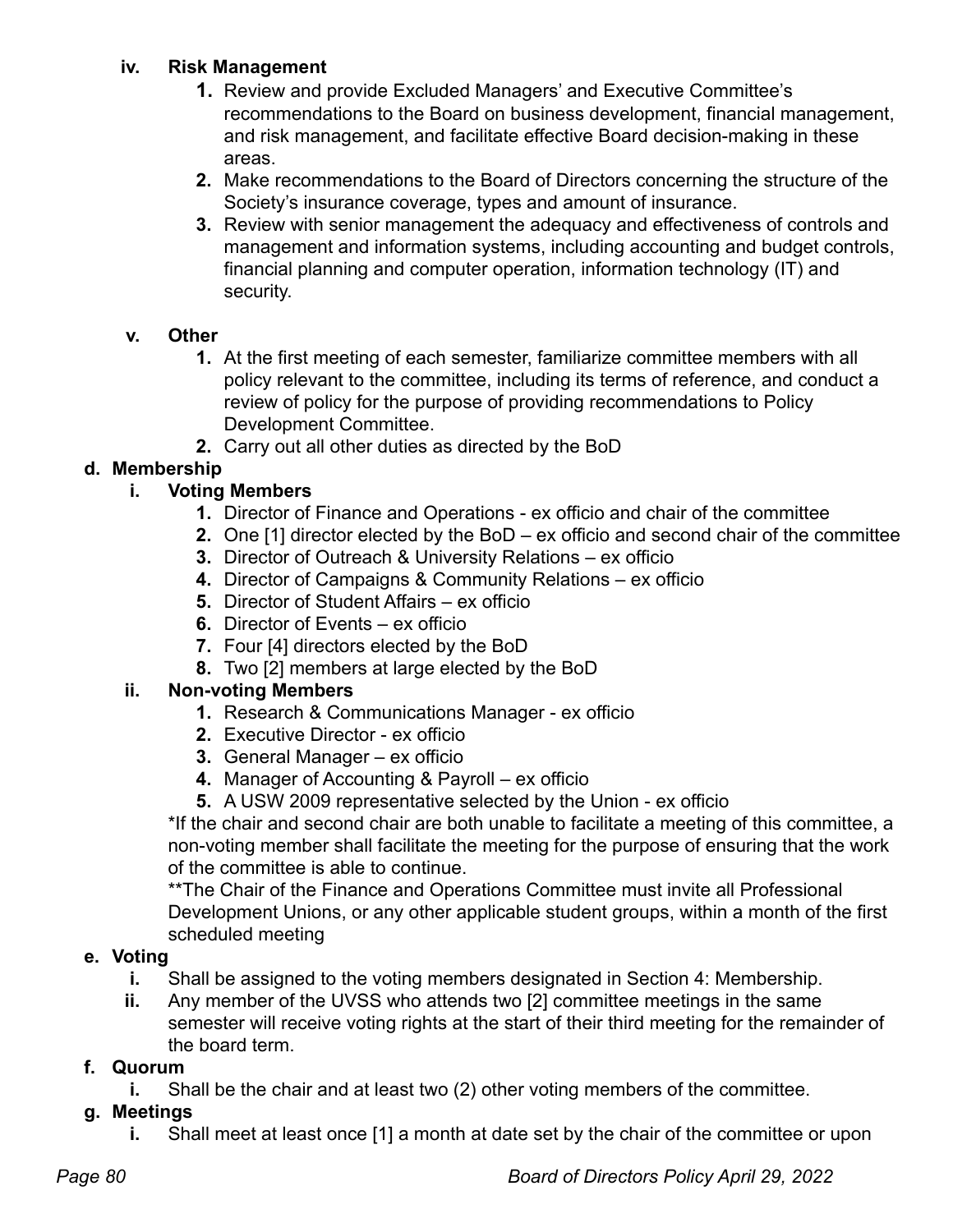**iv. Risk Management**

1. Review and provide Excluded Managers' and Executive Committee's recommendations to the Board on business development, financial management, and risk management, and facilitate effective Board decision-making in these areas.
2. Make recommendations to the Board of Directors concerning the structure of the Society's insurance coverage, types and amount of insurance.
3. Review with senior management the adequacy and effectiveness of controls and management and information systems, including accounting and budget controls, financial planning and computer operation, information technology (IT) and security.

**v. Other**

1. At the first meeting of each semester, familiarize committee members with all policy relevant to the committee, including its terms of reference, and conduct a review of policy for the purpose of providing recommendations to Policy Development Committee.
2. Carry out all other duties as directed by the BoD

**d. Membership**

**i. Voting Members**

1. Director of Finance and Operations - ex officio and chair of the committee
2. One [1] director elected by the BoD – ex officio and second chair of the committee
3. Director of Outreach & University Relations – ex officio
4. Director of Campaigns & Community Relations – ex officio
5. Director of Student Affairs – ex officio
6. Director of Events – ex officio
7. Four [4] directors elected by the BoD
8. Two [2] members at large elected by the BoD

**ii. Non-voting Members**

1. Research & Communications Manager - ex officio
2. Executive Director - ex officio
3. General Manager – ex officio
4. Manager of Accounting & Payroll – ex officio
5. A USW 2009 representative selected by the Union - ex officio

*If the chair and second chair are both unable to facilitate a meeting of this committee, a non-voting member shall facilitate the meeting for the purpose of ensuring that the work of the committee is able to continue.

**The Chair of the Finance and Operations Committee must invite all Professional Development Unions, or any other applicable student groups, within a month of the first scheduled meeting

**e. Voting**

i. Shall be assigned to the voting members designated in Section 4: Membership.

ii. Any member of the UVSS who attends two [2] committee meetings in the same semester will receive voting rights at the start of their third meeting for the remainder of the board term.

**f. Quorum**

i. Shall be the chair and at least two (2) other voting members of the committee.

**g. Meetings**

i. Shall meet at least once [1] a month at date set by the chair of the committee or upon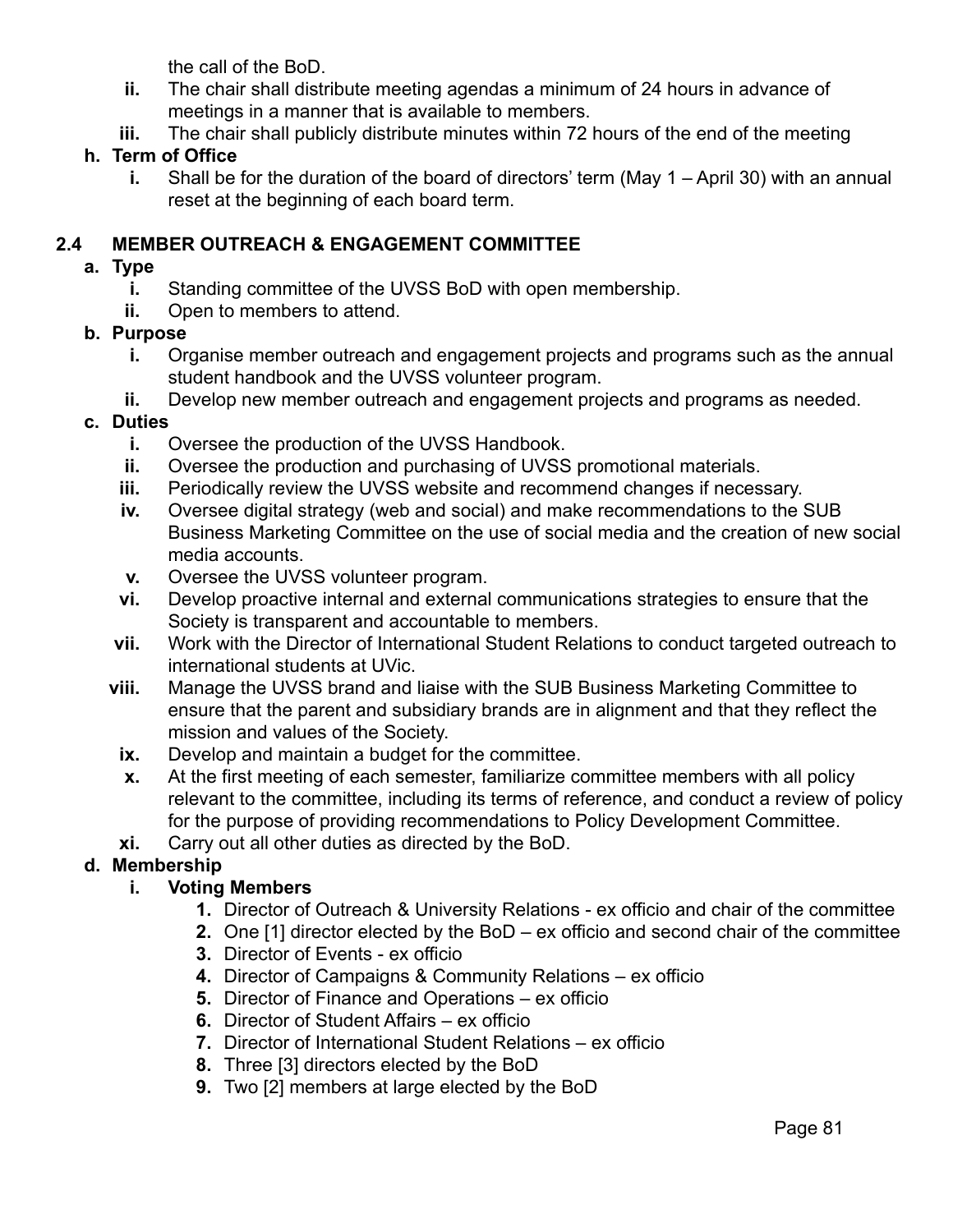the call of the BoD.

   ii. The chair shall distribute meeting agendas a minimum of 24 hours in advance of meetings in a manner that is available to members.
   iii. The chair shall publicly distribute minutes within 72 hours of the end of the meeting

**h. Term of Office**

   i. Shall be for the duration of the board of directors' term (May 1 – April 30) with an annual reset at the beginning of each board term.

## 2.4 MEMBER OUTREACH & ENGAGEMENT COMMITTEE

**a. Type**

   i. Standing committee of the UVSS BoD with open membership.
   ii. Open to members to attend.

**b. Purpose**

   i. Organise member outreach and engagement projects and programs such as the annual student handbook and the UVSS volunteer program.
   ii. Develop new member outreach and engagement projects and programs as needed.

**c. Duties**

   i. Oversee the production of the UVSS Handbook.
   ii. Oversee the production and purchasing of UVSS promotional materials.
   iii. Periodically review the UVSS website and recommend changes if necessary.
   iv. Oversee digital strategy (web and social) and make recommendations to the SUB Business Marketing Committee on the use of social media and the creation of new social media accounts.
   v. Oversee the UVSS volunteer program.
   vi. Develop proactive internal and external communications strategies to ensure that the Society is transparent and accountable to members.
   vii. Work with the Director of International Student Relations to conduct targeted outreach to international students at UVic.
   viii. Manage the UVSS brand and liaise with the SUB Business Marketing Committee to ensure that the parent and subsidiary brands are in alignment and that they reflect the mission and values of the Society.
   ix. Develop and maintain a budget for the committee.
   x. At the first meeting of each semester, familiarize committee members with all policy relevant to the committee, including its terms of reference, and conduct a review of policy for the purpose of providing recommendations to Policy Development Committee.
   xi. Carry out all other duties as directed by the BoD.

**d. Membership**

   **i. Voting Members**

      1. Director of Outreach & University Relations - ex officio and chair of the committee
      2. One [1] director elected by the BoD – ex officio and second chair of the committee
      3. Director of Events - ex officio
      4. Director of Campaigns & Community Relations – ex officio
      5. Director of Finance and Operations – ex officio
      6. Director of Student Affairs – ex officio
      7. Director of International Student Relations – ex officio
      8. Three [3] directors elected by the BoD
      9. Two [2] members at large elected by the BoD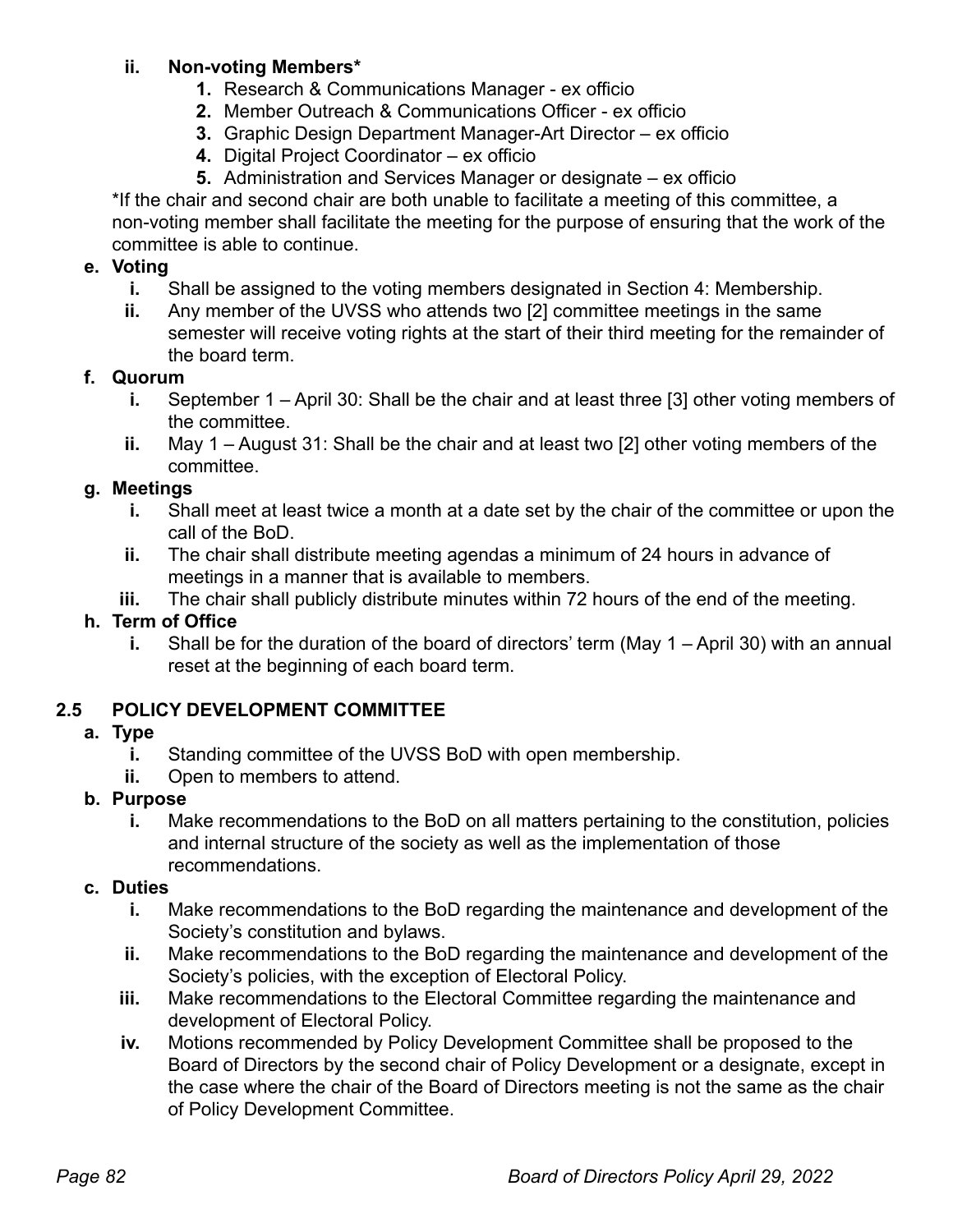ii. **Non-voting Members***
    1. Research & Communications Manager - ex officio
    2. Member Outreach & Communications Officer - ex officio
    3. Graphic Design Department Manager-Art Director – ex officio
    4. Digital Project Coordinator – ex officio
    5. Administration and Services Manager or designate – ex officio

*If the chair and second chair are both unable to facilitate a meeting of this committee, a non-voting member shall facilitate the meeting for the purpose of ensuring that the work of the committee is able to continue.

**e. Voting**

i. Shall be assigned to the voting members designated in Section 4: Membership.

ii. Any member of the UVSS who attends two [2] committee meetings in the same semester will receive voting rights at the start of their third meeting for the remainder of the board term.

**f. Quorum**

i. September 1 – April 30: Shall be the chair and at least three [3] other voting members of the committee.

ii. May 1 – August 31: Shall be the chair and at least two [2] other voting members of the committee.

**g. Meetings**

i. Shall meet at least twice a month at a date set by the chair of the committee or upon the call of the BoD.

ii. The chair shall distribute meeting agendas a minimum of 24 hours in advance of meetings in a manner that is available to members.

iii. The chair shall publicly distribute minutes within 72 hours of the end of the meeting.

**h. Term of Office**

i. Shall be for the duration of the board of directors' term (May 1 – April 30) with an annual reset at the beginning of each board term.

## 2.5 POLICY DEVELOPMENT COMMITTEE

**a. Type**

i. Standing committee of the UVSS BoD with open membership.

ii. Open to members to attend.

**b. Purpose**

i. Make recommendations to the BoD on all matters pertaining to the constitution, policies and internal structure of the society as well as the implementation of those recommendations.

**c. Duties**

i. Make recommendations to the BoD regarding the maintenance and development of the Society's constitution and bylaws.

ii. Make recommendations to the BoD regarding the maintenance and development of the Society's policies, with the exception of Electoral Policy.

iii. Make recommendations to the Electoral Committee regarding the maintenance and development of Electoral Policy.

iv. Motions recommended by Policy Development Committee shall be proposed to the Board of Directors by the second chair of Policy Development or a designate, except in the case where the chair of the Board of Directors meeting is not the same as the chair of Policy Development Committee.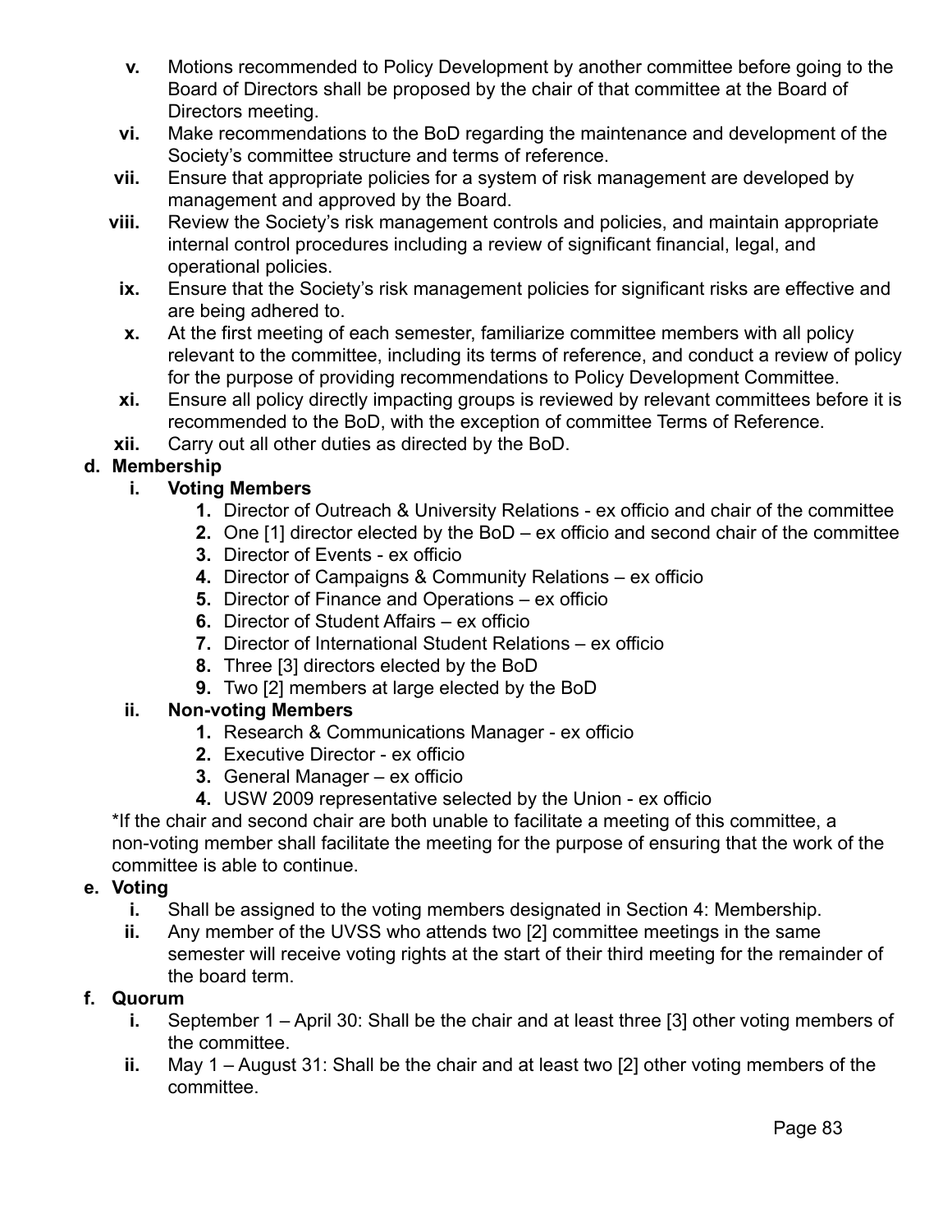v. Motions recommended to Policy Development by another committee before going to the Board of Directors shall be proposed by the chair of that committee at the Board of Directors meeting.

vi. Make recommendations to the BoD regarding the maintenance and development of the Society's committee structure and terms of reference.

vii. Ensure that appropriate policies for a system of risk management are developed by management and approved by the Board.

viii. Review the Society's risk management controls and policies, and maintain appropriate internal control procedures including a review of significant financial, legal, and operational policies.

ix. Ensure that the Society's risk management policies for significant risks are effective and are being adhered to.

x. At the first meeting of each semester, familiarize committee members with all policy relevant to the committee, including its terms of reference, and conduct a review of policy for the purpose of providing recommendations to Policy Development Committee.

xi. Ensure all policy directly impacting groups is reviewed by relevant committees before it is recommended to the BoD, with the exception of committee Terms of Reference.

xii. Carry out all other duties as directed by the BoD.

**d. Membership**

**i. Voting Members**

1. Director of Outreach & University Relations - ex officio and chair of the committee
2. One [1] director elected by the BoD – ex officio and second chair of the committee
3. Director of Events - ex officio
4. Director of Campaigns & Community Relations – ex officio
5. Director of Finance and Operations – ex officio
6. Director of Student Affairs – ex officio
7. Director of International Student Relations – ex officio
8. Three [3] directors elected by the BoD
9. Two [2] members at large elected by the BoD

**ii. Non-voting Members**

1. Research & Communications Manager - ex officio
2. Executive Director - ex officio
3. General Manager – ex officio
4. USW 2009 representative selected by the Union - ex officio

*If the chair and second chair are both unable to facilitate a meeting of this committee, a non-voting member shall facilitate the meeting for the purpose of ensuring that the work of the committee is able to continue.

**e. Voting**

i. Shall be assigned to the voting members designated in Section 4: Membership.

ii. Any member of the UVSS who attends two [2] committee meetings in the same semester will receive voting rights at the start of their third meeting for the remainder of the board term.

**f. Quorum**

i. September 1 – April 30: Shall be the chair and at least three [3] other voting members of the committee.

ii. May 1 – August 31: Shall be the chair and at least two [2] other voting members of the committee.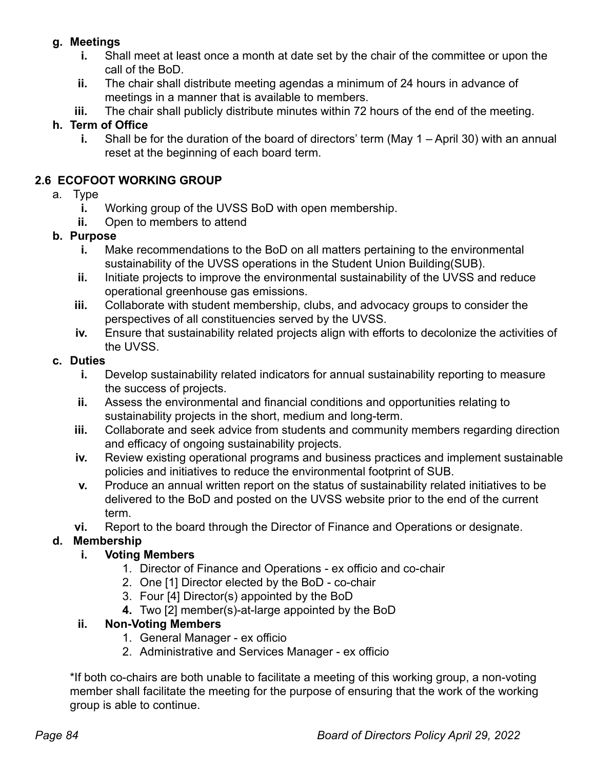**g. Meetings**

- **i.** Shall meet at least once a month at date set by the chair of the committee or upon the call of the BoD.
- **ii.** The chair shall distribute meeting agendas a minimum of 24 hours in advance of meetings in a manner that is available to members.
- **iii.** The chair shall publicly distribute minutes within 72 hours of the end of the meeting.

**h. Term of Office**

- **i.** Shall be for the duration of the board of directors' term (May 1 – April 30) with an annual reset at the beginning of each board term.

## 2.6 ECOFOOT WORKING GROUP

a. Type

- **i.** Working group of the UVSS BoD with open membership.
- **ii.** Open to members to attend

**b. Purpose**

- **i.** Make recommendations to the BoD on all matters pertaining to the environmental sustainability of the UVSS operations in the Student Union Building(SUB).
- **ii.** Initiate projects to improve the environmental sustainability of the UVSS and reduce operational greenhouse gas emissions.
- **iii.** Collaborate with student membership, clubs, and advocacy groups to consider the perspectives of all constituencies served by the UVSS.
- **iv.** Ensure that sustainability related projects align with efforts to decolonize the activities of the UVSS.

**c. Duties**

- **i.** Develop sustainability related indicators for annual sustainability reporting to measure the success of projects.
- **ii.** Assess the environmental and financial conditions and opportunities relating to sustainability projects in the short, medium and long-term.
- **iii.** Collaborate and seek advice from students and community members regarding direction and efficacy of ongoing sustainability projects.
- **iv.** Review existing operational programs and business practices and implement sustainable policies and initiatives to reduce the environmental footprint of SUB.
- **v.** Produce an annual written report on the status of sustainability related initiatives to be delivered to the BoD and posted on the UVSS website prior to the end of the current term.
- **vi.** Report to the board through the Director of Finance and Operations or designate.

**d. Membership**

- **i. Voting Members**
  1. Director of Finance and Operations - ex officio and co-chair
  2. One [1] Director elected by the BoD - co-chair
  3. Four [4] Director(s) appointed by the BoD
  4. Two [2] member(s)-at-large appointed by the BoD
- **ii. Non-Voting Members**
  1. General Manager - ex officio
  2. Administrative and Services Manager - ex officio

*If both co-chairs are both unable to facilitate a meeting of this working group, a non-voting member shall facilitate the meeting for the purpose of ensuring that the work of the working group is able to continue.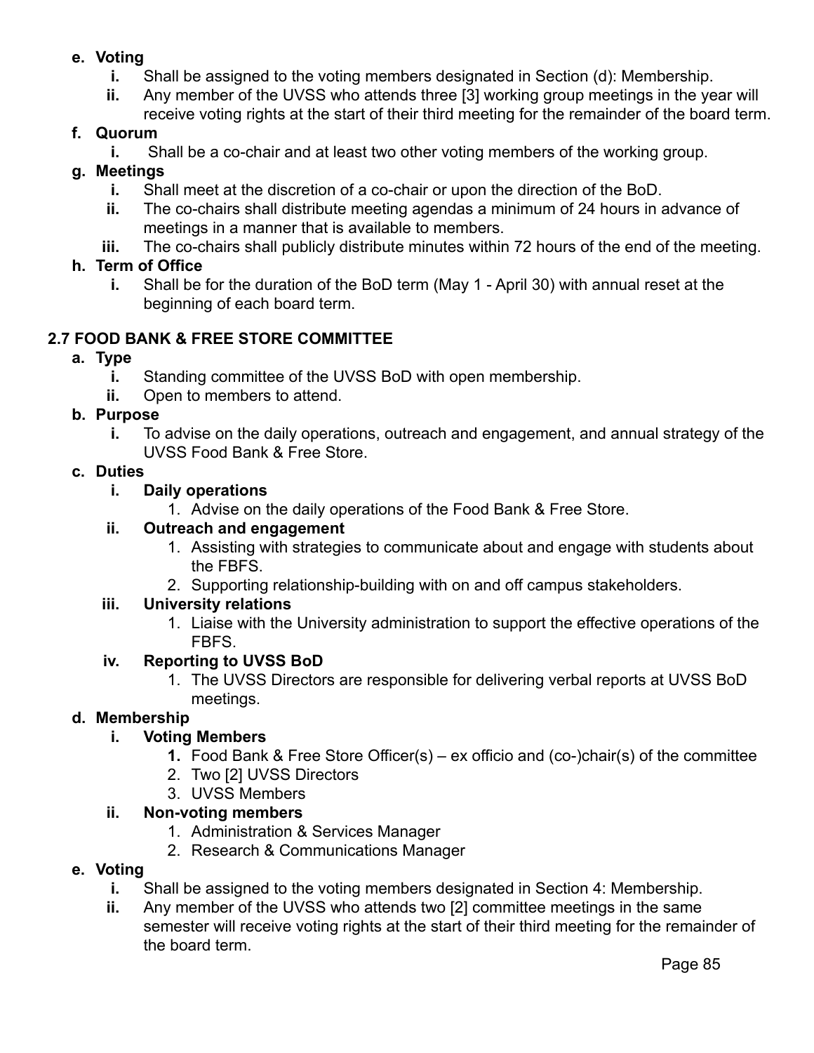**e. Voting**

- **i.** Shall be assigned to the voting members designated in Section (d): Membership.
- **ii.** Any member of the UVSS who attends three [3] working group meetings in the year will receive voting rights at the start of their third meeting for the remainder of the board term.

**f. Quorum**

- **i.** Shall be a co-chair and at least two other voting members of the working group.

**g. Meetings**

- **i.** Shall meet at the discretion of a co-chair or upon the direction of the BoD.
- **ii.** The co-chairs shall distribute meeting agendas a minimum of 24 hours in advance of meetings in a manner that is available to members.
- **iii.** The co-chairs shall publicly distribute minutes within 72 hours of the end of the meeting.

**h. Term of Office**

- **i.** Shall be for the duration of the BoD term (May 1 - April 30) with annual reset at the beginning of each board term.

### 2.7 FOOD BANK & FREE STORE COMMITTEE

**a. Type**

- **i.** Standing committee of the UVSS BoD with open membership.
- **ii.** Open to members to attend.

**b. Purpose**

- **i.** To advise on the daily operations, outreach and engagement, and annual strategy of the UVSS Food Bank & Free Store.

**c. Duties**

- **i. Daily operations**
  1. Advise on the daily operations of the Food Bank & Free Store.
- **ii. Outreach and engagement**
  1. Assisting with strategies to communicate about and engage with students about the FBFS.
  2. Supporting relationship-building with on and off campus stakeholders.
- **iii. University relations**
  1. Liaise with the University administration to support the effective operations of the FBFS.
- **iv. Reporting to UVSS BoD**
  1. The UVSS Directors are responsible for delivering verbal reports at UVSS BoD meetings.

**d. Membership**

- **i. Voting Members**
  1. Food Bank & Free Store Officer(s) – ex officio and (co-)chair(s) of the committee
  2. Two [2] UVSS Directors
  3. UVSS Members
- **ii. Non-voting members**
  1. Administration & Services Manager
  2. Research & Communications Manager

**e. Voting**

- **i.** Shall be assigned to the voting members designated in Section 4: Membership.
- **ii.** Any member of the UVSS who attends two [2] committee meetings in the same semester will receive voting rights at the start of their third meeting for the remainder of the board term.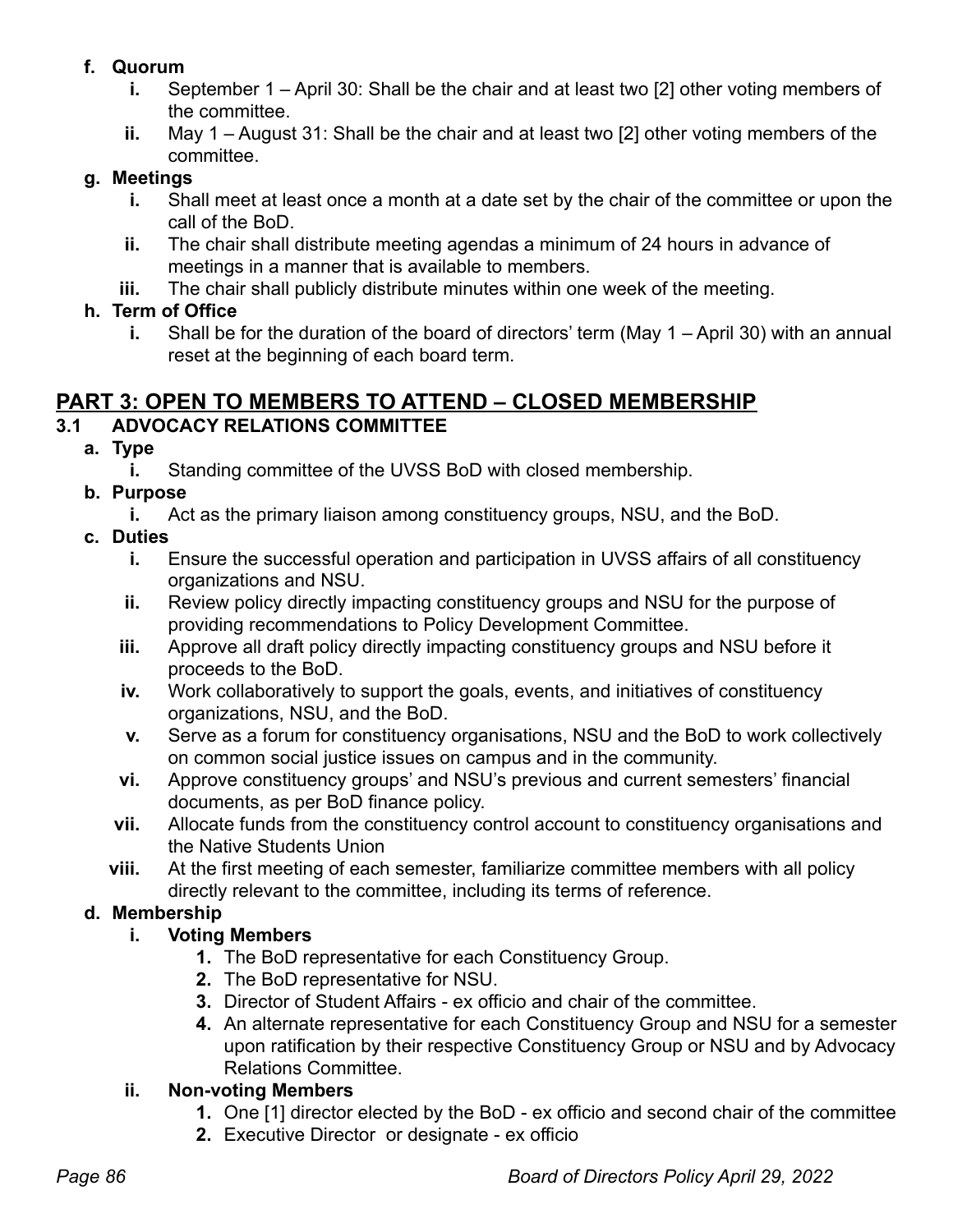**f. Quorum**

- **i.** September 1 – April 30: Shall be the chair and at least two [2] other voting members of the committee.
- **ii.** May 1 – August 31: Shall be the chair and at least two [2] other voting members of the committee.

**g. Meetings**

- **i.** Shall meet at least once a month at a date set by the chair of the committee or upon the call of the BoD.
- **ii.** The chair shall distribute meeting agendas a minimum of 24 hours in advance of meetings in a manner that is available to members.
- **iii.** The chair shall publicly distribute minutes within one week of the meeting.

**h. Term of Office**

- **i.** Shall be for the duration of the board of directors' term (May 1 – April 30) with an annual reset at the beginning of each board term.

## PART 3: OPEN TO MEMBERS TO ATTEND – CLOSED MEMBERSHIP

### 3.1 ADVOCACY RELATIONS COMMITTEE

**a. Type**

- **i.** Standing committee of the UVSS BoD with closed membership.

**b. Purpose**

- **i.** Act as the primary liaison among constituency groups, NSU, and the BoD.

**c. Duties**

- **i.** Ensure the successful operation and participation in UVSS affairs of all constituency organizations and NSU.
- **ii.** Review policy directly impacting constituency groups and NSU for the purpose of providing recommendations to Policy Development Committee.
- **iii.** Approve all draft policy directly impacting constituency groups and NSU before it proceeds to the BoD.
- **iv.** Work collaboratively to support the goals, events, and initiatives of constituency organizations, NSU, and the BoD.
- **v.** Serve as a forum for constituency organisations, NSU and the BoD to work collectively on common social justice issues on campus and in the community.
- **vi.** Approve constituency groups' and NSU's previous and current semesters' financial documents, as per BoD finance policy.
- **vii.** Allocate funds from the constituency control account to constituency organisations and the Native Students Union
- **viii.** At the first meeting of each semester, familiarize committee members with all policy directly relevant to the committee, including its terms of reference.

**d. Membership**

- **i. Voting Members**
  1. The BoD representative for each Constituency Group.
  2. The BoD representative for NSU.
  3. Director of Student Affairs - ex officio and chair of the committee.
  4. An alternate representative for each Constituency Group and NSU for a semester upon ratification by their respective Constituency Group or NSU and by Advocacy Relations Committee.
- **ii. Non-voting Members**
  1. One [1] director elected by the BoD - ex officio and second chair of the committee
  2. Executive Director or designate - ex officio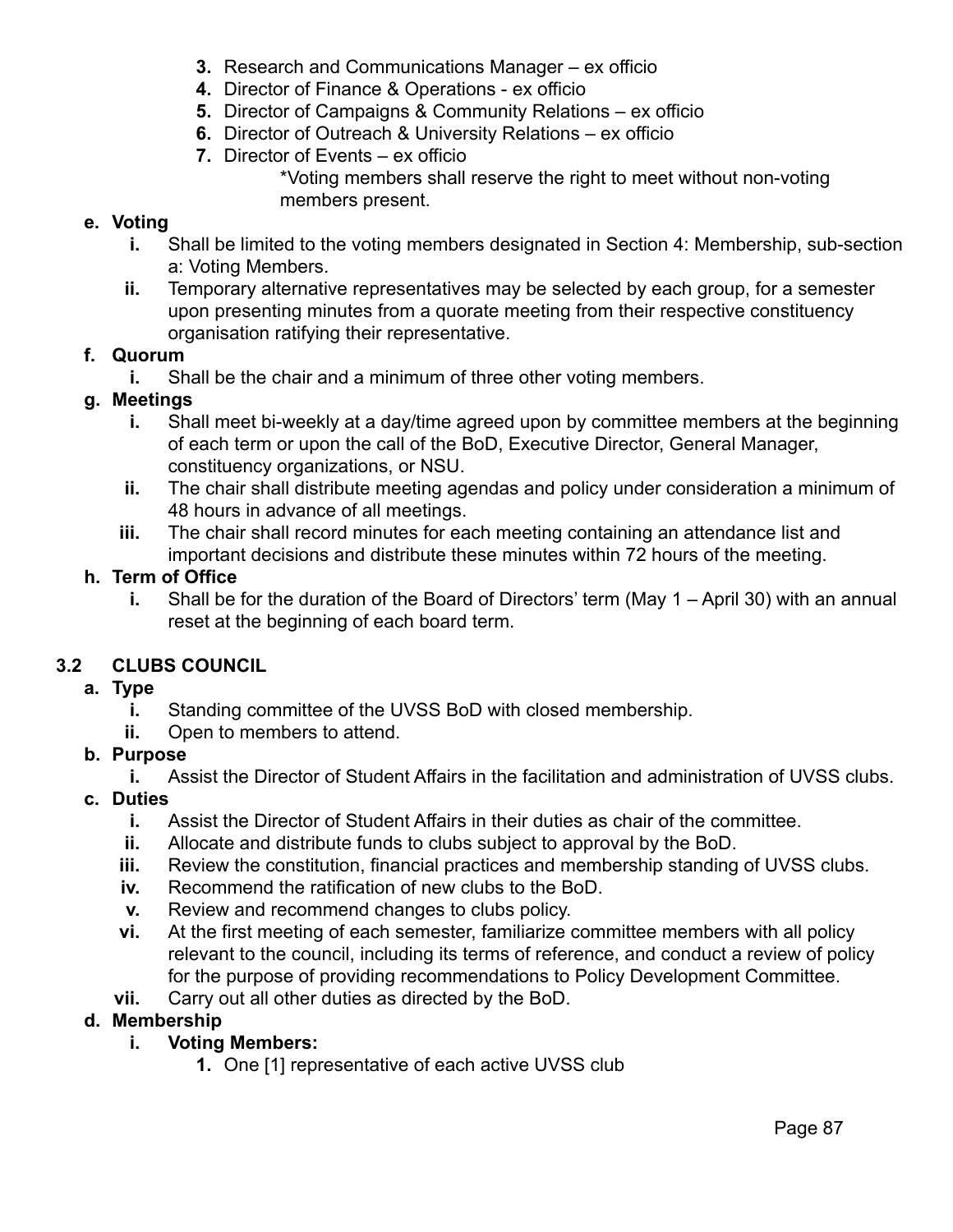3. Research and Communications Manager – ex officio
4. Director of Finance & Operations - ex officio
5. Director of Campaigns & Community Relations – ex officio
6. Director of Outreach & University Relations – ex officio
7. Director of Events – ex officio

   *Voting members shall reserve the right to meet without non-voting members present.

**e. Voting**

- **i.** Shall be limited to the voting members designated in Section 4: Membership, sub-section a: Voting Members.
- **ii.** Temporary alternative representatives may be selected by each group, for a semester upon presenting minutes from a quorate meeting from their respective constituency organisation ratifying their representative.

**f. Quorum**

- **i.** Shall be the chair and a minimum of three other voting members.

**g. Meetings**

- **i.** Shall meet bi-weekly at a day/time agreed upon by committee members at the beginning of each term or upon the call of the BoD, Executive Director, General Manager, constituency organizations, or NSU.
- **ii.** The chair shall distribute meeting agendas and policy under consideration a minimum of 48 hours in advance of all meetings.
- **iii.** The chair shall record minutes for each meeting containing an attendance list and important decisions and distribute these minutes within 72 hours of the meeting.

**h. Term of Office**

- **i.** Shall be for the duration of the Board of Directors' term (May 1 – April 30) with an annual reset at the beginning of each board term.

## 3.2 CLUBS COUNCIL

**a. Type**

- **i.** Standing committee of the UVSS BoD with closed membership.
- **ii.** Open to members to attend.

**b. Purpose**

- **i.** Assist the Director of Student Affairs in the facilitation and administration of UVSS clubs.

**c. Duties**

- **i.** Assist the Director of Student Affairs in their duties as chair of the committee.
- **ii.** Allocate and distribute funds to clubs subject to approval by the BoD.
- **iii.** Review the constitution, financial practices and membership standing of UVSS clubs.
- **iv.** Recommend the ratification of new clubs to the BoD.
- **v.** Review and recommend changes to clubs policy.
- **vi.** At the first meeting of each semester, familiarize committee members with all policy relevant to the council, including its terms of reference, and conduct a review of policy for the purpose of providing recommendations to Policy Development Committee.
- **vii.** Carry out all other duties as directed by the BoD.

**d. Membership**

- **i. Voting Members:**
  1. One [1] representative of each active UVSS club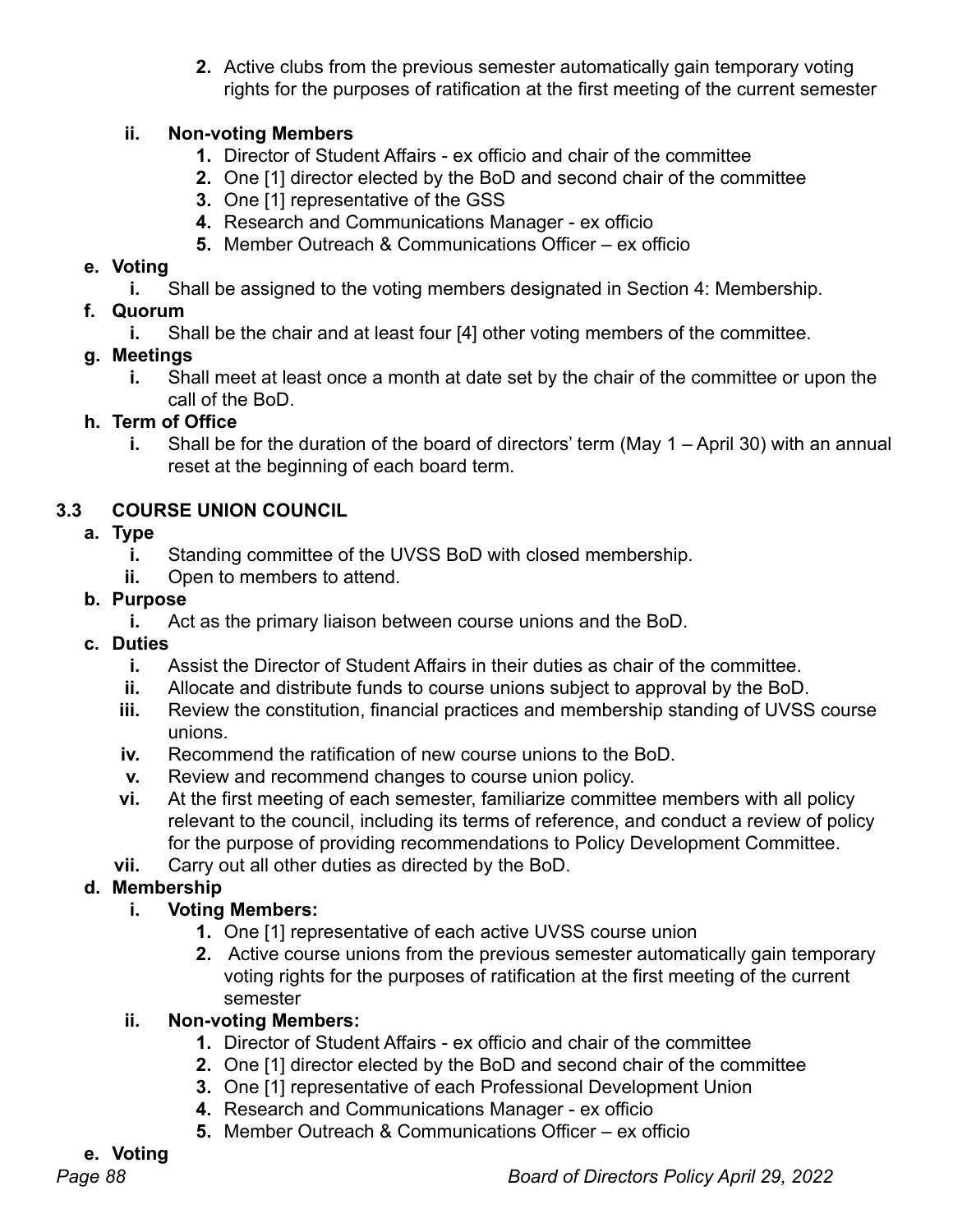2. Active clubs from the previous semester automatically gain temporary voting rights for the purposes of ratification at the first meeting of the current semester

ii. **Non-voting Members**
1. Director of Student Affairs - ex officio and chair of the committee
2. One [1] director elected by the BoD and second chair of the committee
3. One [1] representative of the GSS
4. Research and Communications Manager - ex officio
5. Member Outreach & Communications Officer – ex officio

**e. Voting**

i. Shall be assigned to the voting members designated in Section 4: Membership.

**f. Quorum**

i. Shall be the chair and at least four [4] other voting members of the committee.

**g. Meetings**

i. Shall meet at least once a month at date set by the chair of the committee or upon the call of the BoD.

**h. Term of Office**

i. Shall be for the duration of the board of directors' term (May 1 – April 30) with an annual reset at the beginning of each board term.

### 3.3 COURSE UNION COUNCIL

**a. Type**

i. Standing committee of the UVSS BoD with closed membership.

ii. Open to members to attend.

**b. Purpose**

i. Act as the primary liaison between course unions and the BoD.

**c. Duties**

i. Assist the Director of Student Affairs in their duties as chair of the committee.

ii. Allocate and distribute funds to course unions subject to approval by the BoD.

iii. Review the constitution, financial practices and membership standing of UVSS course unions.

iv. Recommend the ratification of new course unions to the BoD.

v. Review and recommend changes to course union policy.

vi. At the first meeting of each semester, familiarize committee members with all policy relevant to the council, including its terms of reference, and conduct a review of policy for the purpose of providing recommendations to Policy Development Committee.

vii. Carry out all other duties as directed by the BoD.

**d. Membership**

i. **Voting Members:**
1. One [1] representative of each active UVSS course union
2. Active course unions from the previous semester automatically gain temporary voting rights for the purposes of ratification at the first meeting of the current semester

ii. **Non-voting Members:**
1. Director of Student Affairs - ex officio and chair of the committee
2. One [1] director elected by the BoD and second chair of the committee
3. One [1] representative of each Professional Development Union
4. Research and Communications Manager - ex officio
5. Member Outreach & Communications Officer – ex officio

**e. Voting**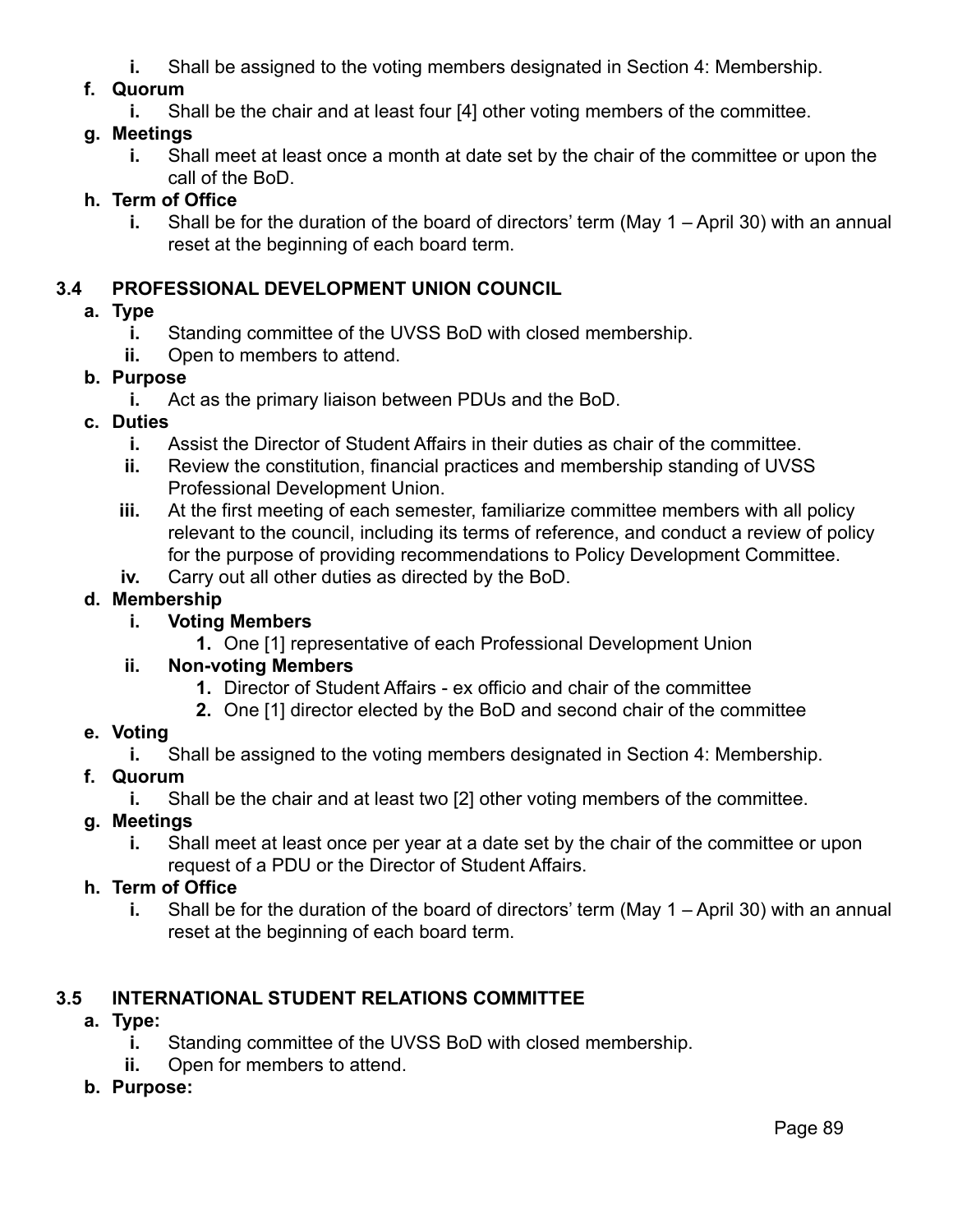- **i.** Shall be assigned to the voting members designated in Section 4: Membership.

- **f. Quorum**
   - **i.** Shall be the chair and at least four [4] other voting members of the committee.
- **g. Meetings**
   - **i.** Shall meet at least once a month at date set by the chair of the committee or upon the call of the BoD.
- **h. Term of Office**
   - **i.** Shall be for the duration of the board of directors' term (May 1 – April 30) with an annual reset at the beginning of each board term.

### 3.4 PROFESSIONAL DEVELOPMENT UNION COUNCIL

- **a. Type**
   - **i.** Standing committee of the UVSS BoD with closed membership.
   - **ii.** Open to members to attend.
- **b. Purpose**
   - **i.** Act as the primary liaison between PDUs and the BoD.
- **c. Duties**
   - **i.** Assist the Director of Student Affairs in their duties as chair of the committee.
   - **ii.** Review the constitution, financial practices and membership standing of UVSS Professional Development Union.
   - **iii.** At the first meeting of each semester, familiarize committee members with all policy relevant to the council, including its terms of reference, and conduct a review of policy for the purpose of providing recommendations to Policy Development Committee.
   - **iv.** Carry out all other duties as directed by the BoD.
- **d. Membership**
   - **i. Voting Members**
      1. One [1] representative of each Professional Development Union
   - **ii. Non-voting Members**
      1. Director of Student Affairs - ex officio and chair of the committee
      2. One [1] director elected by the BoD and second chair of the committee
- **e. Voting**
   - **i.** Shall be assigned to the voting members designated in Section 4: Membership.
- **f. Quorum**
   - **i.** Shall be the chair and at least two [2] other voting members of the committee.
- **g. Meetings**
   - **i.** Shall meet at least once per year at a date set by the chair of the committee or upon request of a PDU or the Director of Student Affairs.
- **h. Term of Office**
   - **i.** Shall be for the duration of the board of directors' term (May 1 – April 30) with an annual reset at the beginning of each board term.

### 3.5 INTERNATIONAL STUDENT RELATIONS COMMITTEE

- **a. Type:**
   - **i.** Standing committee of the UVSS BoD with closed membership.
   - **ii.** Open for members to attend.
- **b. Purpose:**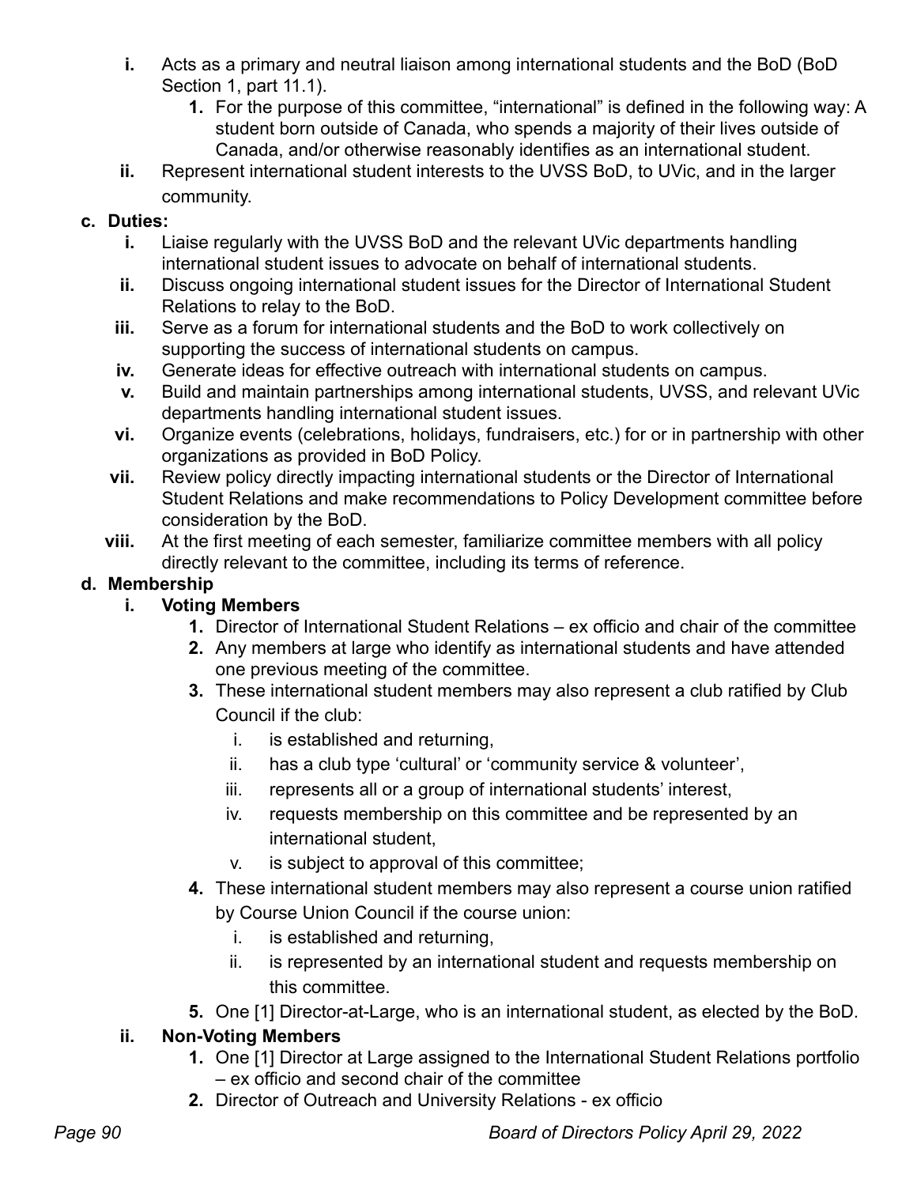i. Acts as a primary and neutral liaison among international students and the BoD (BoD Section 1, part 11.1).
   1. For the purpose of this committee, "international" is defined in the following way: A student born outside of Canada, who spends a majority of their lives outside of Canada, and/or otherwise reasonably identifies as an international student.

ii. Represent international student interests to the UVSS BoD, to UVic, and in the larger community.

**c. Duties:**

i. Liaise regularly with the UVSS BoD and the relevant UVic departments handling international student issues to advocate on behalf of international students.

ii. Discuss ongoing international student issues for the Director of International Student Relations to relay to the BoD.

iii. Serve as a forum for international students and the BoD to work collectively on supporting the success of international students on campus.

iv. Generate ideas for effective outreach with international students on campus.

v. Build and maintain partnerships among international students, UVSS, and relevant UVic departments handling international student issues.

vi. Organize events (celebrations, holidays, fundraisers, etc.) for or in partnership with other organizations as provided in BoD Policy.

vii. Review policy directly impacting international students or the Director of International Student Relations and make recommendations to Policy Development committee before consideration by the BoD.

viii. At the first meeting of each semester, familiarize committee members with all policy directly relevant to the committee, including its terms of reference.

**d. Membership**

**i. Voting Members**

1. Director of International Student Relations – ex officio and chair of the committee
2. Any members at large who identify as international students and have attended one previous meeting of the committee.
3. These international student members may also represent a club ratified by Club Council if the club:
   i. is established and returning,
   ii. has a club type 'cultural' or 'community service & volunteer',
   iii. represents all or a group of international students' interest,
   iv. requests membership on this committee and be represented by an international student,
   v. is subject to approval of this committee;
4. These international student members may also represent a course union ratified by Course Union Council if the course union:
   i. is established and returning,
   ii. is represented by an international student and requests membership on this committee.
5. One [1] Director-at-Large, who is an international student, as elected by the BoD.

**ii. Non-Voting Members**

1. One [1] Director at Large assigned to the International Student Relations portfolio – ex officio and second chair of the committee
2. Director of Outreach and University Relations - ex officio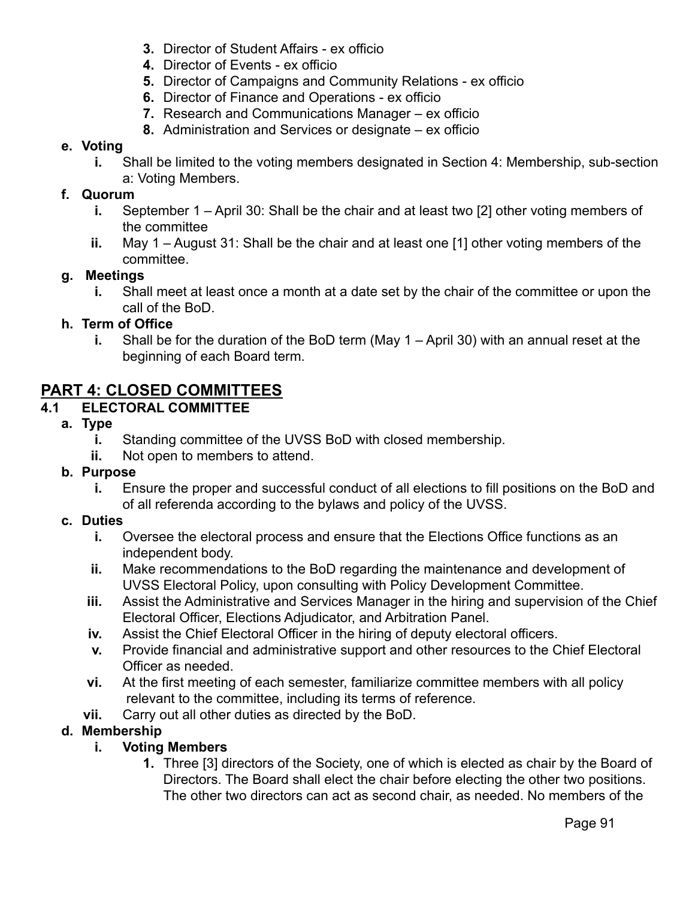3. Director of Student Affairs - ex officio
4. Director of Events - ex officio
5. Director of Campaigns and Community Relations - ex officio
6. Director of Finance and Operations - ex officio
7. Research and Communications Manager – ex officio
8. Administration and Services or designate – ex officio

**e. Voting**

- **i.** Shall be limited to the voting members designated in Section 4: Membership, sub-section a: Voting Members.

**f. Quorum**

- **i.** September 1 – April 30: Shall be the chair and at least two [2] other voting members of the committee
- **ii.** May 1 – August 31: Shall be the chair and at least one [1] other voting members of the committee.

**g. Meetings**

- **i.** Shall meet at least once a month at a date set by the chair of the committee or upon the call of the BoD.

**h. Term of Office**

- **i.** Shall be for the duration of the BoD term (May 1 – April 30) with an annual reset at the beginning of each Board term.

## PART 4: CLOSED COMMITTEES

### 4.1 ELECTORAL COMMITTEE

**a. Type**

- **i.** Standing committee of the UVSS BoD with closed membership.
- **ii.** Not open to members to attend.

**b. Purpose**

- **i.** Ensure the proper and successful conduct of all elections to fill positions on the BoD and of all referenda according to the bylaws and policy of the UVSS.

**c. Duties**

- **i.** Oversee the electoral process and ensure that the Elections Office functions as an independent body.
- **ii.** Make recommendations to the BoD regarding the maintenance and development of UVSS Electoral Policy, upon consulting with Policy Development Committee.
- **iii.** Assist the Administrative and Services Manager in the hiring and supervision of the Chief Electoral Officer, Elections Adjudicator, and Arbitration Panel.
- **iv.** Assist the Chief Electoral Officer in the hiring of deputy electoral officers.
- **v.** Provide financial and administrative support and other resources to the Chief Electoral Officer as needed.
- **vi.** At the first meeting of each semester, familiarize committee members with all policy relevant to the committee, including its terms of reference.
- **vii.** Carry out all other duties as directed by the BoD.

**d. Membership**

- **i. Voting Members**
  1. Three [3] directors of the Society, one of which is elected as chair by the Board of Directors. The Board shall elect the chair before electing the other two positions. The other two directors can act as second chair, as needed. No members of the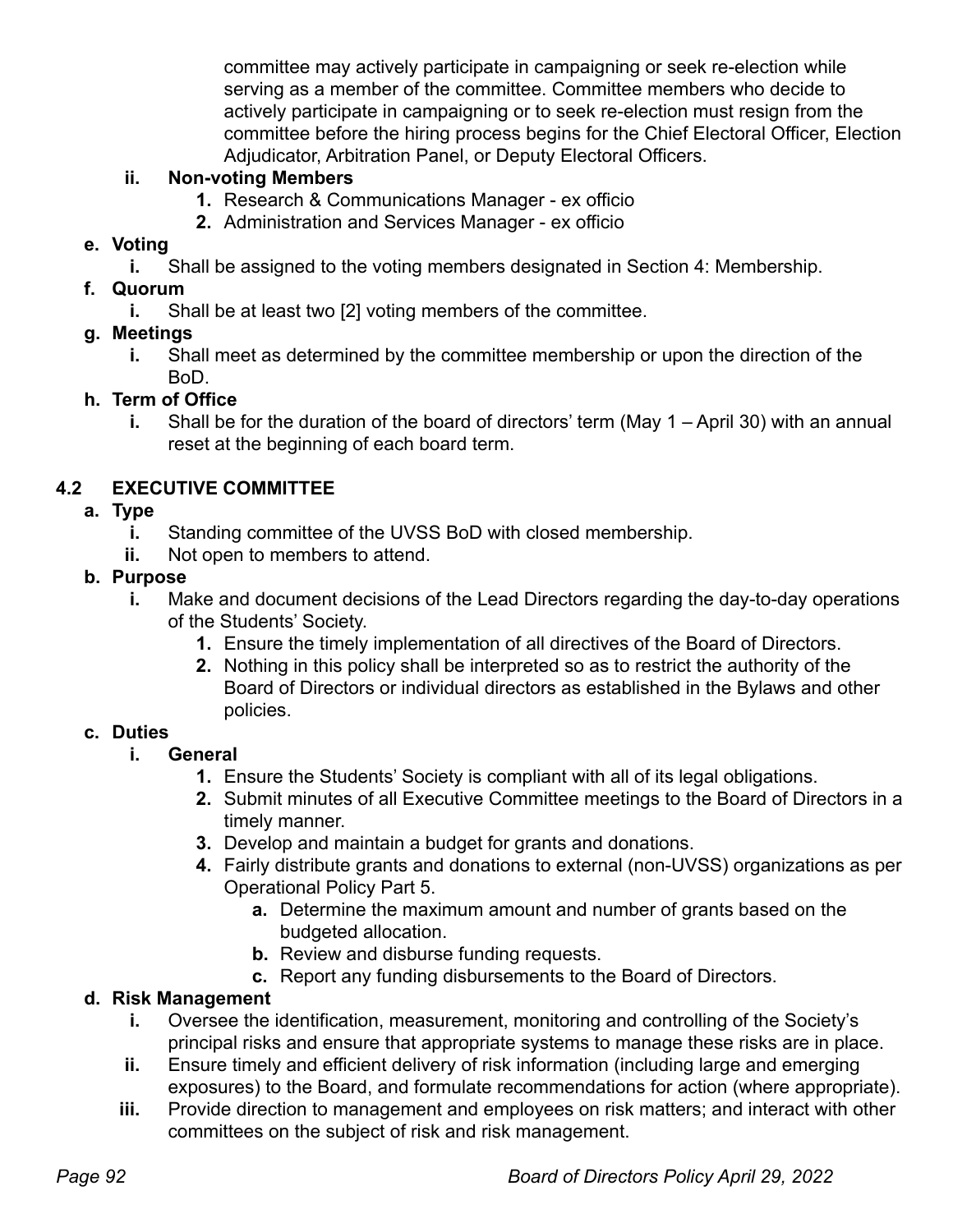committee may actively participate in campaigning or seek re-election while serving as a member of the committee. Committee members who decide to actively participate in campaigning or to seek re-election must resign from the committee before the hiring process begins for the Chief Electoral Officer, Election Adjudicator, Arbitration Panel, or Deputy Electoral Officers.

- **ii. Non-voting Members**
  1. Research & Communications Manager - ex officio
  2. Administration and Services Manager - ex officio

**e. Voting**

- **i.** Shall be assigned to the voting members designated in Section 4: Membership.

**f. Quorum**

- **i.** Shall be at least two [2] voting members of the committee.

**g. Meetings**

- **i.** Shall meet as determined by the committee membership or upon the direction of the BoD.

**h. Term of Office**

- **i.** Shall be for the duration of the board of directors' term (May 1 – April 30) with an annual reset at the beginning of each board term.

## 4.2 EXECUTIVE COMMITTEE

**a. Type**

- **i.** Standing committee of the UVSS BoD with closed membership.
- **ii.** Not open to members to attend.

**b. Purpose**

- **i.** Make and document decisions of the Lead Directors regarding the day-to-day operations of the Students' Society.
  1. Ensure the timely implementation of all directives of the Board of Directors.
  2. Nothing in this policy shall be interpreted so as to restrict the authority of the Board of Directors or individual directors as established in the Bylaws and other policies.

**c. Duties**

- **i. General**
  1. Ensure the Students' Society is compliant with all of its legal obligations.
  2. Submit minutes of all Executive Committee meetings to the Board of Directors in a timely manner.
  3. Develop and maintain a budget for grants and donations.
  4. Fairly distribute grants and donations to external (non-UVSS) organizations as per Operational Policy Part 5.
     - **a.** Determine the maximum amount and number of grants based on the budgeted allocation.
     - **b.** Review and disburse funding requests.
     - **c.** Report any funding disbursements to the Board of Directors.

**d. Risk Management**

- **i.** Oversee the identification, measurement, monitoring and controlling of the Society's principal risks and ensure that appropriate systems to manage these risks are in place.
- **ii.** Ensure timely and efficient delivery of risk information (including large and emerging exposures) to the Board, and formulate recommendations for action (where appropriate).
- **iii.** Provide direction to management and employees on risk matters; and interact with other committees on the subject of risk and risk management.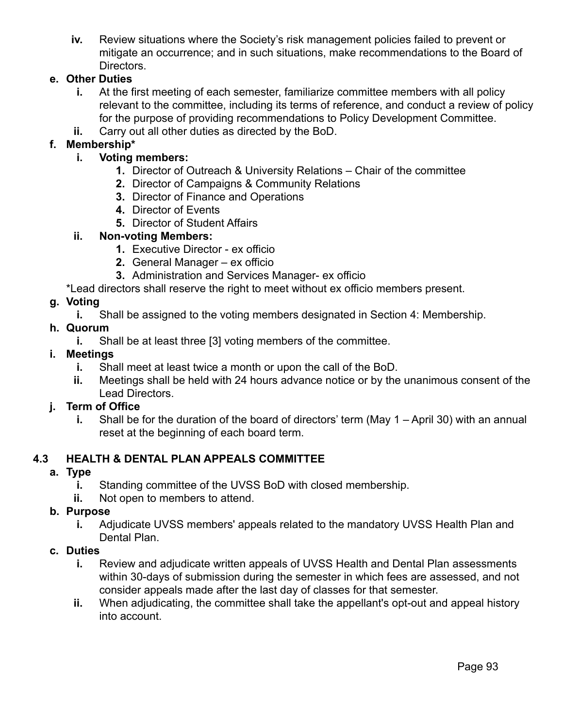iv. Review situations where the Society's risk management policies failed to prevent or mitigate an occurrence; and in such situations, make recommendations to the Board of Directors.

**e. Other Duties**

  i. At the first meeting of each semester, familiarize committee members with all policy relevant to the committee, including its terms of reference, and conduct a review of policy for the purpose of providing recommendations to Policy Development Committee.

  ii. Carry out all other duties as directed by the BoD.

**f. Membership***

  **i. Voting members:**

    1. Director of Outreach & University Relations – Chair of the committee
    2. Director of Campaigns & Community Relations
    3. Director of Finance and Operations
    4. Director of Events
    5. Director of Student Affairs

  **ii. Non-voting Members:**

    1. Executive Director - ex officio
    2. General Manager – ex officio
    3. Administration and Services Manager- ex officio

*Lead directors shall reserve the right to meet without ex officio members present.

**g. Voting**

  i. Shall be assigned to the voting members designated in Section 4: Membership.

**h. Quorum**

  i. Shall be at least three [3] voting members of the committee.

**i. Meetings**

  i. Shall meet at least twice a month or upon the call of the BoD.

  ii. Meetings shall be held with 24 hours advance notice or by the unanimous consent of the Lead Directors.

**j. Term of Office**

  i. Shall be for the duration of the board of directors' term (May 1 – April 30) with an annual reset at the beginning of each board term.

## 4.3 HEALTH & DENTAL PLAN APPEALS COMMITTEE

**a. Type**

  i. Standing committee of the UVSS BoD with closed membership.

  ii. Not open to members to attend.

**b. Purpose**

  i. Adjudicate UVSS members' appeals related to the mandatory UVSS Health Plan and Dental Plan.

**c. Duties**

  i. Review and adjudicate written appeals of UVSS Health and Dental Plan assessments within 30-days of submission during the semester in which fees are assessed, and not consider appeals made after the last day of classes for that semester.

  ii. When adjudicating, the committee shall take the appellant's opt-out and appeal history into account.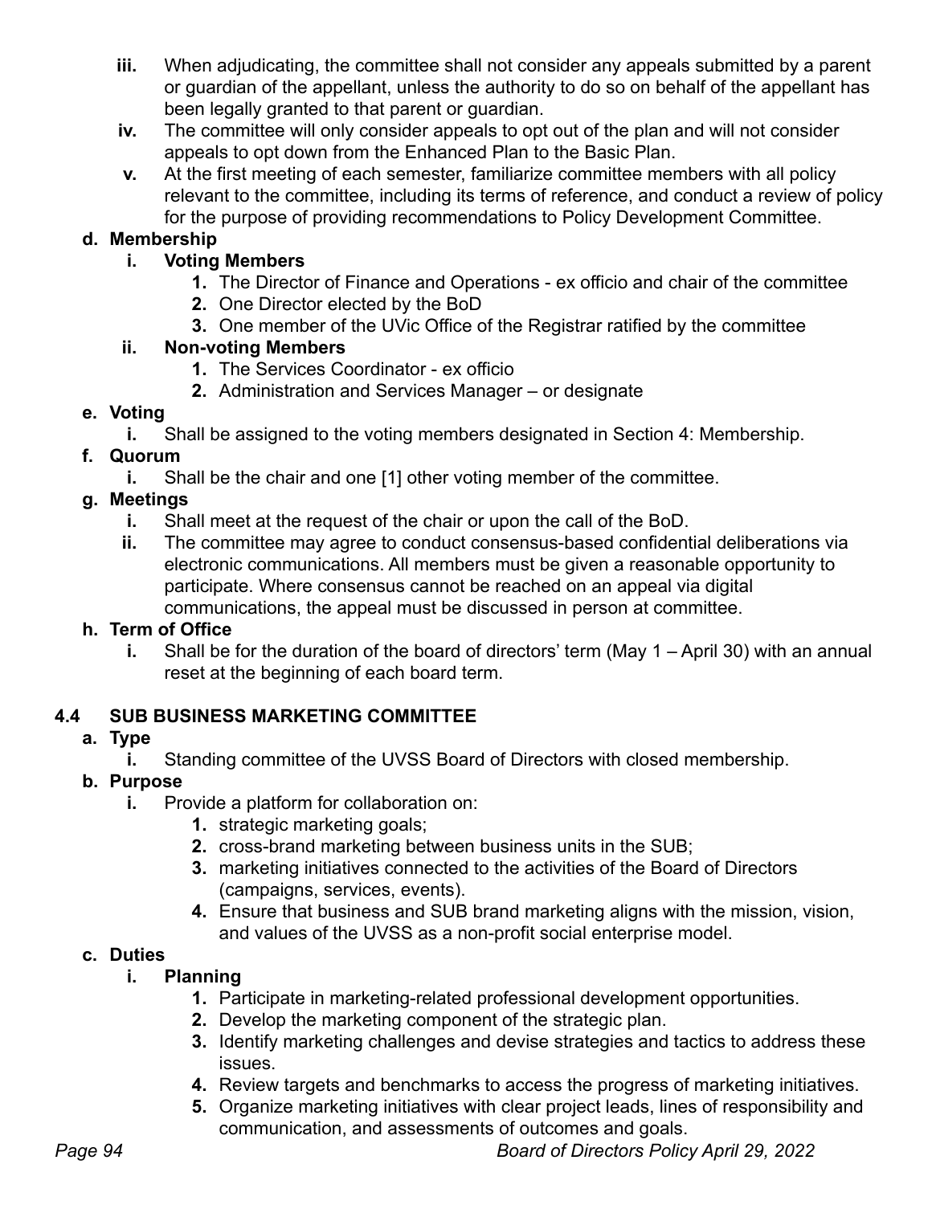- **iii.** When adjudicating, the committee shall not consider any appeals submitted by a parent or guardian of the appellant, unless the authority to do so on behalf of the appellant has been legally granted to that parent or guardian.
   - **iv.** The committee will only consider appeals to opt out of the plan and will not consider appeals to opt down from the Enhanced Plan to the Basic Plan.
   - **v.** At the first meeting of each semester, familiarize committee members with all policy relevant to the committee, including its terms of reference, and conduct a review of policy for the purpose of providing recommendations to Policy Development Committee.

**d. Membership**

- **i. Voting Members**
  1. The Director of Finance and Operations - ex officio and chair of the committee
  2. One Director elected by the BoD
  3. One member of the UVic Office of the Registrar ratified by the committee
- **ii. Non-voting Members**
  1. The Services Coordinator - ex officio
  2. Administration and Services Manager – or designate

**e. Voting**

- **i.** Shall be assigned to the voting members designated in Section 4: Membership.

**f. Quorum**

- **i.** Shall be the chair and one [1] other voting member of the committee.

**g. Meetings**

- **i.** Shall meet at the request of the chair or upon the call of the BoD.
- **ii.** The committee may agree to conduct consensus-based confidential deliberations via electronic communications. All members must be given a reasonable opportunity to participate. Where consensus cannot be reached on an appeal via digital communications, the appeal must be discussed in person at committee.

**h. Term of Office**

- **i.** Shall be for the duration of the board of directors' term (May 1 – April 30) with an annual reset at the beginning of each board term.

## 4.4 SUB BUSINESS MARKETING COMMITTEE

**a. Type**

- **i.** Standing committee of the UVSS Board of Directors with closed membership.

**b. Purpose**

- **i.** Provide a platform for collaboration on:
  1. strategic marketing goals;
  2. cross-brand marketing between business units in the SUB;
  3. marketing initiatives connected to the activities of the Board of Directors (campaigns, services, events).
  4. Ensure that business and SUB brand marketing aligns with the mission, vision, and values of the UVSS as a non-profit social enterprise model.

**c. Duties**

- **i. Planning**
  1. Participate in marketing-related professional development opportunities.
  2. Develop the marketing component of the strategic plan.
  3. Identify marketing challenges and devise strategies and tactics to address these issues.
  4. Review targets and benchmarks to access the progress of marketing initiatives.
  5. Organize marketing initiatives with clear project leads, lines of responsibility and communication, and assessments of outcomes and goals.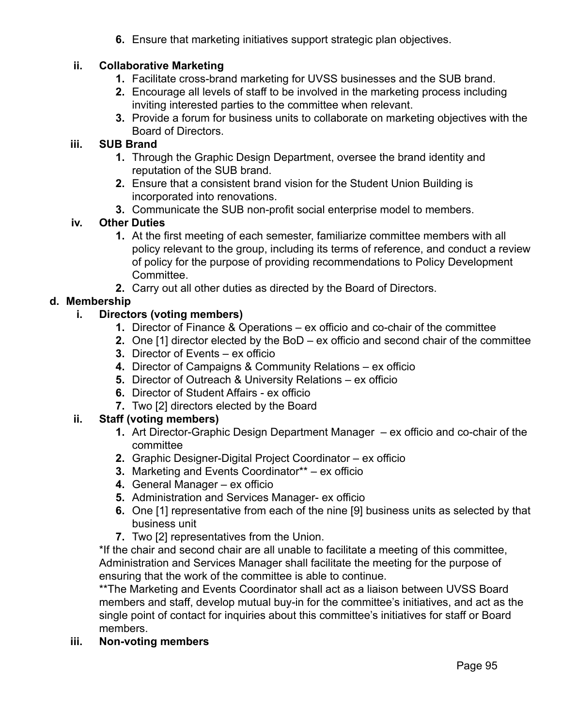6. Ensure that marketing initiatives support strategic plan objectives.

ii. **Collaborative Marketing**

1. Facilitate cross-brand marketing for UVSS businesses and the SUB brand.
2. Encourage all levels of staff to be involved in the marketing process including inviting interested parties to the committee when relevant.
3. Provide a forum for business units to collaborate on marketing objectives with the Board of Directors.

iii. **SUB Brand**

1. Through the Graphic Design Department, oversee the brand identity and reputation of the SUB brand.
2. Ensure that a consistent brand vision for the Student Union Building is incorporated into renovations.
3. Communicate the SUB non-profit social enterprise model to members.

iv. **Other Duties**

1. At the first meeting of each semester, familiarize committee members with all policy relevant to the group, including its terms of reference, and conduct a review of policy for the purpose of providing recommendations to Policy Development Committee.
2. Carry out all other duties as directed by the Board of Directors.

**d. Membership**

i. **Directors (voting members)**

1. Director of Finance & Operations – ex officio and co-chair of the committee
2. One [1] director elected by the BoD – ex officio and second chair of the committee
3. Director of Events – ex officio
4. Director of Campaigns & Community Relations – ex officio
5. Director of Outreach & University Relations – ex officio
6. Director of Student Affairs - ex officio
7. Two [2] directors elected by the Board

ii. **Staff (voting members)**

1. Art Director-Graphic Design Department Manager – ex officio and co-chair of the committee
2. Graphic Designer-Digital Project Coordinator – ex officio
3. Marketing and Events Coordinator** – ex officio
4. General Manager – ex officio
5. Administration and Services Manager- ex officio
6. One [1] representative from each of the nine [9] business units as selected by that business unit
7. Two [2] representatives from the Union.

*If the chair and second chair are all unable to facilitate a meeting of this committee, Administration and Services Manager shall facilitate the meeting for the purpose of ensuring that the work of the committee is able to continue.

**The Marketing and Events Coordinator shall act as a liaison between UVSS Board members and staff, develop mutual buy-in for the committee's initiatives, and act as the single point of contact for inquiries about this committee's initiatives for staff or Board members.

iii. **Non-voting members**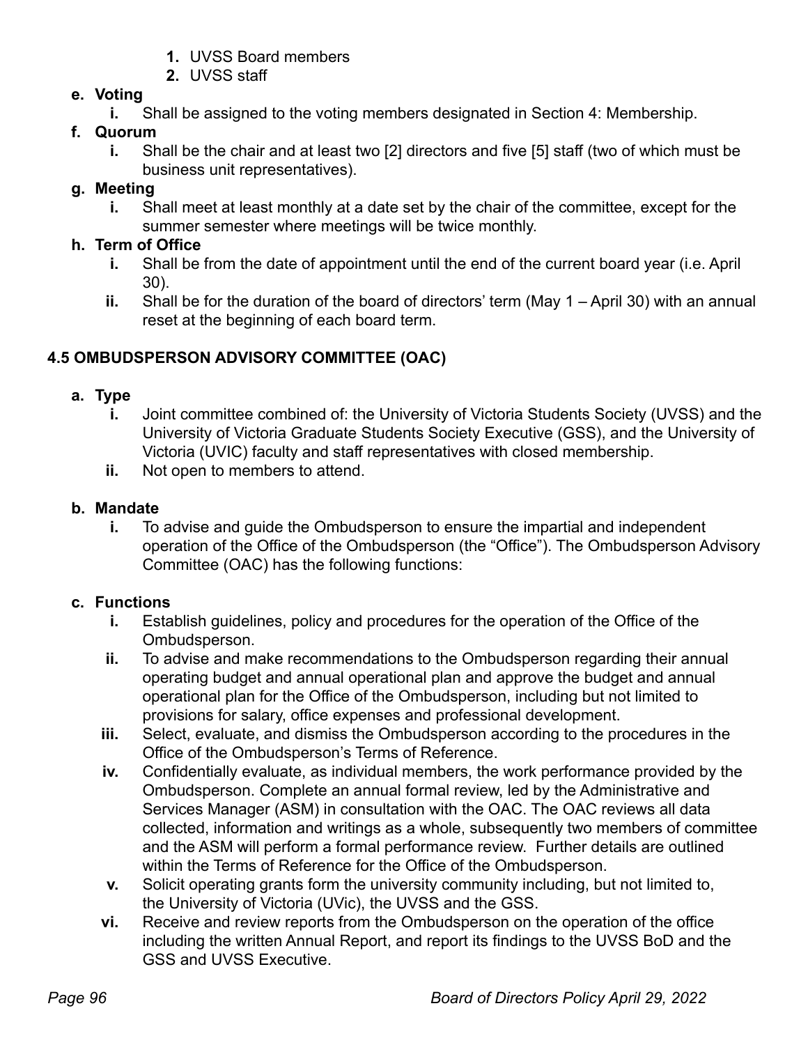1. UVSS Board members
2. UVSS staff

**e. Voting**

- **i.** Shall be assigned to the voting members designated in Section 4: Membership.

**f. Quorum**

- **i.** Shall be the chair and at least two [2] directors and five [5] staff (two of which must be business unit representatives).

**g. Meeting**

- **i.** Shall meet at least monthly at a date set by the chair of the committee, except for the summer semester where meetings will be twice monthly.

**h. Term of Office**

- **i.** Shall be from the date of appointment until the end of the current board year (i.e. April 30).
- **ii.** Shall be for the duration of the board of directors' term (May 1 – April 30) with an annual reset at the beginning of each board term.

### 4.5 OMBUDSPERSON ADVISORY COMMITTEE (OAC)

**a. Type**

- **i.** Joint committee combined of: the University of Victoria Students Society (UVSS) and the University of Victoria Graduate Students Society Executive (GSS), and the University of Victoria (UVIC) faculty and staff representatives with closed membership.
- **ii.** Not open to members to attend.

**b. Mandate**

- **i.** To advise and guide the Ombudsperson to ensure the impartial and independent operation of the Office of the Ombudsperson (the "Office"). The Ombudsperson Advisory Committee (OAC) has the following functions:

**c. Functions**

- **i.** Establish guidelines, policy and procedures for the operation of the Office of the Ombudsperson.
- **ii.** To advise and make recommendations to the Ombudsperson regarding their annual operating budget and annual operational plan and approve the budget and annual operational plan for the Office of the Ombudsperson, including but not limited to provisions for salary, office expenses and professional development.
- **iii.** Select, evaluate, and dismiss the Ombudsperson according to the procedures in the Office of the Ombudsperson's Terms of Reference.
- **iv.** Confidentially evaluate, as individual members, the work performance provided by the Ombudsperson. Complete an annual formal review, led by the Administrative and Services Manager (ASM) in consultation with the OAC. The OAC reviews all data collected, information and writings as a whole, subsequently two members of committee and the ASM will perform a formal performance review. Further details are outlined within the Terms of Reference for the Office of the Ombudsperson.
- **v.** Solicit operating grants form the university community including, but not limited to, the University of Victoria (UVic), the UVSS and the GSS.
- **vi.** Receive and review reports from the Ombudsperson on the operation of the office including the written Annual Report, and report its findings to the UVSS BoD and the GSS and UVSS Executive.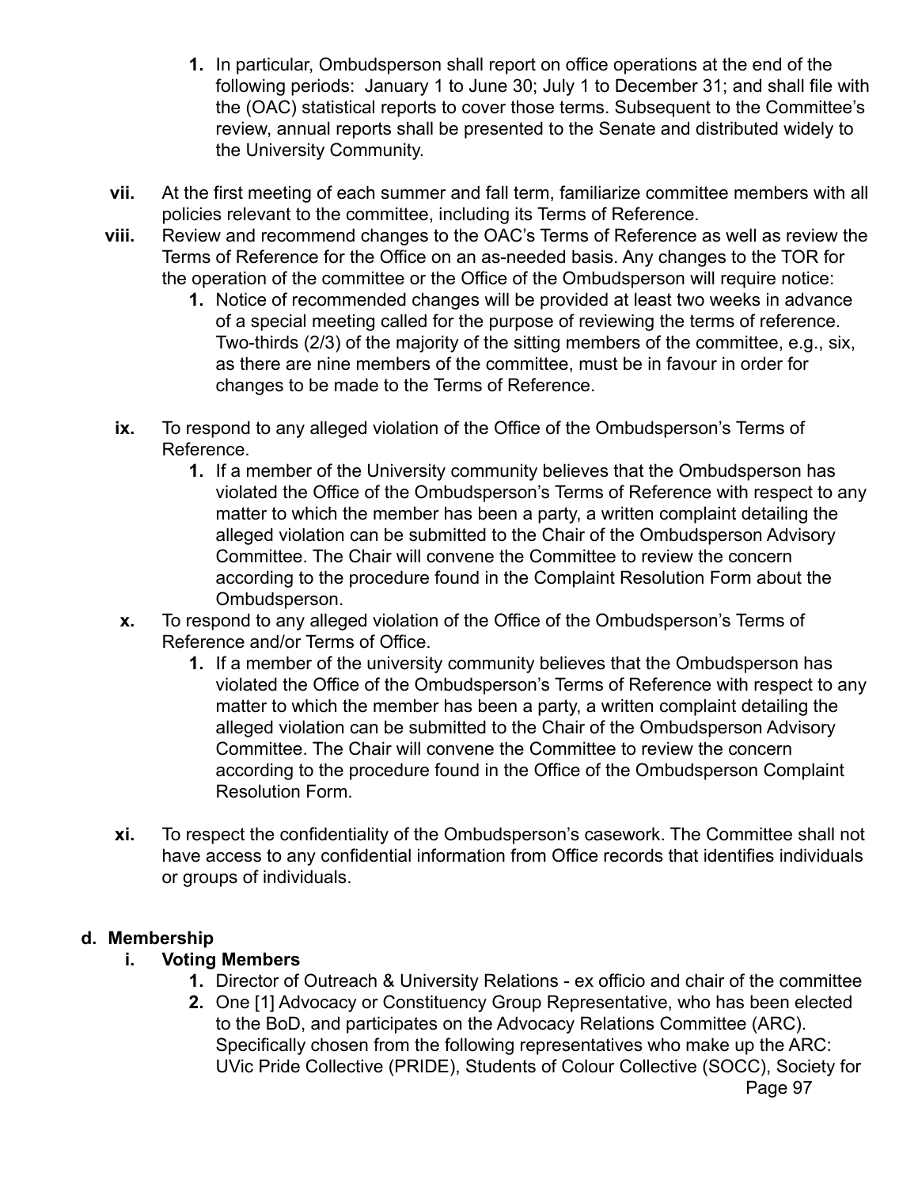1. In particular, Ombudsperson shall report on office operations at the end of the following periods: January 1 to June 30; July 1 to December 31; and shall file with the (OAC) statistical reports to cover those terms. Subsequent to the Committee's review, annual reports shall be presented to the Senate and distributed widely to the University Community.

vii. At the first meeting of each summer and fall term, familiarize committee members with all policies relevant to the committee, including its Terms of Reference.

viii. Review and recommend changes to the OAC's Terms of Reference as well as review the Terms of Reference for the Office on an as-needed basis. Any changes to the TOR for the operation of the committee or the Office of the Ombudsperson will require notice:
   1. Notice of recommended changes will be provided at least two weeks in advance of a special meeting called for the purpose of reviewing the terms of reference. Two-thirds (2/3) of the majority of the sitting members of the committee, e.g., six, as there are nine members of the committee, must be in favour in order for changes to be made to the Terms of Reference.

ix. To respond to any alleged violation of the Office of the Ombudsperson's Terms of Reference.
   1. If a member of the University community believes that the Ombudsperson has violated the Office of the Ombudsperson's Terms of Reference with respect to any matter to which the member has been a party, a written complaint detailing the alleged violation can be submitted to the Chair of the Ombudsperson Advisory Committee. The Chair will convene the Committee to review the concern according to the procedure found in the Complaint Resolution Form about the Ombudsperson.

x. To respond to any alleged violation of the Office of the Ombudsperson's Terms of Reference and/or Terms of Office.
   1. If a member of the university community believes that the Ombudsperson has violated the Office of the Ombudsperson's Terms of Reference with respect to any matter to which the member has been a party, a written complaint detailing the alleged violation can be submitted to the Chair of the Ombudsperson Advisory Committee. The Chair will convene the Committee to review the concern according to the procedure found in the Office of the Ombudsperson Complaint Resolution Form.

xi. To respect the confidentiality of the Ombudsperson's casework. The Committee shall not have access to any confidential information from Office records that identifies individuals or groups of individuals.

## d. Membership

### i. Voting Members

1. Director of Outreach & University Relations - ex officio and chair of the committee
2. One [1] Advocacy or Constituency Group Representative, who has been elected to the BoD, and participates on the Advocacy Relations Committee (ARC). Specifically chosen from the following representatives who make up the ARC: UVic Pride Collective (PRIDE), Students of Colour Collective (SOCC), Society for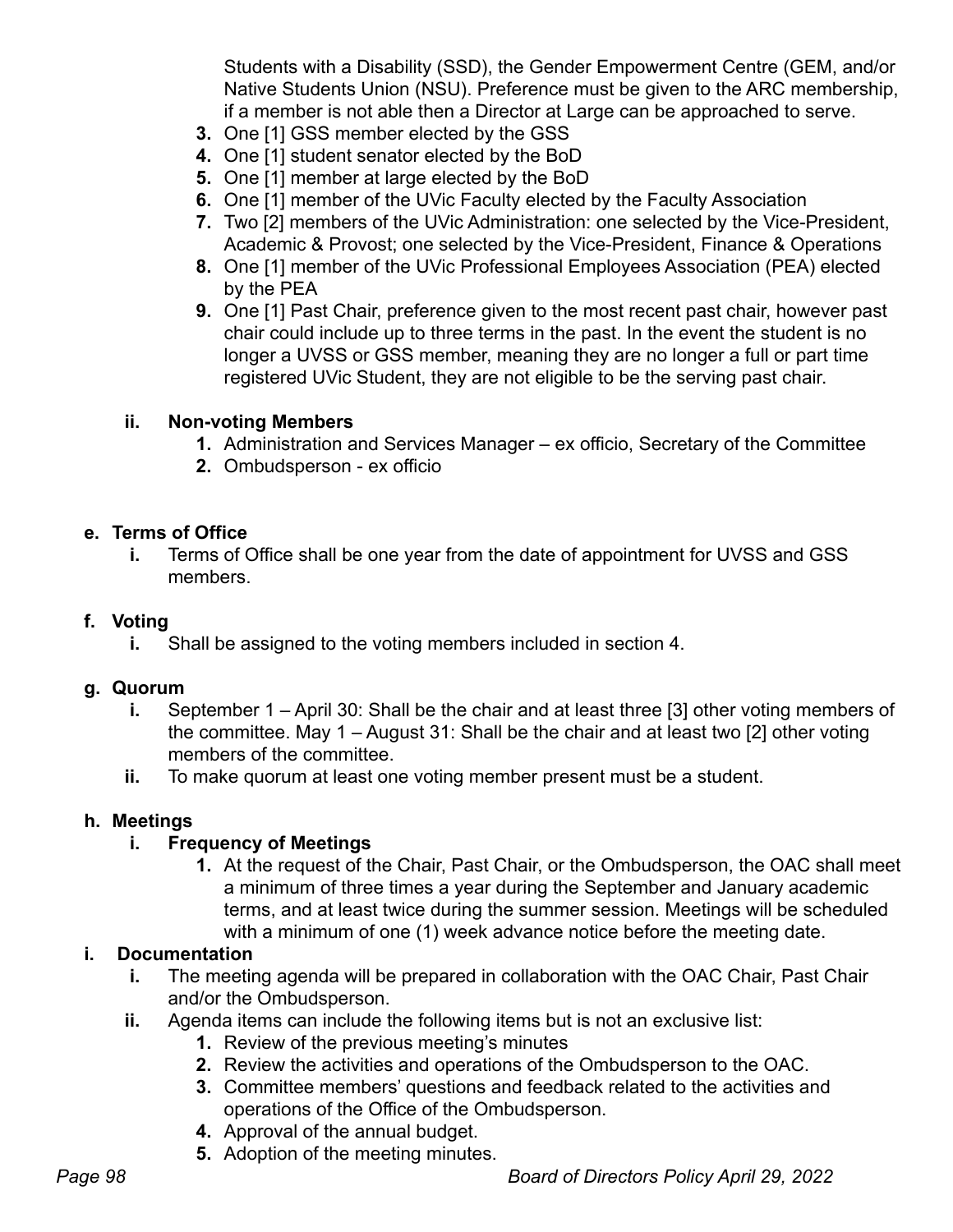Students with a Disability (SSD), the Gender Empowerment Centre (GEM, and/or Native Students Union (NSU). Preference must be given to the ARC membership, if a member is not able then a Director at Large can be approached to serve.

3. One [1] GSS member elected by the GSS
4. One [1] student senator elected by the BoD
5. One [1] member at large elected by the BoD
6. One [1] member of the UVic Faculty elected by the Faculty Association
7. Two [2] members of the UVic Administration: one selected by the Vice-President, Academic & Provost; one selected by the Vice-President, Finance & Operations
8. One [1] member of the UVic Professional Employees Association (PEA) elected by the PEA
9. One [1] Past Chair, preference given to the most recent past chair, however past chair could include up to three terms in the past. In the event the student is no longer a UVSS or GSS member, meaning they are no longer a full or part time registered UVic Student, they are not eligible to be the serving past chair.

**ii. Non-voting Members**

1. Administration and Services Manager – ex officio, Secretary of the Committee
2. Ombudsperson - ex officio

**e. Terms of Office**

**i.** Terms of Office shall be one year from the date of appointment for UVSS and GSS members.

**f. Voting**

**i.** Shall be assigned to the voting members included in section 4.

**g. Quorum**

**i.** September 1 – April 30: Shall be the chair and at least three [3] other voting members of the committee. May 1 – August 31: Shall be the chair and at least two [2] other voting members of the committee.

**ii.** To make quorum at least one voting member present must be a student.

**h. Meetings**

**i. Frequency of Meetings**

1. At the request of the Chair, Past Chair, or the Ombudsperson, the OAC shall meet a minimum of three times a year during the September and January academic terms, and at least twice during the summer session. Meetings will be scheduled with a minimum of one (1) week advance notice before the meeting date.

**i. Documentation**

**i.** The meeting agenda will be prepared in collaboration with the OAC Chair, Past Chair and/or the Ombudsperson.

**ii.** Agenda items can include the following items but is not an exclusive list:

1. Review of the previous meeting's minutes
2. Review the activities and operations of the Ombudsperson to the OAC.
3. Committee members' questions and feedback related to the activities and operations of the Office of the Ombudsperson.
4. Approval of the annual budget.
5. Adoption of the meeting minutes.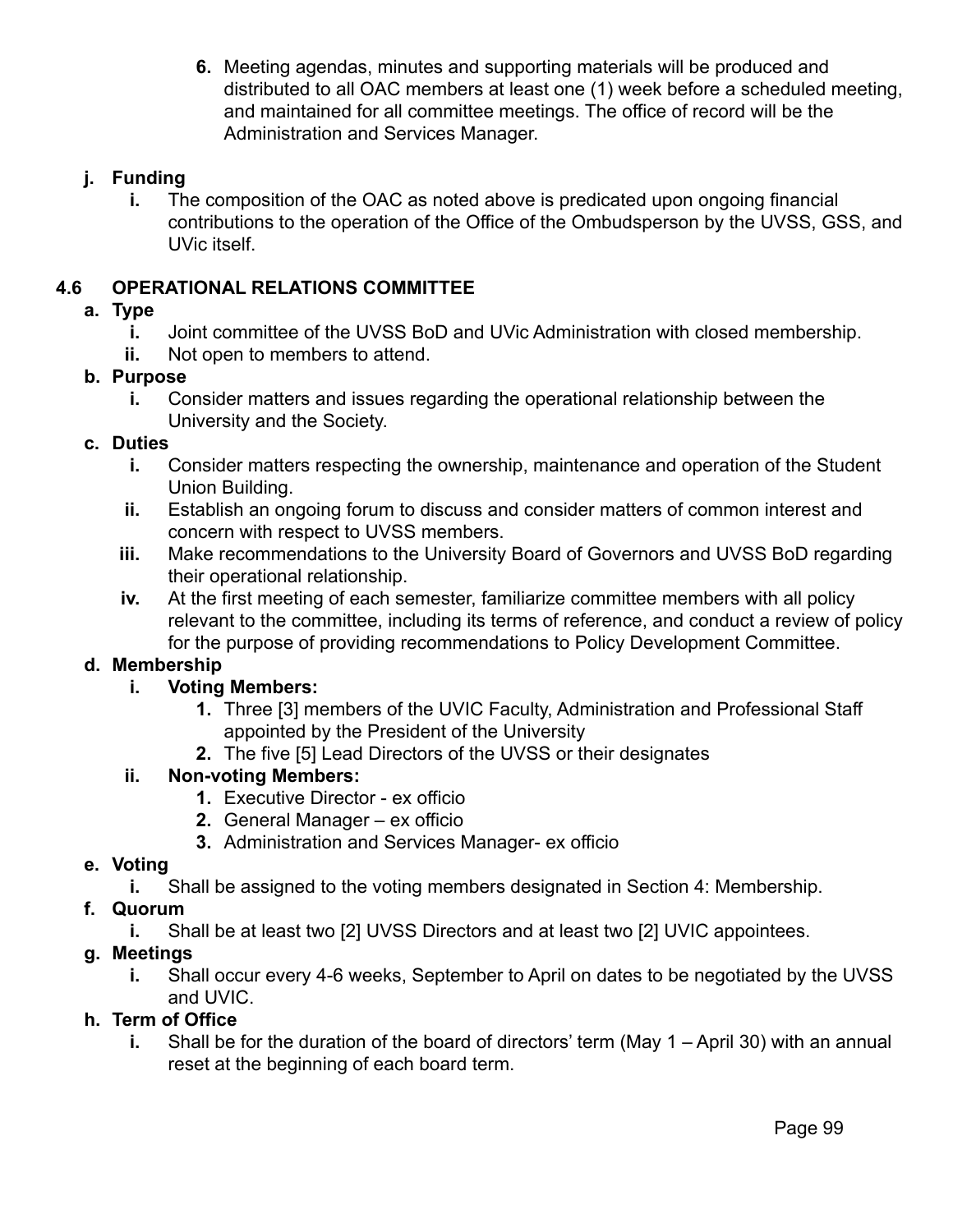6. Meeting agendas, minutes and supporting materials will be produced and distributed to all OAC members at least one (1) week before a scheduled meeting, and maintained for all committee meetings. The office of record will be the Administration and Services Manager.

- **j. Funding**
  - **i.** The composition of the OAC as noted above is predicated upon ongoing financial contributions to the operation of the Office of the Ombudsperson by the UVSS, GSS, and UVic itself.

## 4.6 OPERATIONAL RELATIONS COMMITTEE

- **a. Type**
  - **i.** Joint committee of the UVSS BoD and UVic Administration with closed membership.
  - **ii.** Not open to members to attend.
- **b. Purpose**
  - **i.** Consider matters and issues regarding the operational relationship between the University and the Society.
- **c. Duties**
  - **i.** Consider matters respecting the ownership, maintenance and operation of the Student Union Building.
  - **ii.** Establish an ongoing forum to discuss and consider matters of common interest and concern with respect to UVSS members.
  - **iii.** Make recommendations to the University Board of Governors and UVSS BoD regarding their operational relationship.
  - **iv.** At the first meeting of each semester, familiarize committee members with all policy relevant to the committee, including its terms of reference, and conduct a review of policy for the purpose of providing recommendations to Policy Development Committee.
- **d. Membership**
  - **i. Voting Members:**
    1. Three [3] members of the UVIC Faculty, Administration and Professional Staff appointed by the President of the University
    2. The five [5] Lead Directors of the UVSS or their designates
  - **ii. Non-voting Members:**
    1. Executive Director - ex officio
    2. General Manager – ex officio
    3. Administration and Services Manager- ex officio
- **e. Voting**
  - **i.** Shall be assigned to the voting members designated in Section 4: Membership.
- **f. Quorum**
  - **i.** Shall be at least two [2] UVSS Directors and at least two [2] UVIC appointees.
- **g. Meetings**
  - **i.** Shall occur every 4-6 weeks, September to April on dates to be negotiated by the UVSS and UVIC.
- **h. Term of Office**
  - **i.** Shall be for the duration of the board of directors' term (May 1 – April 30) with an annual reset at the beginning of each board term.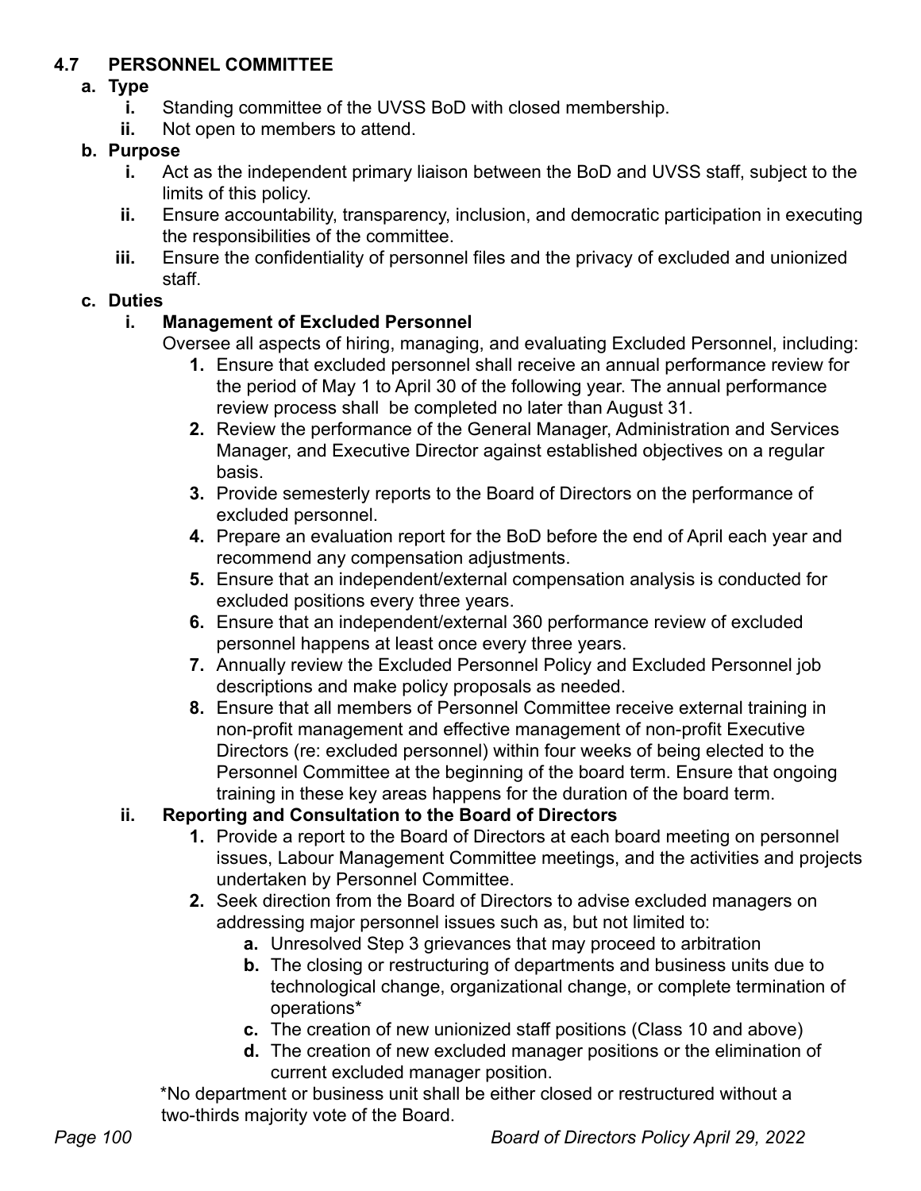## 4.7 PERSONNEL COMMITTEE

**a. Type**

- **i.** Standing committee of the UVSS BoD with closed membership.
- **ii.** Not open to members to attend.

**b. Purpose**

- **i.** Act as the independent primary liaison between the BoD and UVSS staff, subject to the limits of this policy.
- **ii.** Ensure accountability, transparency, inclusion, and democratic participation in executing the responsibilities of the committee.
- **iii.** Ensure the confidentiality of personnel files and the privacy of excluded and unionized staff.

**c. Duties**

**i. Management of Excluded Personnel**

Oversee all aspects of hiring, managing, and evaluating Excluded Personnel, including:

1. Ensure that excluded personnel shall receive an annual performance review for the period of May 1 to April 30 of the following year. The annual performance review process shall be completed no later than August 31.
2. Review the performance of the General Manager, Administration and Services Manager, and Executive Director against established objectives on a regular basis.
3. Provide semesterly reports to the Board of Directors on the performance of excluded personnel.
4. Prepare an evaluation report for the BoD before the end of April each year and recommend any compensation adjustments.
5. Ensure that an independent/external compensation analysis is conducted for excluded positions every three years.
6. Ensure that an independent/external 360 performance review of excluded personnel happens at least once every three years.
7. Annually review the Excluded Personnel Policy and Excluded Personnel job descriptions and make policy proposals as needed.
8. Ensure that all members of Personnel Committee receive external training in non-profit management and effective management of non-profit Executive Directors (re: excluded personnel) within four weeks of being elected to the Personnel Committee at the beginning of the board term. Ensure that ongoing training in these key areas happens for the duration of the board term.

**ii. Reporting and Consultation to the Board of Directors**

1. Provide a report to the Board of Directors at each board meeting on personnel issues, Labour Management Committee meetings, and the activities and projects undertaken by Personnel Committee.
2. Seek direction from the Board of Directors to advise excluded managers on addressing major personnel issues such as, but not limited to:
   - **a.** Unresolved Step 3 grievances that may proceed to arbitration
   - **b.** The closing or restructuring of departments and business units due to technological change, organizational change, or complete termination of operations*
   - **c.** The creation of new unionized staff positions (Class 10 and above)
   - **d.** The creation of new excluded manager positions or the elimination of current excluded manager position.

*No department or business unit shall be either closed or restructured without a two-thirds majority vote of the Board.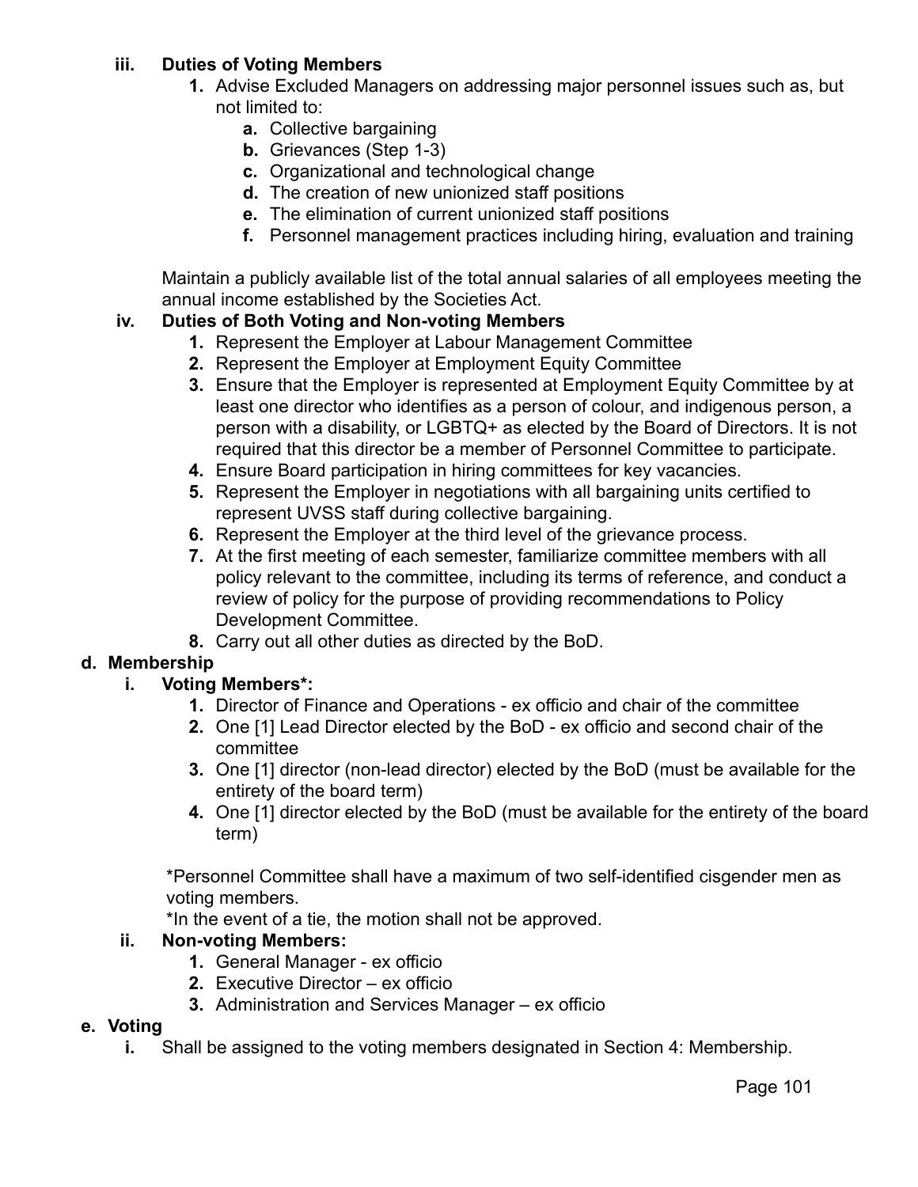**iii. Duties of Voting Members**

1. Advise Excluded Managers on addressing major personnel issues such as, but not limited to:
    a. Collective bargaining
    b. Grievances (Step 1-3)
    c. Organizational and technological change
    d. The creation of new unionized staff positions
    e. The elimination of current unionized staff positions
    f. Personnel management practices including hiring, evaluation and training

Maintain a publicly available list of the total annual salaries of all employees meeting the annual income established by the Societies Act.

**iv. Duties of Both Voting and Non-voting Members**

1. Represent the Employer at Labour Management Committee
2. Represent the Employer at Employment Equity Committee
3. Ensure that the Employer is represented at Employment Equity Committee by at least one director who identifies as a person of colour, and indigenous person, a person with a disability, or LGBTQ+ as elected by the Board of Directors. It is not required that this director be a member of Personnel Committee to participate.
4. Ensure Board participation in hiring committees for key vacancies.
5. Represent the Employer in negotiations with all bargaining units certified to represent UVSS staff during collective bargaining.
6. Represent the Employer at the third level of the grievance process.
7. At the first meeting of each semester, familiarize committee members with all policy relevant to the committee, including its terms of reference, and conduct a review of policy for the purpose of providing recommendations to Policy Development Committee.
8. Carry out all other duties as directed by the BoD.

**d. Membership**

**i. Voting Members*:**

1. Director of Finance and Operations - ex officio and chair of the committee
2. One [1] Lead Director elected by the BoD - ex officio and second chair of the committee
3. One [1] director (non-lead director) elected by the BoD (must be available for the entirety of the board term)
4. One [1] director elected by the BoD (must be available for the entirety of the board term)

*Personnel Committee shall have a maximum of two self-identified cisgender men as voting members.

*In the event of a tie, the motion shall not be approved.

**ii. Non-voting Members:**

1. General Manager - ex officio
2. Executive Director – ex officio
3. Administration and Services Manager – ex officio

**e. Voting**

i. Shall be assigned to the voting members designated in Section 4: Membership.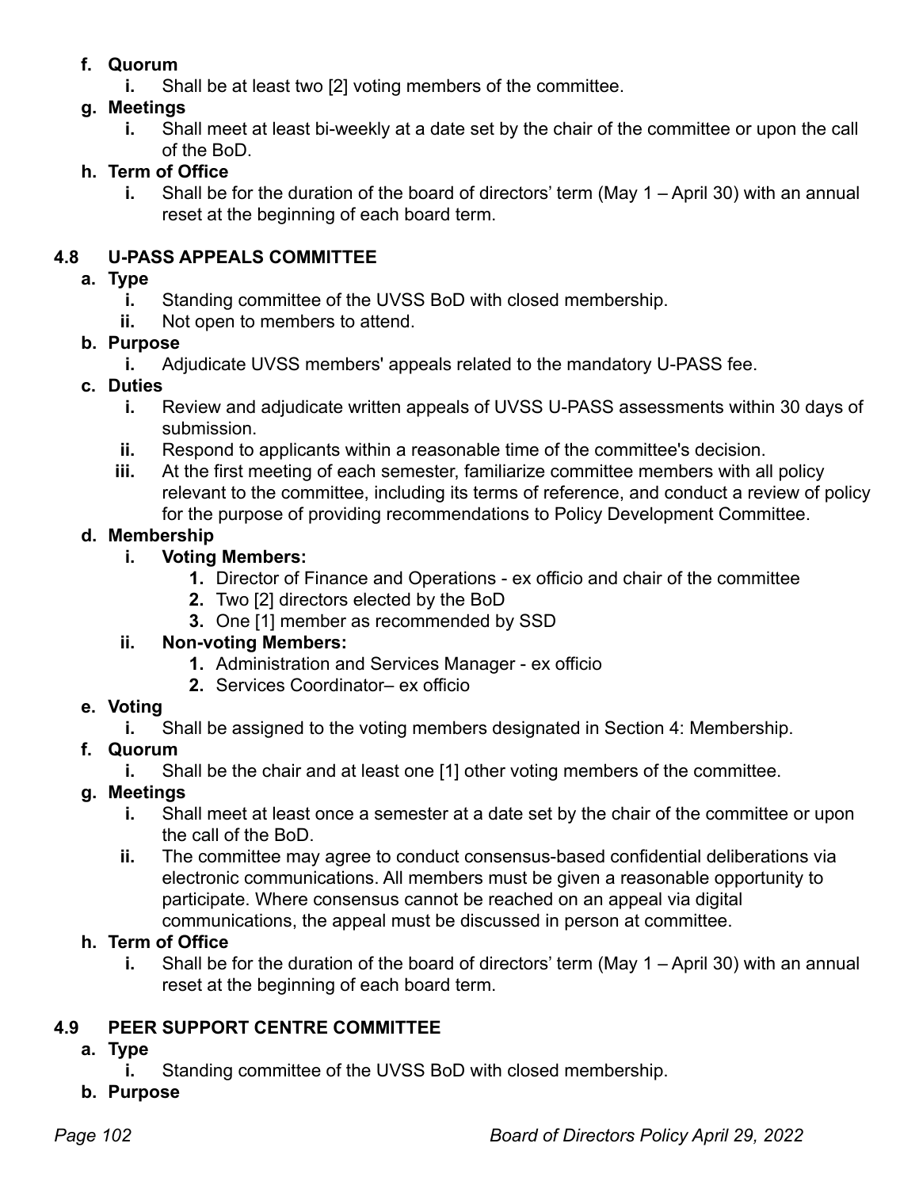**f. Quorum**

- **i.** Shall be at least two [2] voting members of the committee.

**g. Meetings**

- **i.** Shall meet at least bi-weekly at a date set by the chair of the committee or upon the call of the BoD.

**h. Term of Office**

- **i.** Shall be for the duration of the board of directors' term (May 1 – April 30) with an annual reset at the beginning of each board term.

## 4.8 U-PASS APPEALS COMMITTEE

**a. Type**

- **i.** Standing committee of the UVSS BoD with closed membership.
- **ii.** Not open to members to attend.

**b. Purpose**

- **i.** Adjudicate UVSS members' appeals related to the mandatory U-PASS fee.

**c. Duties**

- **i.** Review and adjudicate written appeals of UVSS U-PASS assessments within 30 days of submission.
- **ii.** Respond to applicants within a reasonable time of the committee's decision.
- **iii.** At the first meeting of each semester, familiarize committee members with all policy relevant to the committee, including its terms of reference, and conduct a review of policy for the purpose of providing recommendations to Policy Development Committee.

**d. Membership**

- **i. Voting Members:**
  1. Director of Finance and Operations - ex officio and chair of the committee
  2. Two [2] directors elected by the BoD
  3. One [1] member as recommended by SSD
- **ii. Non-voting Members:**
  1. Administration and Services Manager - ex officio
  2. Services Coordinator– ex officio

**e. Voting**

- **i.** Shall be assigned to the voting members designated in Section 4: Membership.

**f. Quorum**

- **i.** Shall be the chair and at least one [1] other voting members of the committee.

**g. Meetings**

- **i.** Shall meet at least once a semester at a date set by the chair of the committee or upon the call of the BoD.
- **ii.** The committee may agree to conduct consensus-based confidential deliberations via electronic communications. All members must be given a reasonable opportunity to participate. Where consensus cannot be reached on an appeal via digital communications, the appeal must be discussed in person at committee.

**h. Term of Office**

- **i.** Shall be for the duration of the board of directors' term (May 1 – April 30) with an annual reset at the beginning of each board term.

## 4.9 PEER SUPPORT CENTRE COMMITTEE

**a. Type**

- **i.** Standing committee of the UVSS BoD with closed membership.

**b. Purpose**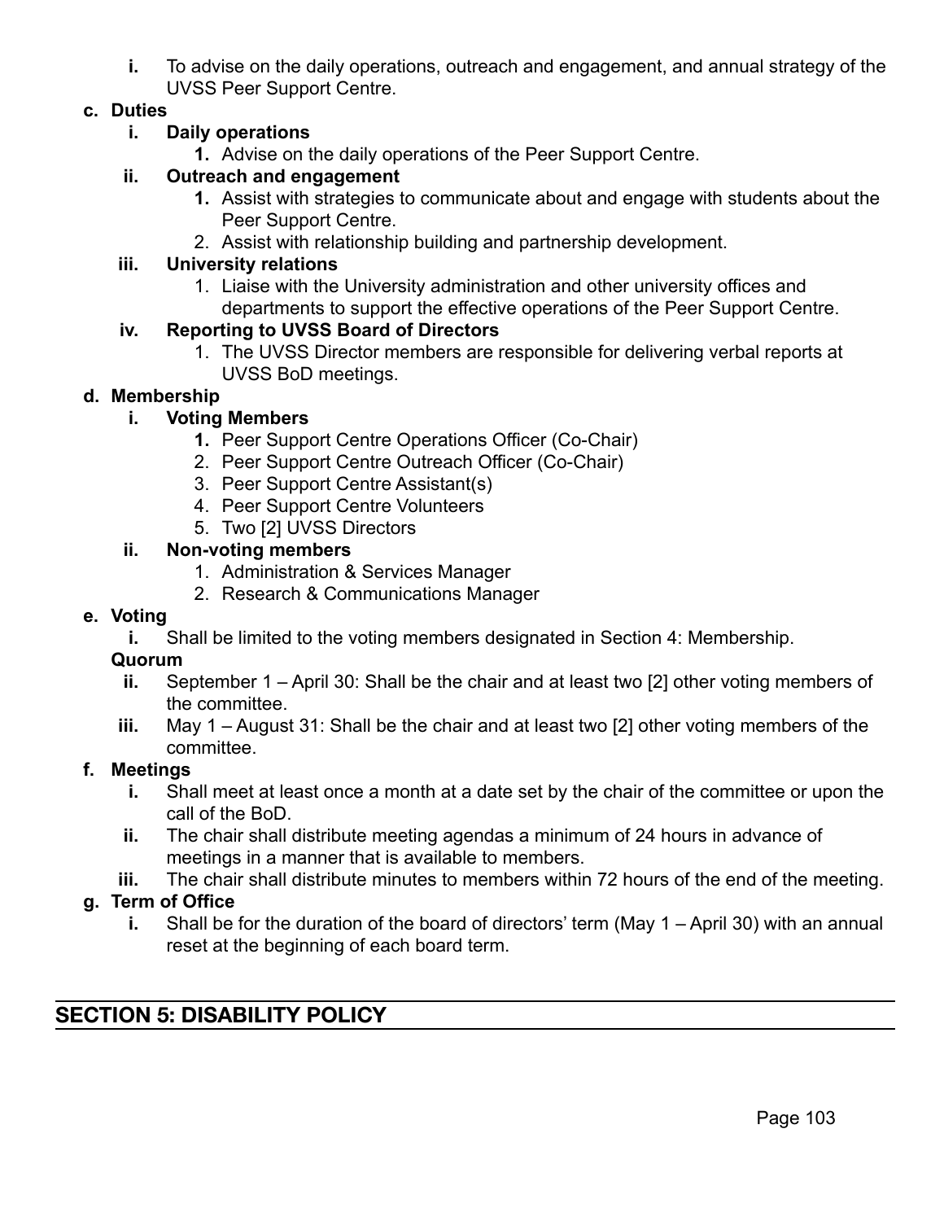i. To advise on the daily operations, outreach and engagement, and annual strategy of the UVSS Peer Support Centre.

**c. Duties**

- **i. Daily operations**
    1. Advise on the daily operations of the Peer Support Centre.
- **ii. Outreach and engagement**
    1. Assist with strategies to communicate about and engage with students about the Peer Support Centre.
    2. Assist with relationship building and partnership development.
- **iii. University relations**
    1. Liaise with the University administration and other university offices and departments to support the effective operations of the Peer Support Centre.
- **iv. Reporting to UVSS Board of Directors**
    1. The UVSS Director members are responsible for delivering verbal reports at UVSS BoD meetings.

**d. Membership**

- **i. Voting Members**
    1. Peer Support Centre Operations Officer (Co-Chair)
    2. Peer Support Centre Outreach Officer (Co-Chair)
    3. Peer Support Centre Assistant(s)
    4. Peer Support Centre Volunteers
    5. Two [2] UVSS Directors
- **ii. Non-voting members**
    1. Administration & Services Manager
    2. Research & Communications Manager

**e. Voting**

- **i.** Shall be limited to the voting members designated in Section 4: Membership.

**Quorum**

- **ii.** September 1 – April 30: Shall be the chair and at least two [2] other voting members of the committee.
- **iii.** May 1 – August 31: Shall be the chair and at least two [2] other voting members of the committee.

**f. Meetings**

- **i.** Shall meet at least once a month at a date set by the chair of the committee or upon the call of the BoD.
- **ii.** The chair shall distribute meeting agendas a minimum of 24 hours in advance of meetings in a manner that is available to members.
- **iii.** The chair shall distribute minutes to members within 72 hours of the end of the meeting.

**g. Term of Office**

- **i.** Shall be for the duration of the board of directors' term (May 1 – April 30) with an annual reset at the beginning of each board term.

## SECTION 5: DISABILITY POLICY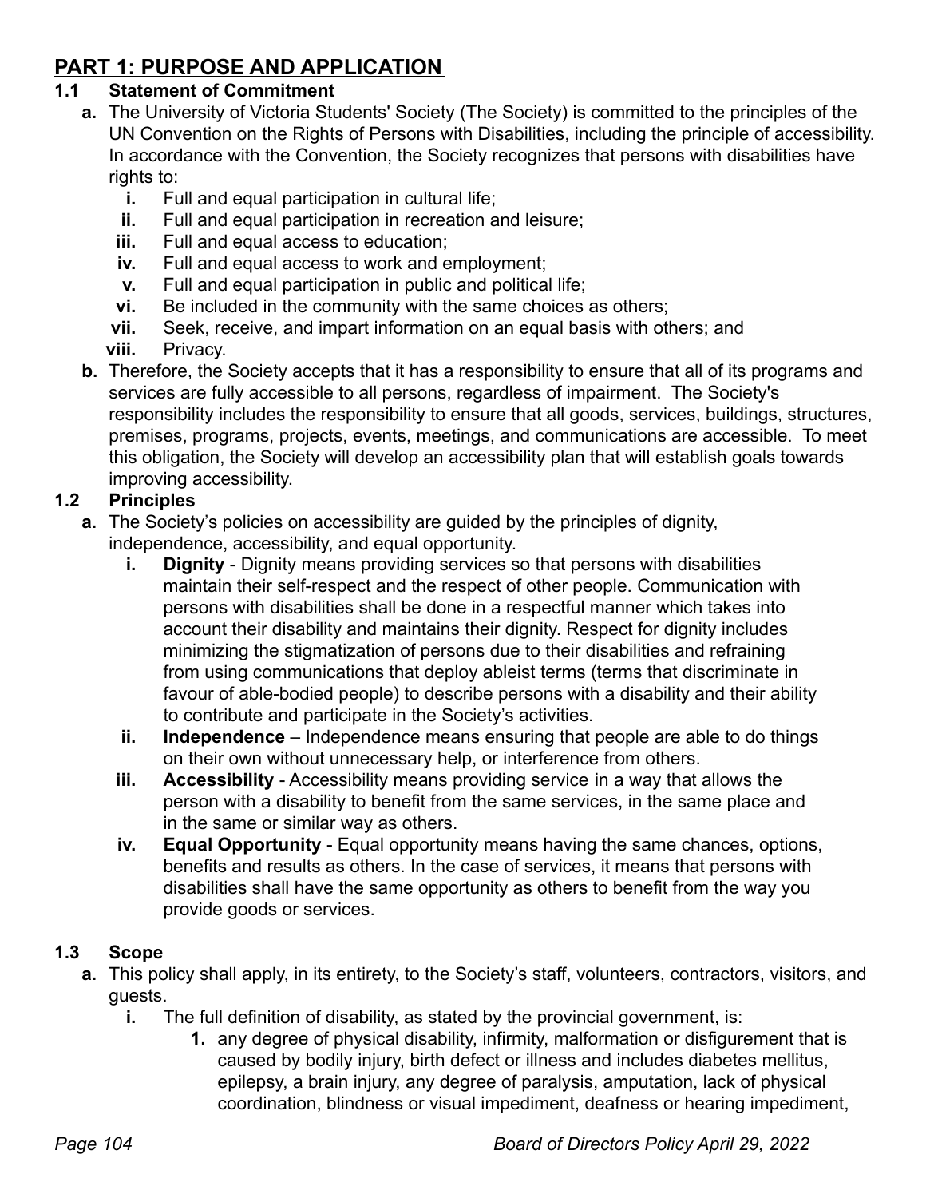## PART 1: PURPOSE AND APPLICATION

### 1.1 Statement of Commitment

**a.** The University of Victoria Students' Society (The Society) is committed to the principles of the UN Convention on the Rights of Persons with Disabilities, including the principle of accessibility. In accordance with the Convention, the Society recognizes that persons with disabilities have rights to:

   **i.** Full and equal participation in cultural life;
   **ii.** Full and equal participation in recreation and leisure;
   **iii.** Full and equal access to education;
   **iv.** Full and equal access to work and employment;
   **v.** Full and equal participation in public and political life;
   **vi.** Be included in the community with the same choices as others;
   **vii.** Seek, receive, and impart information on an equal basis with others; and
   **viii.** Privacy.

**b.** Therefore, the Society accepts that it has a responsibility to ensure that all of its programs and services are fully accessible to all persons, regardless of impairment. The Society's responsibility includes the responsibility to ensure that all goods, services, buildings, structures, premises, programs, projects, events, meetings, and communications are accessible. To meet this obligation, the Society will develop an accessibility plan that will establish goals towards improving accessibility.

### 1.2 Principles

**a.** The Society's policies on accessibility are guided by the principles of dignity, independence, accessibility, and equal opportunity.

   **i. Dignity** - Dignity means providing services so that persons with disabilities maintain their self-respect and the respect of other people. Communication with persons with disabilities shall be done in a respectful manner which takes into account their disability and maintains their dignity. Respect for dignity includes minimizing the stigmatization of persons due to their disabilities and refraining from using communications that deploy ableist terms (terms that discriminate in favour of able-bodied people) to describe persons with a disability and their ability to contribute and participate in the Society's activities.

   **ii. Independence** – Independence means ensuring that people are able to do things on their own without unnecessary help, or interference from others.

   **iii. Accessibility** - Accessibility means providing service in a way that allows the person with a disability to benefit from the same services, in the same place and in the same or similar way as others.

   **iv. Equal Opportunity** - Equal opportunity means having the same chances, options, benefits and results as others. In the case of services, it means that persons with disabilities shall have the same opportunity as others to benefit from the way you provide goods or services.

### 1.3 Scope

**a.** This policy shall apply, in its entirety, to the Society's staff, volunteers, contractors, visitors, and guests.

   **i.** The full definition of disability, as stated by the provincial government, is:

      **1.** any degree of physical disability, infirmity, malformation or disfigurement that is caused by bodily injury, birth defect or illness and includes diabetes mellitus, epilepsy, a brain injury, any degree of paralysis, amputation, lack of physical coordination, blindness or visual impediment, deafness or hearing impediment,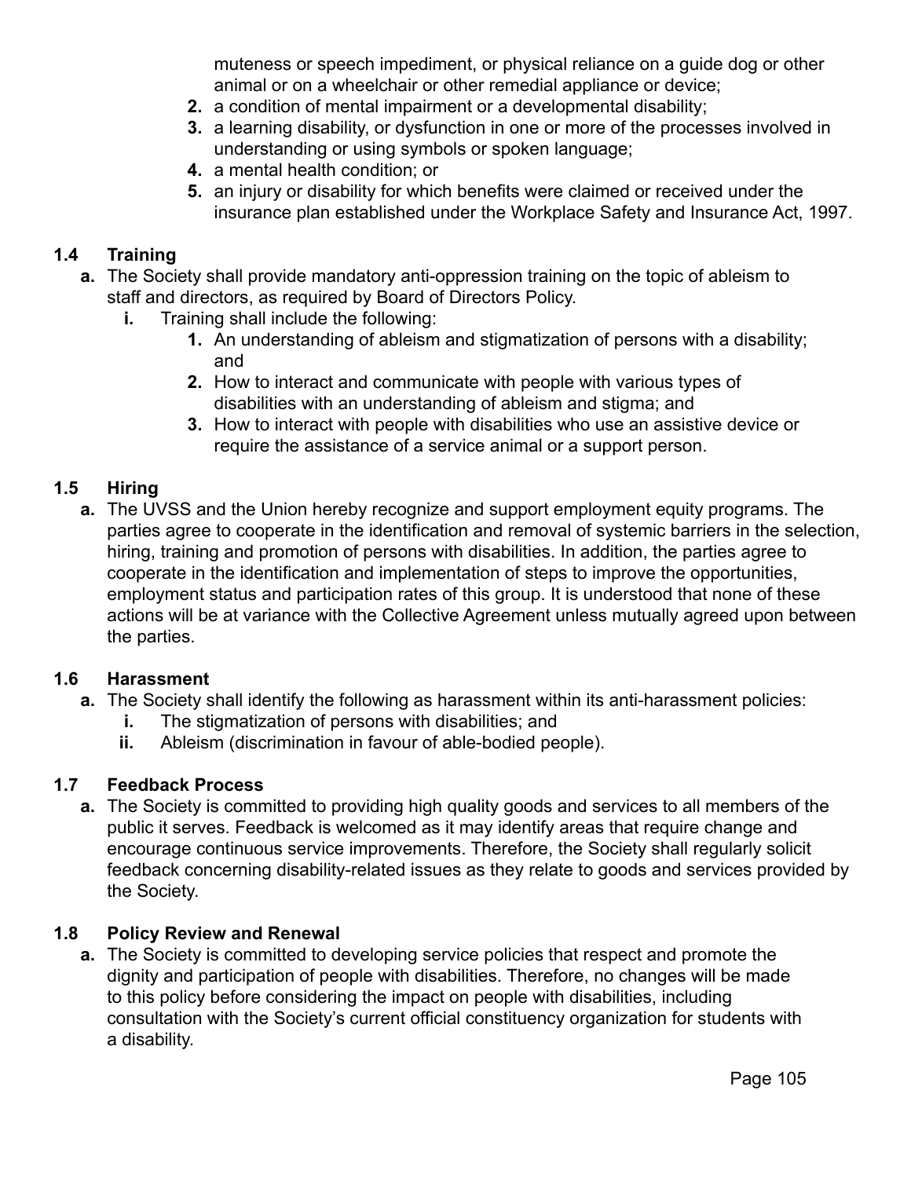muteness or speech impediment, or physical reliance on a guide dog or other animal or on a wheelchair or other remedial appliance or device;

2. a condition of mental impairment or a developmental disability;
3. a learning disability, or dysfunction in one or more of the processes involved in understanding or using symbols or spoken language;
4. a mental health condition; or
5. an injury or disability for which benefits were claimed or received under the insurance plan established under the Workplace Safety and Insurance Act, 1997.

### 1.4 Training

**a.** The Society shall provide mandatory anti-oppression training on the topic of ableism to staff and directors, as required by Board of Directors Policy.

- **i.** Training shall include the following:
  1. An understanding of ableism and stigmatization of persons with a disability; and
  2. How to interact and communicate with people with various types of disabilities with an understanding of ableism and stigma; and
  3. How to interact with people with disabilities who use an assistive device or require the assistance of a service animal or a support person.

### 1.5 Hiring

**a.** The UVSS and the Union hereby recognize and support employment equity programs. The parties agree to cooperate in the identification and removal of systemic barriers in the selection, hiring, training and promotion of persons with disabilities. In addition, the parties agree to cooperate in the identification and implementation of steps to improve the opportunities, employment status and participation rates of this group. It is understood that none of these actions will be at variance with the Collective Agreement unless mutually agreed upon between the parties.

### 1.6 Harassment

**a.** The Society shall identify the following as harassment within its anti-harassment policies:

- **i.** The stigmatization of persons with disabilities; and
- **ii.** Ableism (discrimination in favour of able-bodied people).

### 1.7 Feedback Process

**a.** The Society is committed to providing high quality goods and services to all members of the public it serves. Feedback is welcomed as it may identify areas that require change and encourage continuous service improvements. Therefore, the Society shall regularly solicit feedback concerning disability-related issues as they relate to goods and services provided by the Society.

### 1.8 Policy Review and Renewal

**a.** The Society is committed to developing service policies that respect and promote the dignity and participation of people with disabilities. Therefore, no changes will be made to this policy before considering the impact on people with disabilities, including consultation with the Society's current official constituency organization for students with a disability.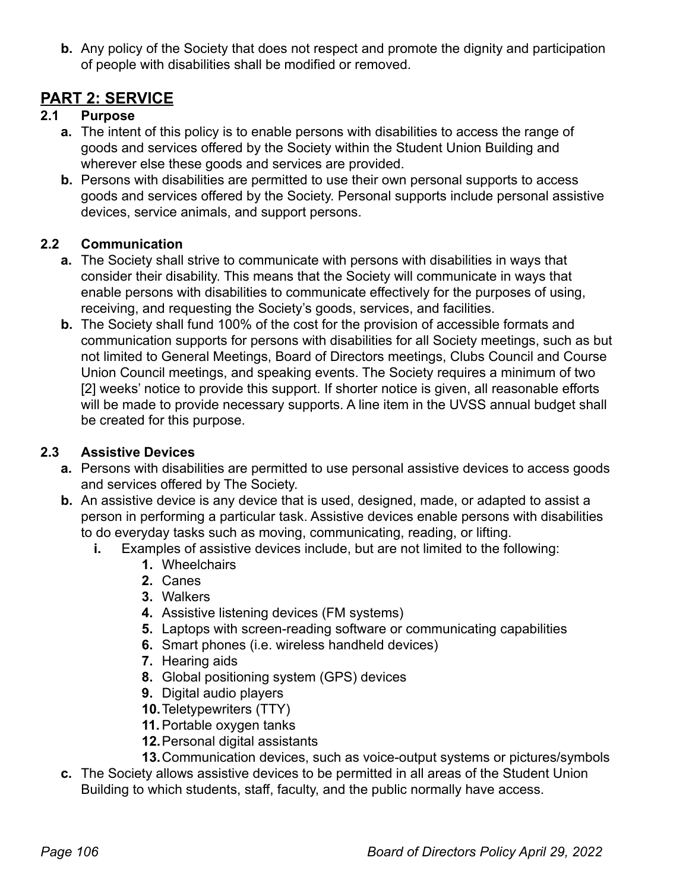**b.** Any policy of the Society that does not respect and promote the dignity and participation of people with disabilities shall be modified or removed.

## PART 2: SERVICE

### 2.1 Purpose

**a.** The intent of this policy is to enable persons with disabilities to access the range of goods and services offered by the Society within the Student Union Building and wherever else these goods and services are provided.

**b.** Persons with disabilities are permitted to use their own personal supports to access goods and services offered by the Society. Personal supports include personal assistive devices, service animals, and support persons.

### 2.2 Communication

**a.** The Society shall strive to communicate with persons with disabilities in ways that consider their disability. This means that the Society will communicate in ways that enable persons with disabilities to communicate effectively for the purposes of using, receiving, and requesting the Society's goods, services, and facilities.

**b.** The Society shall fund 100% of the cost for the provision of accessible formats and communication supports for persons with disabilities for all Society meetings, such as but not limited to General Meetings, Board of Directors meetings, Clubs Council and Course Union Council meetings, and speaking events. The Society requires a minimum of two [2] weeks' notice to provide this support. If shorter notice is given, all reasonable efforts will be made to provide necessary supports. A line item in the UVSS annual budget shall be created for this purpose.

### 2.3 Assistive Devices

**a.** Persons with disabilities are permitted to use personal assistive devices to access goods and services offered by The Society.

**b.** An assistive device is any device that is used, designed, made, or adapted to assist a person in performing a particular task. Assistive devices enable persons with disabilities to do everyday tasks such as moving, communicating, reading, or lifting.

- **i.** Examples of assistive devices include, but are not limited to the following:
  1. Wheelchairs
  2. Canes
  3. Walkers
  4. Assistive listening devices (FM systems)
  5. Laptops with screen-reading software or communicating capabilities
  6. Smart phones (i.e. wireless handheld devices)
  7. Hearing aids
  8. Global positioning system (GPS) devices
  9. Digital audio players
  10. Teletypewriters (TTY)
  11. Portable oxygen tanks
  12. Personal digital assistants
  13. Communication devices, such as voice-output systems or pictures/symbols

**c.** The Society allows assistive devices to be permitted in all areas of the Student Union Building to which students, staff, faculty, and the public normally have access.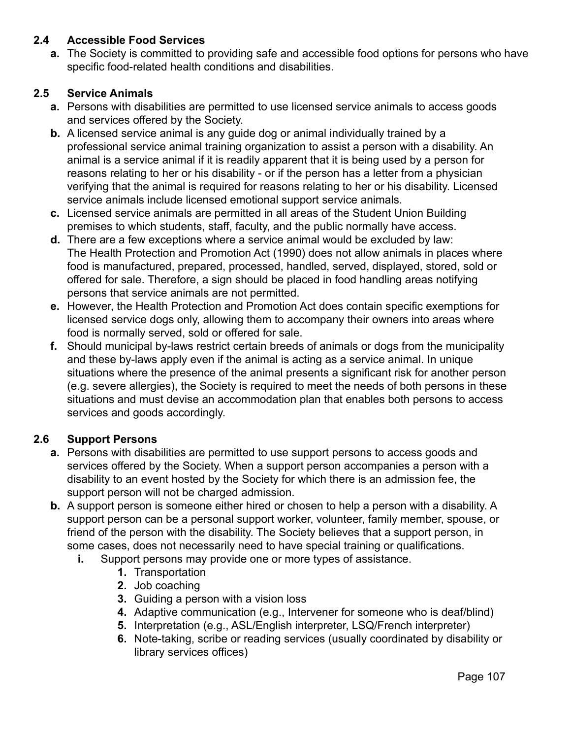### 2.4 Accessible Food Services

**a.** The Society is committed to providing safe and accessible food options for persons who have specific food-related health conditions and disabilities.

### 2.5 Service Animals

**a.** Persons with disabilities are permitted to use licensed service animals to access goods and services offered by the Society.

**b.** A licensed service animal is any guide dog or animal individually trained by a professional service animal training organization to assist a person with a disability. An animal is a service animal if it is readily apparent that it is being used by a person for reasons relating to her or his disability - or if the person has a letter from a physician verifying that the animal is required for reasons relating to her or his disability. Licensed service animals include licensed emotional support service animals.

**c.** Licensed service animals are permitted in all areas of the Student Union Building premises to which students, staff, faculty, and the public normally have access.

**d.** There are a few exceptions where a service animal would be excluded by law: The Health Protection and Promotion Act (1990) does not allow animals in places where food is manufactured, prepared, processed, handled, served, displayed, stored, sold or offered for sale. Therefore, a sign should be placed in food handling areas notifying persons that service animals are not permitted.

**e.** However, the Health Protection and Promotion Act does contain specific exemptions for licensed service dogs only, allowing them to accompany their owners into areas where food is normally served, sold or offered for sale.

**f.** Should municipal by-laws restrict certain breeds of animals or dogs from the municipality and these by-laws apply even if the animal is acting as a service animal. In unique situations where the presence of the animal presents a significant risk for another person (e.g. severe allergies), the Society is required to meet the needs of both persons in these situations and must devise an accommodation plan that enables both persons to access services and goods accordingly.

### 2.6 Support Persons

**a.** Persons with disabilities are permitted to use support persons to access goods and services offered by the Society. When a support person accompanies a person with a disability to an event hosted by the Society for which there is an admission fee, the support person will not be charged admission.

**b.** A support person is someone either hired or chosen to help a person with a disability. A support person can be a personal support worker, volunteer, family member, spouse, or friend of the person with the disability. The Society believes that a support person, in some cases, does not necessarily need to have special training or qualifications.

- **i.** Support persons may provide one or more types of assistance.
  1. Transportation
  2. Job coaching
  3. Guiding a person with a vision loss
  4. Adaptive communication (e.g., Intervener for someone who is deaf/blind)
  5. Interpretation (e.g., ASL/English interpreter, LSQ/French interpreter)
  6. Note-taking, scribe or reading services (usually coordinated by disability or library services offices)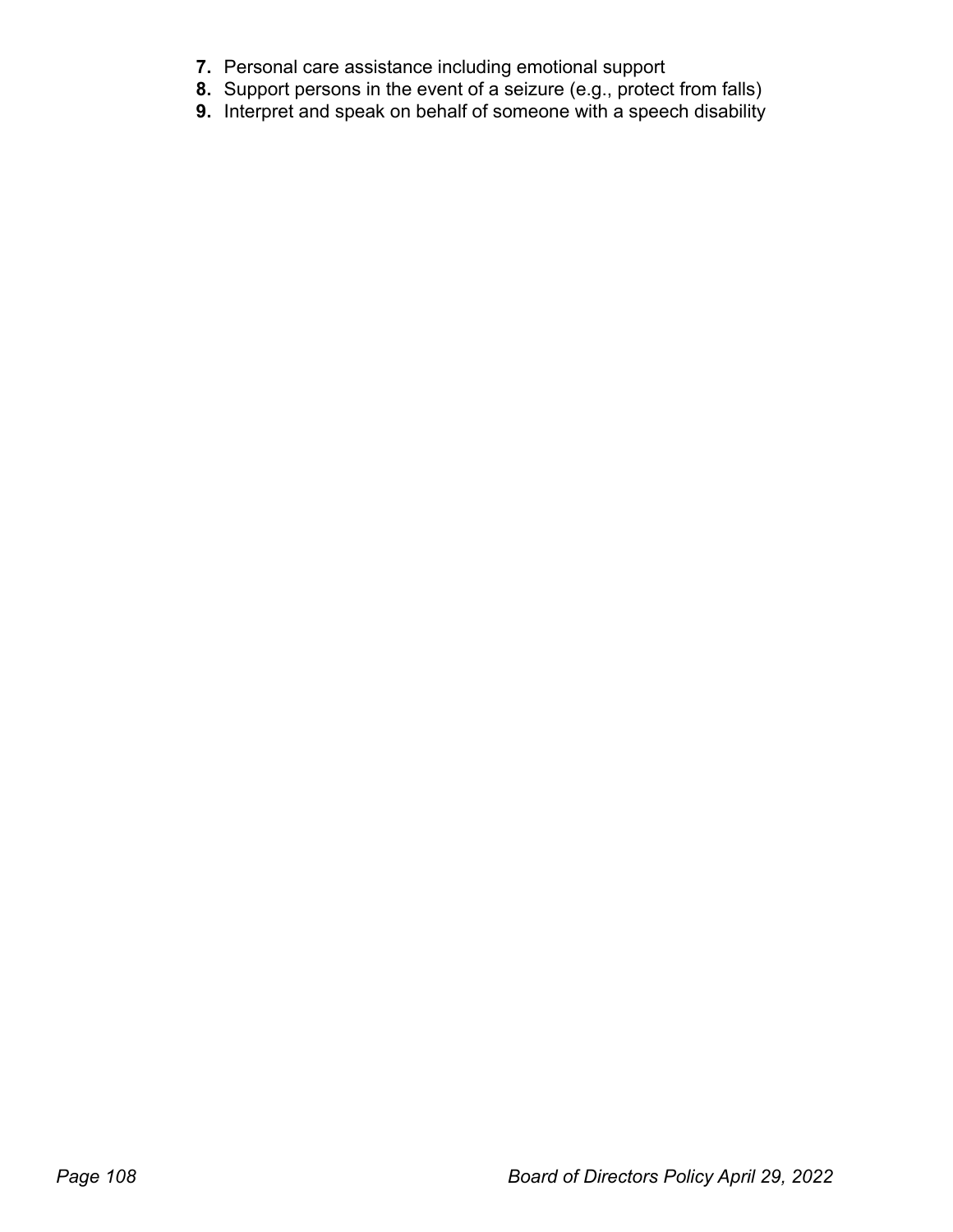7. Personal care assistance including emotional support
8. Support persons in the event of a seizure (e.g., protect from falls)
9. Interpret and speak on behalf of someone with a speech disability